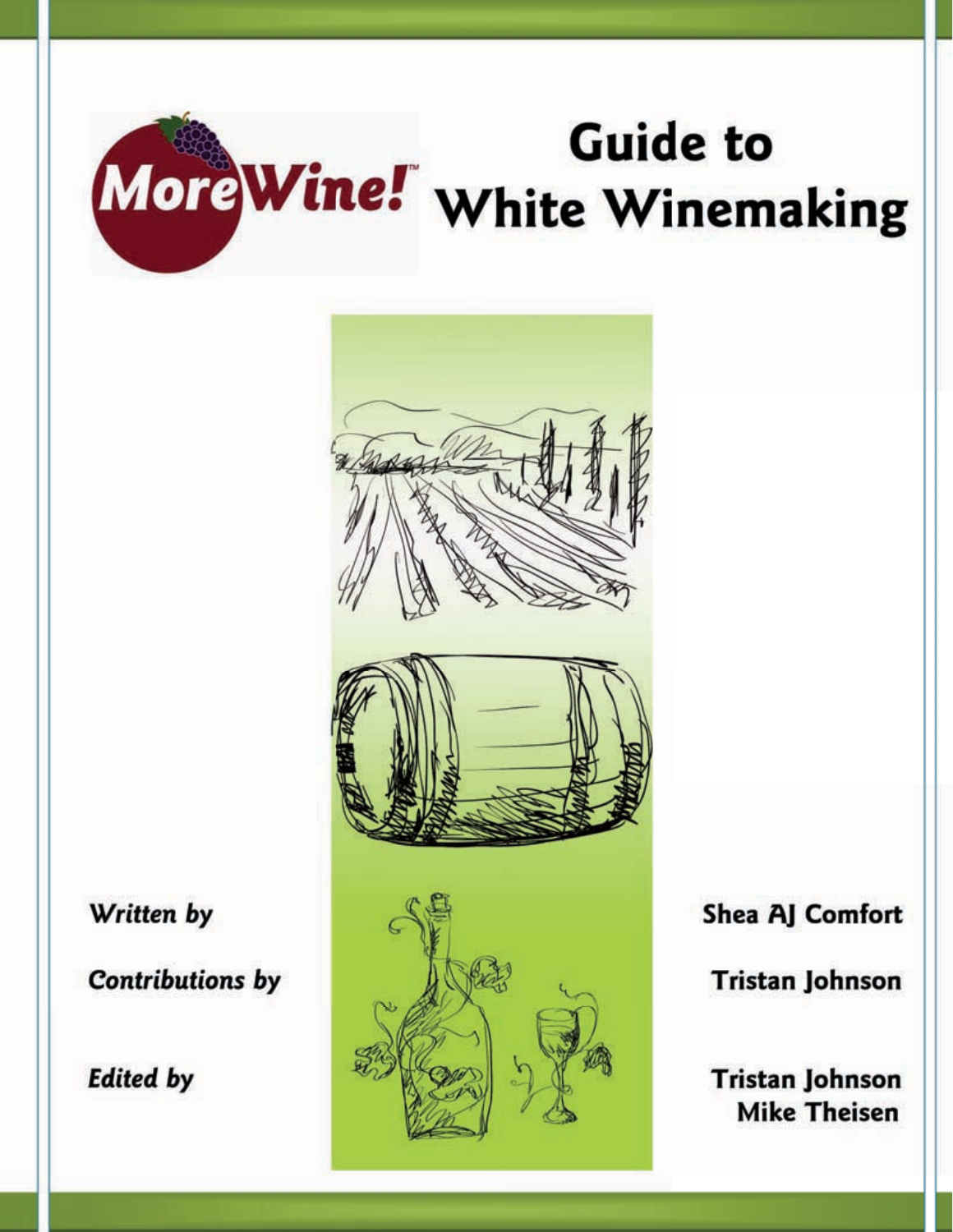MoreWine!™

# Guide to White Winemaking

*Written by* Shea AJ Comfort

*Contributions by* Tristan Johnson

*Edited by* Tristan Johnson, Mike Theisen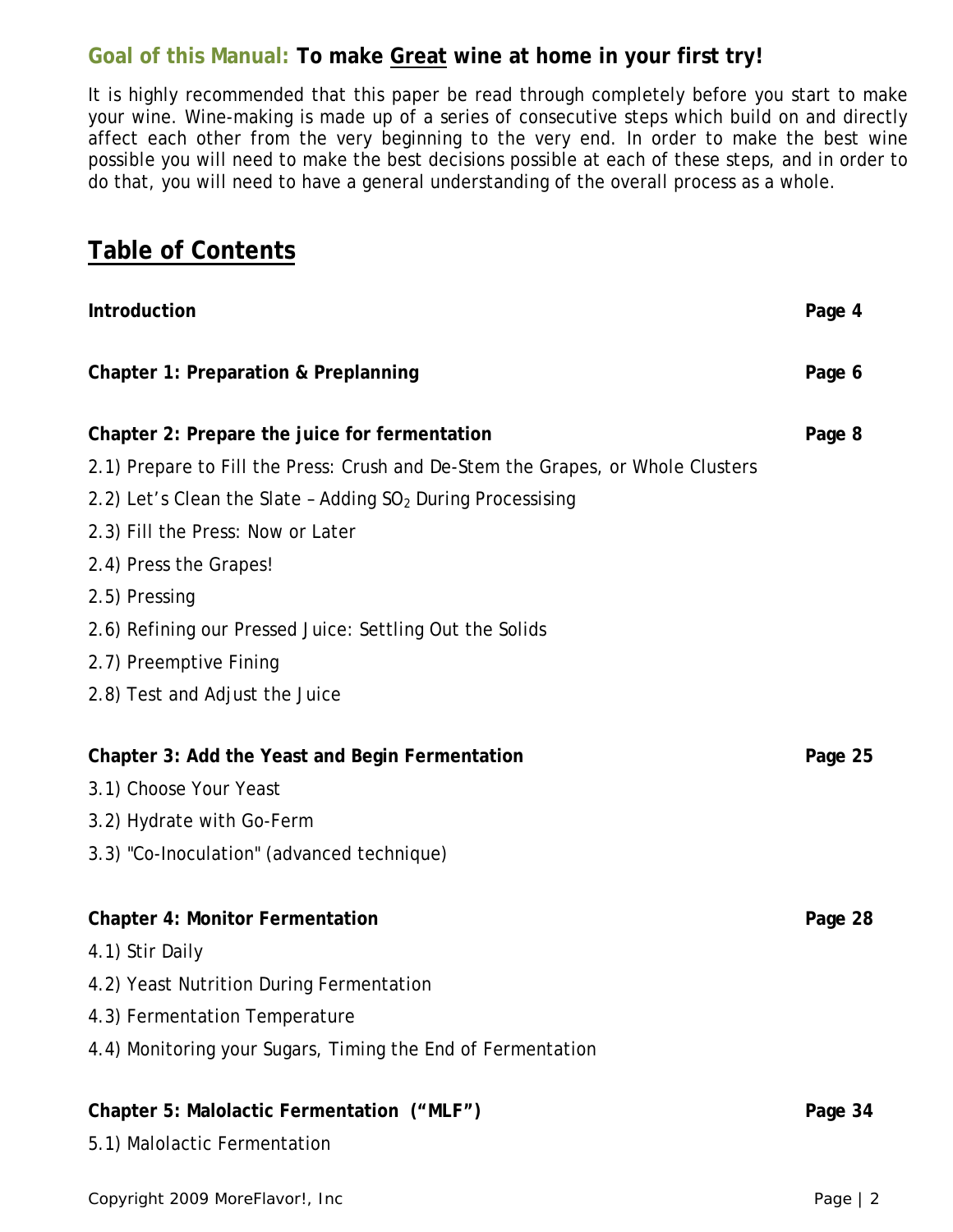**Goal of this Manual: To make Great wine at home in your first try!**

It is highly recommended that this paper be read through completely before you start to make your wine. Wine-making is made up of a series of consecutive steps which build on and directly affect each other from the very beginning to the very end. In order to make the best wine possible you will need to make the best decisions possible at each of these steps, and in order to do that, you will need to have a general understanding of the overall process as a whole.

## Table of Contents

| | |
|---|---|
| **Introduction** | **Page 4** |
| **Chapter 1: Preparation & Preplanning** | **Page 6** |
| **Chapter 2: Prepare the juice for fermentation** | **Page 8** |
| 2.1) Prepare to Fill the Press: Crush and De-Stem the Grapes, or Whole Clusters | |
| 2.2) Let's Clean the Slate – Adding $SO_2$ During Processising | |
| 2.3) Fill the Press: Now or Later | |
| 2.4) Press the Grapes! | |
| 2.5) Pressing | |
| 2.6) Refining our Pressed Juice: Settling Out the Solids | |
| 2.7) Preemptive Fining | |
| 2.8) Test and Adjust the Juice | |
| **Chapter 3: Add the Yeast and Begin Fermentation** | **Page 25** |
| 3.1) Choose Your Yeast | |
| 3.2) Hydrate with Go-Ferm | |
| 3.3) "Co-Inoculation" (advanced technique) | |
| **Chapter 4: Monitor Fermentation** | **Page 28** |
| 4.1) Stir Daily | |
| 4.2) Yeast Nutrition During Fermentation | |
| 4.3) Fermentation Temperature | |
| 4.4) Monitoring your Sugars, Timing the End of Fermentation | |
| **Chapter 5: Malolactic Fermentation ("MLF")** | **Page 34** |
| 5.1) Malolactic Fermentation | |

Copyright 2009 MoreFlavor!, Inc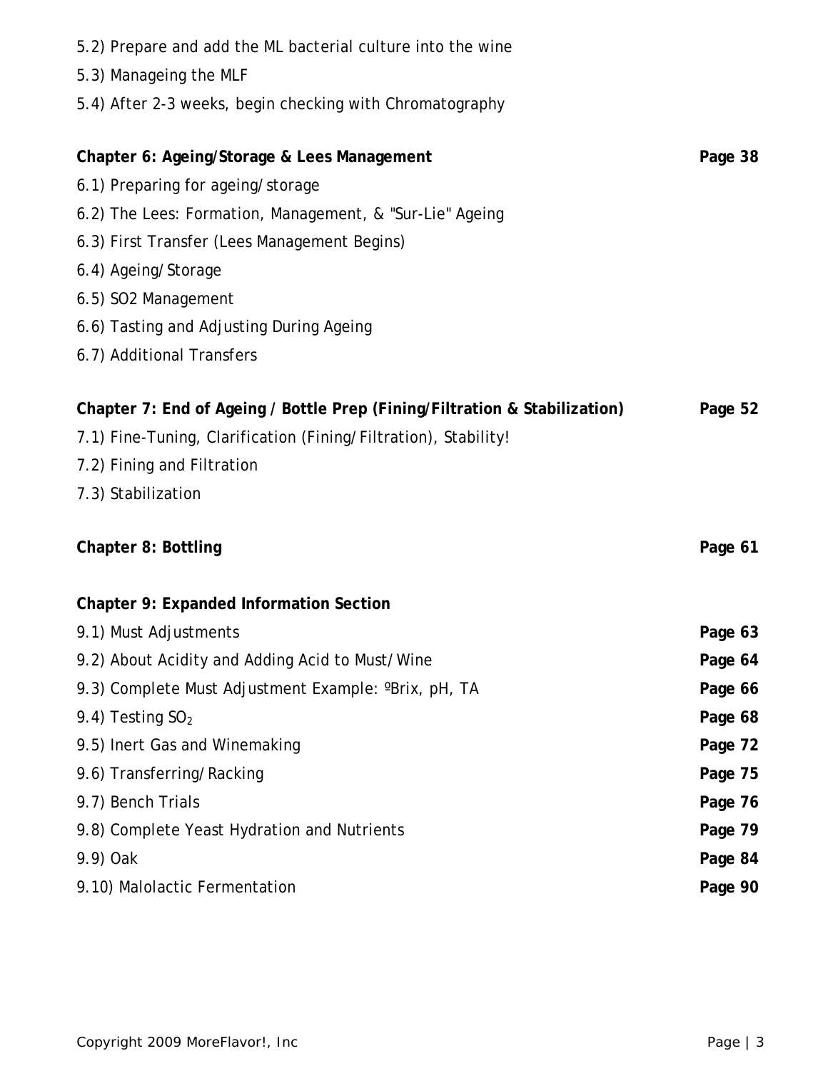5.2) Prepare and add the ML bacterial culture into the wine

5.3) Manageing the MLF

5.4) After 2-3 weeks, begin checking with Chromatography

**Chapter 6: Ageing/Storage & Lees Management** **Page 38**

6.1) Preparing for ageing/storage

6.2) The Lees: Formation, Management, & "Sur-Lie" Ageing

6.3) First Transfer (Lees Management Begins)

6.4) Ageing/Storage

6.5) SO2 Management

6.6) Tasting and Adjusting During Ageing

6.7) Additional Transfers

**Chapter 7: End of Ageing / Bottle Prep (Fining/Filtration & Stabilization)** **Page 52**

7.1) Fine-Tuning, Clarification (Fining/Filtration), Stability!

7.2) Fining and Filtration

7.3) Stabilization

**Chapter 8: Bottling** **Page 61**

**Chapter 9: Expanded Information Section**

9.1) Must Adjustments **Page 63**

9.2) About Acidity and Adding Acid to Must/Wine **Page 64**

9.3) Complete Must Adjustment Example: ºBrix, pH, TA **Page 66**

9.4) Testing $SO_2$ **Page 68**

9.5) Inert Gas and Winemaking **Page 72**

9.6) Transferring/Racking **Page 75**

9.7) Bench Trials **Page 76**

9.8) Complete Yeast Hydration and Nutrients **Page 79**

9.9) Oak **Page 84**

9.10) Malolactic Fermentation **Page 90**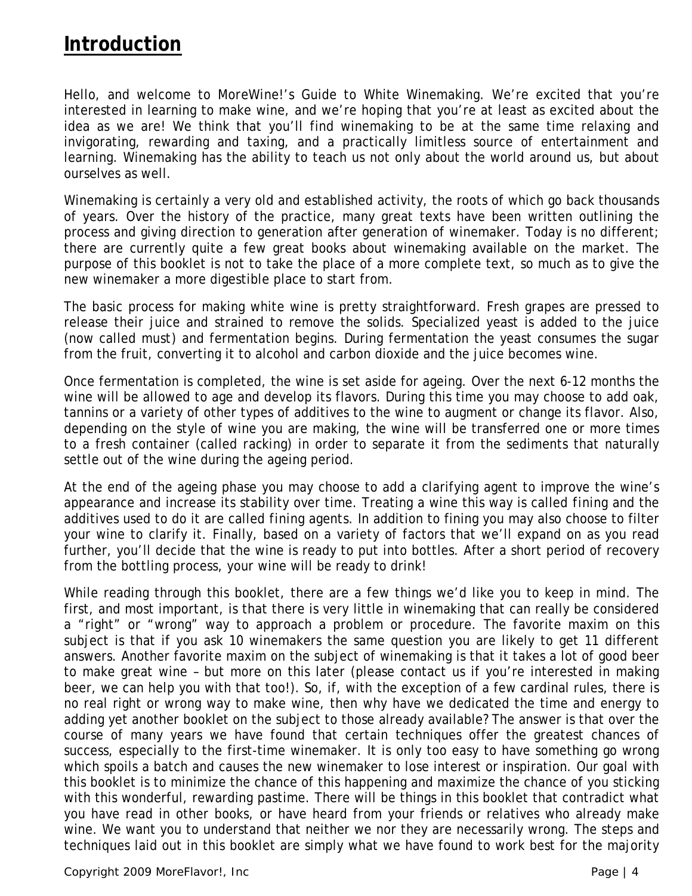# Introduction

Hello, and welcome to MoreWine!'s Guide to White Winemaking. We're excited that you're interested in learning to make wine, and we're hoping that you're at least as excited about the idea as we are! We think that you'll find winemaking to be at the same time relaxing and invigorating, rewarding and taxing, and a practically limitless source of entertainment and learning. Winemaking has the ability to teach us not only about the world around us, but about ourselves as well.

Winemaking is certainly a very old and established activity, the roots of which go back thousands of years. Over the history of the practice, many great texts have been written outlining the process and giving direction to generation after generation of winemaker. Today is no different; there are currently quite a few great books about winemaking available on the market. The purpose of this booklet is not to take the place of a more complete text, so much as to give the new winemaker a more digestible place to start from.

The basic process for making white wine is pretty straightforward. Fresh grapes are pressed to release their juice and strained to remove the solids. Specialized yeast is added to the juice (now called must) and fermentation begins. During fermentation the yeast consumes the sugar from the fruit, converting it to alcohol and carbon dioxide and the juice becomes wine.

Once fermentation is completed, the wine is set aside for ageing. Over the next 6-12 months the wine will be allowed to age and develop its flavors. During this time you may choose to add oak, tannins or a variety of other types of additives to the wine to augment or change its flavor. Also, depending on the style of wine you are making, the wine will be transferred one or more times to a fresh container (called racking) in order to separate it from the sediments that naturally settle out of the wine during the ageing period.

At the end of the ageing phase you may choose to add a clarifying agent to improve the wine's appearance and increase its stability over time. Treating a wine this way is called fining and the additives used to do it are called fining agents. In addition to fining you may also choose to filter your wine to clarify it. Finally, based on a variety of factors that we'll expand on as you read further, you'll decide that the wine is ready to put into bottles. After a short period of recovery from the bottling process, your wine will be ready to drink!

While reading through this booklet, there are a few things we'd like you to keep in mind. The first, and most important, is that there is very little in winemaking that can really be considered a "right" or "wrong" way to approach a problem or procedure. The favorite maxim on this subject is that if you ask 10 winemakers the same question you are likely to get 11 different answers. Another favorite maxim on the subject of winemaking is that it takes a lot of good beer to make great wine – but more on this later (please contact us if you're interested in making beer, we can help you with that too!). So, if, with the exception of a few cardinal rules, there is no real right or wrong way to make wine, then why have we dedicated the time and energy to adding yet another booklet on the subject to those already available? The answer is that over the course of many years we have found that certain techniques offer the greatest chances of success, especially to the first-time winemaker. It is only too easy to have something go wrong which spoils a batch and causes the new winemaker to lose interest or inspiration. Our goal with this booklet is to minimize the chance of this happening and maximize the chance of you sticking with this wonderful, rewarding pastime. There will be things in this booklet that contradict what you have read in other books, or have heard from your friends or relatives who already make wine. We want you to understand that neither we nor they are necessarily wrong. The steps and techniques laid out in this booklet are simply what we have found to work best for the majority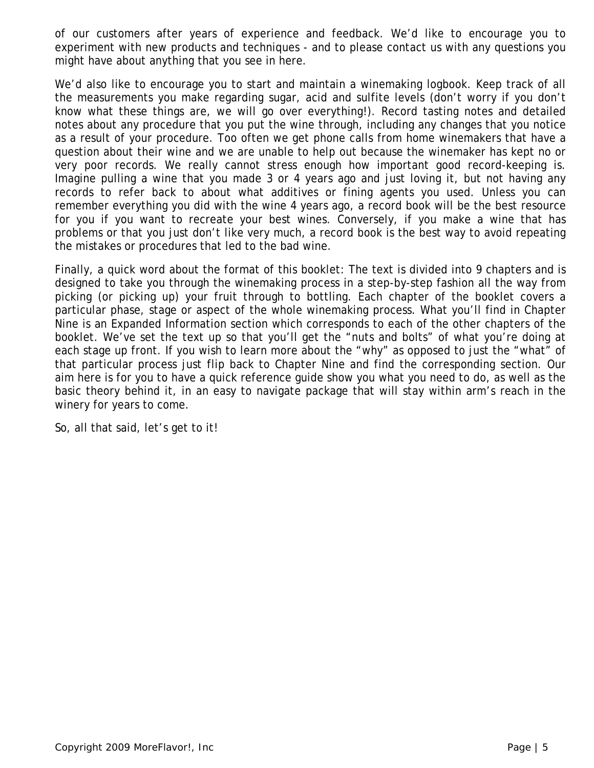of our customers after years of experience and feedback. We'd like to encourage you to experiment with new products and techniques - and to please contact us with any questions you might have about anything that you see in here.

We'd also like to encourage you to start and maintain a winemaking logbook. Keep track of all the measurements you make regarding sugar, acid and sulfite levels (don't worry if you don't know what these things are, we will go over everything!). Record tasting notes and detailed notes about any procedure that you put the wine through, including any changes that you notice as a result of your procedure. Too often we get phone calls from home winemakers that have a question about their wine and we are unable to help out because the winemaker has kept no or very poor records. We really cannot stress enough how important good record-keeping is. Imagine pulling a wine that you made 3 or 4 years ago and just loving it, but not having any records to refer back to about what additives or fining agents you used. Unless you can remember everything you did with the wine 4 years ago, a record book will be the best resource for you if you want to recreate your best wines. Conversely, if you make a wine that has problems or that you just don't like very much, a record book is the best way to avoid repeating the mistakes or procedures that led to the bad wine.

Finally, a quick word about the format of this booklet: The text is divided into 9 chapters and is designed to take you through the winemaking process in a step-by-step fashion all the way from picking (or picking up) your fruit through to bottling. Each chapter of the booklet covers a particular phase, stage or aspect of the whole winemaking process. What you'll find in Chapter Nine is an Expanded Information section which corresponds to each of the other chapters of the booklet. We've set the text up so that you'll get the "nuts and bolts" of what you're doing at each stage up front. If you wish to learn more about the "why" as opposed to just the "what" of that particular process just flip back to Chapter Nine and find the corresponding section. Our aim here is for you to have a quick reference guide show you what you need to do, as well as the basic theory behind it, in an easy to navigate package that will stay within arm's reach in the winery for years to come.

So, all that said, let's get to it!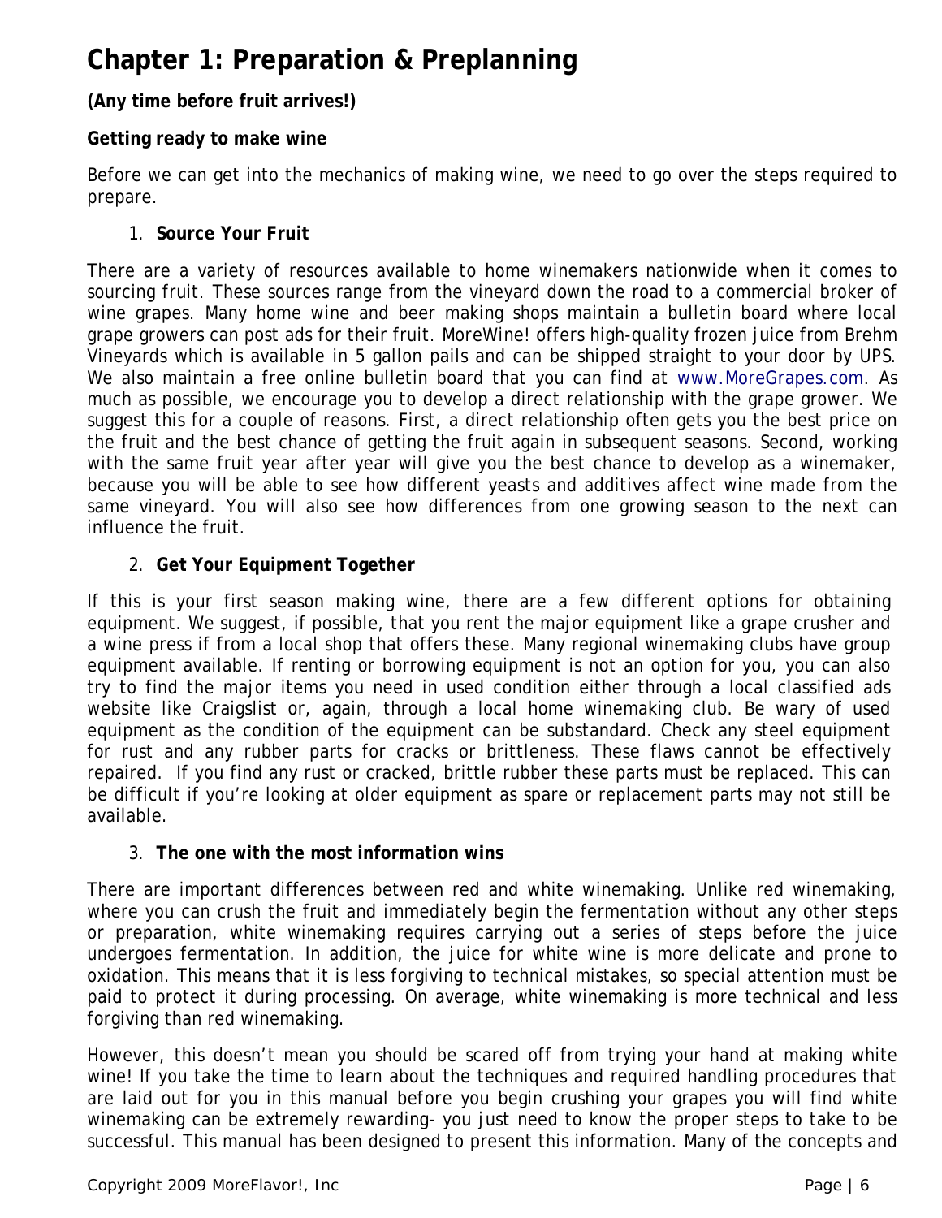# Chapter 1: Preparation & Preplanning

**(Any time before fruit arrives!)**

**Getting ready to make wine**

Before we can get into the mechanics of making wine, we need to go over the steps required to prepare.

1. **Source Your Fruit**

There are a variety of resources available to home winemakers nationwide when it comes to sourcing fruit. These sources range from the vineyard down the road to a commercial broker of wine grapes. Many home wine and beer making shops maintain a bulletin board where local grape growers can post ads for their fruit. MoreWine! offers high-quality frozen juice from Brehm Vineyards which is available in 5 gallon pails and can be shipped straight to your door by UPS. We also maintain a free online bulletin board that you can find at www.MoreGrapes.com. As much as possible, we encourage you to develop a direct relationship with the grape grower. We suggest this for a couple of reasons. First, a direct relationship often gets you the best price on the fruit and the best chance of getting the fruit again in subsequent seasons. Second, working with the same fruit year after year will give you the best chance to develop as a winemaker, because you will be able to see how different yeasts and additives affect wine made from the same vineyard. You will also see how differences from one growing season to the next can influence the fruit.

2. **Get Your Equipment Together**

If this is your first season making wine, there are a few different options for obtaining equipment. We suggest, if possible, that you rent the major equipment like a grape crusher and a wine press if from a local shop that offers these. Many regional winemaking clubs have group equipment available. If renting or borrowing equipment is not an option for you, you can also try to find the major items you need in used condition either through a local classified ads website like Craigslist or, again, through a local home winemaking club. Be wary of used equipment as the condition of the equipment can be substandard. Check any steel equipment for rust and any rubber parts for cracks or brittleness. These flaws cannot be effectively repaired. If you find any rust or cracked, brittle rubber these parts must be replaced. This can be difficult if you're looking at older equipment as spare or replacement parts may not still be available.

3. **The one with the most information wins**

There are important differences between red and white winemaking. Unlike red winemaking, where you can crush the fruit and immediately begin the fermentation without any other steps or preparation, white winemaking requires carrying out a series of steps before the juice undergoes fermentation. In addition, the juice for white wine is more delicate and prone to oxidation. This means that it is less forgiving to technical mistakes, so special attention must be paid to protect it during processing. On average, white winemaking is more technical and less forgiving than red winemaking.

However, this doesn't mean you should be scared off from trying your hand at making white wine! If you take the time to learn about the techniques and required handling procedures that are laid out for you in this manual before you begin crushing your grapes you will find white winemaking can be extremely rewarding- you just need to know the proper steps to take to be successful. This manual has been designed to present this information. Many of the concepts and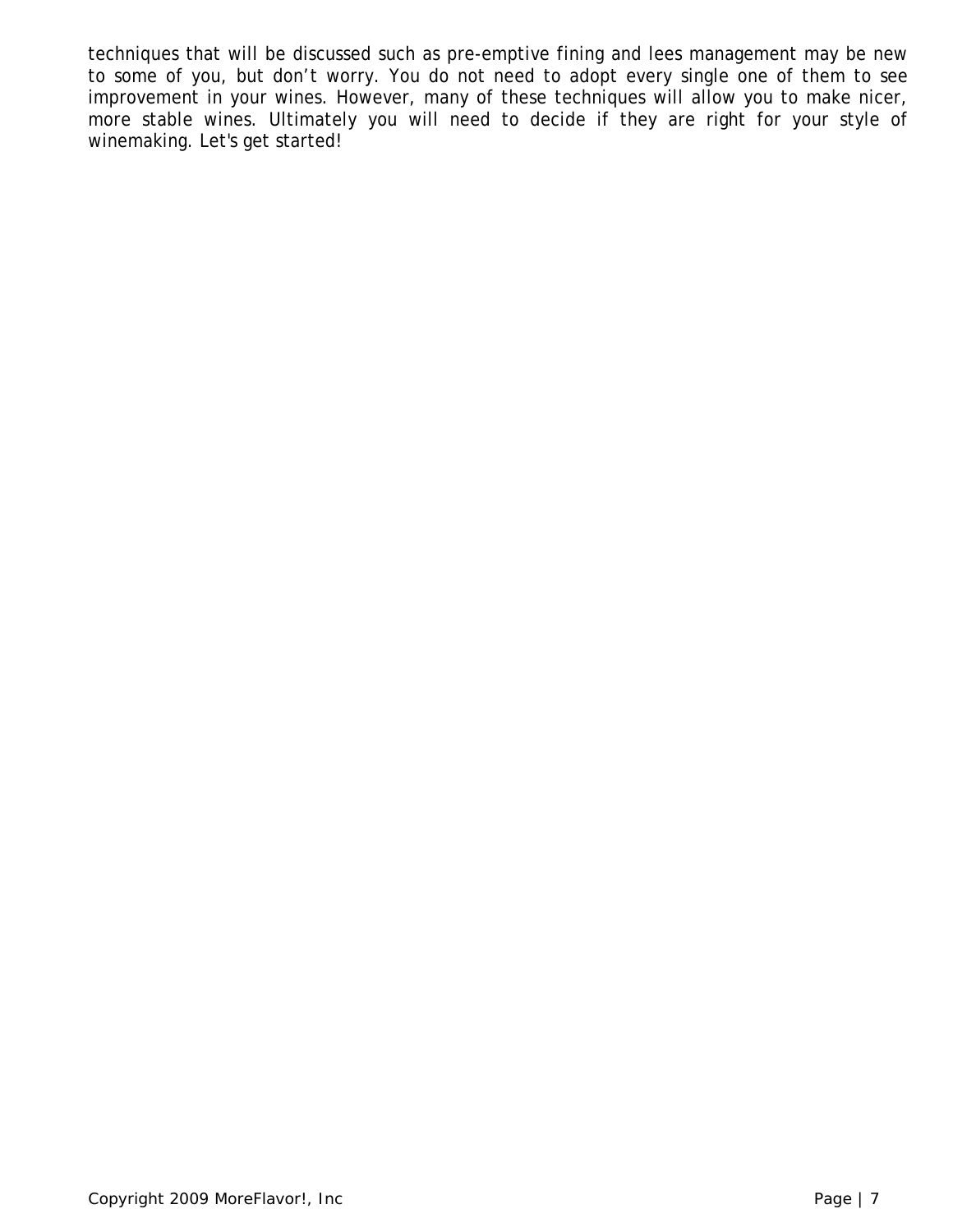techniques that will be discussed such as pre-emptive fining and lees management may be new to some of you, but don't worry. You do not need to adopt every single one of them to see improvement in your wines. However, many of these techniques will allow you to make nicer, more stable wines. Ultimately you will need to decide if they are right for your style of winemaking. Let's get started!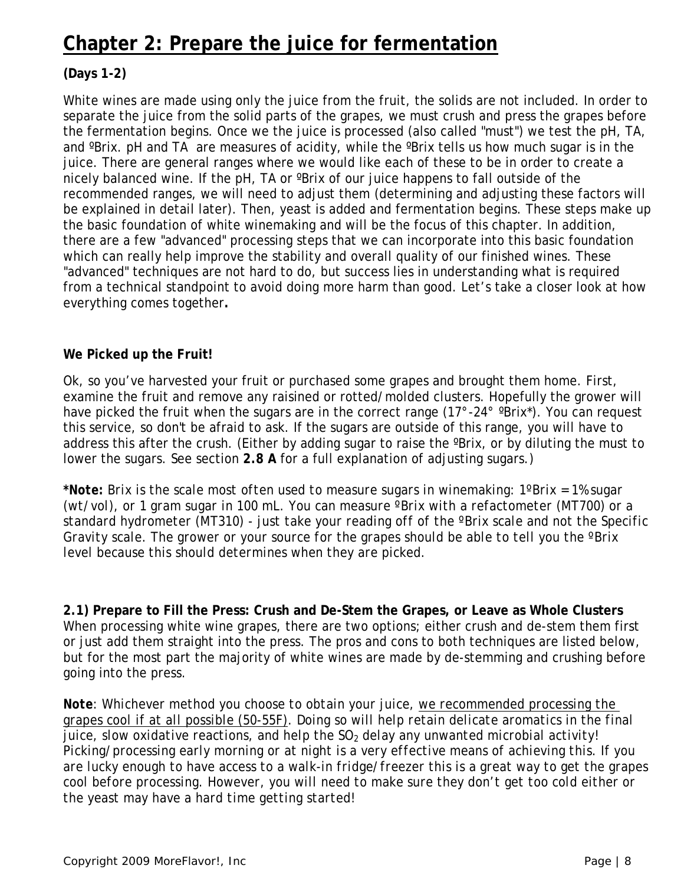# Chapter 2: Prepare the juice for fermentation

**(Days 1-2)**

White wines are made using only the juice from the fruit, the solids are not included. In order to separate the juice from the solid parts of the grapes, we must crush and press the grapes before the fermentation begins. Once we the juice is processed (also called "must") we test the pH, TA, and ºBrix. pH and TA are measures of acidity, while the ºBrix tells us how much sugar is in the juice. There are general ranges where we would like each of these to be in order to create a nicely balanced wine. If the pH, TA or ºBrix of our juice happens to fall outside of the recommended ranges, we will need to adjust them (determining and adjusting these factors will be explained in detail later). Then, yeast is added and fermentation begins. These steps make up the basic foundation of white winemaking and will be the focus of this chapter. In addition, there are a few "advanced" processing steps that we can incorporate into this basic foundation which can really help improve the stability and overall quality of our finished wines. These "advanced" techniques are not hard to do, but success lies in understanding what is required from a technical standpoint to avoid doing more harm than good. Let's take a closer look at how everything comes together**.**

**We Picked up the Fruit!**

Ok, so you've harvested your fruit or purchased some grapes and brought them home. First, examine the fruit and remove any raisined or rotted/molded clusters. Hopefully the grower will have picked the fruit when the sugars are in the correct range (17°-24° ºBrix*). You can request this service, so don't be afraid to ask. If the sugars are outside of this range, you will have to address this after the crush. (Either by adding sugar to raise the ºBrix, or by diluting the must to lower the sugars. See section **2.8 A** for a full explanation of adjusting sugars.)

***Note:*** *Brix is the scale most often used to measure sugars in winemaking: 1ºBrix = 1% sugar (wt/vol), or 1 gram sugar in 100 mL. You can measure ºBrix with a refactometer (MT700) or a standard hydrometer (MT310) - just take your reading off of the ºBrix scale and not the Specific Gravity scale. The grower or your source for the grapes should be able to tell you the ºBrix level because this should determines when they are picked.*

**2.1) Prepare to Fill the Press: Crush and De-Stem the Grapes, or Leave as Whole Clusters**
When processing white wine grapes, there are two options; either crush and de-stem them first or just add them straight into the press. The pros and cons to both techniques are listed below, but for the most part the majority of white wines are made by de-stemming and crushing before going into the press.

***Note***: *Whichever method you choose to obtain your juice, we recommended processing the grapes cool if at all possible (50-55F). Doing so will help retain delicate aromatics in the final juice, slow oxidative reactions, and help the $SO_2$ delay any unwanted microbial activity! Picking/processing early morning or at night is a very effective means of achieving this. If you are lucky enough to have access to a walk-in fridge/freezer this is a great way to get the grapes cool before processing. However, you will need to make sure they don't get too cold either or the yeast may have a hard time getting started!*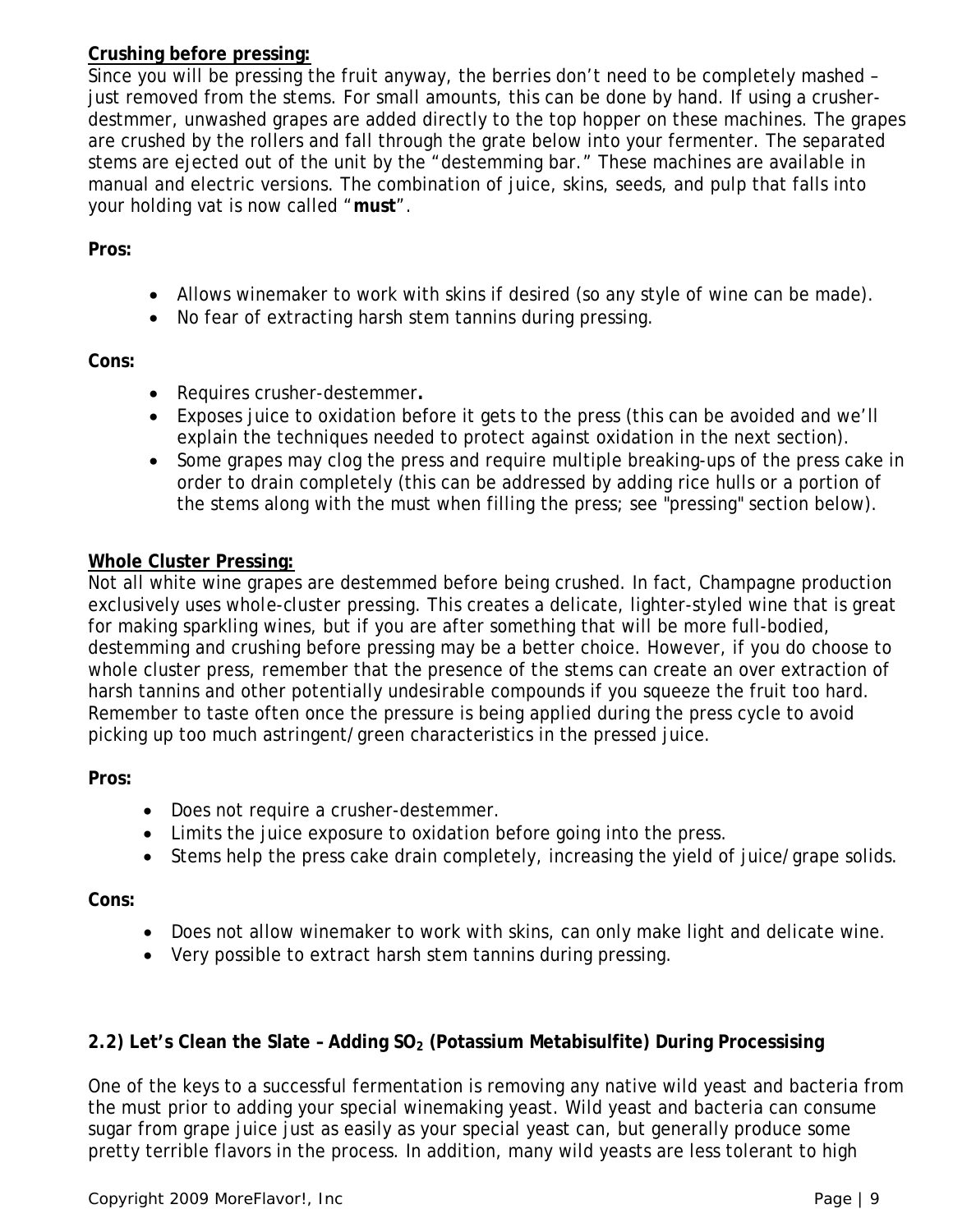**Crushing before pressing:**
Since you will be pressing the fruit anyway, the berries don't need to be completely mashed – just removed from the stems. For small amounts, this can be done by hand. If using a crusher-destmmer, unwashed grapes are added directly to the top hopper on these machines. The grapes are crushed by the rollers and fall through the grate below into your fermenter. The separated stems are ejected out of the unit by the "destemming bar." These machines are available in manual and electric versions. The combination of juice, skins, seeds, and pulp that falls into your holding vat is now called "**must**".

**Pros:**

- Allows winemaker to work with skins if desired (so any style of wine can be made).
- No fear of extracting harsh stem tannins during pressing.

**Cons:**

- Requires crusher-destemmer**.**
- Exposes juice to oxidation before it gets to the press (this can be avoided and we'll explain the techniques needed to protect against oxidation in the next section).
- Some grapes may clog the press and require multiple breaking-ups of the press cake in order to drain completely (this can be addressed by adding rice hulls or a portion of the stems along with the must when filling the press; see "pressing" section below).

**Whole Cluster Pressing:**
Not all white wine grapes are destemmed before being crushed. In fact, Champagne production exclusively uses whole-cluster pressing. This creates a delicate, lighter-styled wine that is great for making sparkling wines, but if you are after something that will be more full-bodied, destemming and crushing before pressing may be a better choice. However, if you do choose to whole cluster press, remember that the presence of the stems can create an over extraction of harsh tannins and other potentially undesirable compounds if you squeeze the fruit too hard. Remember to taste often once the pressure is being applied during the press cycle to avoid picking up too much astringent/green characteristics in the pressed juice.

**Pros:**

- Does not require a crusher-destemmer.
- Limits the juice exposure to oxidation before going into the press.
- Stems help the press cake drain completely, increasing the yield of juice/grape solids.

**Cons:**

- Does not allow winemaker to work with skins, can only make light and delicate wine.
- Very possible to extract harsh stem tannins during pressing.

### 2.2) Let's Clean the Slate – Adding $SO_2$ (Potassium Metabisulfite) During Processising

One of the keys to a successful fermentation is removing any native wild yeast and bacteria from the must prior to adding your special winemaking yeast. Wild yeast and bacteria can consume sugar from grape juice just as easily as your special yeast can, but generally produce some pretty terrible flavors in the process. In addition, many wild yeasts are less tolerant to high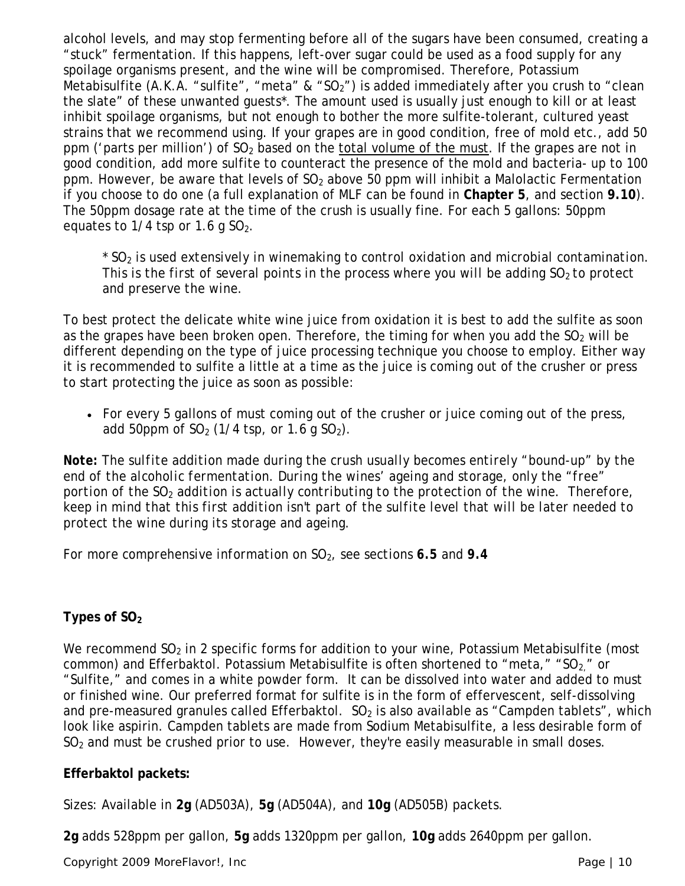alcohol levels, and may stop fermenting before all of the sugars have been consumed, creating a "stuck" fermentation. If this happens, left-over sugar could be used as a food supply for any spoilage organisms present, and the wine will be compromised. Therefore, Potassium Metabisulfite (A.K.A. "sulfite", "meta" & "$SO_2$") is added immediately after you crush to "clean the slate" of these unwanted guests*. The amount used is usually just enough to kill or at least inhibit spoilage organisms, but not enough to bother the more sulfite-tolerant, cultured yeast strains that we recommend using. If your grapes are in good condition, free of mold etc., add 50 ppm ('parts per million') of $SO_2$ based on the <u>total volume of the must</u>. If the grapes are not in good condition, add more sulfite to counteract the presence of the mold and bacteria- up to 100 ppm. However, be aware that levels of $SO_2$ above 50 ppm will inhibit a Malolactic Fermentation if you choose to do one (a full explanation of MLF can be found in **Chapter 5**, and section **9.10**). The 50ppm dosage rate at the time of the crush is usually fine. For each 5 gallons: 50ppm equates to 1/4 tsp or 1.6 g $SO_2$.

> *\* $SO_2$ is used extensively in winemaking to control oxidation and microbial contamination. This is the first of several points in the process where you will be adding $SO_2$ to protect and preserve the wine.*

To best protect the delicate white wine juice from oxidation it is best to add the sulfite as soon as the grapes have been broken open. Therefore, the timing for when you add the $SO_2$ will be different depending on the type of juice processing technique you choose to employ. Either way it is recommended to sulfite a little at a time as the juice is coming out of the crusher or press to start protecting the juice as soon as possible:

- For every 5 gallons of must coming out of the crusher or juice coming out of the press, add 50ppm of $SO_2$ (1/4 tsp, or 1.6 g $SO_2$).

**Note:** *The sulfite addition made during the crush usually becomes entirely "bound-up" by the end of the alcoholic fermentation. During the wines' ageing and storage, only the "free" portion of the $SO_2$ addition is actually contributing to the protection of the wine. Therefore, keep in mind that this first addition isn't part of the sulfite level that will be later needed to protect the wine during its storage and ageing.*

*For more comprehensive information on $SO_2$, see sections* **6.5** *and* **9.4**

**Types of $SO_2$**

We recommend $SO_2$ in 2 specific forms for addition to your wine, Potassium Metabisulfite (most common) and Efferbaktol. Potassium Metabisulfite is often shortened to "meta," "$SO_2$," or "Sulfite," and comes in a white powder form. It can be dissolved into water and added to must or finished wine. Our preferred format for sulfite is in the form of effervescent, self-dissolving and pre-measured granules called Efferbaktol. $SO_2$ is also available as "Campden tablets", which look like aspirin. Campden tablets are made from Sodium Metabisulfite, a less desirable form of $SO_2$ and must be crushed prior to use. However, they're easily measurable in small doses.

**Efferbaktol packets:**

Sizes: Available in **2g** (AD503A), **5g** (AD504A), and **10g** (AD505B) packets.

**2g** adds 528ppm per gallon, **5g** adds 1320ppm per gallon, **10g** adds 2640ppm per gallon.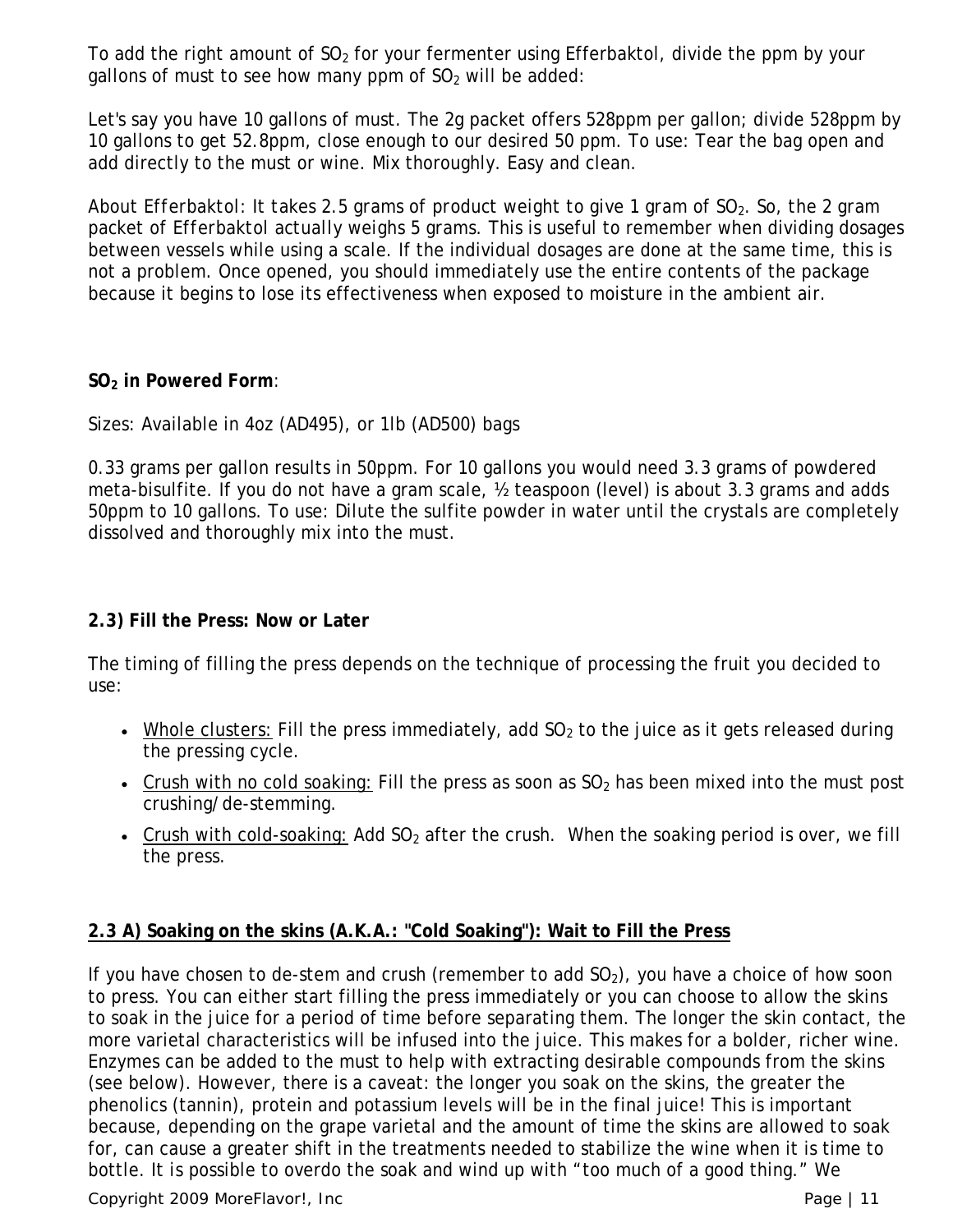To add the right amount of $SO_2$ for your fermenter using Efferbaktol, divide the ppm by your gallons of must to see how many ppm of $SO_2$ will be added:

Let's say you have 10 gallons of must. The 2g packet offers 528ppm per gallon; divide 528ppm by 10 gallons to get 52.8ppm, close enough to our desired 50 ppm. To use: Tear the bag open and add directly to the must or wine. Mix thoroughly. Easy and clean.

About Efferbaktol: It takes 2.5 grams of product weight to give 1 gram of $SO_2$. So, the 2 gram packet of Efferbaktol actually weighs 5 grams. This is useful to remember when dividing dosages between vessels while using a scale. If the individual dosages are done at the same time, this is not a problem. Once opened, you should immediately use the entire contents of the package because it begins to lose its effectiveness when exposed to moisture in the ambient air.

**$SO_2$ in Powered Form**:

Sizes: Available in 4oz (AD495), or 1lb (AD500) bags

0.33 grams per gallon results in 50ppm. For 10 gallons you would need 3.3 grams of powdered meta-bisulfite. If you do not have a gram scale, ½ teaspoon (level) is about 3.3 grams and adds 50ppm to 10 gallons. To use: Dilute the sulfite powder in water until the crystals are completely dissolved and thoroughly mix into the must.

### 2.3) Fill the Press: Now or Later

The timing of filling the press depends on the technique of processing the fruit you decided to use:

- Whole clusters: Fill the press immediately, add $SO_2$ to the juice as it gets released during the pressing cycle.
- Crush with no cold soaking: Fill the press as soon as $SO_2$ has been mixed into the must post crushing/de-stemming.
- Crush with cold-soaking: Add $SO_2$ after the crush. When the soaking period is over, we fill the press.

### 2.3 A) Soaking on the skins (A.K.A.: "Cold Soaking"): Wait to Fill the Press

If you have chosen to de-stem and crush (remember to add $SO_2$), you have a choice of how soon to press. You can either start filling the press immediately or you can choose to allow the skins to soak in the juice for a period of time before separating them. The longer the skin contact, the more varietal characteristics will be infused into the juice. This makes for a bolder, richer wine. Enzymes can be added to the must to help with extracting desirable compounds from the skins (see below). However, there is a caveat: the longer you soak on the skins, the greater the phenolics (tannin), protein and potassium levels will be in the final juice! This is important because, depending on the grape varietal and the amount of time the skins are allowed to soak for, can cause a greater shift in the treatments needed to stabilize the wine when it is time to bottle. It is possible to overdo the soak and wind up with “too much of a good thing.” We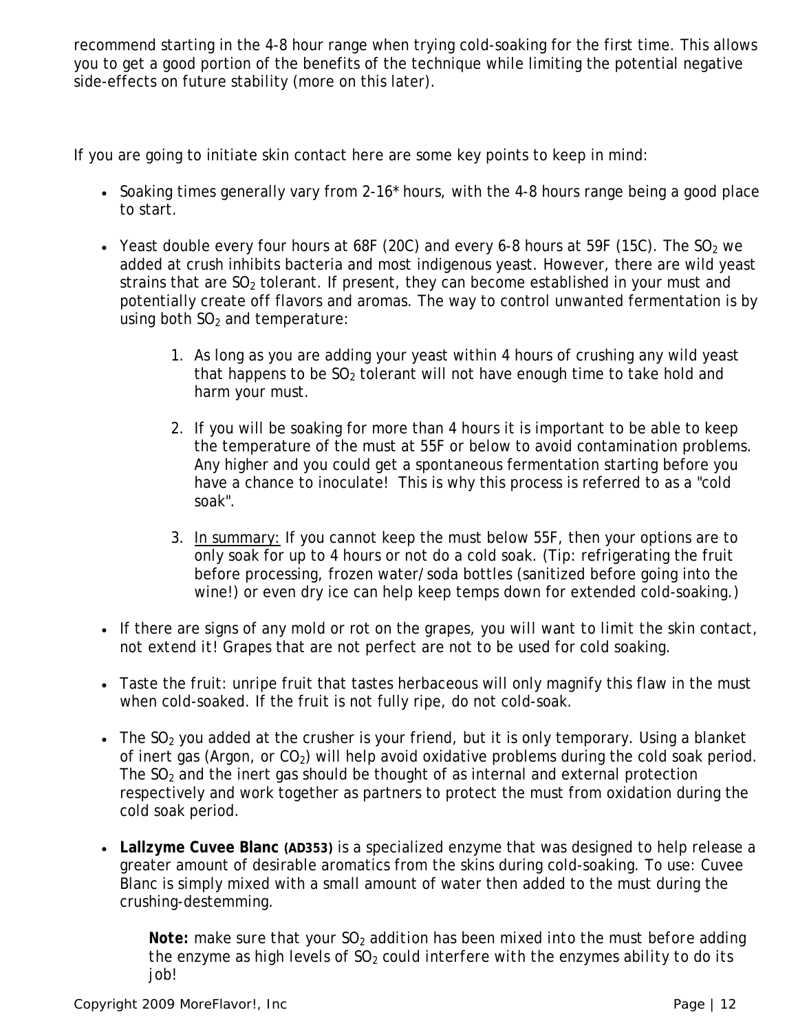recommend starting in the 4-8 hour range when trying cold-soaking for the first time. This allows you to get a good portion of the benefits of the technique while limiting the potential negative side-effects on future stability (more on this later).

If you are going to initiate skin contact here are some key points to keep in mind:

- Soaking times generally vary from 2-16* hours, with the 4-8 hours range being a good place to start.

- Yeast double every four hours at 68F (20C) and every 6-8 hours at 59F (15C). The $SO_2$ we added at crush inhibits bacteria and most indigenous yeast. However, there are wild yeast strains that are $SO_2$ tolerant. If present, they can become established in your must and potentially create off flavors and aromas. The way to control unwanted fermentation is by using both $SO_2$ and temperature:

  1. As long as you are adding your yeast within 4 hours of crushing any wild yeast that happens to be $SO_2$ tolerant will not have enough time to take hold and harm your must.

  2. If you will be soaking for more than 4 hours it is important to be able to keep the temperature of the must at 55F or below to avoid contamination problems. Any higher and you could get a spontaneous fermentation starting before you have a chance to inoculate! This is why this process is referred to as a "cold soak".

  3. <u>In summary:</u> If you cannot keep the must below 55F, then your options are to only soak for up to 4 hours or not do a cold soak. (Tip: refrigerating the fruit before processing, frozen water/soda bottles (sanitized before going into the wine!) or even dry ice can help keep temps down for extended cold-soaking.)

- If there are signs of any mold or rot on the grapes, you will want to limit the skin contact, not extend it! Grapes that are not perfect are not to be used for cold soaking.

- Taste the fruit: unripe fruit that tastes herbaceous will only magnify this flaw in the must when cold-soaked. If the fruit is not fully ripe, do not cold-soak.

- The $SO_2$ you added at the crusher is your friend, but it is only temporary. Using a blanket of inert gas (Argon, or $CO_2$) will help avoid oxidative problems during the cold soak period. The $SO_2$ and the inert gas should be thought of as internal and external protection respectively and work together as partners to protect the must from oxidation during the cold soak period.

- **Lallzyme Cuvee Blanc (AD353)** is a specialized enzyme that was designed to help release a greater amount of desirable aromatics from the skins during cold-soaking. To use: Cuvee Blanc is simply mixed with a small amount of water then added to the must during the crushing-destemming.

  **Note:** make sure that your $SO_2$ addition has been mixed into the must before adding the enzyme as high levels of $SO_2$ could interfere with the enzymes ability to do its job!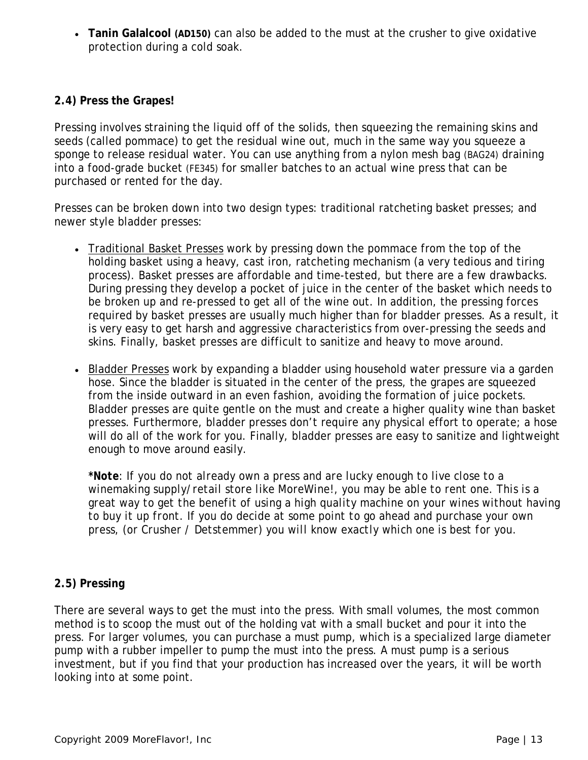- **Tanin Galalcool (AD150)** can also be added to the must at the crusher to give oxidative protection during a cold soak.

## 2.4) Press the Grapes!

Pressing involves straining the liquid off of the solids, then squeezing the remaining skins and seeds (called pommace) to get the residual wine out, much in the same way you squeeze a sponge to release residual water. You can use anything from a nylon mesh bag (BAG24) draining into a food-grade bucket (FE345) for smaller batches to an actual wine press that can be purchased or rented for the day.

Presses can be broken down into two design types: traditional ratcheting basket presses; and newer style bladder presses:

- <u>Traditional Basket Presses</u> work by pressing down the pommace from the top of the holding basket using a heavy, cast iron, ratcheting mechanism (a very tedious and tiring process). Basket presses are affordable and time-tested, but there are a few drawbacks. During pressing they develop a pocket of juice in the center of the basket which needs to be broken up and re-pressed to get all of the wine out. In addition, the pressing forces required by basket presses are usually much higher than for bladder presses. As a result, it is very easy to get harsh and aggressive characteristics from over-pressing the seeds and skins. Finally, basket presses are difficult to sanitize and heavy to move around.

- <u>Bladder Presses</u> work by expanding a bladder using household water pressure via a garden hose. Since the bladder is situated in the center of the press, the grapes are squeezed from the inside outward in an even fashion, avoiding the formation of juice pockets. Bladder presses are quite gentle on the must and create a higher quality wine than basket presses. Furthermore, bladder presses don't require any physical effort to operate; a hose will do all of the work for you. Finally, bladder presses are easy to sanitize and lightweight enough to move around easily.

  ***Note**: If you do not already own a press and are lucky enough to live close to a winemaking supply/retail store like MoreWine!, you may be able to rent one. This is a great way to get the benefit of using a high quality machine on your wines without having to buy it up front. If you do decide at some point to go ahead and purchase your own press, (or Crusher / Detstemmer) you will know exactly which one is best for you.

## 2.5) Pressing

There are several ways to get the must into the press. With small volumes, the most common method is to scoop the must out of the holding vat with a small bucket and pour it into the press. For larger volumes, you can purchase a must pump, which is a specialized large diameter pump with a rubber impeller to pump the must into the press. A must pump is a serious investment, but if you find that your production has increased over the years, it will be worth looking into at some point.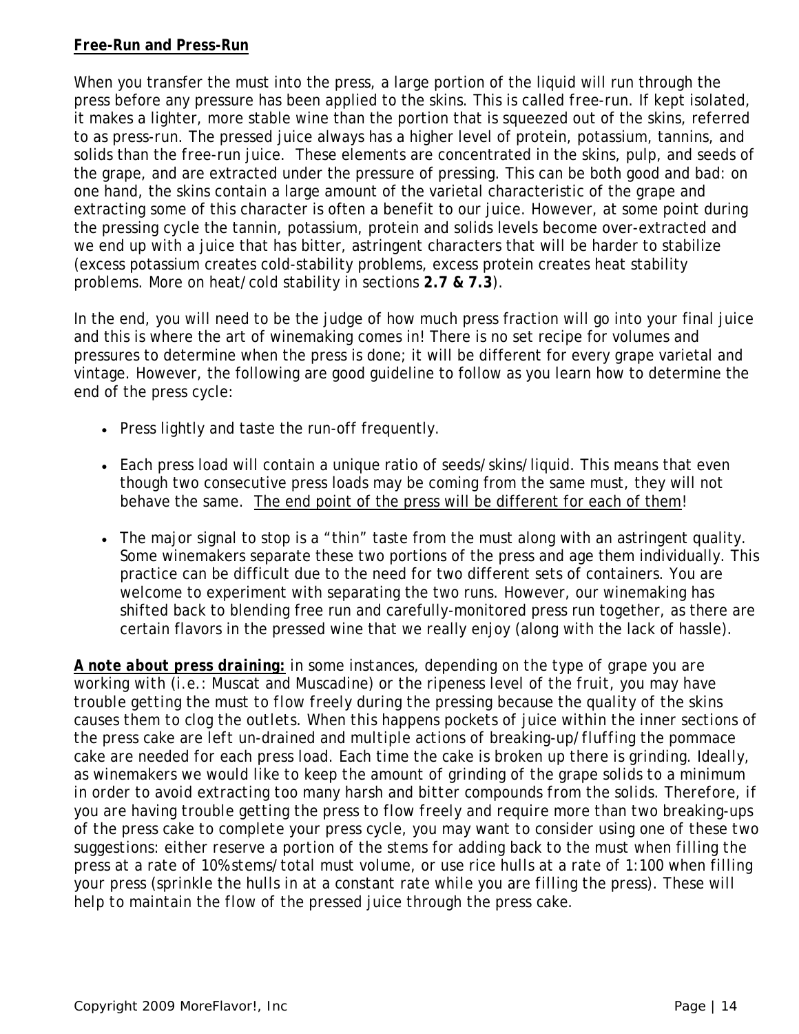**_Free-Run and Press-Run_**

When you transfer the must into the press, a large portion of the liquid will run through the press before any pressure has been applied to the skins. This is called free-run. If kept isolated, it makes a lighter, more stable wine than the portion that is squeezed out of the skins, referred to as press-run. The pressed juice always has a higher level of protein, potassium, tannins, and solids than the free-run juice. These elements are concentrated in the skins, pulp, and seeds of the grape, and are extracted under the pressure of pressing. This can be both good and bad: on one hand, the skins contain a large amount of the varietal characteristic of the grape and extracting some of this character is often a benefit to our juice. However, at some point during the pressing cycle the tannin, potassium, protein and solids levels become over-extracted and we end up with a juice that has bitter, astringent characters that will be harder to stabilize (excess potassium creates cold-stability problems, excess protein creates heat stability problems. More on heat/cold stability in sections **2.7 & 7.3**).

In the end, you will need to be the judge of how much press fraction will go into your final juice and this is where the art of winemaking comes in! There is no set recipe for volumes and pressures to determine when the press is done; it will be different for every grape varietal and vintage. However, the following are good guideline to follow as you learn how to determine the end of the press cycle:

- Press lightly and taste the run-off frequently.
- Each press load will contain a unique ratio of seeds/skins/liquid. This means that even though two consecutive press loads may be coming from the same must, they will not behave the same. <u>The end point of the press will be different for each of them</u>!
- The major signal to stop is a "thin" taste from the must along with an astringent quality. Some winemakers separate these two portions of the press and age them individually. This practice can be difficult due to the need for two different sets of containers. You are welcome to experiment with separating the two runs. However, our winemaking has shifted back to blending free run and carefully-monitored press run together, as there are certain flavors in the pressed wine that we really enjoy (along with the lack of hassle).

***A note about press draining:*** *in some instances, depending on the type of grape you are working with (i.e.: Muscat and Muscadine) or the ripeness level of the fruit, you may have trouble getting the must to flow freely during the pressing because the quality of the skins causes them to clog the outlets. When this happens pockets of juice within the inner sections of the press cake are left un-drained and multiple actions of breaking-up/fluffing the pommace cake are needed for each press load. Each time the cake is broken up there is grinding. Ideally, as winemakers we would like to keep the amount of grinding of the grape solids to a minimum in order to avoid extracting too many harsh and bitter compounds from the solids. Therefore, if you are having trouble getting the press to flow freely and require more than two breaking-ups of the press cake to complete your press cycle, you may want to consider using one of these two suggestions: either reserve a portion of the stems for adding back to the must when filling the press at a rate of 10% stems/total must volume, or use rice hulls at a rate of 1:100 when filling your press (sprinkle the hulls in at a constant rate while you are filling the press). These will help to maintain the flow of the pressed juice through the press cake.*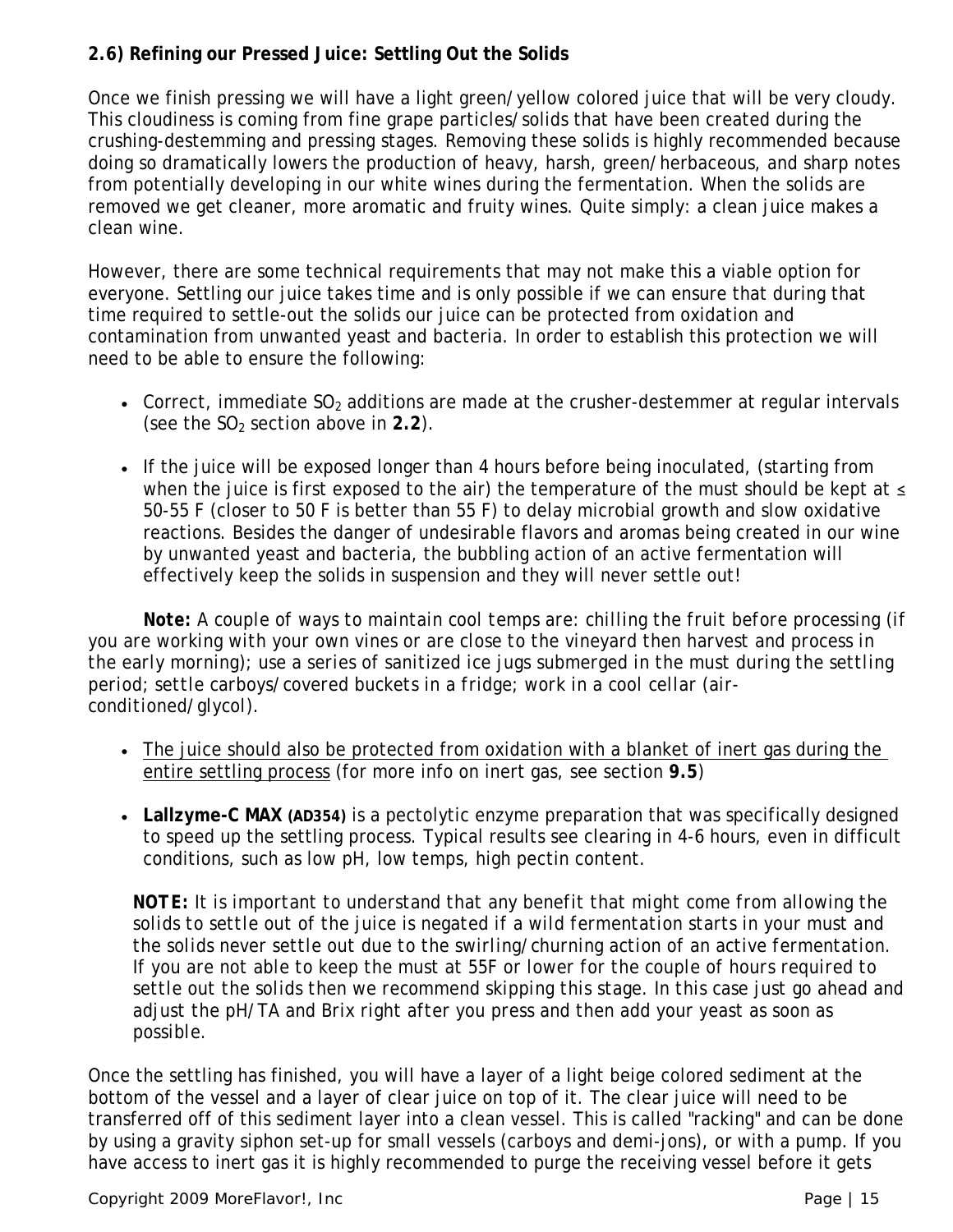### 2.6) Refining our Pressed Juice: Settling Out the Solids

Once we finish pressing we will have a light green/yellow colored juice that will be very cloudy. This cloudiness is coming from fine grape particles/solids that have been created during the crushing-destemming and pressing stages. Removing these solids is highly recommended because doing so dramatically lowers the production of heavy, harsh, green/herbaceous, and sharp notes from potentially developing in our white wines during the fermentation. When the solids are removed we get cleaner, more aromatic and fruity wines. Quite simply: a clean juice makes a clean wine.

However, there are some technical requirements that may not make this a viable option for everyone. Settling our juice takes time and is only possible if we can ensure that during that time required to settle-out the solids our juice can be protected from oxidation and contamination from unwanted yeast and bacteria. In order to establish this protection we will need to be able to ensure the following:

- Correct, immediate $SO_2$ additions are made at the crusher-destemmer at regular intervals (see the $SO_2$ section above in **2.2**).

- If the juice will be exposed longer than 4 hours before being inoculated, (starting from when the juice is first exposed to the air) the temperature of the must should be kept at ≤ 50-55 F (closer to 50 F is better than 55 F) to delay microbial growth and slow oxidative reactions. Besides the danger of undesirable flavors and aromas being created in our wine by unwanted yeast and bacteria, the bubbling action of an active fermentation will effectively keep the solids in suspension and they will never settle out!

*__Note:__ A couple of ways to maintain cool temps are: chilling the fruit before processing (if you are working with your own vines or are close to the vineyard then harvest and process in the early morning); use a series of sanitized ice jugs submerged in the must during the settling period; settle carboys/covered buckets in a fridge; work in a cool cellar (air-conditioned/glycol).*

- <u>The juice should also be protected from oxidation with a blanket of inert gas during the entire settling process</u> (for more info on inert gas, see section **9.5**)

- **Lallzyme-C MAX (AD354)** is a pectolytic enzyme preparation that was specifically designed to speed up the settling process. Typical results see clearing in 4-6 hours, even in difficult conditions, such as low pH, low temps, high pectin content.

*__NOTE:__ It is important to understand that any benefit that might come from allowing the solids to settle out of the juice is negated if a wild fermentation starts in your must and the solids never settle out due to the swirling/churning action of an active fermentation. If you are not able to keep the must at 55F or lower for the couple of hours required to settle out the solids then we recommend skipping this stage. In this case just go ahead and adjust the pH/TA and Brix right after you press and then add your yeast as soon as possible.*

Once the settling has finished, you will have a layer of a light beige colored sediment at the bottom of the vessel and a layer of clear juice on top of it. The clear juice will need to be transferred off of this sediment layer into a clean vessel. This is called "racking" and can be done by using a gravity siphon set-up for small vessels (carboys and demi-jons), or with a pump. If you have access to inert gas it is highly recommended to purge the receiving vessel before it gets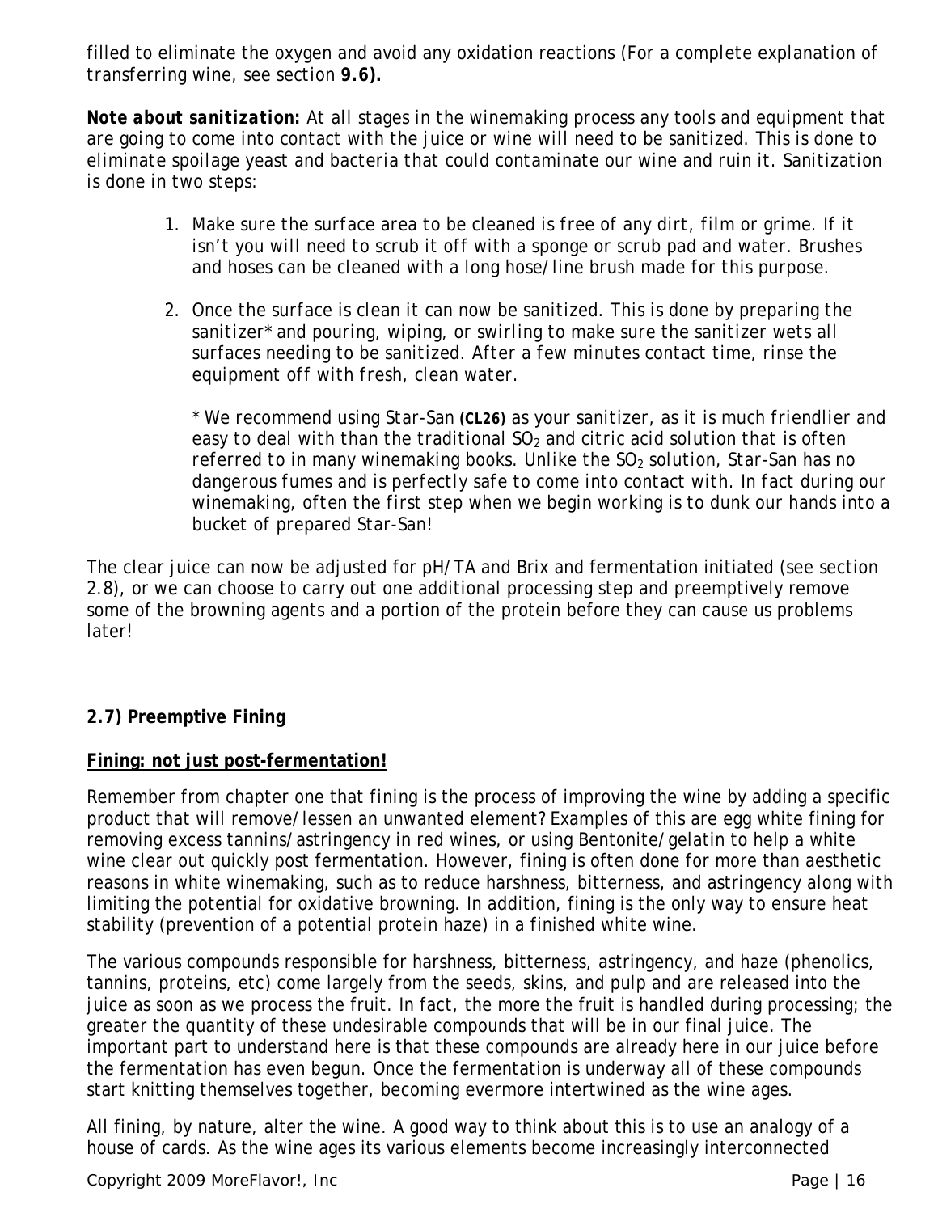filled to eliminate the oxygen and avoid any oxidation reactions (For a complete explanation of transferring wine, see section **9.6).**

***Note about sanitization:*** At all stages in the winemaking process any tools and equipment that are going to come into contact with the juice or wine will need to be sanitized. This is done to eliminate spoilage yeast and bacteria that could contaminate our wine and ruin it. Sanitization is done in two steps:

1. Make sure the surface area to be cleaned is free of any dirt, film or grime. If it isn't you will need to scrub it off with a sponge or scrub pad and water. Brushes and hoses can be cleaned with a long hose/line brush made for this purpose.

2. Once the surface is clean it can now be sanitized. This is done by preparing the sanitizer* and pouring, wiping, or swirling to make sure the sanitizer wets all surfaces needing to be sanitized. After a few minutes contact time, rinse the equipment off with fresh, clean water.

   * We recommend using Star-San **(CL26)** as your sanitizer, as it is much friendlier and easy to deal with than the traditional $SO_2$ and citric acid solution that is often referred to in many winemaking books. Unlike the $SO_2$ solution, Star-San has no dangerous fumes and is perfectly safe to come into contact with. In fact during our winemaking, often the first step when we begin working is to dunk our hands into a bucket of prepared Star-San!

The clear juice can now be adjusted for pH/TA and Brix and fermentation initiated (see section 2.8), or we can choose to carry out one additional processing step and preemptively remove some of the browning agents and a portion of the protein before they can cause us problems later!

## 2.7) Preemptive Fining

**<u>Fining: not just post-fermentation!</u>**

Remember from chapter one that fining is the process of improving the wine by adding a specific product that will remove/lessen an unwanted element? Examples of this are egg white fining for removing excess tannins/astringency in red wines, or using Bentonite/gelatin to help a white wine clear out quickly post fermentation. However, fining is often done for more than aesthetic reasons in white winemaking, such as to reduce harshness, bitterness, and astringency along with limiting the potential for oxidative browning. In addition, fining is the only way to ensure heat stability (prevention of a potential protein haze) in a finished white wine.

The various compounds responsible for harshness, bitterness, astringency, and haze (phenolics, tannins, proteins, etc) come largely from the seeds, skins, and pulp and are released into the juice as soon as we process the fruit. In fact, the more the fruit is handled during processing; the greater the quantity of these undesirable compounds that will be in our final juice. The important part to understand here is that these compounds are already here in our juice before the fermentation has even begun. Once the fermentation is underway all of these compounds start knitting themselves together, becoming evermore intertwined as the wine ages.

All fining, by nature, alter the wine. A good way to think about this is to use an analogy of a house of cards. As the wine ages its various elements become increasingly interconnected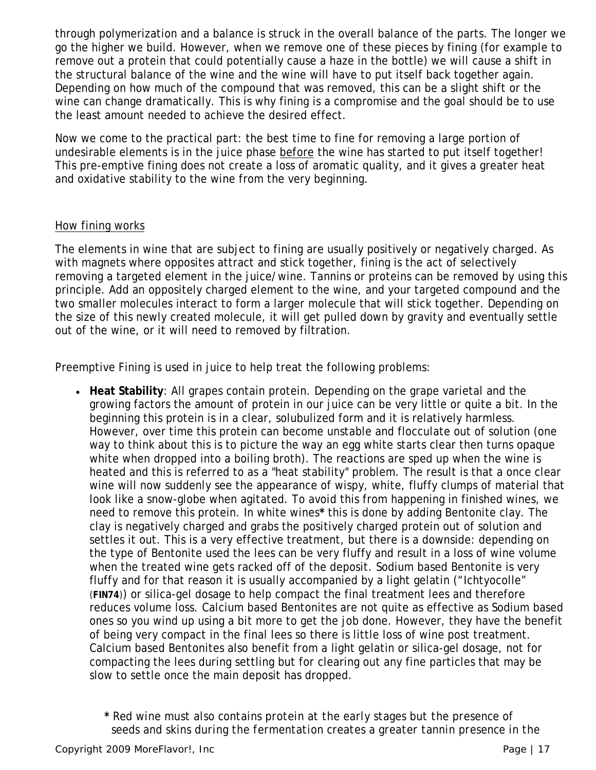through polymerization and a balance is struck in the overall balance of the parts. The longer we go the higher we build. However, when we remove one of these pieces by fining (for example to remove out a protein that could potentially cause a haze in the bottle) we will cause a shift in the structural balance of the wine and the wine will have to put itself back together again. Depending on how much of the compound that was removed, this can be a slight shift or the wine can change dramatically. This is why fining is a compromise and the goal should be to use the least amount needed to achieve the desired effect.

Now we come to the practical part: the best time to fine for removing a large portion of undesirable elements is in the juice phase <u>before</u> the wine has started to put itself together! This pre-emptive fining does not create a loss of aromatic quality, and it gives a greater heat and oxidative stability to the wine from the very beginning.

<u>How fining works</u>

The elements in wine that are subject to fining are usually positively or negatively charged. As with magnets where opposites attract and stick together, fining is the act of selectively removing a targeted element in the juice/wine. Tannins or proteins can be removed by using this principle. Add an oppositely charged element to the wine, and your targeted compound and the two smaller molecules interact to form a larger molecule that will stick together. Depending on the size of this newly created molecule, it will get pulled down by gravity and eventually settle out of the wine, or it will need to removed by filtration.

Preemptive Fining is used in juice to help treat the following problems:

- **Heat Stability**: All grapes contain protein. Depending on the grape varietal and the growing factors the amount of protein in our juice can be very little or quite a bit. In the beginning this protein is in a clear, solubulized form and it is relatively harmless. However, over time this protein can become unstable and flocculate out of solution (one way to think about this is to picture the way an egg white starts clear then turns opaque white when dropped into a boiling broth). The reactions are sped up when the wine is heated and this is referred to as a "heat stability" problem. The result is that a once clear wine will now suddenly see the appearance of wispy, white, fluffy clumps of material that look like a snow-globe when agitated. To avoid this from happening in finished wines, we need to remove this protein. In white wines**\*** this is done by adding Bentonite clay. The clay is negatively charged and grabs the positively charged protein out of solution and settles it out. This is a very effective treatment, but there is a downside: depending on the type of Bentonite used the lees can be very fluffy and result in a loss of wine volume when the treated wine gets racked off of the deposit. Sodium based Bentonite is very fluffy and for that reason it is usually accompanied by a light gelatin ("Ichtyocolle" (**FIN74**)) or silica-gel dosage to help compact the final treatment lees and therefore reduces volume loss. Calcium based Bentonites are not quite as effective as Sodium based ones so you wind up using a bit more to get the job done. However, they have the benefit of being very compact in the final lees so there is little loss of wine post treatment. Calcium based Bentonites also benefit from a light gelatin or silica-gel dosage, not for compacting the lees during settling but for clearing out any fine particles that may be slow to settle once the main deposit has dropped.

**\*** *Red wine must also contains protein at the early stages but the presence of seeds and skins during the fermentation creates a greater tannin presence in the*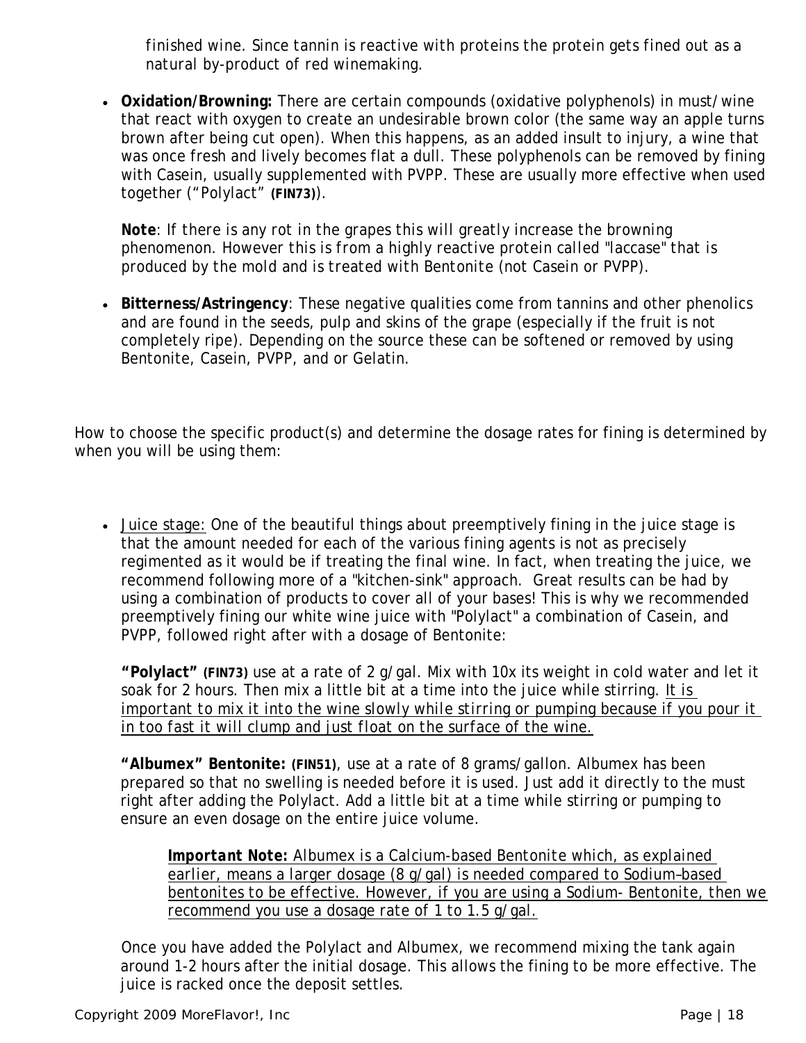finished wine. Since tannin is reactive with proteins the protein gets fined out as a natural by-product of red winemaking.

- **Oxidation/Browning:** There are certain compounds (oxidative polyphenols) in must/wine that react with oxygen to create an undesirable brown color (the same way an apple turns brown after being cut open). When this happens, as an added insult to injury, a wine that was once fresh and lively becomes flat a dull. These polyphenols can be removed by fining with Casein, usually supplemented with PVPP. These are usually more effective when used together ("Polylact" **(FIN73)**).

  **Note**: If there is any rot in the grapes this will greatly increase the browning phenomenon. However this is from a highly reactive protein called "laccase" that is produced by the mold and is treated with Bentonite (not Casein or PVPP).

- **Bitterness/Astringency**: These negative qualities come from tannins and other phenolics and are found in the seeds, pulp and skins of the grape (especially if the fruit is not completely ripe). Depending on the source these can be softened or removed by using Bentonite, Casein, PVPP, and or Gelatin.

How to choose the specific product(s) and determine the dosage rates for fining is determined by when you will be using them:

- Juice stage: One of the beautiful things about preemptively fining in the juice stage is that the amount needed for each of the various fining agents is not as precisely regimented as it would be if treating the final wine. In fact, when treating the juice, we recommend following more of a "kitchen-sink" approach. Great results can be had by using a combination of products to cover all of your bases! This is why we recommended preemptively fining our white wine juice with "Polylact" a combination of Casein, and PVPP, followed right after with a dosage of Bentonite:

  **"Polylact" (FIN73)** use at a rate of 2 g/gal. Mix with 10x its weight in cold water and let it soak for 2 hours. Then mix a little bit at a time into the juice while stirring. It is important to mix it into the wine slowly while stirring or pumping because if you pour it in too fast it will clump and just float on the surface of the wine.

  **"Albumex" Bentonite: (FIN51)**, use at a rate of 8 grams/gallon. Albumex has been prepared so that no swelling is needed before it is used. Just add it directly to the must right after adding the Polylact. Add a little bit at a time while stirring or pumping to ensure an even dosage on the entire juice volume.

  > ***Important Note:*** Albumex is a Calcium-based Bentonite which, as explained earlier, means a larger dosage (8 g/gal) is needed compared to Sodium–based bentonites to be effective. However, if you are using a Sodium- Bentonite, then we recommend you use a dosage rate of 1 to 1.5 g/gal.

  Once you have added the Polylact and Albumex, we recommend mixing the tank again around 1-2 hours after the initial dosage. This allows the fining to be more effective. The juice is racked once the deposit settles.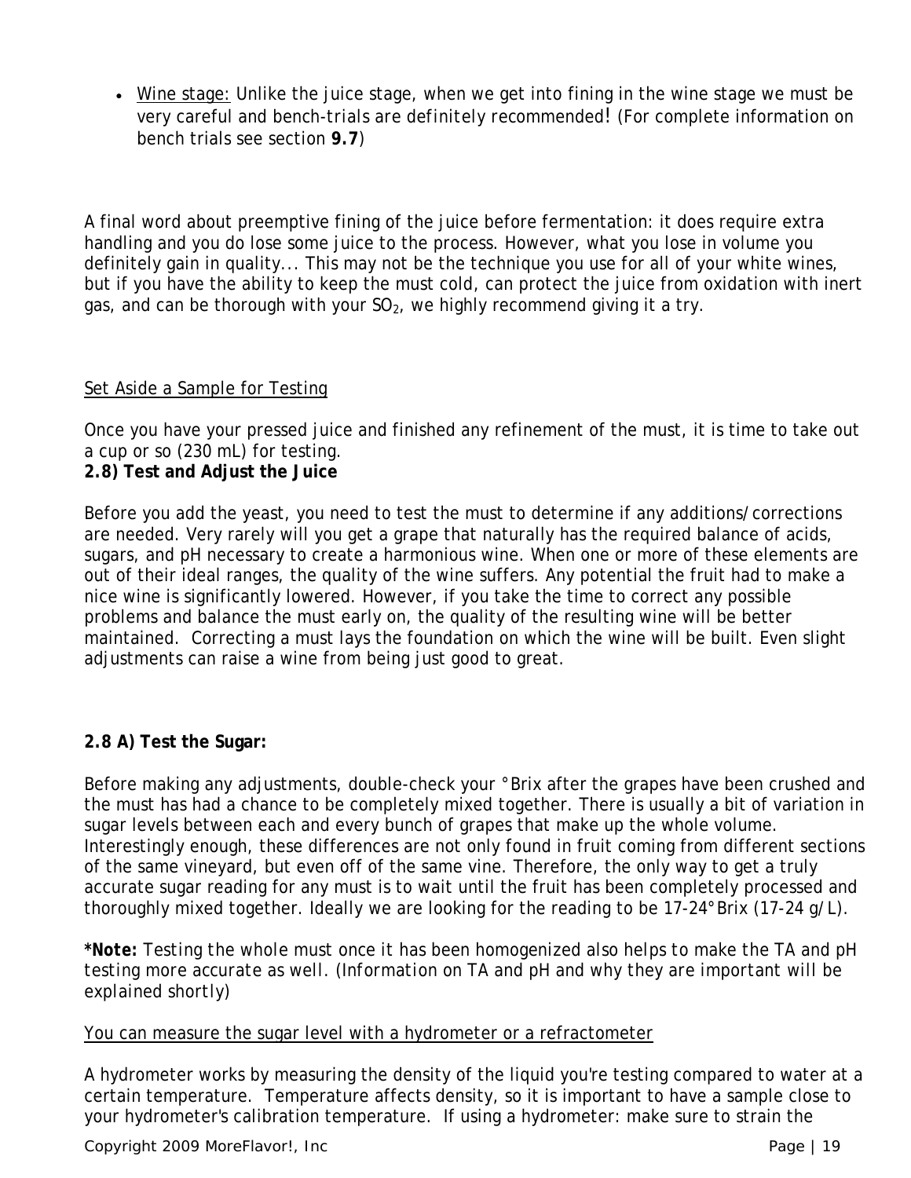- Wine stage: Unlike the juice stage, when we get into fining in the wine stage we must be very careful and bench-trials are *definitely* recommended! (For complete information on bench trials see section **9.7**)

A final word about preemptive fining of the juice before fermentation: it does require extra handling and you do lose some juice to the process. However, what you lose in volume you definitely gain in quality... This may not be the technique you use for all of your white wines, but if you have the ability to keep the must cold, can protect the juice from oxidation with inert gas, and can be thorough with your $SO_2$, we highly recommend giving it a try.

Set Aside a Sample for Testing

Once you have your pressed juice and finished any refinement of the must, it is time to take out a cup or so (230 mL) for testing.

**2.8) Test and Adjust the Juice**

Before you add the yeast, you need to test the must to determine if any additions/corrections are needed. Very rarely will you get a grape that naturally has the required balance of acids, sugars, and pH necessary to create a harmonious wine. When one or more of these elements are out of their ideal ranges, the quality of the wine suffers. Any potential the fruit had to make a nice wine is significantly lowered. However, if you take the time to correct any possible problems and balance the must early on, the quality of the resulting wine will be better maintained. Correcting a must lays the foundation on which the wine will be built. Even slight adjustments can raise a wine from being just good to great.

**2.8 A) Test the Sugar:**

Before making any adjustments, double-check your °Brix after the grapes have been crushed and the must has had a chance to be completely mixed together. There is usually a bit of variation in sugar levels between each and every bunch of grapes that make up the whole volume. Interestingly enough, these differences are not only found in fruit coming from different sections of the same vineyard, but even off of the same vine. Therefore, the only way to get a truly accurate sugar reading for any must is to wait until the fruit has been completely processed and thoroughly mixed together. Ideally we are looking for the reading to be 17-24°Brix (17-24 g/L).

***Note:** *Testing the whole must once it has been homogenized also helps to make the TA and pH testing more accurate as well. (Information on TA and pH and why they are important will be explained shortly)*

You can measure the sugar level with a hydrometer or a refractometer

A hydrometer works by measuring the density of the liquid you're testing compared to water at a certain temperature. Temperature affects density, so it is important to have a sample close to your hydrometer's calibration temperature. If using a hydrometer: make sure to strain the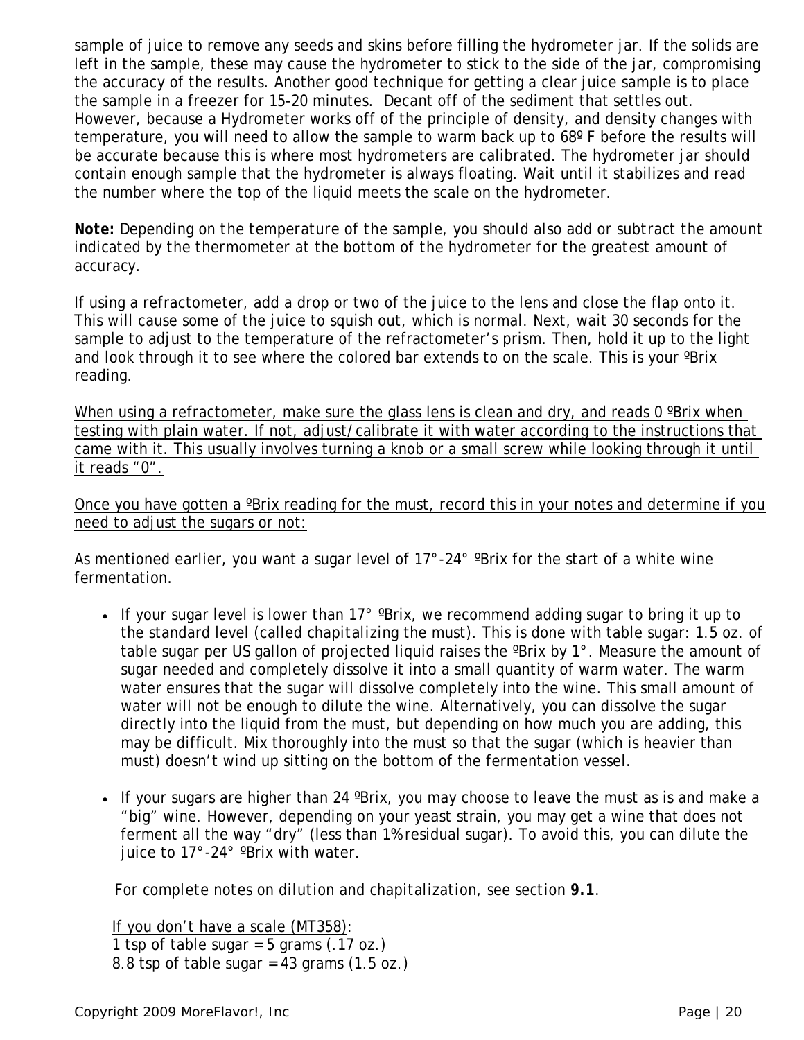sample of juice to remove any seeds and skins before filling the hydrometer jar. If the solids are left in the sample, these may cause the hydrometer to stick to the side of the jar, compromising the accuracy of the results. Another good technique for getting a clear juice sample is to place the sample in a freezer for 15-20 minutes. Decant off of the sediment that settles out. However, because a Hydrometer works off of the principle of density, and density changes with temperature, you will need to allow the sample to warm back up to 68º F before the results will be accurate because this is where most hydrometers are calibrated. The hydrometer jar should contain enough sample that the hydrometer is always floating. Wait until it stabilizes and read the number where the top of the liquid meets the scale on the hydrometer.

**Note:** *Depending on the temperature of the sample, you should also add or subtract the amount indicated by the thermometer at the bottom of the hydrometer for the greatest amount of accuracy.*

If using a refractometer, add a drop or two of the juice to the lens and close the flap onto it. This will cause some of the juice to squish out, which is normal. Next, wait 30 seconds for the sample to adjust to the temperature of the refractometer's prism. Then, hold it up to the light and look through it to see where the colored bar extends to on the scale. This is your ºBrix reading.

<u>When using a refractometer, make sure the glass lens is clean and dry, and reads 0 ºBrix when testing with plain water. If not, adjust/calibrate it with water according to the instructions that came with it. This usually involves turning a knob or a small screw while looking through it until it reads "0".</u>

<u>Once you have gotten a ºBrix reading for the must, record this in your notes and determine if you need to adjust the sugars or not:</u>

As mentioned earlier, you want a sugar level of 17°-24° ºBrix for the start of a white wine fermentation.

- If your sugar level is lower than 17° ºBrix, we recommend adding sugar to bring it up to the standard level (called chapitalizing the must). This is done with table sugar: 1.5 oz. of table sugar per US gallon of projected liquid raises the ºBrix by 1°. Measure the amount of sugar needed and completely dissolve it into a small quantity of warm water. The warm water ensures that the sugar will dissolve completely into the wine. This small amount of water will not be enough to dilute the wine. Alternatively, you can dissolve the sugar directly into the liquid from the must, but depending on how much you are adding, this may be difficult. Mix thoroughly into the must so that the sugar (which is heavier than must) doesn't wind up sitting on the bottom of the fermentation vessel.

- If your sugars are higher than 24 ºBrix, you may choose to leave the must as is and make a "big" wine. However, depending on your yeast strain, you may get a wine that does not ferment all the way "dry" (less than 1% residual sugar). To avoid this, you can dilute the juice to 17°-24° ºBrix with water.

*For complete notes on dilution and chapitalization, see section* ***9.1***.

<u>If you don't have a scale (MT358)</u>:
1 tsp of table sugar = 5 grams (.17 oz.)
8.8 tsp of table sugar = 43 grams (1.5 oz.)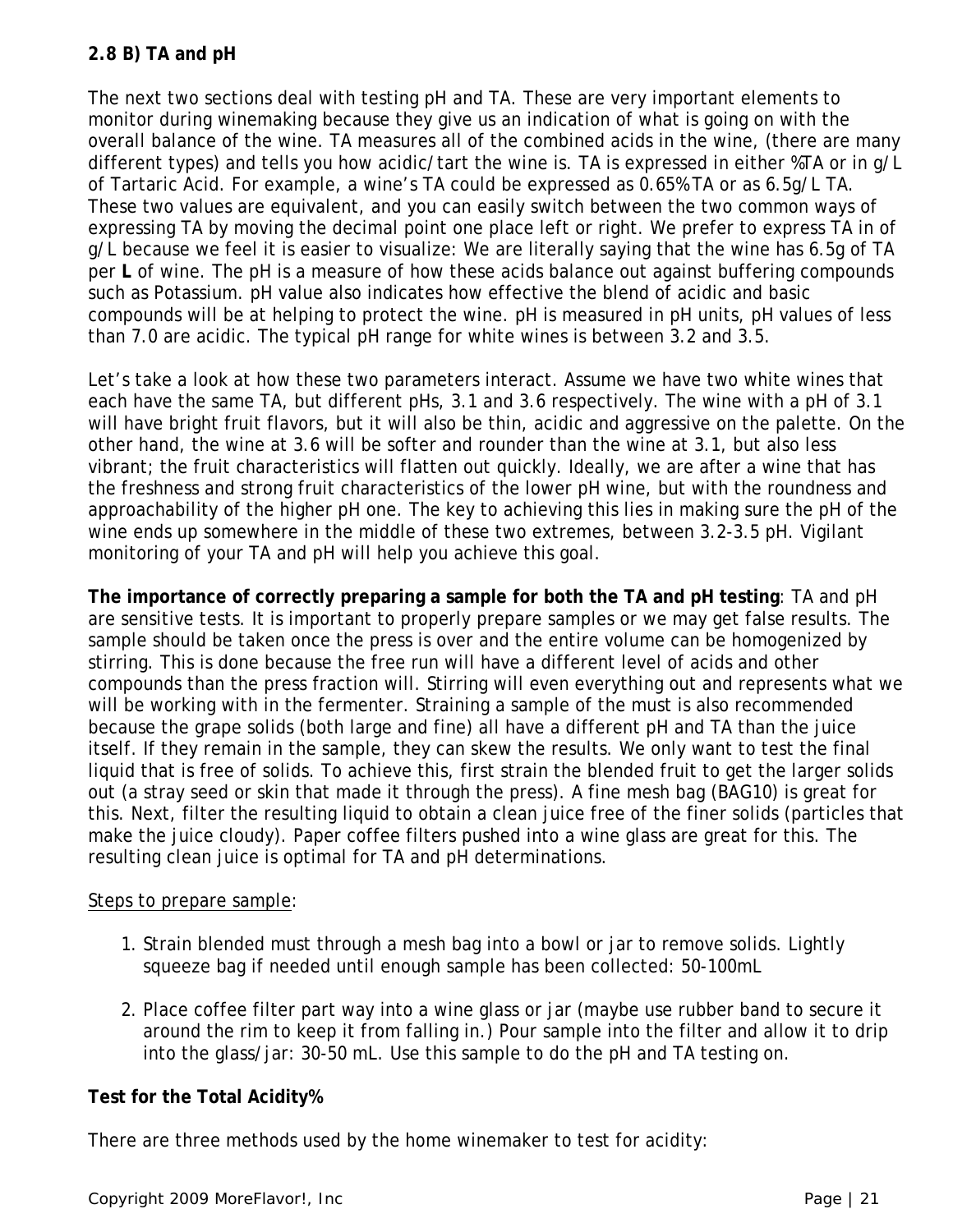**2.8 B) TA and pH**

The next two sections deal with testing pH and TA. These are very important elements to monitor during winemaking because they give us an indication of what is going on with the overall balance of the wine. TA measures all of the combined acids in the wine, (there are many different types) and tells you how acidic/tart the wine is. TA is expressed in either %TA or in g/L of Tartaric Acid. For example, a wine's TA could be expressed as 0.65% TA or as 6.5g/L TA. These two values are equivalent, and you can easily switch between the two common ways of expressing TA by moving the decimal point one place left or right. We prefer to express TA in of g/L because we feel it is easier to visualize: We are literally saying that the wine has 6.5g of TA per **L** of wine. The pH is a measure of how these acids balance out against buffering compounds such as Potassium. pH value also indicates how effective the blend of acidic and basic compounds will be at helping to protect the wine. pH is measured in pH units, pH values of less than 7.0 are acidic. The typical pH range for white wines is between 3.2 and 3.5.

Let's take a look at how these two parameters interact. Assume we have two white wines that each have the same TA, but different pHs, 3.1 and 3.6 respectively. The wine with a pH of 3.1 will have bright fruit flavors, but it will also be thin, acidic and aggressive on the palette. On the other hand, the wine at 3.6 will be softer and rounder than the wine at 3.1, but also less vibrant; the fruit characteristics will flatten out quickly. Ideally, we are after a wine that has the freshness and strong fruit characteristics of the lower pH wine, but with the roundness and approachability of the higher pH one. The key to achieving this lies in making sure the pH of the wine ends up somewhere in the middle of these two extremes, between 3.2-3.5 pH. Vigilant monitoring of your TA and pH will help you achieve this goal.

**The importance of correctly preparing a sample for both the TA and pH testing**: TA and pH are sensitive tests. It is important to properly prepare samples or we may get false results. The sample should be taken once the press is over and the entire volume can be homogenized by stirring. This is done because the free run will have a different level of acids and other compounds than the press fraction will. Stirring will even everything out and represents what we will be working with in the fermenter. Straining a sample of the must is also recommended because the grape solids (both large and fine) all have a different pH and TA than the juice itself. If they remain in the sample, they can skew the results. We only want to test the final liquid that is free of solids. To achieve this, first strain the blended fruit to get the larger solids out (a stray seed or skin that made it through the press). A fine mesh bag (BAG10) is great for this. Next, filter the resulting liquid to obtain a clean juice free of the finer solids (particles that make the juice cloudy). Paper coffee filters pushed into a wine glass are great for this. The resulting clean juice is optimal for TA and pH determinations.

<u>Steps to prepare sample</u>:

1. Strain blended must through a mesh bag into a bowl or jar to remove solids. Lightly squeeze bag if needed until enough sample has been collected: 50-100mL

2. Place coffee filter part way into a wine glass or jar (maybe use rubber band to secure it around the rim to keep it from falling in.) Pour sample into the filter and allow it to drip into the glass/jar: 30-50 mL. Use this sample to do the pH and TA testing on.

**Test for the Total Acidity%**

There are three methods used by the home winemaker to test for acidity: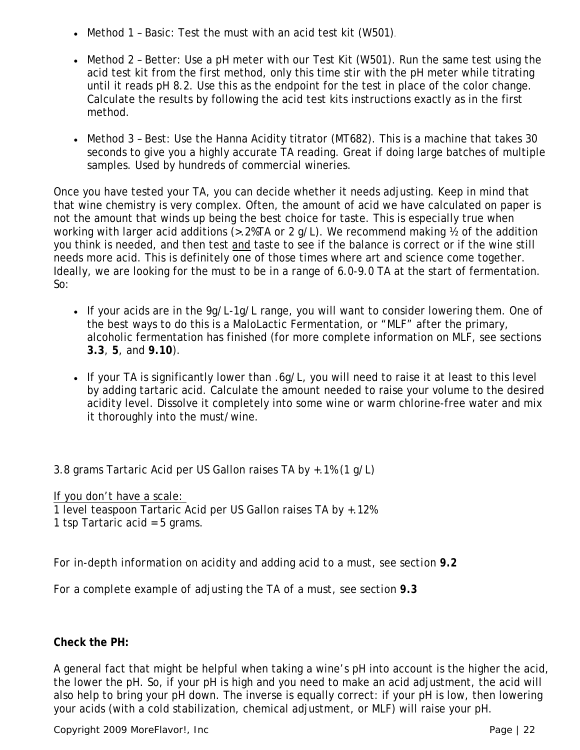- Method 1 – Basic: Test the must with an acid test kit (W501).

- Method 2 – Better: Use a pH meter with our Test Kit (W501). Run the same test using the acid test kit from the first method, only this time stir with the pH meter while titrating until it reads pH 8.2. Use this as the endpoint for the test in place of the color change. Calculate the results by following the acid test kits instructions exactly as in the first method.

- Method 3 – Best: Use the Hanna Acidity titrator (MT682). This is a machine that takes 30 seconds to give you a highly accurate TA reading. Great if doing large batches of multiple samples. Used by hundreds of commercial wineries.

Once you have tested your TA, you can decide whether it needs adjusting. Keep in mind that that wine chemistry is very complex. Often, the amount of acid we have calculated on paper is not the amount that winds up being the best choice for taste. This is especially true when working with larger acid additions (>.2%TA or 2 g/L). We recommend making ½ of the addition you think is needed, and then test <u>and</u> taste to see if the balance is correct or if the wine still needs more acid. This is definitely one of those times where art and science come together. Ideally, we are looking for the must to be in a range of 6.0-9.0 TA at the start of fermentation. So:

- If your acids are in the 9g/L-1g/L range, you will want to consider lowering them. One of the best ways to do this is a MaloLactic Fermentation, or "MLF" after the primary, alcoholic fermentation has finished (for more complete information on MLF, see sections **3.3**, **5**, and **9.10**).

- If your TA is significantly lower than .6g/L, you will need to raise it at least to this level by adding tartaric acid. Calculate the amount needed to raise your volume to the desired acidity level. Dissolve it completely into some wine or warm chlorine-free water and mix it thoroughly into the must/wine.

3.8 grams Tartaric Acid per US Gallon raises TA by +.1% (1 g/L)

<u>If you don't have a scale:</u>
1 level teaspoon Tartaric Acid per US Gallon raises TA by +.12%
1 tsp Tartaric acid = 5 grams.

*For in-depth information on acidity and adding acid to a must, see section* **9.2**

*For a complete example of adjusting the TA of a must, see section* **9.3**

**Check the PH:**

A general fact that might be helpful when taking a wine's pH into account is the higher the acid, the lower the pH. So, if your pH is high and you need to make an acid adjustment, the acid will also help to bring your pH down. The inverse is equally correct: if your pH is low, then lowering your acids (with a cold stabilization, chemical adjustment, or MLF) will raise your pH.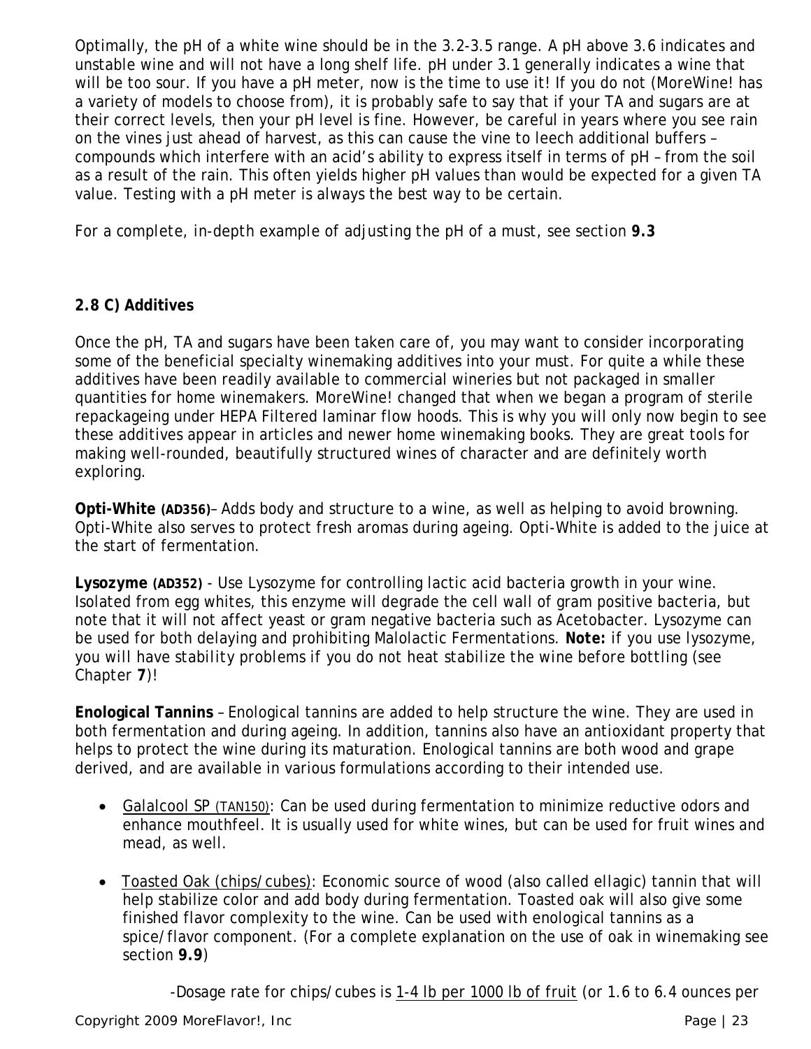Optimally, the pH of a white wine should be in the 3.2-3.5 range. A pH above 3.6 indicates and unstable wine and will not have a long shelf life. pH under 3.1 generally indicates a wine that will be too sour. If you have a pH meter, now is the time to use it! If you do not (MoreWine! has a variety of models to choose from), it is probably safe to say that if your TA and sugars are at their correct levels, then your pH level is fine. However, be careful in years where you see rain on the vines just ahead of harvest, as this can cause the vine to leech additional buffers – compounds which interfere with an acid's ability to express itself in terms of pH – from the soil as a result of the rain. This often yields higher pH values than would be expected for a given TA value. Testing with a pH meter is always the best way to be certain.

For a complete, in-depth example of adjusting the pH of a must, see section **9.3**

### 2.8 C) Additives

Once the pH, TA and sugars have been taken care of, you may want to consider incorporating some of the beneficial specialty winemaking additives into your must. For quite a while these additives have been readily available to commercial wineries but not packaged in smaller quantities for home winemakers. MoreWine! changed that when we began a program of sterile repackageing under HEPA Filtered laminar flow hoods. This is why you will only now begin to see these additives appear in articles and newer home winemaking books. They are great tools for making well-rounded, beautifully structured wines of character and are definitely worth exploring.

**Opti-White (AD356)**– Adds body and structure to a wine, as well as helping to avoid browning. Opti-White also serves to protect fresh aromas during ageing. Opti-White is added to the juice at the start of fermentation.

**Lysozyme (AD352)** - Use Lysozyme for controlling lactic acid bacteria growth in your wine. Isolated from egg whites, this enzyme will degrade the cell wall of gram positive bacteria, but note that it will not affect yeast or gram negative bacteria such as Acetobacter. Lysozyme can be used for both delaying and prohibiting Malolactic Fermentations. **Note:** if you use lysozyme, you will have stability problems if you do not heat stabilize the wine before bottling (see Chapter **7**)!

**Enological Tannins** – Enological tannins are added to help structure the wine. They are used in both fermentation and during ageing. In addition, tannins also have an antioxidant property that helps to protect the wine during its maturation. Enological tannins are both wood and grape derived, and are available in various formulations according to their intended use.

- Galalcool SP (TAN150): Can be used during fermentation to minimize reductive odors and enhance mouthfeel. It is usually used for white wines, but can be used for fruit wines and mead, as well.

- Toasted Oak (chips/cubes): Economic source of wood (also called ellagic) tannin that will help stabilize color and add body during fermentation. Toasted oak will also give some finished flavor complexity to the wine. Can be used with enological tannins as a spice/flavor component. (For a complete explanation on the use of oak in winemaking see section **9.9**)

  -Dosage rate for chips/cubes is 1-4 lb per 1000 lb of fruit (or 1.6 to 6.4 ounces per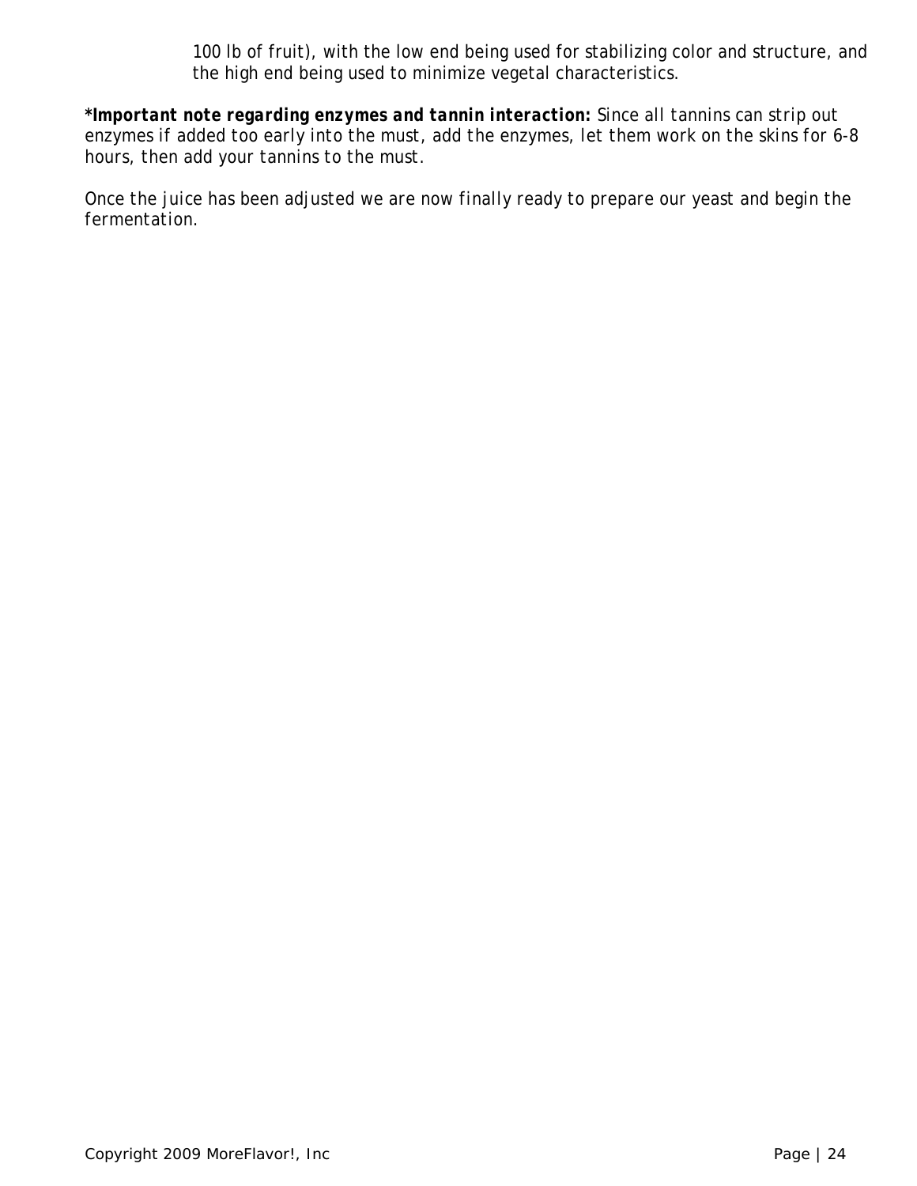100 lb of fruit), with the low end being used for stabilizing color and structure, and the high end being used to minimize vegetal characteristics.

***Important note regarding enzymes and tannin interaction:** Since all tannins can strip out enzymes if added too early into the must, add the enzymes, let them work on the skins for 6-8 hours, then add your tannins to the must.

Once the juice has been adjusted we are now finally ready to prepare our yeast and begin the fermentation.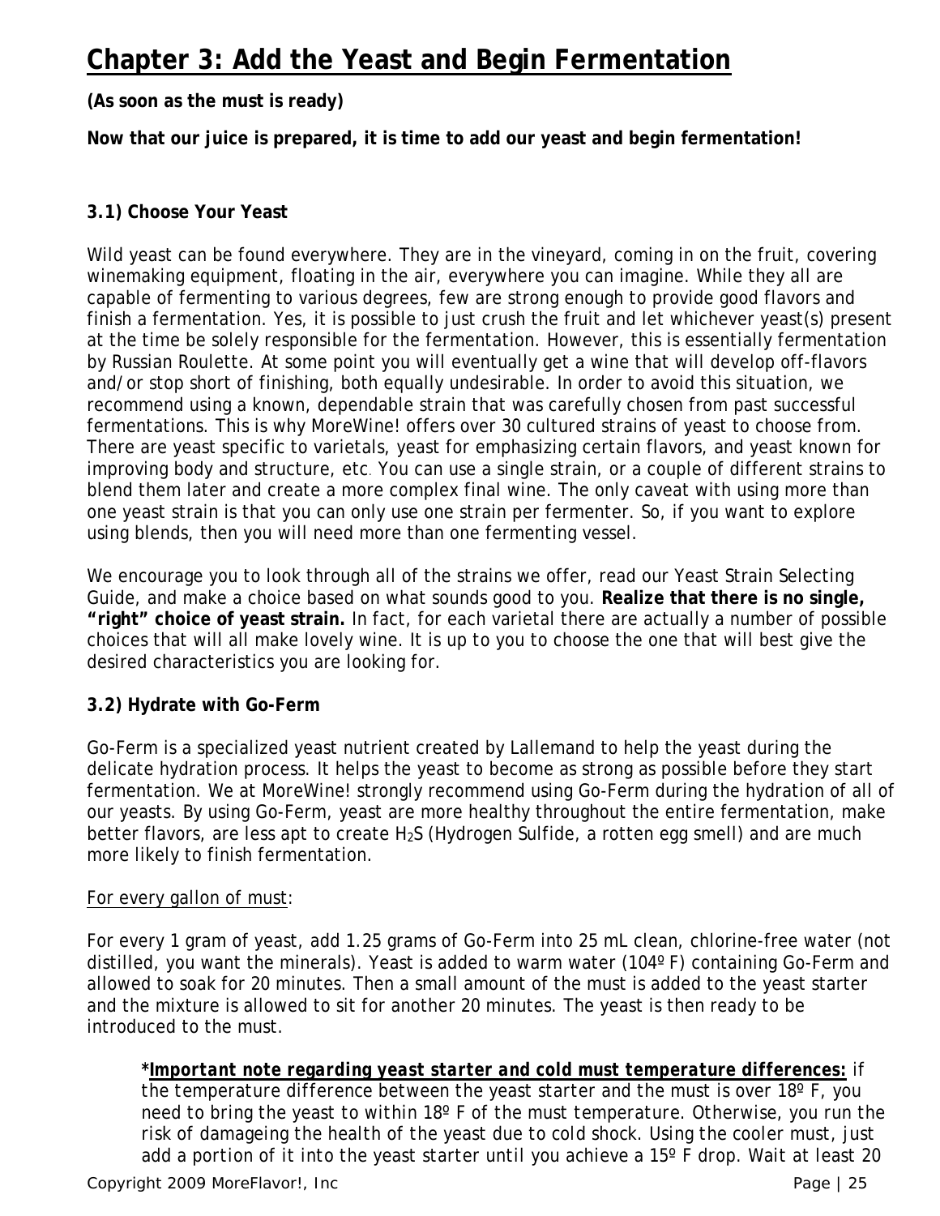# Chapter 3: Add the Yeast and Begin Fermentation

**(As soon as the must is ready)**

**Now that our juice is prepared, it is time to add our yeast and begin fermentation!**

### 3.1) Choose Your Yeast

Wild yeast can be found everywhere. They are in the vineyard, coming in on the fruit, covering winemaking equipment, floating in the air, everywhere you can imagine. While they all are capable of fermenting to various degrees, few are strong enough to provide good flavors and finish a fermentation. Yes, it is possible to just crush the fruit and let whichever yeast(s) present at the time be solely responsible for the fermentation. However, this is essentially fermentation by Russian Roulette. At some point you will eventually get a wine that will develop off-flavors and/or stop short of finishing, both equally undesirable. In order to avoid this situation, we recommend using a known, dependable strain that was carefully chosen from past successful fermentations. This is why MoreWine! offers over 30 cultured strains of yeast to choose from. There are yeast specific to varietals, yeast for emphasizing certain flavors, and yeast known for improving body and structure, etc. You can use a single strain, or a couple of different strains to blend them later and create a more complex final wine. The only caveat with using more than one yeast strain is that you can only use one strain per fermenter. So, if you want to explore using blends, then you will need more than one fermenting vessel.

We encourage you to look through all of the strains we offer, read our Yeast Strain Selecting Guide, and make a choice based on what sounds good to you. **Realize that there is no single, "right" choice of yeast strain.** In fact, for each varietal there are actually a number of possible choices that will all make lovely wine. It is up to you to choose the one that will best give the desired characteristics you are looking for.

### 3.2) Hydrate with Go-Ferm

Go-Ferm is a specialized yeast nutrient created by Lallemand to help the yeast during the delicate hydration process. It helps the yeast to become as strong as possible before they start fermentation. We at MoreWine! strongly recommend using Go-Ferm during the hydration of all of our yeasts. By using Go-Ferm, yeast are more healthy throughout the entire fermentation, make better flavors, are less apt to create $H_2S$ (Hydrogen Sulfide, a rotten egg smell) and are much more likely to finish fermentation.

<u>For every gallon of must</u>:

For every 1 gram of yeast, add 1.25 grams of Go-Ferm into 25 mL clean, chlorine-free water (not distilled, you want the minerals). Yeast is added to warm water (104º F) containing Go-Ferm and allowed to soak for 20 minutes. Then a small amount of the must is added to the yeast starter and the mixture is allowed to sit for another 20 minutes. The yeast is then ready to be introduced to the must.

> ***<u>Important note regarding yeast starter and cold must temperature differences:</u>*** *if the temperature difference between the yeast starter and the must is over 18º F, you need to bring the yeast to within 18º F of the must temperature. Otherwise, you run the risk of damageing the health of the yeast due to cold shock. Using the cooler must, just add a portion of it into the yeast starter until you achieve a 15º F drop. Wait at least 20*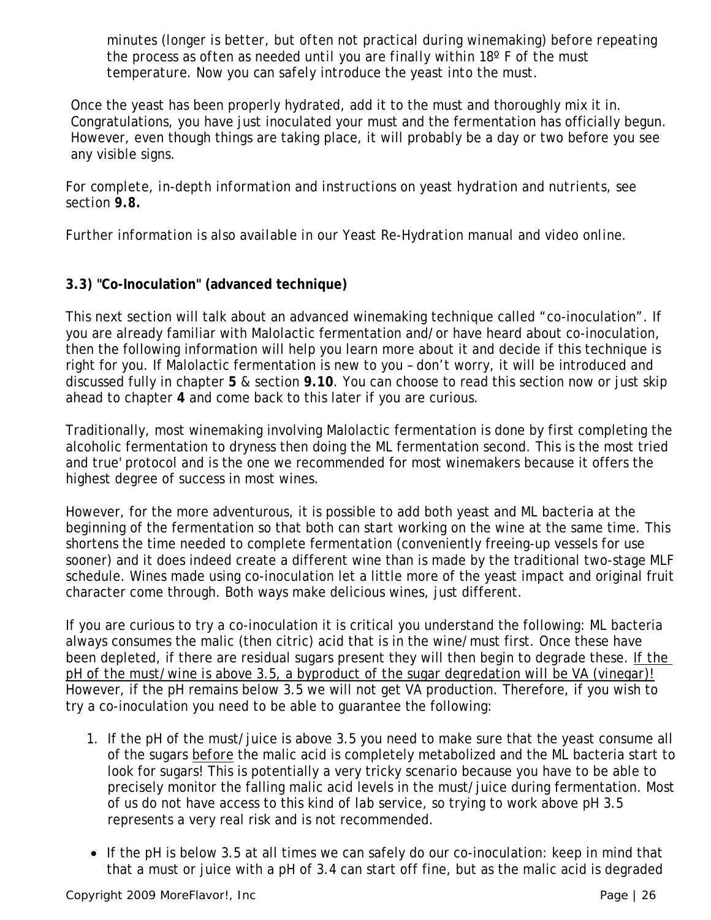minutes (longer is better, but often not practical during winemaking) before repeating the process as often as needed until you are finally within 18º F of the must temperature. Now you can safely introduce the yeast into the must.

Once the yeast has been properly hydrated, add it to the must and thoroughly mix it in. Congratulations, you have just inoculated your must and the fermentation has officially begun. However, even though things are taking place, it will probably be a day or two before you see any visible signs.

*For complete, in-depth information and instructions on yeast hydration and nutrients, see section* **9.8.**

*Further information is also available in our Yeast Re-Hydration manual and video online.*

### 3.3) "Co-Inoculation" (advanced technique)

This next section will talk about an advanced winemaking technique called "co-inoculation". If you are already familiar with Malolactic fermentation and/or have heard about co-inoculation, then the following information will help you learn more about it and decide if this technique is right for you. If Malolactic fermentation is new to you – don't worry, it will be introduced and discussed fully in chapter **5** & section **9.10**. You can choose to read this section now or just skip ahead to chapter **4** and come back to this later if you are curious.

Traditionally, most winemaking involving Malolactic fermentation is done by first completing the alcoholic fermentation to dryness then doing the ML fermentation second. This is the most tried and true' protocol and is the one we recommended for most winemakers because it offers the highest degree of success in most wines.

However, for the more adventurous, it is possible to add both yeast and ML bacteria at the beginning of the fermentation so that both can start working on the wine at the same time. This shortens the time needed to complete fermentation (conveniently freeing-up vessels for use sooner) and it does indeed create a different wine than is made by the traditional two-stage MLF schedule. Wines made using co-inoculation let a little more of the yeast impact and original fruit character come through. Both ways make delicious wines, just different.

If you are curious to try a co-inoculation it is critical you understand the following: ML bacteria always consumes the malic (then citric) acid that is in the wine/must first. Once these have been depleted, if there are residual sugars present they will then begin to degrade these. <u>If the pH of the must/wine is above 3.5, a byproduct of the sugar degredation will be VA (vinegar)!</u> However, if the pH remains below 3.5 we will not get VA production. Therefore, if you wish to try a co-inoculation you need to be able to guarantee the following:

1. If the pH of the must/juice is above 3.5 you need to make sure that the yeast consume all of the sugars <u>before</u> the malic acid is completely metabolized and the ML bacteria start to look for sugars! This is potentially a very tricky scenario because you have to be able to precisely monitor the falling malic acid levels in the must/juice during fermentation. Most of us do not have access to this kind of lab service, so trying to work above pH 3.5 represents a very real risk and is not recommended.

- If the pH is below 3.5 at all times we can safely do our co-inoculation: keep in mind that that a must or juice with a pH of 3.4 can start off fine, but as the malic acid is degraded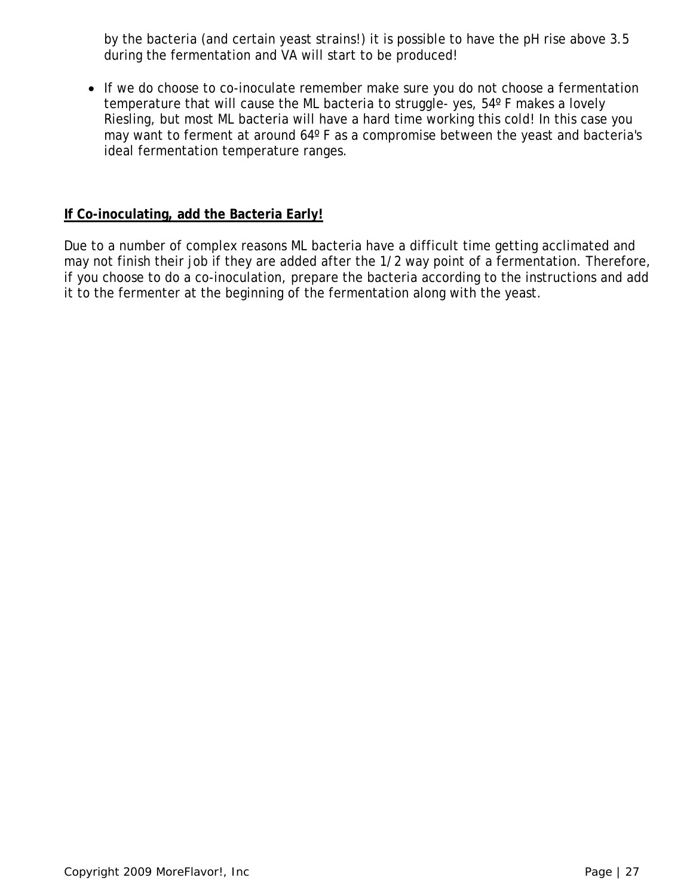by the bacteria (and certain yeast strains!) it is possible to have the pH rise above 3.5 during the fermentation and VA will start to be produced!

- If we do choose to co-inoculate remember make sure you do not choose a fermentation temperature that will cause the ML bacteria to struggle- yes, 54º F makes a lovely Riesling, but most ML bacteria will have a hard time working this cold! In this case you may want to ferment at around 64º F as a compromise between the yeast and bacteria's ideal fermentation temperature ranges.

**If Co-inoculating, add the Bacteria Early!**

Due to a number of complex reasons ML bacteria have a difficult time getting acclimated and may not finish their job if they are added after the 1/2 way point of a fermentation. Therefore, if you choose to do a co-inoculation, prepare the bacteria according to the instructions and add it to the fermenter at the beginning of the fermentation along with the yeast.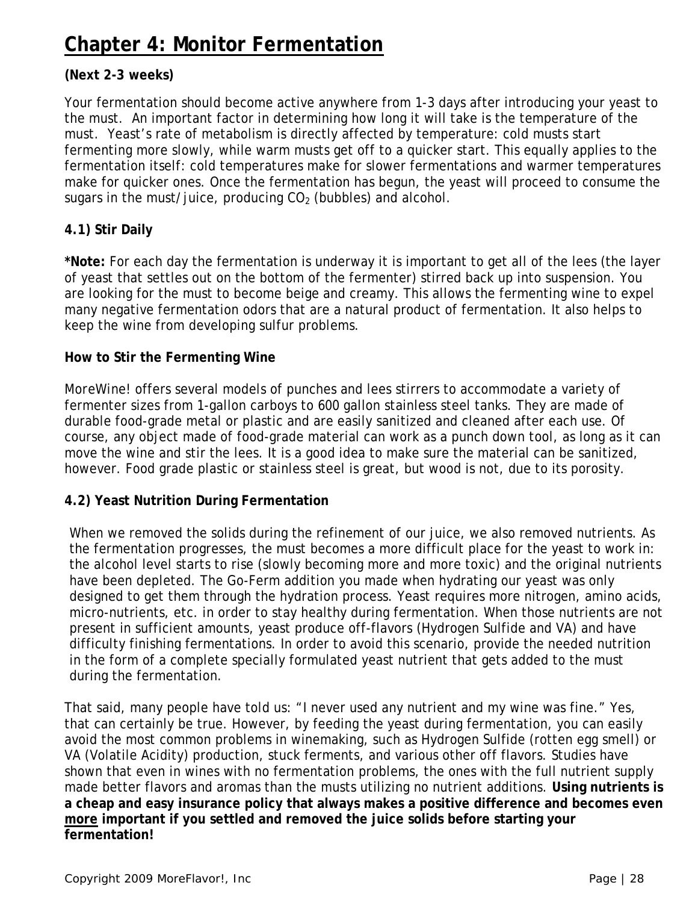# Chapter 4: Monitor Fermentation

**(Next 2-3 weeks)**

Your fermentation should become active anywhere from 1-3 days after introducing your yeast to the must. An important factor in determining how long it will take is the temperature of the must. Yeast's rate of metabolism is directly affected by temperature: cold musts start fermenting more slowly, while warm musts get off to a quicker start. This equally applies to the fermentation itself: cold temperatures make for slower fermentations and warmer temperatures make for quicker ones. Once the fermentation has begun, the yeast will proceed to consume the sugars in the must/juice, producing $CO_2$ (bubbles) and alcohol.

### 4.1) Stir Daily

***Note:** For each day the fermentation is underway it is important to get all of the lees (the layer of yeast that settles out on the bottom of the fermenter) stirred back up into suspension. You are looking for the must to become beige and creamy. This allows the fermenting wine to expel many negative fermentation odors that are a natural product of fermentation. It also helps to keep the wine from developing sulfur problems.

**How to Stir the Fermenting Wine**

MoreWine! offers several models of punches and lees stirrers to accommodate a variety of fermenter sizes from 1-gallon carboys to 600 gallon stainless steel tanks. They are made of durable food-grade metal or plastic and are easily sanitized and cleaned after each use. Of course, any object made of food-grade material can work as a punch down tool, as long as it can move the wine and stir the lees. It is a good idea to make sure the material can be sanitized, however. Food grade plastic or stainless steel is great, but wood is not, due to its porosity.

### 4.2) Yeast Nutrition During Fermentation

When we removed the solids during the refinement of our juice, we also removed nutrients. As the fermentation progresses, the must becomes a more difficult place for the yeast to work in: the alcohol level starts to rise (slowly becoming more and more toxic) and the original nutrients have been depleted. The Go-Ferm addition you made when hydrating our yeast was only designed to get them through the hydration process. Yeast requires more nitrogen, amino acids, micro-nutrients, etc. in order to stay healthy during fermentation. When those nutrients are not present in sufficient amounts, yeast produce off-flavors (Hydrogen Sulfide and VA) and have difficulty finishing fermentations. In order to avoid this scenario, provide the needed nutrition in the form of a complete specially formulated yeast nutrient that gets added to the must during the fermentation.

That said, many people have told us: "I never used any nutrient and my wine was fine." Yes, that can certainly be true. However, by feeding the yeast during fermentation, you can easily avoid the most common problems in winemaking, such as Hydrogen Sulfide (rotten egg smell) or VA (Volatile Acidity) production, stuck ferments, and various other off flavors. Studies have shown that even in wines with no fermentation problems, the ones with the full nutrient supply made better flavors and aromas than the musts utilizing no nutrient additions. **Using nutrients is a cheap and easy insurance policy that always makes a positive difference and becomes even <u>more</u> important if you settled and removed the juice solids before starting your fermentation!**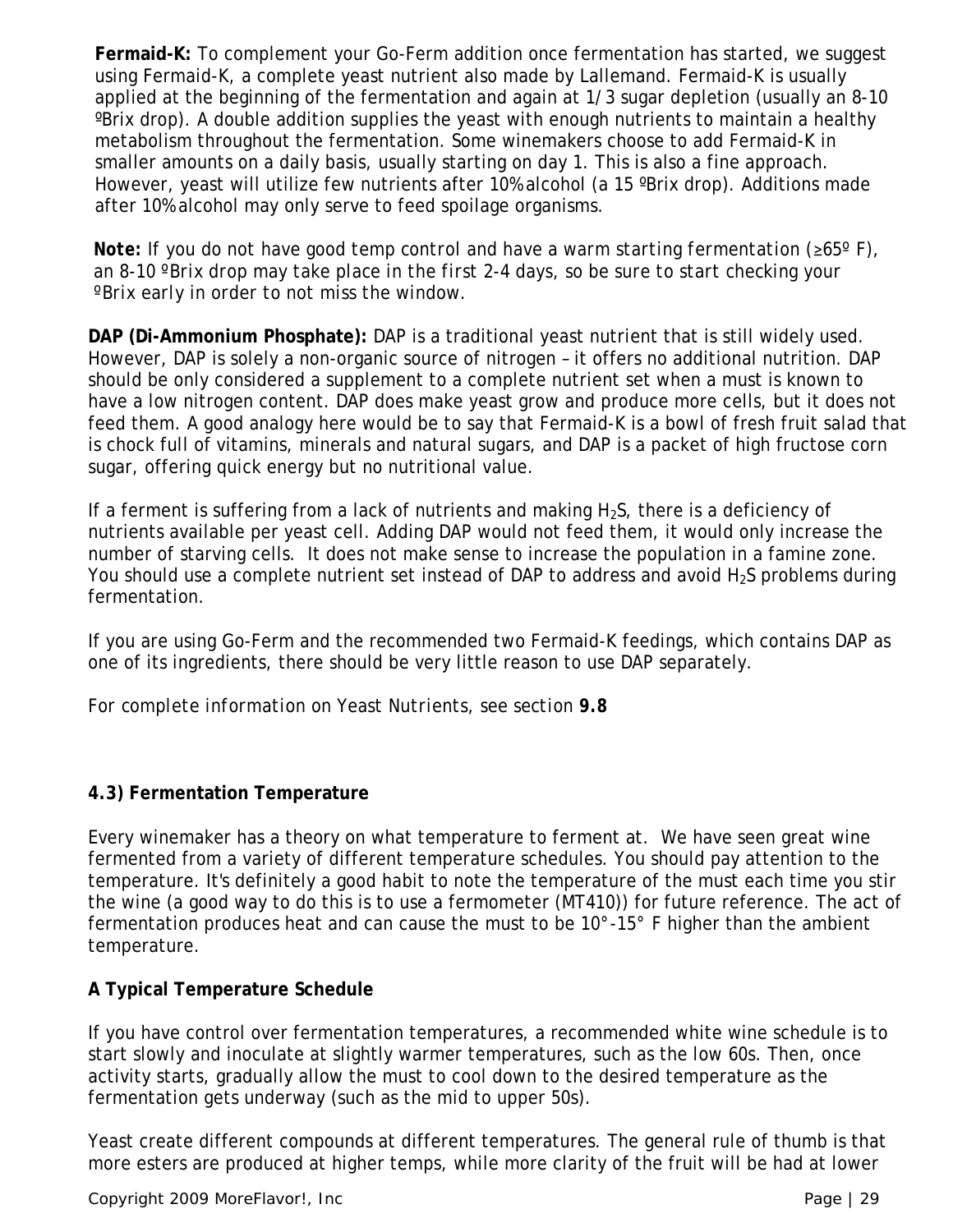**Fermaid-K:** To complement your Go-Ferm addition once fermentation has started, we suggest using Fermaid-K, a complete yeast nutrient also made by Lallemand. Fermaid-K is usually applied at the beginning of the fermentation and again at 1/3 sugar depletion (usually an 8-10 ºBrix drop). A double addition supplies the yeast with enough nutrients to maintain a healthy metabolism throughout the fermentation. Some winemakers choose to add Fermaid-K in smaller amounts on a daily basis, usually starting on day 1. This is also a fine approach. However, yeast will utilize few nutrients after 10% alcohol (a 15 ºBrix drop). Additions made after 10% alcohol may only serve to feed spoilage organisms.

***Note:*** *If you do not have good temp control and have a warm starting fermentation (≥65º F), an 8-10 ºBrix drop may take place in the first 2-4 days, so be sure to start checking your ºBrix early in order to not miss the window.*

**DAP (Di-Ammonium Phosphate):** DAP is a traditional yeast nutrient that is still widely used. However, DAP is solely a non-organic source of nitrogen – it offers no additional nutrition. DAP should be only considered a supplement to a complete nutrient set when a must is known to have a low nitrogen content. DAP does make yeast grow and produce more cells, but it does not feed them. A good analogy here would be to say that Fermaid-K is a bowl of fresh fruit salad that is chock full of vitamins, minerals and natural sugars, and DAP is a packet of high fructose corn sugar, offering quick energy but no nutritional value.

If a ferment is suffering from a lack of nutrients and making $H_2S$, there is a deficiency of nutrients available per yeast cell. Adding DAP would not feed them, it would only increase the number of starving cells. It does not make sense to increase the population in a famine zone. You should use a complete nutrient set instead of DAP to address and avoid $H_2S$ problems during fermentation.

If you are using Go-Ferm and the recommended two Fermaid-K feedings, which contains DAP as one of its ingredients, there should be very little reason to use DAP separately.

*For complete information on Yeast Nutrients, see section* ***9.8***

### 4.3) Fermentation Temperature

Every winemaker has a theory on what temperature to ferment at. We have seen great wine fermented from a variety of different temperature schedules. You should pay attention to the temperature. It's definitely a good habit to note the temperature of the must each time you stir the wine (a good way to do this is to use a fermometer (MT410)) for future reference. The act of fermentation produces heat and can cause the must to be 10°-15° F higher than the ambient temperature.

**A Typical Temperature Schedule**

If you have control over fermentation temperatures, a recommended white wine schedule is to start slowly and inoculate at slightly warmer temperatures, such as the low 60s. Then, once activity starts, gradually allow the must to cool down to the desired temperature as the fermentation gets underway (such as the mid to upper 50s).

Yeast create different compounds at different temperatures. The general rule of thumb is that more esters are produced at higher temps, while more clarity of the fruit will be had at lower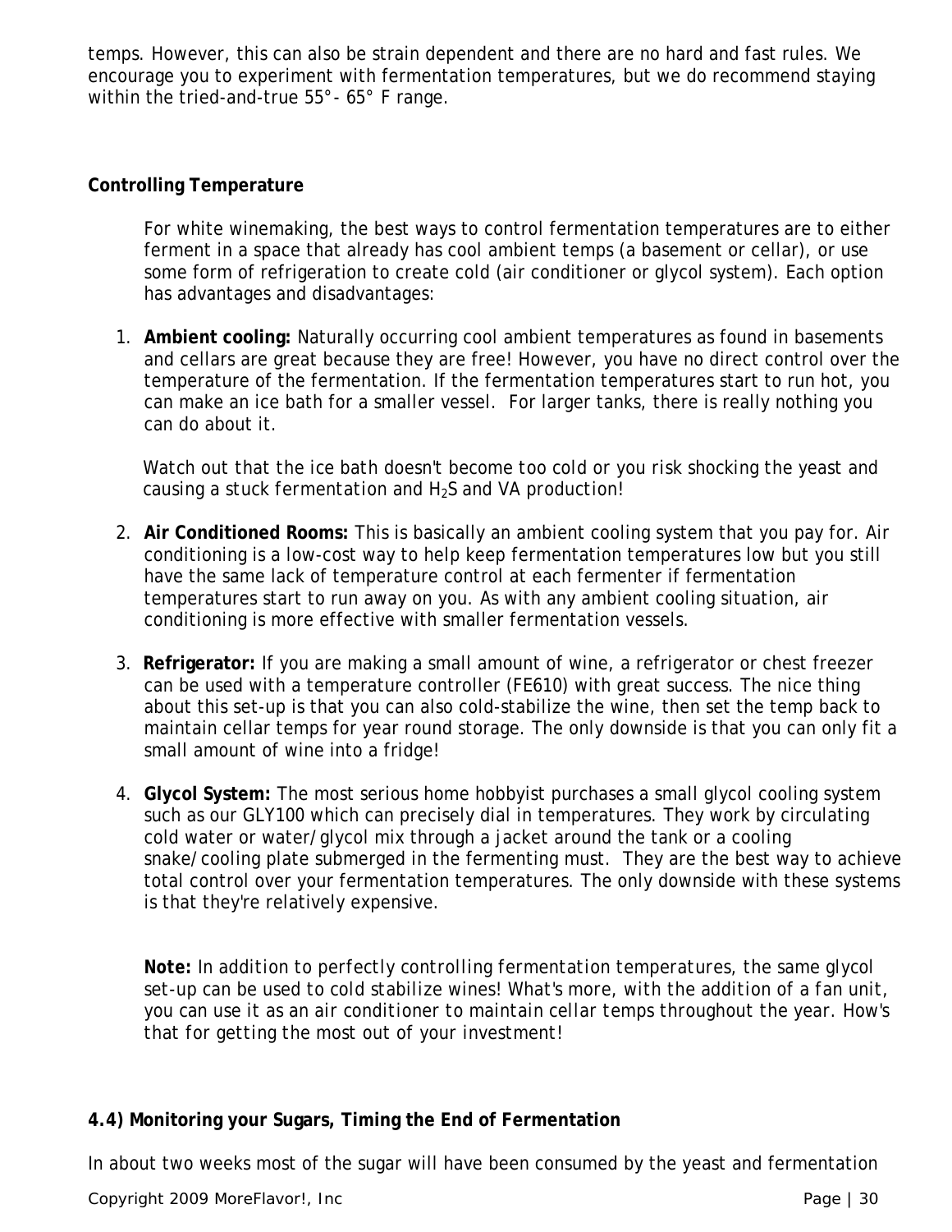temps. However, this can also be strain dependent and there are no hard and fast rules. We encourage you to experiment with fermentation temperatures, but we do recommend staying within the tried-and-true 55°- 65° F range.

**Controlling Temperature**

For white winemaking, the best ways to control fermentation temperatures are to either ferment in a space that already has cool ambient temps (a basement or cellar), or use some form of refrigeration to create cold (air conditioner or glycol system). Each option has advantages and disadvantages:

1. **Ambient cooling:** Naturally occurring cool ambient temperatures as found in basements and cellars are great because they are free! However, you have no direct control over the temperature of the fermentation. If the fermentation temperatures start to run hot, you can make an ice bath for a smaller vessel. For larger tanks, there is really nothing you can do about it.

   *Watch out that the ice bath doesn't become too cold or you risk shocking the yeast and causing a stuck fermentation and $H_2S$ and VA production!*

2. **Air Conditioned Rooms:** This is basically an ambient cooling system that you pay for. Air conditioning is a low-cost way to help keep fermentation temperatures low but you still have the same lack of temperature control at each fermenter if fermentation temperatures start to run away on you. As with any ambient cooling situation, air conditioning is more effective with smaller fermentation vessels.

3. **Refrigerator:** If you are making a small amount of wine, a refrigerator or chest freezer can be used with a temperature controller (FE610) with great success. The nice thing about this set-up is that you can also cold-stabilize the wine, then set the temp back to maintain cellar temps for year round storage. The only downside is that you can only fit a small amount of wine into a fridge!

4. **Glycol System:** The most serious home hobbyist purchases a small glycol cooling system such as our GLY100 which can precisely dial in temperatures. They work by circulating cold water or water/glycol mix through a jacket around the tank or a cooling snake/cooling plate submerged in the fermenting must. They are the best way to achieve total control over your fermentation temperatures. The only downside with these systems is that they're relatively expensive.

   **Note:** *In addition to perfectly controlling fermentation temperatures, the same glycol set-up can be used to cold stabilize wines! What's more, with the addition of a fan unit, you can use it as an air conditioner to maintain cellar temps throughout the year. How's that for getting the most out of your investment!*

**4.4) Monitoring your Sugars, Timing the End of Fermentation**

In about two weeks most of the sugar will have been consumed by the yeast and fermentation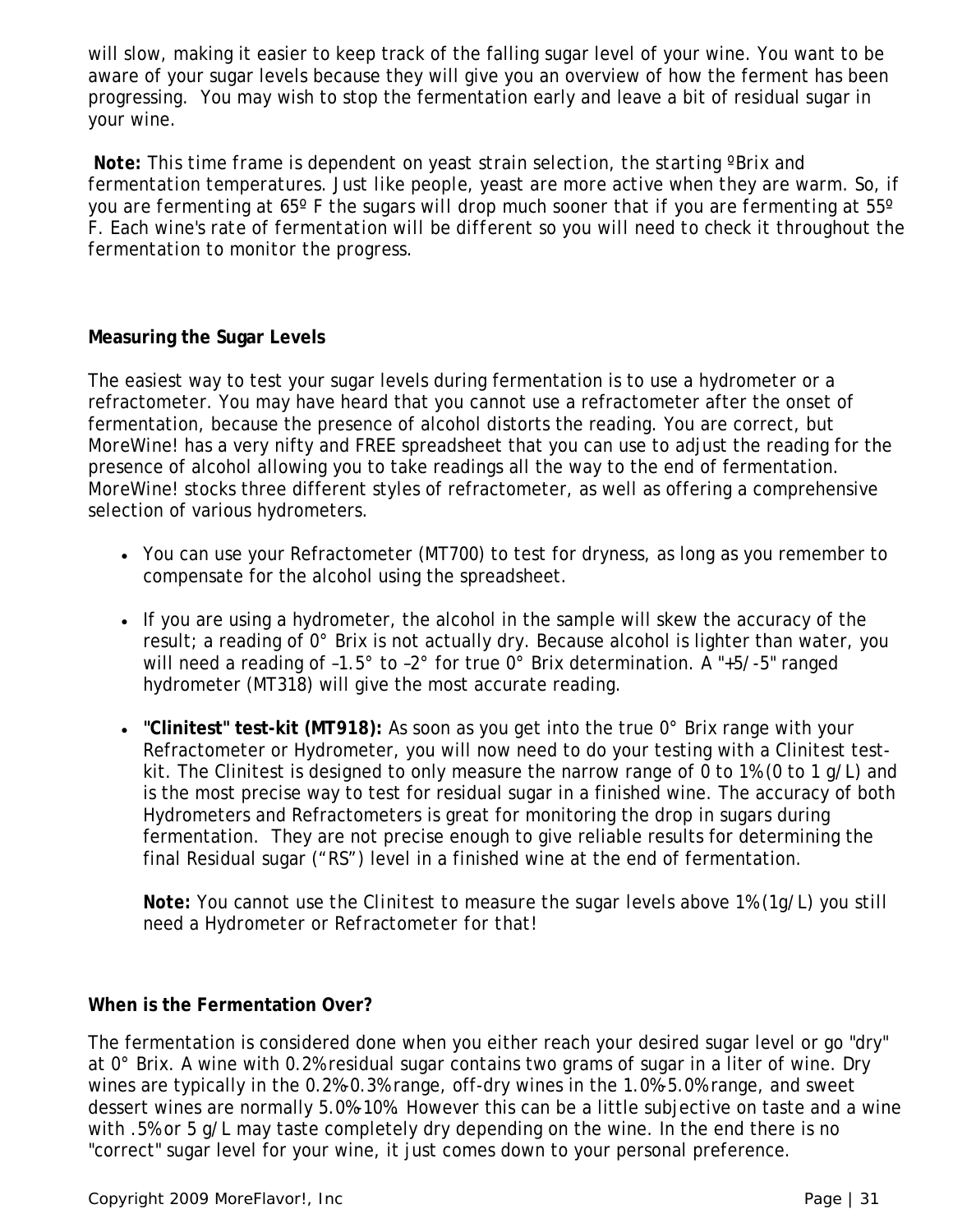will slow, making it easier to keep track of the falling sugar level of your wine. You want to be aware of your sugar levels because they will give you an overview of how the ferment has been progressing. You may wish to stop the fermentation early and leave a bit of residual sugar in your wine.

**Note:** *This time frame is dependent on yeast strain selection, the starting ºBrix and fermentation temperatures. Just like people, yeast are more active when they are warm. So, if you are fermenting at 65º F the sugars will drop much sooner that if you are fermenting at 55º F. Each wine's rate of fermentation will be different so you will need to check it throughout the fermentation to monitor the progress.*

**Measuring the Sugar Levels**

The easiest way to test your sugar levels during fermentation is to use a hydrometer or a refractometer. You may have heard that you cannot use a refractometer after the onset of fermentation, because the presence of alcohol distorts the reading. You are correct, but MoreWine! has a very nifty and FREE spreadsheet that you can use to adjust the reading for the presence of alcohol allowing you to take readings all the way to the end of fermentation. MoreWine! stocks three different styles of refractometer, as well as offering a comprehensive selection of various hydrometers.

- You can use your Refractometer (MT700) to test for dryness, as long as you remember to compensate for the alcohol using the spreadsheet.
- If you are using a hydrometer, the alcohol in the sample will skew the accuracy of the result; a reading of 0° Brix is not actually dry. Because alcohol is lighter than water, you will need a reading of –1.5° to –2° for true 0° Brix determination. A "+5/-5" ranged hydrometer (MT318) will give the most accurate reading.
- **"Clinitest" test-kit (MT918):** As soon as you get into the true 0° Brix range with your Refractometer or Hydrometer, you will now need to do your testing with a Clinitest test-kit. The Clinitest is designed to only measure the narrow range of 0 to 1% (0 to 1 g/L) and is the most precise way to test for residual sugar in a finished wine. The accuracy of both Hydrometers and Refractometers is great for monitoring the drop in sugars during fermentation. They are not precise enough to give reliable results for determining the final Residual sugar ("RS") level in a finished wine at the end of fermentation.

  **Note:** *You cannot use the Clinitest to measure the sugar levels above 1% (1g/L) you still need a Hydrometer or Refractometer for that!*

**When is the Fermentation Over?**

The fermentation is considered done when you either reach your desired sugar level or go "dry" at 0° Brix. A wine with 0.2% residual sugar contains two grams of sugar in a liter of wine. Dry wines are typically in the 0.2%-0.3% range, off-dry wines in the 1.0%-5.0% range, and sweet dessert wines are normally 5.0%-10%. However this can be a little subjective on taste and a wine with .5% or 5 g/L may taste completely dry depending on the wine. In the end there is no "correct" sugar level for your wine, it just comes down to your personal preference.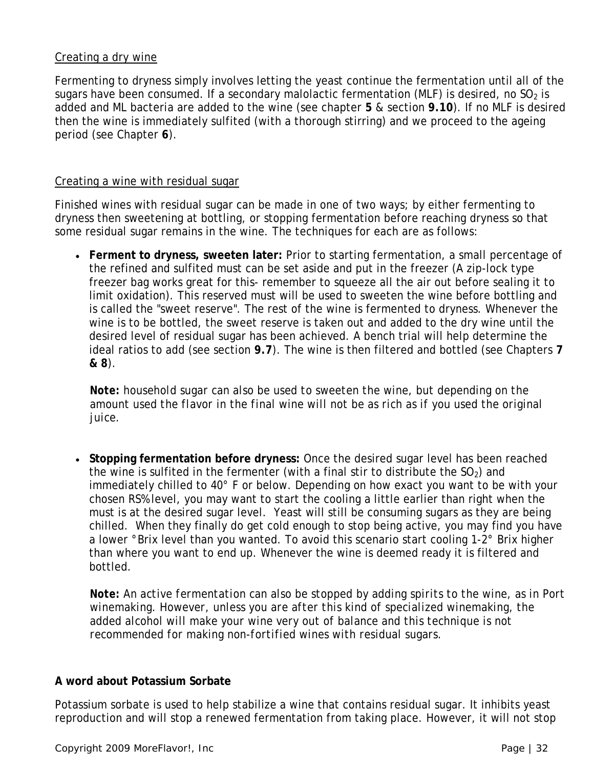Creating a dry wine

Fermenting to dryness simply involves letting the yeast continue the fermentation until all of the sugars have been consumed. If a secondary malolactic fermentation (MLF) is desired, no $SO_2$ is added and ML bacteria are added to the wine (see chapter **5** & section **9.10**). If no MLF is desired then the wine is immediately sulfited (with a thorough stirring) and we proceed to the ageing period (see Chapter **6**).

Creating a wine with residual sugar

Finished wines with residual sugar can be made in one of two ways; by either fermenting to dryness then sweetening at bottling, or stopping fermentation before reaching dryness so that some residual sugar remains in the wine. The techniques for each are as follows:

- **Ferment to dryness, sweeten later:** Prior to starting fermentation, a small percentage of the refined and sulfited must can be set aside and put in the freezer (A zip-lock type freezer bag works great for this- remember to squeeze all the air out before sealing it to limit oxidation). This reserved must will be used to sweeten the wine before bottling and is called the "sweet reserve". The rest of the wine is fermented to dryness. Whenever the wine is to be bottled, the sweet reserve is taken out and added to the dry wine until the desired level of residual sugar has been achieved. A bench trial will help determine the ideal ratios to add (see section **9.7**). The wine is then filtered and bottled (see Chapters **7 & 8**).

  **Note:** household sugar can also be used to sweeten the wine, but depending on the amount used the flavor in the final wine will not be as rich as if you used the original juice.

- **Stopping fermentation before dryness:** Once the desired sugar level has been reached the wine is sulfited in the fermenter (with a final stir to distribute the $SO_2$) and immediately chilled to 40° F or below. Depending on how exact you want to be with your chosen RS% level, you may want to start the cooling a little earlier than right when the must is at the desired sugar level. Yeast will still be consuming sugars as they are being chilled. When they finally do get cold enough to stop being active, you may find you have a lower °Brix level than you wanted. To avoid this scenario start cooling 1-2° Brix higher than where you want to end up. Whenever the wine is deemed ready it is filtered and bottled.

  **Note:** An active fermentation can also be stopped by adding spirits to the wine, as in Port winemaking. However, unless you are after this kind of specialized winemaking, the added alcohol will make your wine very out of balance and this technique is not recommended for making non-fortified wines with residual sugars.

**A word about Potassium Sorbate**

Potassium sorbate is used to help stabilize a wine that contains residual sugar. It inhibits yeast reproduction and will stop a renewed fermentation from taking place. However, it will not stop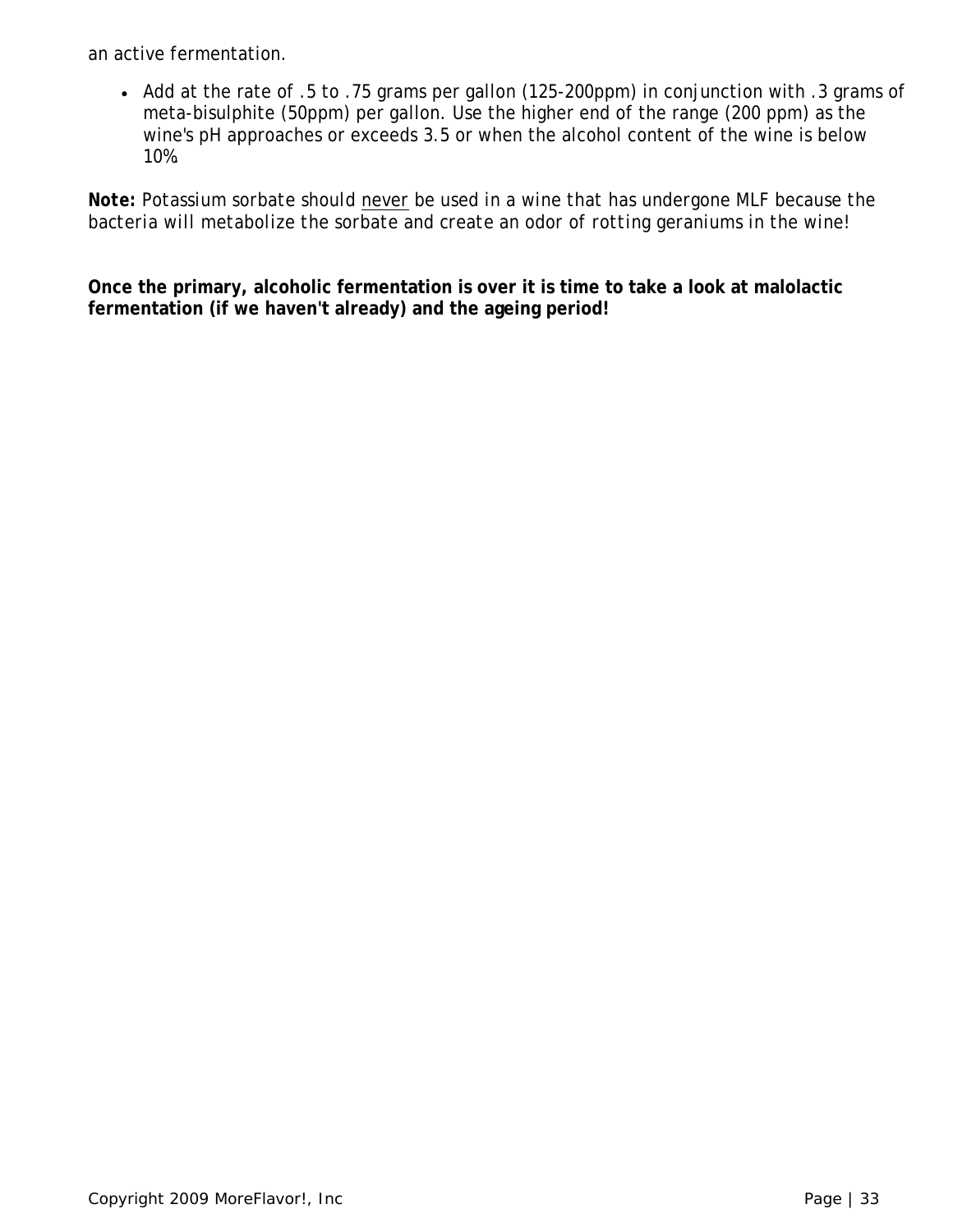an active fermentation.

- Add at the rate of .5 to .75 grams per gallon (125-200ppm) in conjunction with .3 grams of meta-bisulphite (50ppm) per gallon. Use the higher end of the range (200 ppm) as the wine's pH approaches or exceeds 3.5 or when the alcohol content of the wine is below 10%.

**Note:** Potassium sorbate should <u>never</u> be used in a wine that has undergone MLF because the bacteria will metabolize the sorbate and create an odor of rotting geraniums in the wine!

**Once the primary, alcoholic fermentation is over it is time to take a look at malolactic fermentation (if we haven't already) and the ageing period!**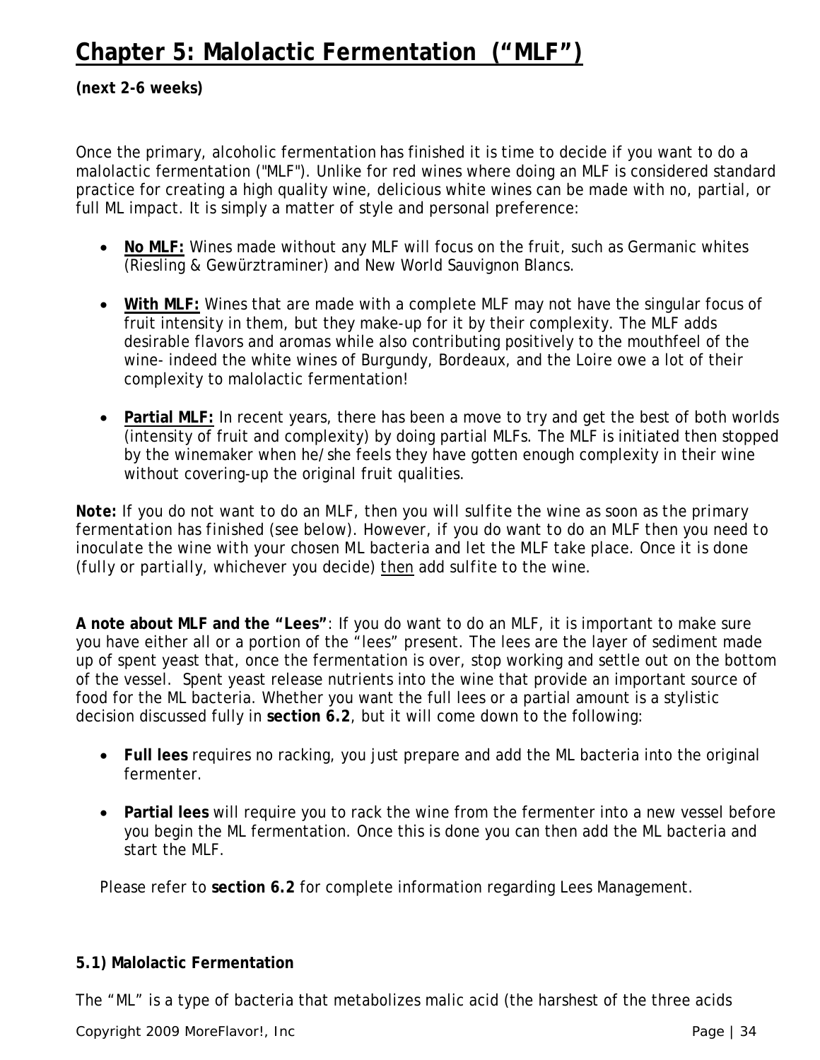# Chapter 5: Malolactic Fermentation (“MLF”)

**(next 2-6 weeks)**

Once the primary, alcoholic fermentation has finished it is time to decide if you want to do a malolactic fermentation ("MLF"). Unlike for red wines where doing an MLF is considered standard practice for creating a high quality wine, delicious white wines can be made with no, partial, or full ML impact. It is simply a matter of style and personal preference:

- **No MLF:** Wines made without any MLF will focus on the fruit, such as Germanic whites (Riesling & Gewürztraminer) and New World Sauvignon Blancs.

- **With MLF:** Wines that are made with a complete MLF may not have the singular focus of fruit intensity in them, but they make-up for it by their complexity. The MLF adds desirable flavors and aromas while also contributing positively to the mouthfeel of the wine- indeed the white wines of Burgundy, Bordeaux, and the Loire owe a lot of their complexity to malolactic fermentation!

- **Partial MLF:** In recent years, there has been a move to try and get the best of both worlds (intensity of fruit and complexity) by doing partial MLFs. The MLF is initiated then stopped by the winemaker when he/she feels they have gotten enough complexity in their wine without covering-up the original fruit qualities.

**Note:** If you do not want to do an MLF, then you will sulfite the wine as soon as the primary fermentation has finished (see below). However, if you do want to do an MLF then you need to inoculate the wine with your chosen ML bacteria and let the MLF take place. Once it is done (fully or partially, whichever you decide) then add sulfite to the wine.

**A note about MLF and the “Lees”**: If you do want to do an MLF, it is important to make sure you have either all or a portion of the “lees” present. The lees are the layer of sediment made up of spent yeast that, once the fermentation is over, stop working and settle out on the bottom of the vessel. Spent yeast release nutrients into the wine that provide an important source of food for the ML bacteria. Whether you want the full lees or a partial amount is a stylistic decision discussed fully in **section 6.2**, but it will come down to the following:

- **Full lees** requires no racking, you just prepare and add the ML bacteria into the original fermenter.

- **Partial lees** will require you to rack the wine from the fermenter into a new vessel before you begin the ML fermentation. Once this is done you can then add the ML bacteria and start the MLF.

Please refer to **section 6.2** for complete information regarding Lees Management.

### 5.1) Malolactic Fermentation

The “ML” is a type of bacteria that metabolizes malic acid (the harshest of the three acids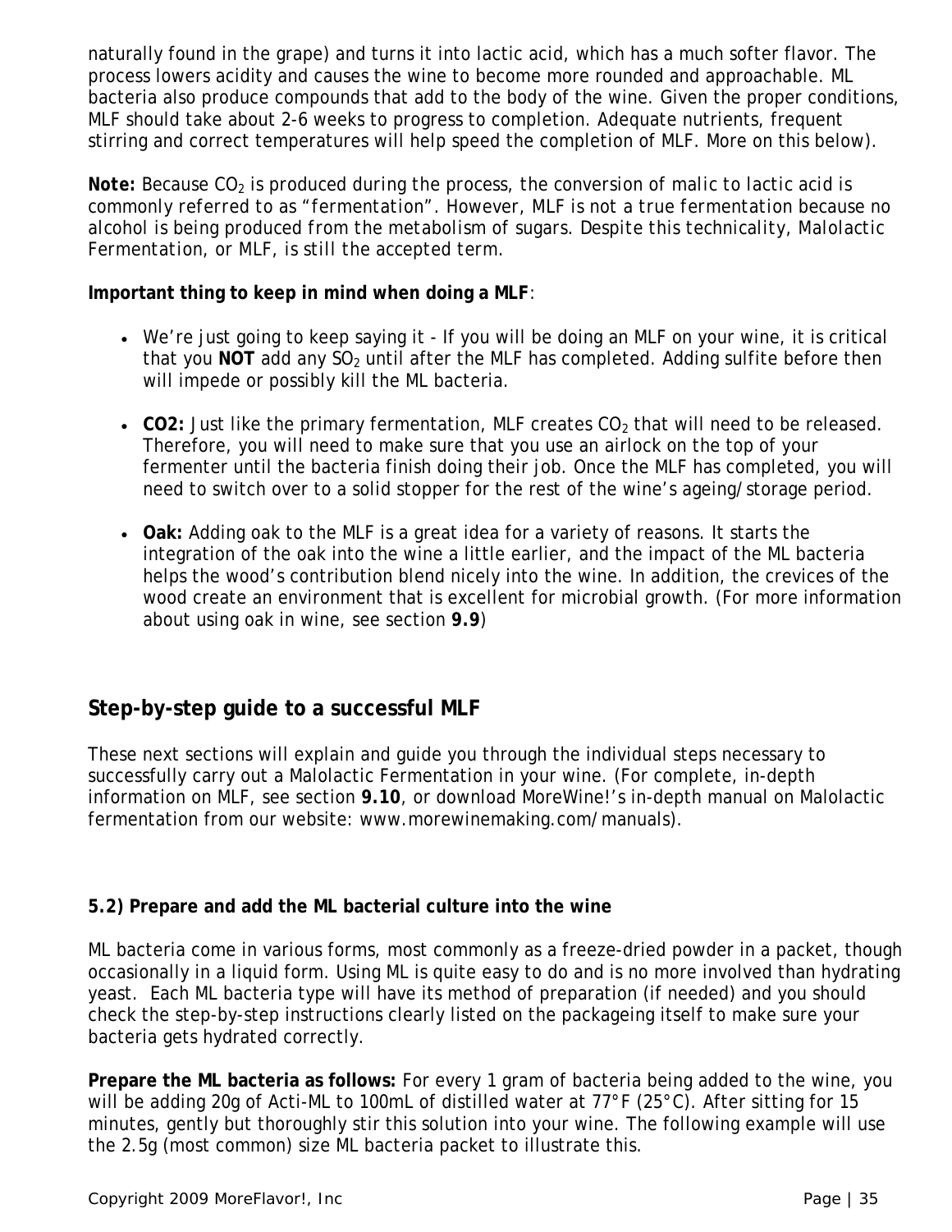naturally found in the grape) and turns it into lactic acid, which has a much softer flavor. The process lowers acidity and causes the wine to become more rounded and approachable. ML bacteria also produce compounds that add to the body of the wine. Given the proper conditions, MLF should take about 2-6 weeks to progress to completion. Adequate nutrients, frequent stirring and correct temperatures will help speed the completion of MLF. More on this below).

**Note:** Because $CO_2$ is produced during the process, the conversion of malic to lactic acid is commonly referred to as "fermentation". However, MLF is not a true fermentation because no alcohol is being produced from the metabolism of sugars. Despite this technicality, Malolactic Fermentation, or MLF, is still the accepted term.

**Important thing to keep in mind when doing a MLF**:

- We're just going to keep saying it - If you will be doing an MLF on your wine, it is critical that you **NOT** add any $SO_2$ until after the MLF has completed. Adding sulfite before then will impede or possibly kill the ML bacteria.

- **CO2:** Just like the primary fermentation, MLF creates $CO_2$ that will need to be released. Therefore, you will need to make sure that you use an airlock on the top of your fermenter until the bacteria finish doing their job. Once the MLF has completed, you will need to switch over to a solid stopper for the rest of the wine's ageing/storage period.

- **Oak:** Adding oak to the MLF is a great idea for a variety of reasons. It starts the integration of the oak into the wine a little earlier, and the impact of the ML bacteria helps the wood's contribution blend nicely into the wine. In addition, the crevices of the wood create an environment that is excellent for microbial growth. (For more information about using oak in wine, see section **9.9**)

## Step-by-step guide to a successful MLF

These next sections will explain and guide you through the individual steps necessary to successfully carry out a Malolactic Fermentation in your wine. (For complete, in-depth information on MLF, see section **9.10**, or download MoreWine!'s in-depth manual on Malolactic fermentation from our website: www.morewinemaking.com/manuals).

### 5.2) Prepare and add the ML bacterial culture into the wine

ML bacteria come in various forms, most commonly as a freeze-dried powder in a packet, though occasionally in a liquid form. Using ML is quite easy to do and is no more involved than hydrating yeast. Each ML bacteria type will have its method of preparation (if needed) and you should check the step-by-step instructions clearly listed on the packageing itself to make sure your bacteria gets hydrated correctly.

**Prepare the ML bacteria as follows:** For every 1 gram of bacteria being added to the wine, you will be adding 20g of Acti-ML to 100mL of distilled water at 77°F (25°C). After sitting for 15 minutes, gently but thoroughly stir this solution into your wine. The following example will use the 2.5g (most common) size ML bacteria packet to illustrate this.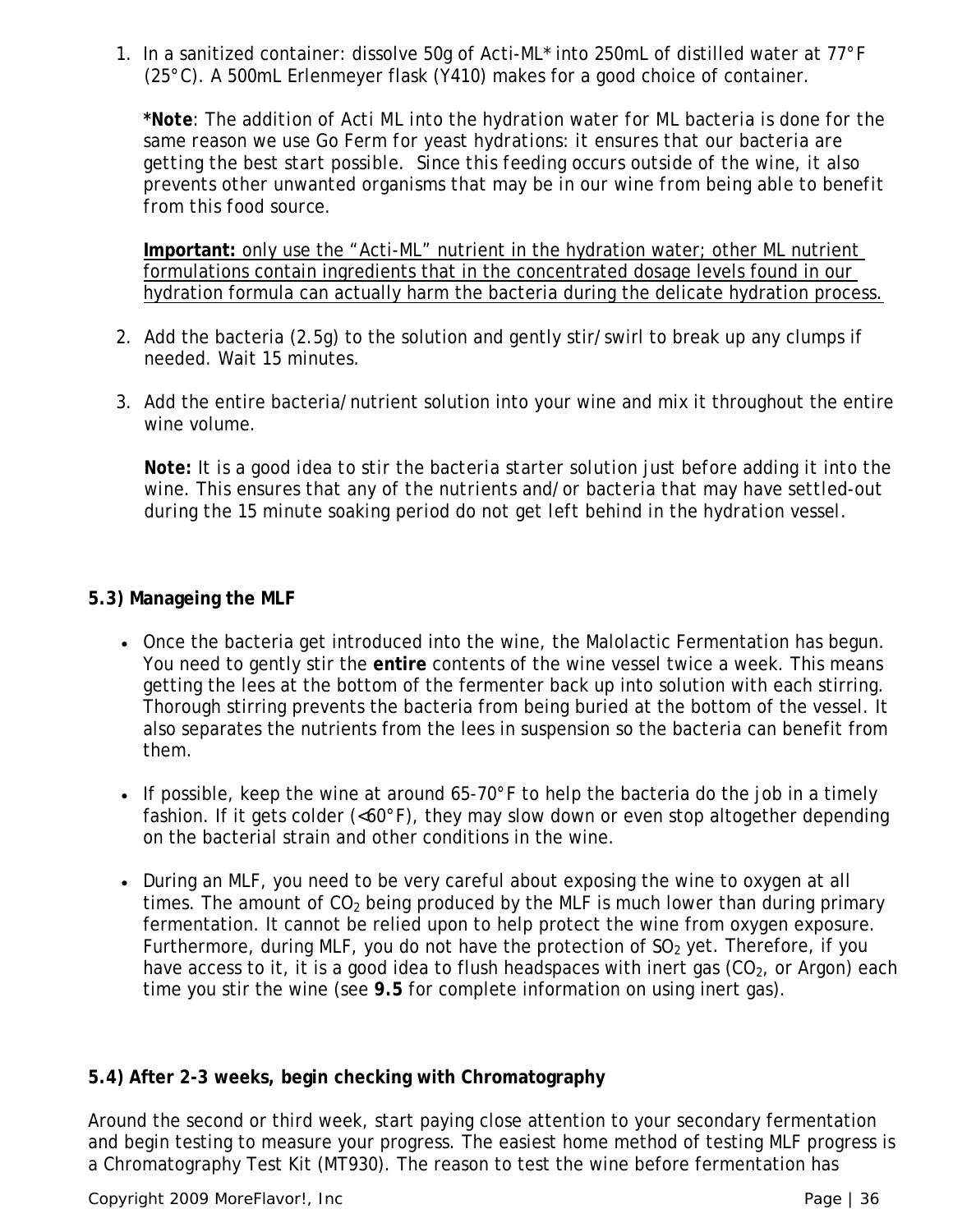1. In a sanitized container: dissolve 50g of Acti-ML* into 250mL of distilled water at 77°F (25°C). A 500mL Erlenmeyer flask (Y410) makes for a good choice of container.

   ***Note**: The addition of Acti ML into the hydration water for ML bacteria is done for the same reason we use Go Ferm for yeast hydrations: it ensures that our bacteria are getting the best start possible. Since this feeding occurs outside of the wine, it also prevents other unwanted organisms that may be in our wine from being able to benefit from this food source.*

   **Important:** <u>only use the “Acti-ML” nutrient in the hydration water; other ML nutrient formulations contain ingredients that in the concentrated dosage levels found in our hydration formula can actually harm the bacteria during the delicate hydration process.</u>

2. Add the bacteria (2.5g) to the solution and gently stir/swirl to break up any clumps if needed. Wait 15 minutes.

3. Add the entire bacteria/nutrient solution into your wine and mix it throughout the entire wine volume.

   **Note:** It is a good idea to stir the bacteria starter solution just before adding it into the wine. This ensures that any of the nutrients and/or bacteria that may have settled-out during the 15 minute soaking period do not get left behind in the hydration vessel.

### 5.3) Manageing the MLF

- Once the bacteria get introduced into the wine, the Malolactic Fermentation has begun. You need to gently stir the **entire** contents of the wine vessel twice a week. This means getting the lees at the bottom of the fermenter back up into solution with each stirring. Thorough stirring prevents the bacteria from being buried at the bottom of the vessel. It also separates the nutrients from the lees in suspension so the bacteria can benefit from them.

- If possible, keep the wine at around 65-70°F to help the bacteria do the job in a timely fashion. If it gets colder (<60°F), they may slow down or even stop altogether depending on the bacterial strain and other conditions in the wine.

- During an MLF, you need to be very careful about exposing the wine to oxygen at all times. The amount of $CO_2$ being produced by the MLF is much lower than during primary fermentation. It cannot be relied upon to help protect the wine from oxygen exposure. Furthermore, during MLF, you do not have the protection of $SO_2$ yet. Therefore, if you have access to it, it is a good idea to flush headspaces with inert gas ($CO_2$, or Argon) each time you stir the wine (see **9.5** for complete information on using inert gas).

### 5.4) After 2-3 weeks, begin checking with Chromatography

Around the second or third week, start paying close attention to your secondary fermentation and begin testing to measure your progress. The easiest home method of testing MLF progress is a Chromatography Test Kit (MT930). The reason to test the wine before fermentation has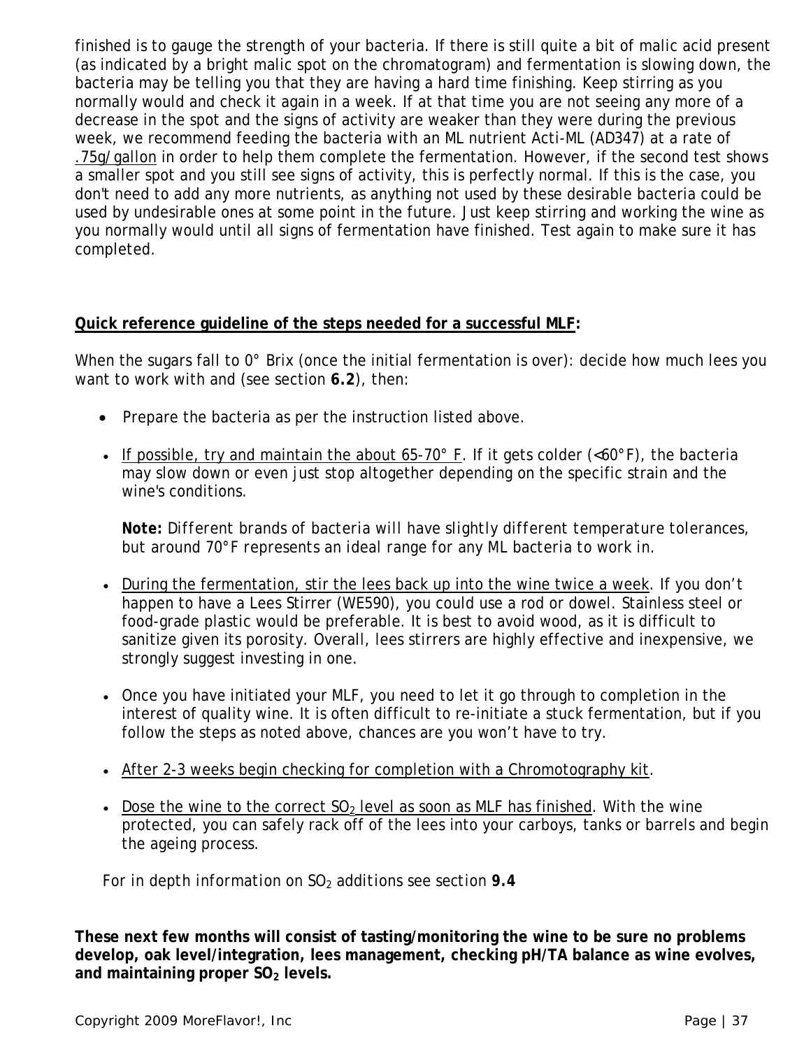finished is to gauge the strength of your bacteria. If there is still quite a bit of malic acid present (as indicated by a bright malic spot on the chromatogram) and fermentation is slowing down, the bacteria may be telling you that they are having a hard time finishing. Keep stirring as you normally would and check it again in a week. If at that time you are not seeing any more of a decrease in the spot and the signs of activity are weaker than they were during the previous week, we recommend feeding the bacteria with an ML nutrient Acti-ML (AD347) at a rate of <u>.75g/gallon</u> in order to help them complete the fermentation. However, if the second test shows a smaller spot and you still see signs of activity, this is perfectly normal. If this is the case, you don't need to add any more nutrients, as anything not used by these desirable bacteria could be used by undesirable ones at some point in the future. Just keep stirring and working the wine as you normally would until all signs of fermentation have finished. Test again to make sure it has completed.

**<u>Quick reference guideline of the steps needed for a successful MLF</u>:**

When the sugars fall to 0° Brix (once the initial fermentation is over): decide how much lees you want to work with and (see section **6.2**), then:

- Prepare the bacteria as per the instruction listed above.
- <u>If possible, try and maintain the about 65-70° F</u>. If it gets colder (<60°F), the bacteria may slow down or even just stop altogether depending on the specific strain and the wine's conditions.

  **Note:** *Different brands of bacteria will have slightly different temperature tolerances, but around 70°F represents an ideal range for any ML bacteria to work in.*

- <u>During the fermentation, stir the lees back up into the wine twice a week</u>. If you don't happen to have a Lees Stirrer (WE590), you could use a rod or dowel. Stainless steel or food-grade plastic would be preferable. It is best to avoid wood, as it is difficult to sanitize given its porosity. Overall, lees stirrers are highly effective and inexpensive, we strongly suggest investing in one.
- Once you have initiated your MLF, you need to let it go through to completion in the interest of quality wine. It is often difficult to re-initiate a stuck fermentation, but if you follow the steps as noted above, chances are you won't have to try.
- <u>After 2-3 weeks begin checking for completion with a Chromotography kit</u>.
- <u>Dose the wine to the correct $SO_2$ level as soon as MLF has finished</u>. With the wine protected, you can safely rack off of the lees into your carboys, tanks or barrels and begin the ageing process.

*For in depth information on $SO_2$ additions see section* **9.4**

**These next few months will consist of tasting/monitoring the wine to be sure no problems develop, oak level/integration, lees management, checking pH/TA balance as wine evolves, and maintaining proper $SO_2$ levels.**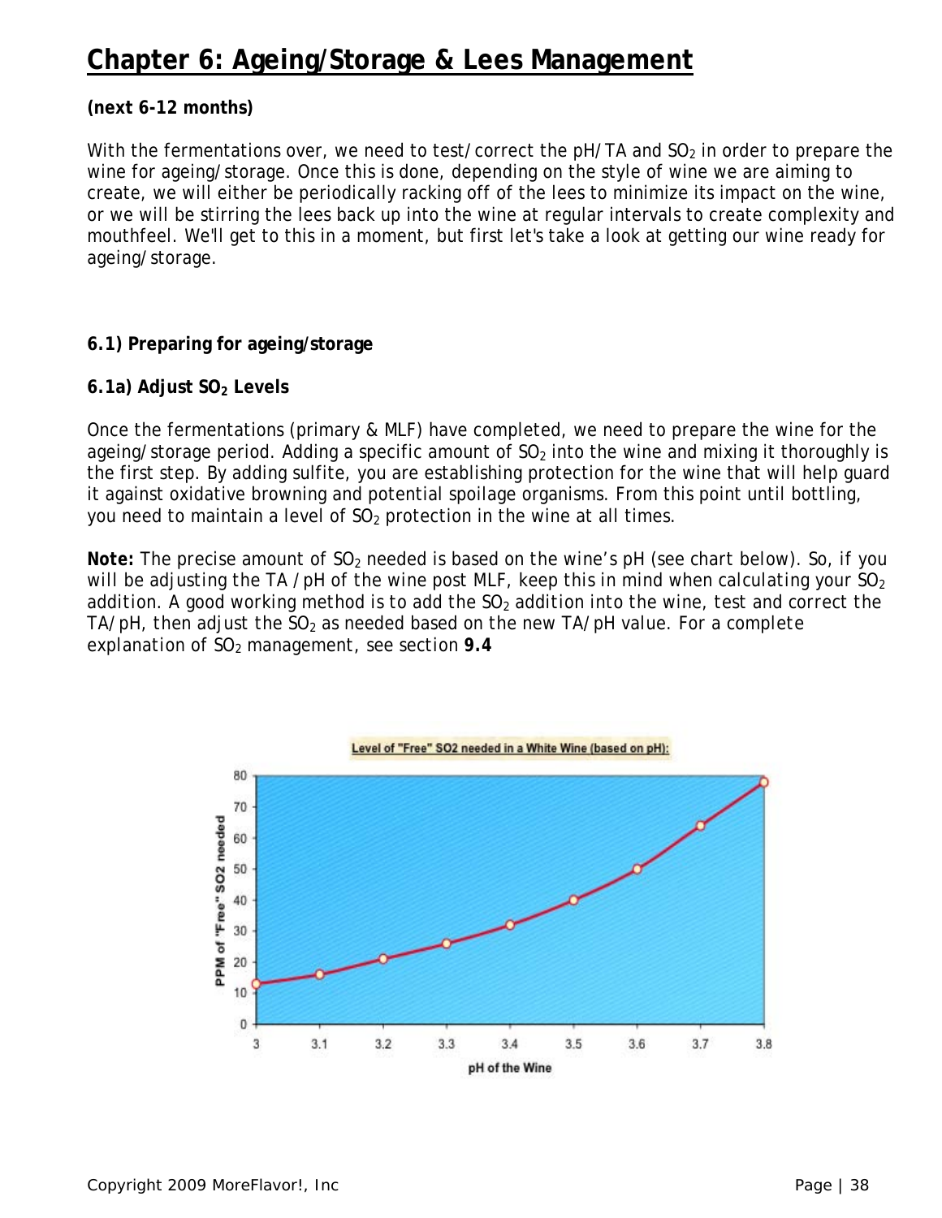# Chapter 6: Ageing/Storage & Lees Management

**(next 6-12 months)**

With the fermentations over, we need to test/correct the pH/TA and $SO_2$ in order to prepare the wine for ageing/storage. Once this is done, depending on the style of wine we are aiming to create, we will either be periodically racking off of the lees to minimize its impact on the wine, or we will be stirring the lees back up into the wine at regular intervals to create complexity and mouthfeel. We'll get to this in a moment, but first let's take a look at getting our wine ready for ageing/storage.

### 6.1) Preparing for ageing/storage

#### 6.1a) Adjust $SO_2$ Levels

Once the fermentations (primary & MLF) have completed, we need to prepare the wine for the ageing/storage period. Adding a specific amount of $SO_2$ into the wine and mixing it thoroughly is the first step. By adding sulfite, you are establishing protection for the wine that will help guard it against oxidative browning and potential spoilage organisms. From this point until bottling, you need to maintain a level of $SO_2$ protection in the wine at all times.

**Note:** *The precise amount of $SO_2$ needed is based on the wine's pH (see chart below). So, if you will be adjusting the TA /pH of the wine post MLF, keep this in mind when calculating your $SO_2$ addition. A good working method is to add the $SO_2$ addition into the wine, test and correct the TA/pH, then adjust the $SO_2$ as needed based on the new TA/pH value. For a complete explanation of $SO_2$ management, see section* **9.4**

Level of "Free" SO2 needed in a White Wine (based on pH):

| pH of the Wine | PPM of "Free" SO2 needed |
|---|---|
| 3 | 13 |
| 3.1 | 16 |
| 3.2 | 21 |
| 3.3 | 26 |
| 3.4 | 32 |
| 3.5 | 40 |
| 3.6 | 50 |
| 3.7 | 64 |
| 3.8 | 78 |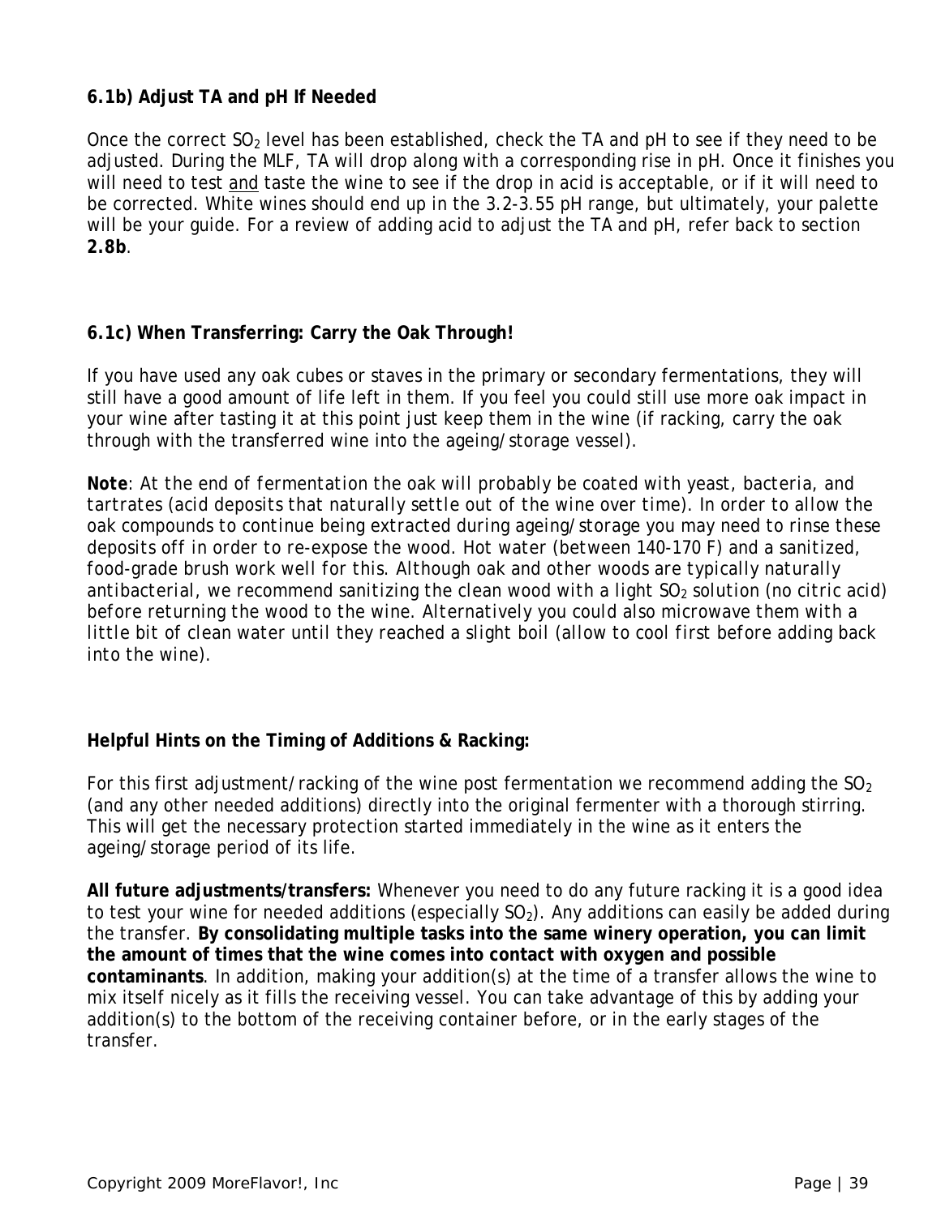### 6.1b) Adjust TA and pH If Needed

Once the correct $SO_2$ level has been established, check the TA and pH to see if they need to be adjusted. During the MLF, TA will drop along with a corresponding rise in pH. Once it finishes you will need to test <u>and</u> taste the wine to see if the drop in acid is acceptable, or if it will need to be corrected. White wines should end up in the 3.2-3.55 pH range, but ultimately, your palette will be your guide. For a review of adding acid to adjust the TA and pH, refer back to section **2.8b**.

### 6.1c) When Transferring: Carry the Oak Through!

If you have used any oak cubes or staves in the primary or secondary fermentations, they will still have a good amount of life left in them. If you feel you could still use more oak impact in your wine after tasting it at this point just keep them in the wine (if racking, carry the oak through with the transferred wine into the ageing/storage vessel).

**Note**: At the end of fermentation the oak will probably be coated with yeast, bacteria, and tartrates (acid deposits that naturally settle out of the wine over time). In order to allow the oak compounds to continue being extracted during ageing/storage you may need to rinse these deposits off in order to re-expose the wood. Hot water (between 140-170 F) and a sanitized, food-grade brush work well for this. Although oak and other woods are typically naturally antibacterial, we recommend sanitizing the clean wood with a light $SO_2$ solution (no citric acid) before returning the wood to the wine. Alternatively you could also microwave them with a little bit of clean water until they reached a slight boil (allow to cool first before adding back into the wine).

### Helpful Hints on the Timing of Additions & Racking:

For this first adjustment/racking of the wine post fermentation we recommend adding the $SO_2$ (and any other needed additions) directly into the original fermenter with a thorough stirring. This will get the necessary protection started immediately in the wine as it enters the ageing/storage period of its life.

**All future adjustments/transfers:** Whenever you need to do any future racking it is a good idea to test your wine for needed additions (especially $SO_2$). Any additions can easily be added during the transfer. **By consolidating multiple tasks into the same winery operation, you can limit the amount of times that the wine comes into contact with oxygen and possible contaminants**. In addition, making your addition(s) at the time of a transfer allows the wine to mix itself nicely as it fills the receiving vessel. You can take advantage of this by adding your addition(s) to the bottom of the receiving container before, or in the early stages of the transfer.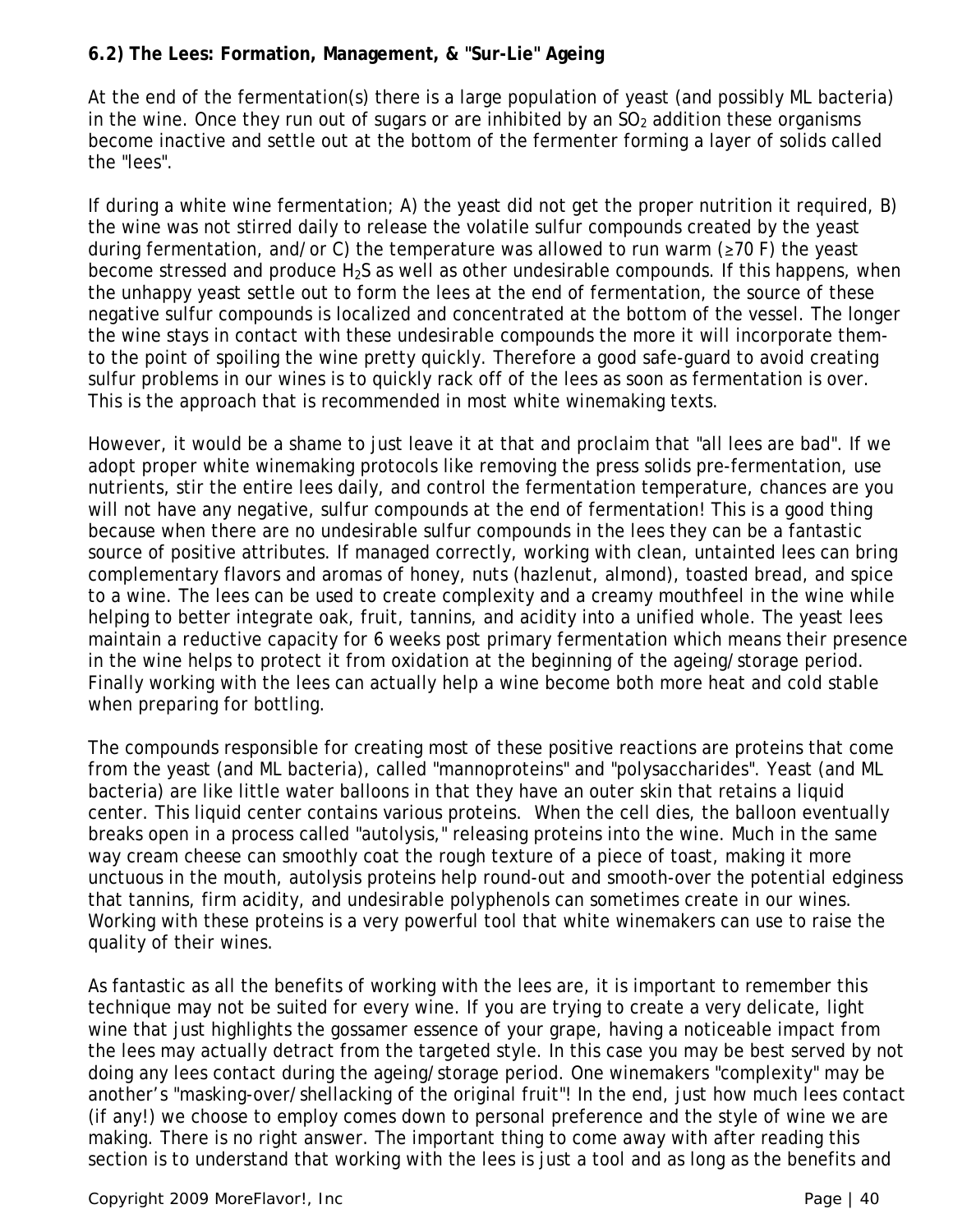### 6.2) The Lees: Formation, Management, & "Sur-Lie" Ageing

At the end of the fermentation(s) there is a large population of yeast (and possibly ML bacteria) in the wine. Once they run out of sugars or are inhibited by an $SO_2$ addition these organisms become inactive and settle out at the bottom of the fermenter forming a layer of solids called the "lees".

If during a white wine fermentation; A) the yeast did not get the proper nutrition it required, B) the wine was not stirred daily to release the volatile sulfur compounds created by the yeast during fermentation, and/or C) the temperature was allowed to run warm (≥70 F) the yeast become stressed and produce $H_2S$ as well as other undesirable compounds. If this happens, when the unhappy yeast settle out to form the lees at the end of fermentation, the source of these negative sulfur compounds is localized and concentrated at the bottom of the vessel. The longer the wine stays in contact with these undesirable compounds the more it will incorporate them- to the point of spoiling the wine pretty quickly. Therefore a good safe-guard to avoid creating sulfur problems in our wines is to quickly rack off of the lees as soon as fermentation is over. This is the approach that is recommended in most white winemaking texts.

However, it would be a shame to just leave it at that and proclaim that "all lees are bad". If we adopt proper white winemaking protocols like removing the press solids pre-fermentation, use nutrients, stir the entire lees daily, and control the fermentation temperature, chances are you will not have any negative, sulfur compounds at the end of fermentation! This is a good thing because when there are no undesirable sulfur compounds in the lees they can be a fantastic source of positive attributes. If managed correctly, working with clean, untainted lees can bring complementary flavors and aromas of honey, nuts (hazlenut, almond), toasted bread, and spice to a wine. The lees can be used to create complexity and a creamy mouthfeel in the wine while helping to better integrate oak, fruit, tannins, and acidity into a unified whole. The yeast lees maintain a reductive capacity for 6 weeks post primary fermentation which means their presence in the wine helps to protect it from oxidation at the beginning of the ageing/storage period. Finally working with the lees can actually help a wine become both more heat and cold stable when preparing for bottling.

The compounds responsible for creating most of these positive reactions are proteins that come from the yeast (and ML bacteria), called "mannoproteins" and "polysaccharides". Yeast (and ML bacteria) are like little water balloons in that they have an outer skin that retains a liquid center. This liquid center contains various proteins. When the cell dies, the balloon eventually breaks open in a process called "autolysis," releasing proteins into the wine. Much in the same way cream cheese can smoothly coat the rough texture of a piece of toast, making it more unctuous in the mouth, autolysis proteins help round-out and smooth-over the potential edginess that tannins, firm acidity, and undesirable polyphenols can sometimes create in our wines. Working with these proteins is a very powerful tool that white winemakers can use to raise the quality of their wines.

As fantastic as all the benefits of working with the lees are, it is important to remember this technique may not be suited for every wine. If you are trying to create a very delicate, light wine that just highlights the gossamer essence of your grape, having a noticeable impact from the lees may actually detract from the targeted style. In this case you may be best served by not doing any lees contact during the ageing/storage period. One winemakers "complexity" may be another's "masking-over/shellacking of the original fruit"! In the end, just how much lees contact (if any!) we choose to employ comes down to personal preference and the style of wine we are making. There is no right answer. The important thing to come away with after reading this section is to understand that working with the lees is just a tool and as long as the benefits and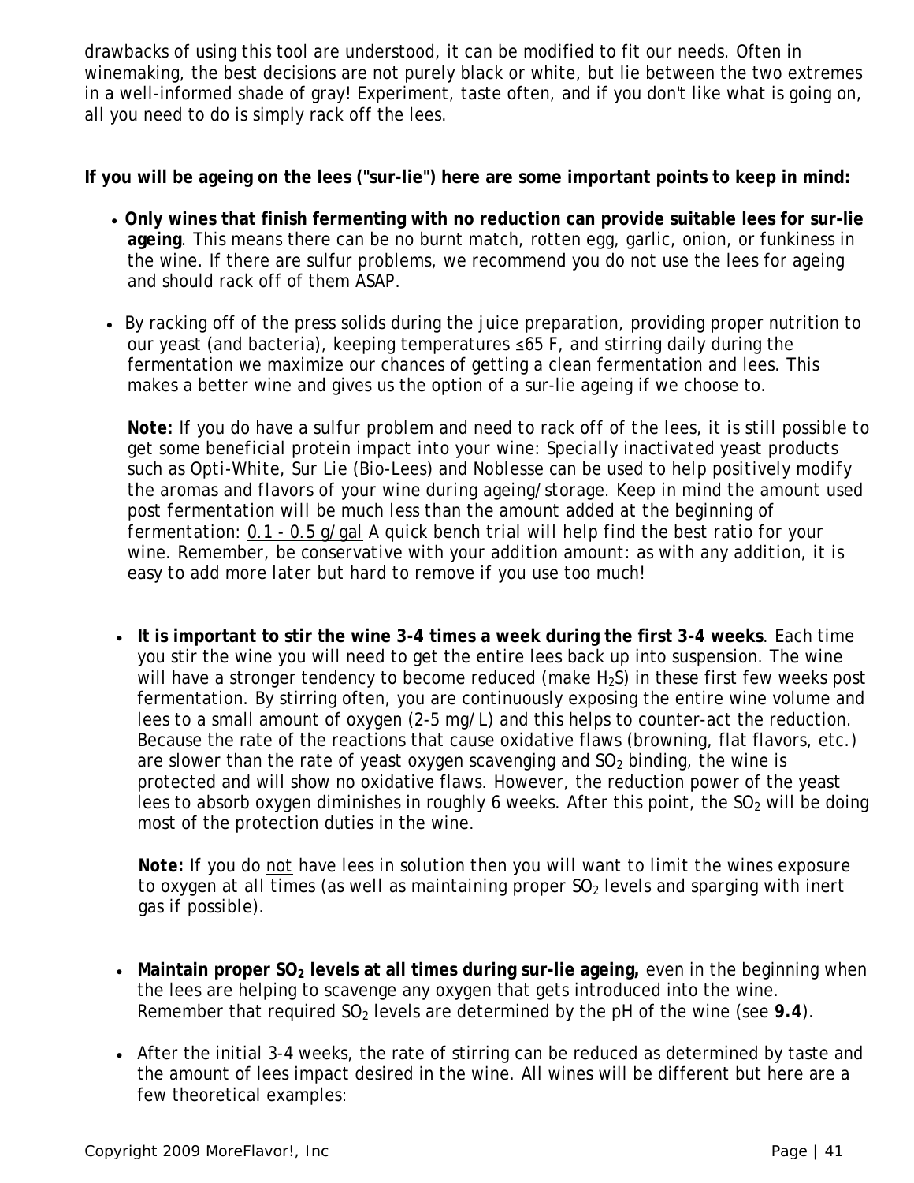drawbacks of using this tool are understood, it can be modified to fit our needs. Often in winemaking, the best decisions are not purely black or white, but lie between the two extremes in a well-informed shade of gray! Experiment, taste often, and if you don't like what is going on, all you need to do is simply rack off the lees.

**If you will be ageing on the lees ("sur-lie") here are some important points to keep in mind:**

- **Only wines that finish fermenting with no reduction can provide suitable lees for sur-lie ageing**. This means there can be no burnt match, rotten egg, garlic, onion, or funkiness in the wine. If there are sulfur problems, we recommend you do not use the lees for ageing and should rack off of them ASAP.

- By racking off of the press solids during the juice preparation, providing proper nutrition to our yeast (and bacteria), keeping temperatures ≤65 F, and stirring daily during the fermentation we maximize our chances of getting a clean fermentation and lees. This makes a better wine and gives us the option of a sur-lie ageing if we choose to.

  **Note:** If you do have a sulfur problem and need to rack off of the lees, it is still possible to get some beneficial protein impact into your wine: Specially inactivated yeast products such as Opti-White, Sur Lie (Bio-Lees) and Noblesse can be used to help positively modify the aromas and flavors of your wine during ageing/storage. Keep in mind the amount used post fermentation will be much less than the amount added at the beginning of fermentation: <u>0.1 - 0.5 g/gal</u> A quick bench trial will help find the best ratio for your wine. Remember, be conservative with your addition amount: as with any addition, it is easy to add more later but hard to remove if you use too much!

- **It is important to stir the wine 3-4 times a week during the first 3-4 weeks**. Each time you stir the wine you will need to get the entire lees back up into suspension. The wine will have a stronger tendency to become reduced (make $H_2S$) in these first few weeks post fermentation. By stirring often, you are continuously exposing the entire wine volume and lees to a small amount of oxygen (2-5 mg/L) and this helps to counter-act the reduction. Because the rate of the reactions that cause oxidative flaws (browning, flat flavors, etc.) are slower than the rate of yeast oxygen scavenging and $SO_2$ binding, the wine is protected and will show no oxidative flaws. However, the reduction power of the yeast lees to absorb oxygen diminishes in roughly 6 weeks. After this point, the $SO_2$ will be doing most of the protection duties in the wine.

  **Note:** If you do <u>not</u> have lees in solution then you will want to limit the wines exposure to oxygen at all times (as well as maintaining proper $SO_2$ levels and sparging with inert gas if possible).

- **Maintain proper $SO_2$ levels at all times during sur-lie ageing,** even in the beginning when the lees are helping to scavenge any oxygen that gets introduced into the wine. Remember that required $SO_2$ levels are determined by the pH of the wine (see **9.4**).

- After the initial 3-4 weeks, the rate of stirring can be reduced as determined by taste and the amount of lees impact desired in the wine. All wines will be different but here are a few theoretical examples: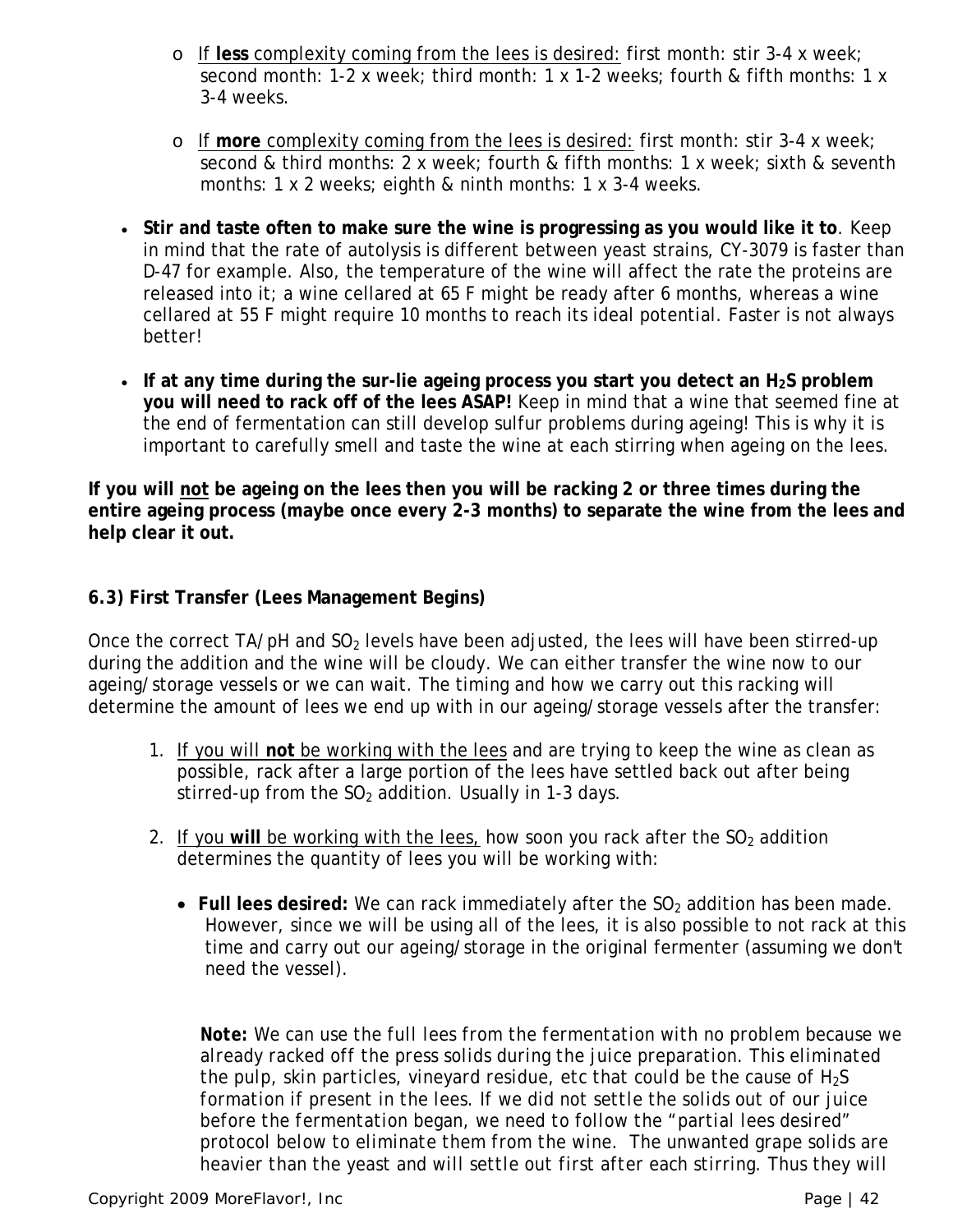- If **less** complexity coming from the lees is desired: first month: stir 3-4 x week; second month: 1-2 x week; third month: 1 x 1-2 weeks; fourth & fifth months: 1 x 3-4 weeks.

- If **more** complexity coming from the lees is desired: first month: stir 3-4 x week; second & third months: 2 x week; fourth & fifth months: 1 x week; sixth & seventh months: 1 x 2 weeks; eighth & ninth months: 1 x 3-4 weeks.

- **Stir and taste often to make sure the wine is progressing as you would like it to**. Keep in mind that the rate of autolysis is different between yeast strains, CY-3079 is faster than D-47 for example. Also, the temperature of the wine will affect the rate the proteins are released into it; a wine cellared at 65 F might be ready after 6 months, whereas a wine cellared at 55 F might require 10 months to reach its ideal potential. Faster is not always better!

- **If at any time during the sur-lie ageing process you start you detect an $H_2S$ problem you will need to rack off of the lees ASAP!** Keep in mind that a wine that seemed fine at the end of fermentation can still develop sulfur problems during ageing! This is why it is important to carefully smell and taste the wine at each stirring when ageing on the lees.

**If you will not be ageing on the lees then you will be racking 2 or three times during the entire ageing process (maybe once every 2-3 months) to separate the wine from the lees and help clear it out.**

### 6.3) First Transfer (Lees Management Begins)

Once the correct TA/pH and $SO_2$ levels have been adjusted, the lees will have been stirred-up during the addition and the wine will be cloudy. We can either transfer the wine now to our ageing/storage vessels or we can wait. The timing and how we carry out this racking will determine the amount of lees we end up with in our ageing/storage vessels after the transfer:

1. If you will **not** be working with the lees and are trying to keep the wine as clean as possible, rack after a large portion of the lees have settled back out after being stirred-up from the $SO_2$ addition. Usually in 1-3 days.

2. If you **will** be working with the lees, how soon you rack after the $SO_2$ addition determines the quantity of lees you will be working with:

   - **Full lees desired:** We can rack immediately after the $SO_2$ addition has been made. However, since we will be using all of the lees, it is also possible to not rack at this time and carry out our ageing/storage in the original fermenter (assuming we don't need the vessel).

     ***Note:*** *We can use the full lees from the fermentation with no problem because we already racked off the press solids during the juice preparation. This eliminated the pulp, skin particles, vineyard residue, etc that could be the cause of $H_2S$ formation if present in the lees. If we did not settle the solids out of our juice before the fermentation began, we need to follow the "partial lees desired" protocol below to eliminate them from the wine. The unwanted grape solids are heavier than the yeast and will settle out first after each stirring. Thus they will*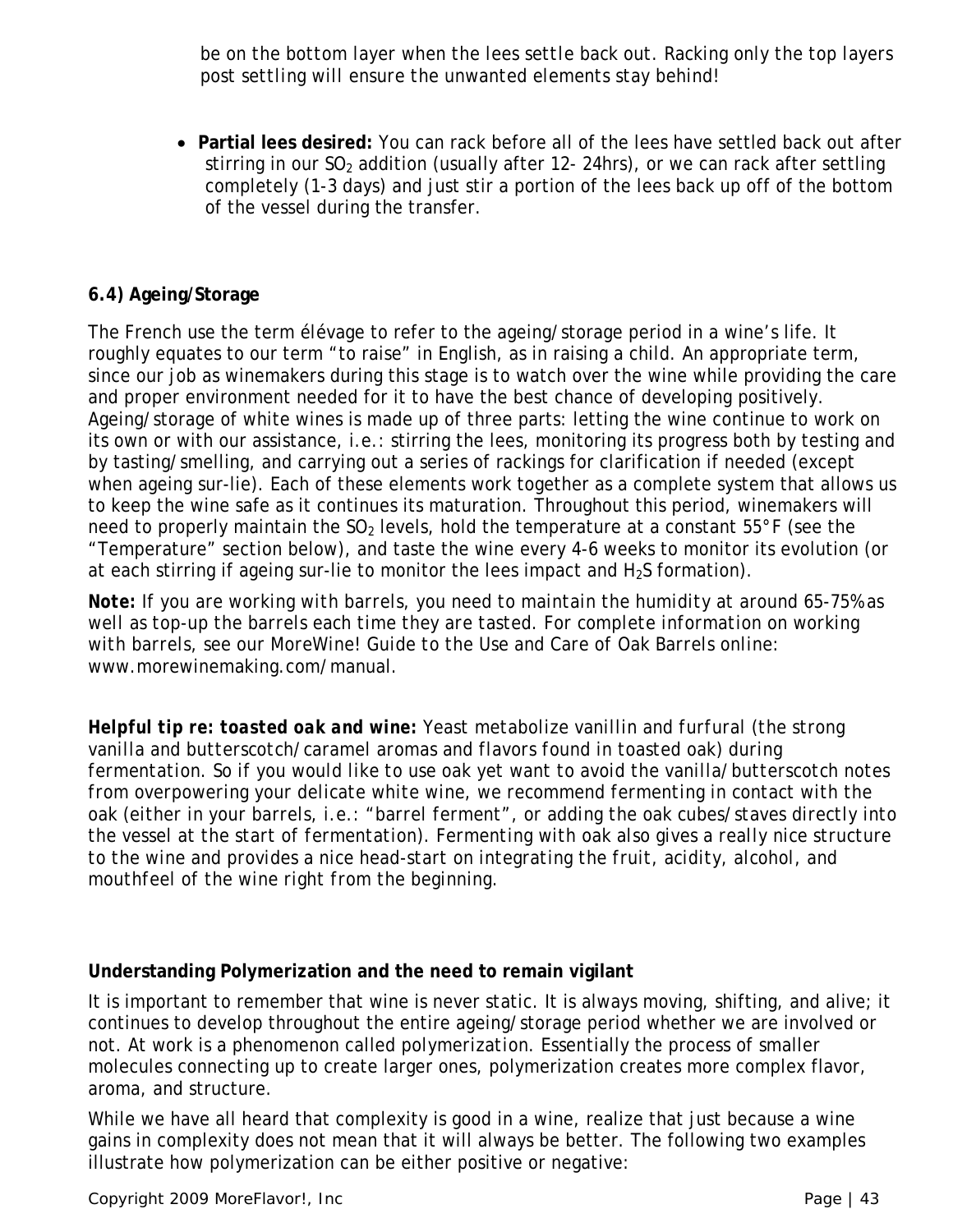be on the bottom layer when the lees settle back out. Racking only the top layers post settling will ensure the unwanted elements stay behind!

- **Partial lees desired:** You can rack before all of the lees have settled back out after stirring in our $SO_2$ addition (usually after 12- 24hrs), or we can rack after settling completely (1-3 days) and just stir a portion of the lees back up off of the bottom of the vessel during the transfer.

### 6.4) Ageing/Storage

The French use the term élévage to refer to the ageing/storage period in a wine's life. It roughly equates to our term "to raise" in English, as in raising a child. An appropriate term, since our job as winemakers during this stage is to watch over the wine while providing the care and proper environment needed for it to have the best chance of developing positively. Ageing/storage of white wines is made up of three parts: letting the wine continue to work on its own or with our assistance, i.e.: stirring the lees, monitoring its progress both by testing and by tasting/smelling, and carrying out a series of rackings for clarification if needed (except when ageing sur-lie). Each of these elements work together as a complete system that allows us to keep the wine safe as it continues its maturation. Throughout this period, winemakers will need to properly maintain the $SO_2$ levels, hold the temperature at a constant 55°F (see the "Temperature" section below), and taste the wine every 4-6 weeks to monitor its evolution (or at each stirring if ageing sur-lie to monitor the lees impact and $H_2S$ formation).

***Note:*** *If you are working with barrels, you need to maintain the humidity at around 65-75% as well as top-up the barrels each time they are tasted. For complete information on working with barrels, see our MoreWine! Guide to the Use and Care of Oak Barrels online: www.morewinemaking.com/manual.*

***Helpful tip re: toasted oak and wine:*** *Yeast metabolize vanillin and furfural (the strong vanilla and butterscotch/caramel aromas and flavors found in toasted oak) during fermentation. So if you would like to use oak yet want to avoid the vanilla/butterscotch notes from overpowering your delicate white wine, we recommend fermenting in contact with the oak (either in your barrels, i.e.: "barrel ferment", or adding the oak cubes/staves directly into the vessel at the start of fermentation). Fermenting with oak also gives a really nice structure to the wine and provides a nice head-start on integrating the fruit, acidity, alcohol, and mouthfeel of the wine right from the beginning.*

#### Understanding Polymerization and the need to remain vigilant

It is important to remember that wine is never static. It is always moving, shifting, and alive; it continues to develop throughout the entire ageing/storage period whether we are involved or not. At work is a phenomenon called polymerization. Essentially the process of smaller molecules connecting up to create larger ones, polymerization creates more complex flavor, aroma, and structure.

While we have all heard that complexity is good in a wine, realize that just because a wine gains in complexity does not mean that it will always be better. The following two examples illustrate how polymerization can be either positive or negative: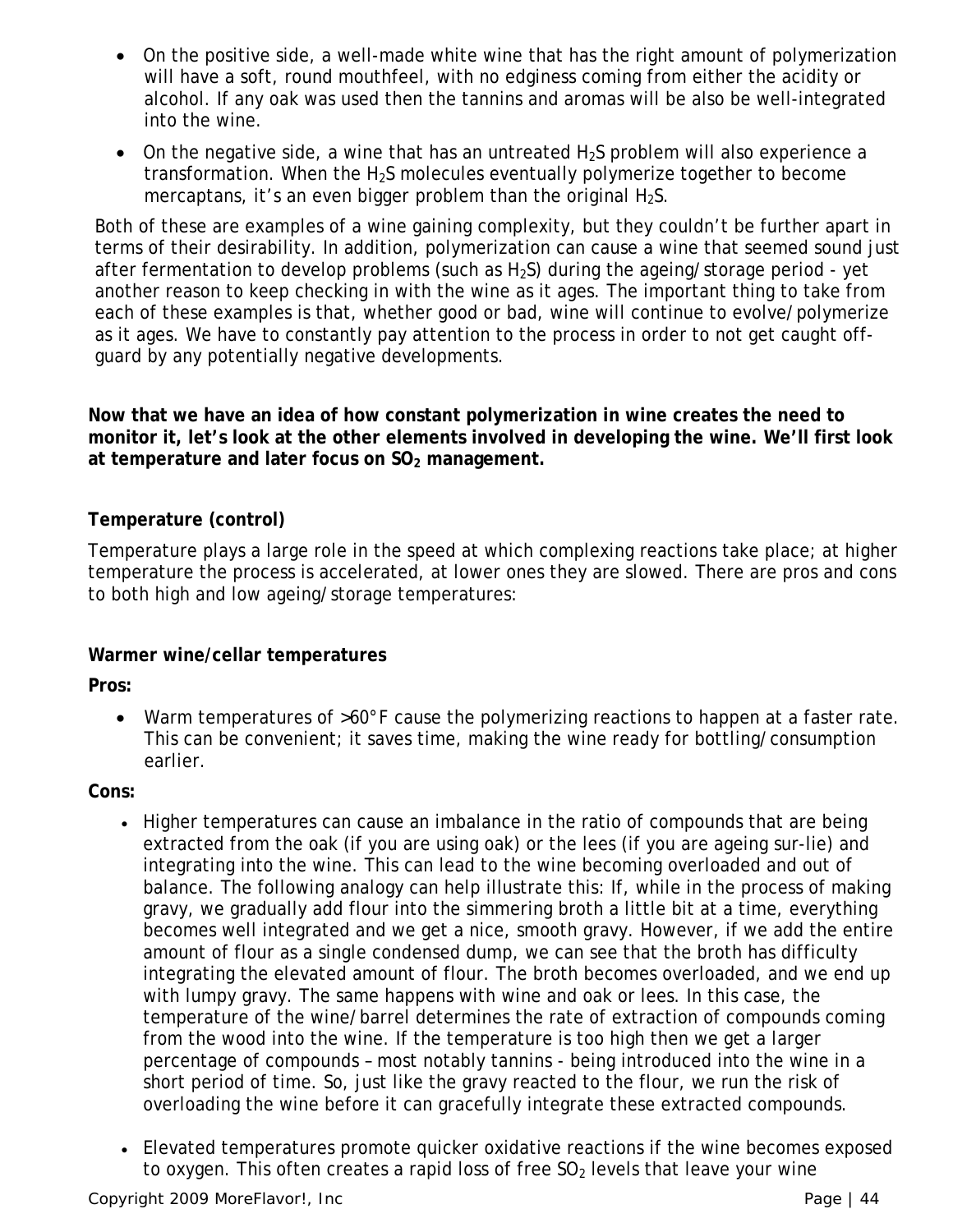- On the positive side, a well-made white wine that has the right amount of polymerization will have a soft, round mouthfeel, with no edginess coming from either the acidity or alcohol. If any oak was used then the tannins and aromas will be also be well-integrated into the wine.
- On the negative side, a wine that has an untreated $H_2S$ problem will also experience a transformation. When the $H_2S$ molecules eventually polymerize together to become mercaptans, it's an even bigger problem than the original $H_2S$.

Both of these are examples of a wine gaining complexity, but they couldn't be further apart in terms of their desirability. In addition, polymerization can cause a wine that seemed sound just after fermentation to develop problems (such as $H_2S$) during the ageing/storage period - yet another reason to keep checking in with the wine as it ages. The important thing to take from each of these examples is that, whether good or bad, wine will continue to evolve/polymerize as it ages. We have to constantly pay attention to the process in order to not get caught off-guard by any potentially negative developments.

**Now that we have an idea of how constant polymerization in wine creates the need to monitor it, let's look at the other elements involved in developing the wine. We'll first look at temperature and later focus on $SO_2$ management.**

### Temperature (control)

Temperature plays a large role in the speed at which complexing reactions take place; at higher temperature the process is accelerated, at lower ones they are slowed. There are pros and cons to both high and low ageing/storage temperatures:

#### Warmer wine/cellar temperatures

**Pros:**

- Warm temperatures of >60°F cause the polymerizing reactions to happen at a faster rate. This can be convenient; it saves time, making the wine ready for bottling/consumption earlier.

**Cons:**

- Higher temperatures can cause an imbalance in the ratio of compounds that are being extracted from the oak (if you are using oak) or the lees (if you are ageing sur-lie) and integrating into the wine. This can lead to the wine becoming overloaded and out of balance. The following analogy can help illustrate this: If, while in the process of making gravy, we gradually add flour into the simmering broth a little bit at a time, everything becomes well integrated and we get a nice, smooth gravy. However, if we add the entire amount of flour as a single condensed dump, we can see that the broth has difficulty integrating the elevated amount of flour. The broth becomes overloaded, and we end up with lumpy gravy. The same happens with wine and oak or lees. In this case, the temperature of the wine/barrel determines the rate of extraction of compounds coming from the wood into the wine. If the temperature is too high then we get a larger percentage of compounds – most notably tannins - being introduced into the wine in a short period of time. So, just like the gravy reacted to the flour, we run the risk of overloading the wine before it can gracefully integrate these extracted compounds.
- Elevated temperatures promote quicker oxidative reactions if the wine becomes exposed to oxygen. This often creates a rapid loss of free $SO_2$ levels that leave your wine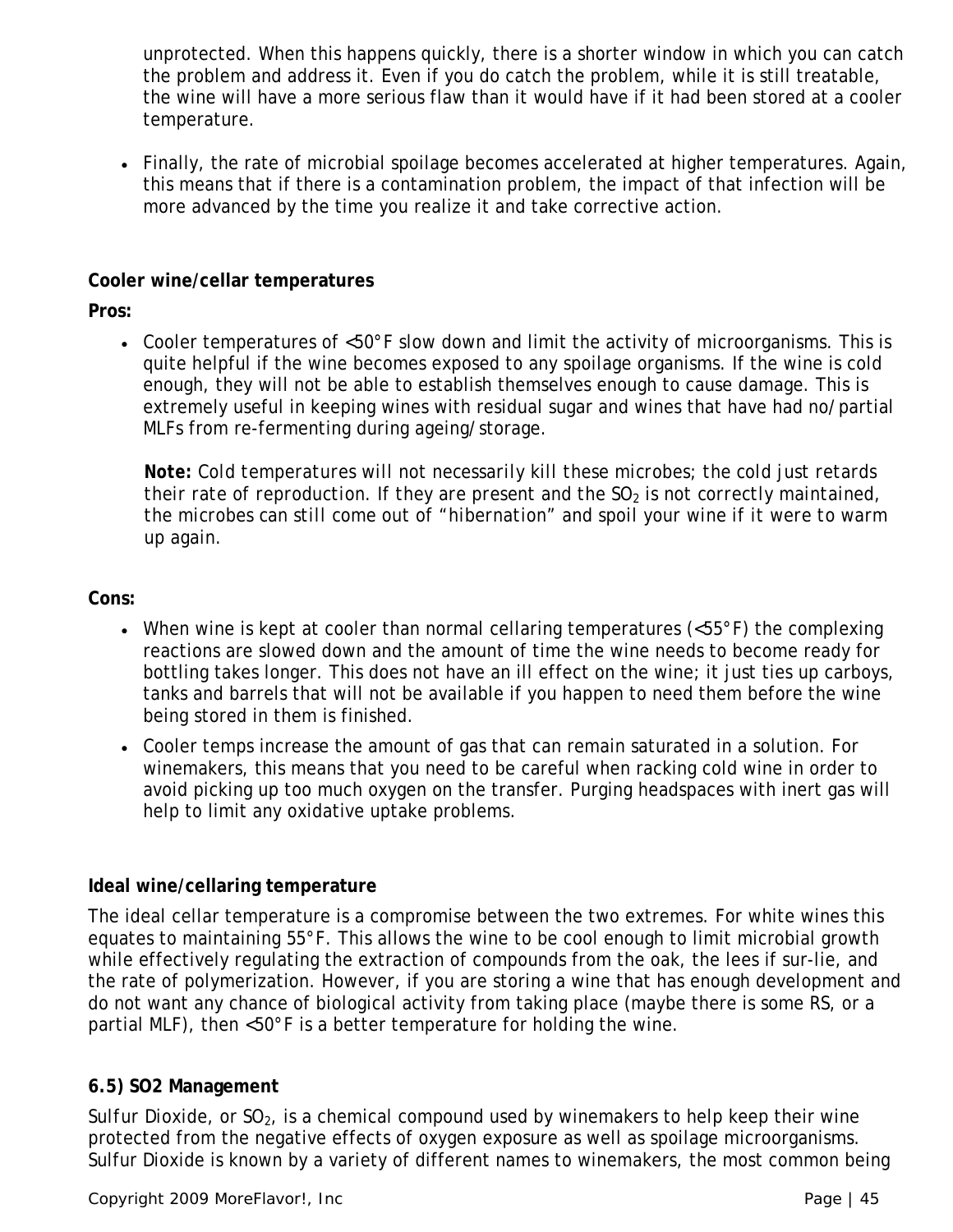unprotected. When this happens quickly, there is a shorter window in which you can catch the problem and address it. Even if you do catch the problem, while it is still treatable, the wine will have a more serious flaw than it would have if it had been stored at a cooler temperature.

- Finally, the rate of microbial spoilage becomes accelerated at higher temperatures. Again, this means that if there is a contamination problem, the impact of that infection will be more advanced by the time you realize it and take corrective action.

**Cooler wine/cellar temperatures**

**Pros:**

- Cooler temperatures of <50°F slow down and limit the activity of microorganisms. This is quite helpful if the wine becomes exposed to any spoilage organisms. If the wine is cold enough, they will not be able to establish themselves enough to cause damage. This is extremely useful in keeping wines with residual sugar and wines that have had no/partial MLFs from re-fermenting during ageing/storage.

  **Note:** Cold temperatures will not necessarily kill these microbes; the cold just retards their rate of reproduction. If they are present and the $SO_2$ is not correctly maintained, the microbes can still come out of "hibernation" and spoil your wine if it were to warm up again.

**Cons:**

- When wine is kept at cooler than normal cellaring temperatures (<55°F) the complexing reactions are slowed down and the amount of time the wine needs to become ready for bottling takes longer. This does not have an ill effect on the wine; it just ties up carboys, tanks and barrels that will not be available if you happen to need them before the wine being stored in them is finished.
- Cooler temps increase the amount of gas that can remain saturated in a solution. For winemakers, this means that you need to be careful when racking cold wine in order to avoid picking up too much oxygen on the transfer. Purging headspaces with inert gas will help to limit any oxidative uptake problems.

**Ideal wine/cellaring temperature**

The ideal cellar temperature is a compromise between the two extremes. For white wines this equates to maintaining 55°F. This allows the wine to be cool enough to limit microbial growth while effectively regulating the extraction of compounds from the oak, the lees if sur-lie, and the rate of polymerization. However, if you are storing a wine that has enough development and do not want any chance of biological activity from taking place (maybe there is some RS, or a partial MLF), then <50°F is a better temperature for holding the wine.

## 6.5) SO2 Management

Sulfur Dioxide, or $SO_2$, is a chemical compound used by winemakers to help keep their wine protected from the negative effects of oxygen exposure as well as spoilage microorganisms. Sulfur Dioxide is known by a variety of different names to winemakers, the most common being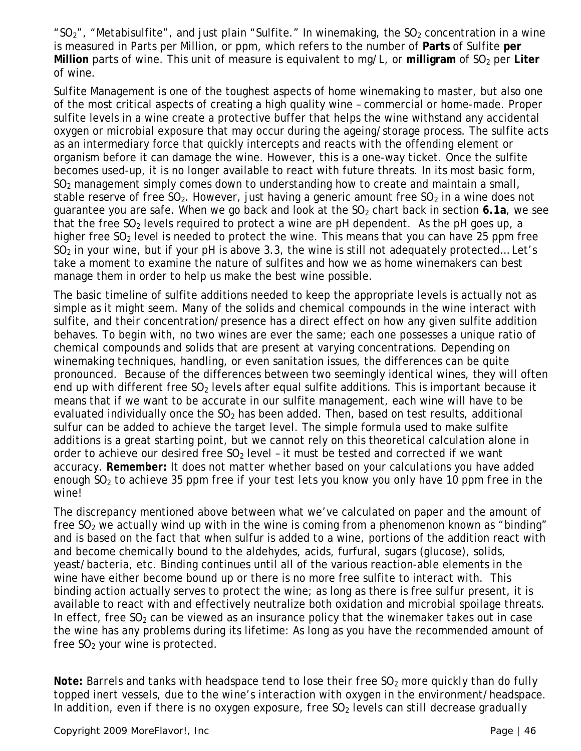"$SO_2$", "Metabisulfite", and just plain "Sulfite." In winemaking, the $SO_2$ concentration in a wine is measured in Parts per Million, or ppm, which refers to the number of **Parts** of Sulfite **per Million** parts of wine. This unit of measure is equivalent to mg/L, or **milligram** of $SO_2$ per **Liter** of wine.

Sulfite Management is one of the toughest aspects of home winemaking to master, but also one of the most critical aspects of creating a high quality wine – commercial or home-made. Proper sulfite levels in a wine create a protective buffer that helps the wine withstand any accidental oxygen or microbial exposure that may occur during the ageing/storage process. The sulfite acts as an intermediary force that quickly intercepts and reacts with the offending element or organism before it can damage the wine. However, this is a one-way ticket. Once the sulfite becomes used-up, it is no longer available to react with future threats. In its most basic form, $SO_2$ management simply comes down to understanding how to create and maintain a small, stable reserve of free $SO_2$. However, just having a generic amount free $SO_2$ in a wine does not guarantee you are safe. When we go back and look at the $SO_2$ chart back in section **6.1a**, we see that the free $SO_2$ levels required to protect a wine are pH dependent. As the pH goes up, a higher free $SO_2$ level is needed to protect the wine. This means that you can have 25 ppm free $SO_2$ in your wine, but if your pH is above 3.3, the wine is still not adequately protected… Let's take a moment to examine the nature of sulfites and how we as home winemakers can best manage them in order to help us make the best wine possible.

The basic timeline of sulfite additions needed to keep the appropriate levels is actually not as simple as it might seem. Many of the solids and chemical compounds in the wine interact with sulfite, and their concentration/presence has a direct effect on how any given sulfite addition behaves. To begin with, no two wines are ever the same; each one possesses a unique ratio of chemical compounds and solids that are present at varying concentrations. Depending on winemaking techniques, handling, or even sanitation issues, the differences can be quite pronounced. Because of the differences between two seemingly identical wines, they will often end up with different free $SO_2$ levels after equal sulfite additions. This is important because it means that if we want to be accurate in our sulfite management, each wine will have to be evaluated individually once the $SO_2$ has been added. Then, based on test results, additional sulfur can be added to achieve the target level. The simple formula used to make sulfite additions is a great starting point, but we cannot rely on this theoretical calculation alone in order to achieve our desired free $SO_2$ level – it must be tested and corrected if we want accuracy. **Remember:** *It does not matter whether based on your calculations you have added enough $SO_2$ to achieve 35 ppm free if your test lets you know you only have 10 ppm free in the wine!*

The discrepancy mentioned above between what we've calculated on paper and the amount of free $SO_2$ we actually wind up with in the wine is coming from a phenomenon known as "binding" and is based on the fact that when sulfur is added to a wine, portions of the addition react with and become chemically bound to the aldehydes, acids, furfural, sugars (glucose), solids, yeast/bacteria, etc. Binding continues until all of the various reaction-able elements in the wine have either become bound up or there is no more free sulfite to interact with. This binding action actually serves to protect the wine; as long as there is free sulfur present, it is available to react with and effectively neutralize both oxidation and microbial spoilage threats. In effect, free $SO_2$ can be viewed as an insurance policy that the winemaker takes out in case the wine has any problems during its lifetime: As long as you have the recommended amount of free $SO_2$ your wine is protected.

**Note:** *Barrels and tanks with headspace tend to lose their free $SO_2$ more quickly than do fully topped inert vessels, due to the wine's interaction with oxygen in the environment/headspace. In addition, even if there is no oxygen exposure, free $SO_2$ levels can still decrease gradually*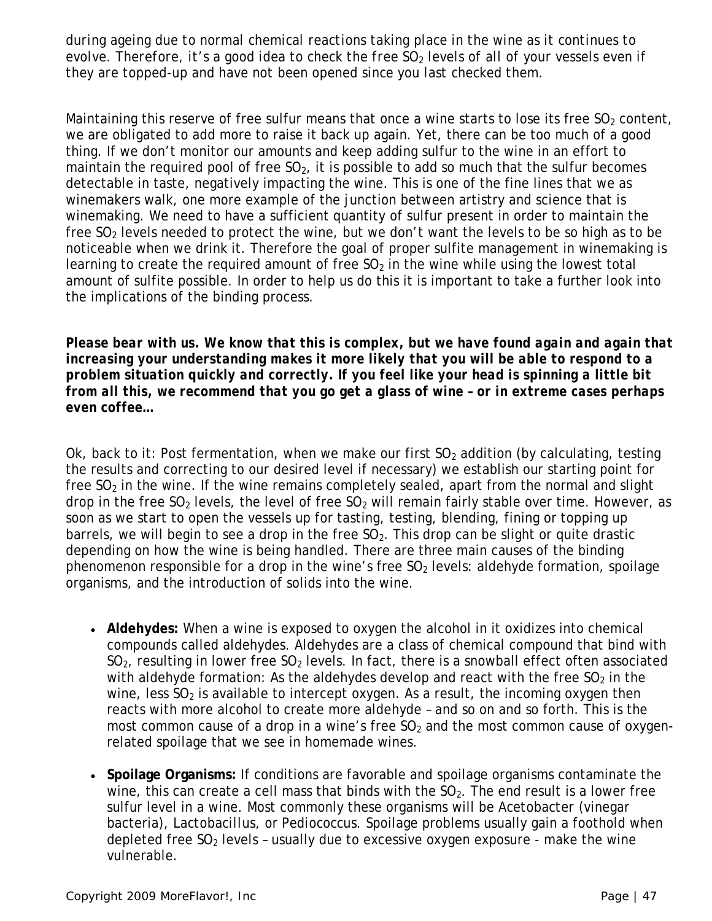during ageing due to normal chemical reactions taking place in the wine as it continues to evolve. Therefore, it's a good idea to check the free $SO_2$ levels of all of your vessels even if they are topped-up and have not been opened since you last checked them.

Maintaining this reserve of free sulfur means that once a wine starts to lose its free $SO_2$ content, we are obligated to add more to raise it back up again. Yet, there can be too much of a good thing. If we don't monitor our amounts and keep adding sulfur to the wine in an effort to maintain the required pool of free $SO_2$, it is possible to add so much that the sulfur becomes detectable in taste, negatively impacting the wine. This is one of the fine lines that we as winemakers walk, one more example of the junction between artistry and science that is winemaking. We need to have a sufficient quantity of sulfur present in order to maintain the free $SO_2$ levels needed to protect the wine, but we don't want the levels to be so high as to be noticeable when we drink it. Therefore the goal of proper sulfite management in winemaking is learning to create the required amount of free $SO_2$ in the wine while using the lowest total amount of sulfite possible. In order to help us do this it is important to take a further look into the implications of the binding process.

***Please bear with us. We know that this is complex, but we have found again and again that increasing your understanding makes it more likely that you will be able to respond to a problem situation quickly and correctly. If you feel like your head is spinning a little bit from all this, we recommend that you go get a glass of wine – or in extreme cases perhaps even coffee…***

Ok, back to it: Post fermentation, when we make our first $SO_2$ addition (by calculating, testing the results and correcting to our desired level if necessary) we establish our starting point for free $SO_2$ in the wine. If the wine remains completely sealed, apart from the normal and slight drop in the free $SO_2$ levels, the level of free $SO_2$ will remain fairly stable over time. However, as soon as we start to open the vessels up for tasting, testing, blending, fining or topping up barrels, we will begin to see a drop in the free $SO_2$. This drop can be slight or quite drastic depending on how the wine is being handled. There are three main causes of the binding phenomenon responsible for a drop in the wine's free $SO_2$ levels: aldehyde formation, spoilage organisms, and the introduction of solids into the wine.

- **Aldehydes:** When a wine is exposed to oxygen the alcohol in it oxidizes into chemical compounds called aldehydes. Aldehydes are a class of chemical compound that bind with $SO_2$, resulting in lower free $SO_2$ levels. In fact, there is a snowball effect often associated with aldehyde formation: As the aldehydes develop and react with the free $SO_2$ in the wine, less $SO_2$ is available to intercept oxygen. As a result, the incoming oxygen then reacts with more alcohol to create more aldehyde – and so on and so forth. This is the most common cause of a drop in a wine's free $SO_2$ and the most common cause of oxygen-related spoilage that we see in homemade wines.

- **Spoilage Organisms:** If conditions are favorable and spoilage organisms contaminate the wine, this can create a cell mass that binds with the $SO_2$. The end result is a lower free sulfur level in a wine. Most commonly these organisms will be Acetobacter (vinegar bacteria), Lactobacillus, or Pediococcus. Spoilage problems usually gain a foothold when depleted free $SO_2$ levels – usually due to excessive oxygen exposure - make the wine vulnerable.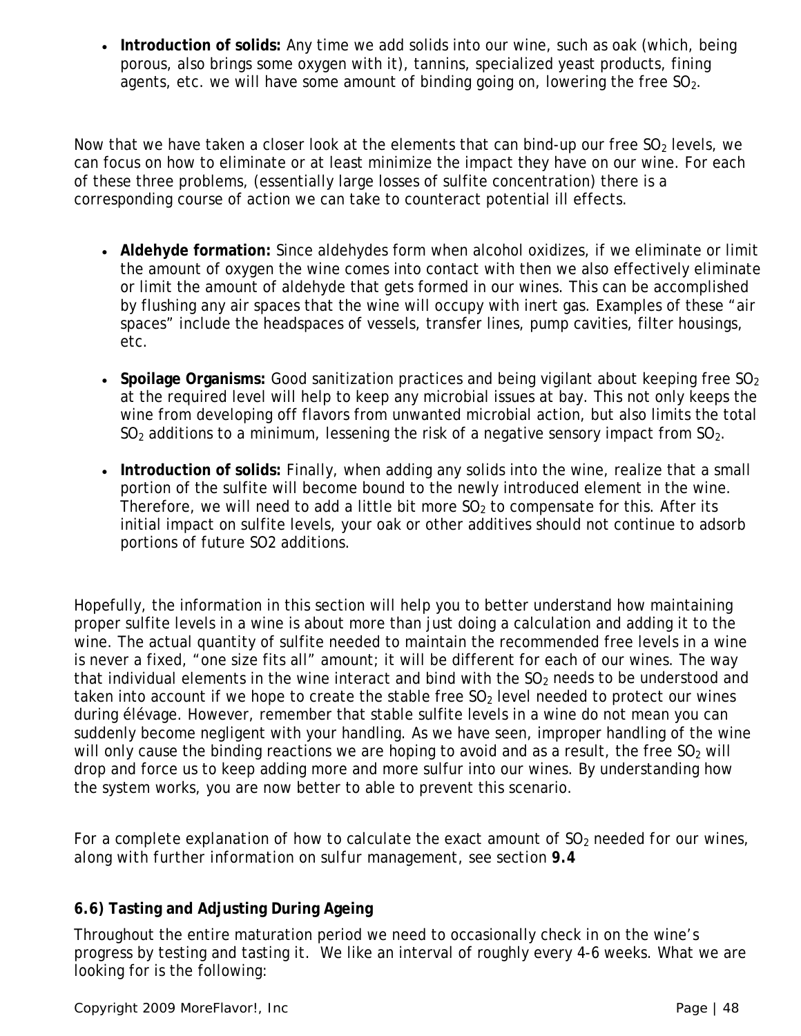- **Introduction of solids:** Any time we add solids into our wine, such as oak (which, being porous, also brings some oxygen with it), tannins, specialized yeast products, fining agents, etc. we will have some amount of binding going on, lowering the free $SO_2$.

Now that we have taken a closer look at the elements that can bind-up our free $SO_2$ levels, we can focus on how to eliminate or at least minimize the impact they have on our wine. For each of these three problems, (essentially large losses of sulfite concentration) there is a corresponding course of action we can take to counteract potential ill effects.

- **Aldehyde formation:** Since aldehydes form when alcohol oxidizes, if we eliminate or limit the amount of oxygen the wine comes into contact with then we also effectively eliminate or limit the amount of aldehyde that gets formed in our wines. This can be accomplished by flushing any air spaces that the wine will occupy with inert gas. Examples of these "air spaces" include the headspaces of vessels, transfer lines, pump cavities, filter housings, etc.

- **Spoilage Organisms:** Good sanitization practices and being vigilant about keeping free $SO_2$ at the required level will help to keep any microbial issues at bay. This not only keeps the wine from developing off flavors from unwanted microbial action, but also limits the total $SO_2$ additions to a minimum, lessening the risk of a negative sensory impact from $SO_2$.

- **Introduction of solids:** Finally, when adding any solids into the wine, realize that a small portion of the sulfite will become bound to the newly introduced element in the wine. Therefore, we will need to add a little bit more $SO_2$ to compensate for this. After its initial impact on sulfite levels, your oak or other additives should not continue to adsorb portions of future SO2 additions.

Hopefully, the information in this section will help you to better understand how maintaining proper sulfite levels in a wine is about more than just doing a calculation and adding it to the wine. The actual quantity of sulfite needed to maintain the recommended free levels in a wine is never a fixed, "one size fits all" amount; it will be different for each of our wines. The way that individual elements in the wine interact and bind with the $SO_2$ needs to be understood and taken into account if we hope to create the stable free $SO_2$ level needed to protect our wines during élévage. However, remember that stable sulfite levels in a wine do not mean you can suddenly become negligent with your handling. As we have seen, improper handling of the wine will only cause the binding reactions we are hoping to avoid and as a result, the free $SO_2$ will drop and force us to keep adding more and more sulfur into our wines. By understanding how the system works, you are now better to able to prevent this scenario.

*For a complete explanation of how to calculate the exact amount of $SO_2$ needed for our wines, along with further information on sulfur management, see section* ***9.4***

### 6.6) Tasting and Adjusting During Ageing

Throughout the entire maturation period we need to occasionally check in on the wine's progress by testing and tasting it. We like an interval of roughly every 4-6 weeks. What we are looking for is the following: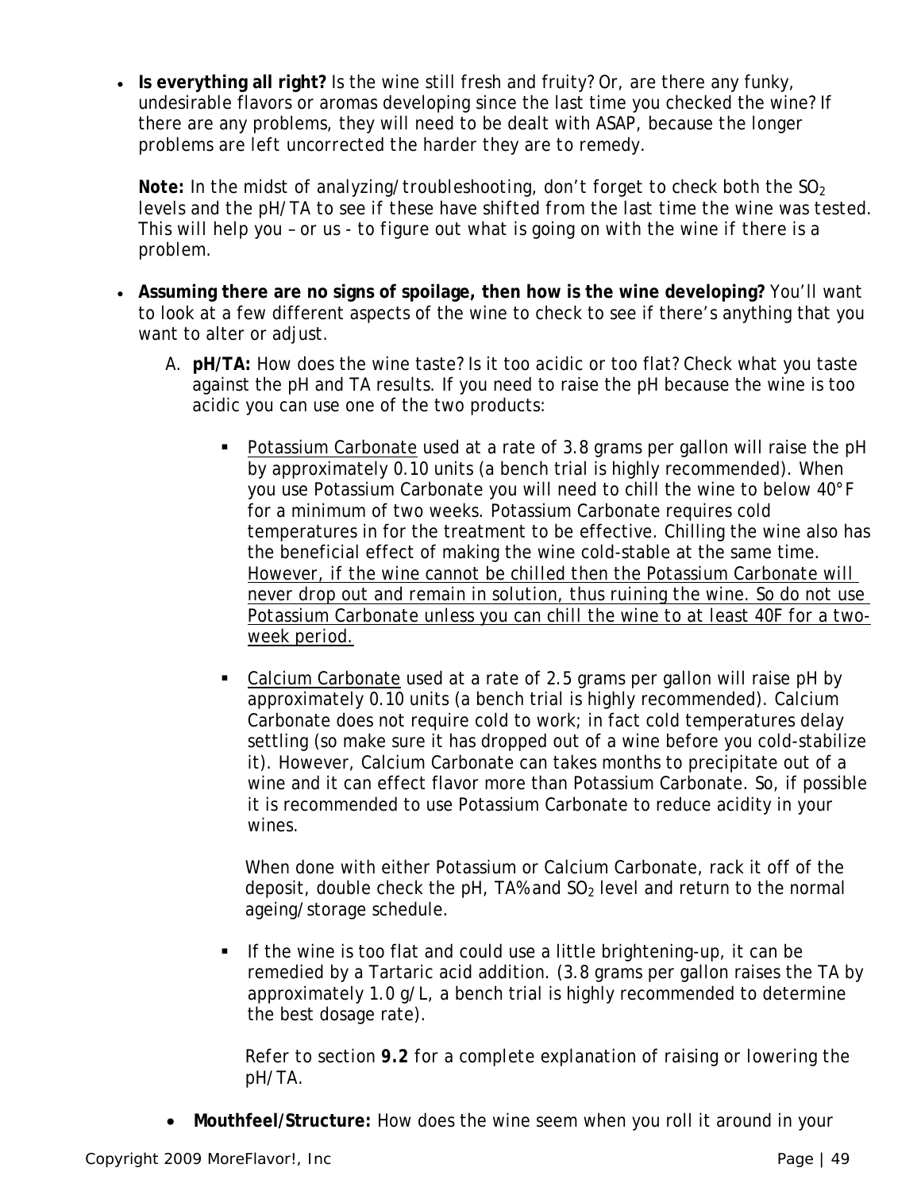- **Is everything all right?** Is the wine still fresh and fruity? Or, are there any funky, undesirable flavors or aromas developing since the last time you checked the wine? If there are any problems, they will need to be dealt with ASAP, because the longer problems are left uncorrected the harder they are to remedy.

  **Note:** *In the midst of analyzing/troubleshooting, don't forget to check both the $SO_2$ levels and the pH/TA to see if these have shifted from the last time the wine was tested. This will help you – or us - to figure out what is going on with the wine if there is a problem.*

- **Assuming there are no signs of spoilage, then how is the wine developing?** You'll want to look at a few different aspects of the wine to check to see if there's anything that you want to alter or adjust.

  A. **pH/TA:** How does the wine taste? Is it too acidic or too flat? Check what you taste against the pH and TA results. If you need to raise the pH because the wine is too acidic you can use one of the two products:

     - Potassium Carbonate used at a rate of 3.8 grams per gallon will raise the pH by approximately 0.10 units (a bench trial is highly recommended). When you use Potassium Carbonate you will need to chill the wine to below 40°F for a minimum of two weeks. Potassium Carbonate requires cold temperatures in for the treatment to be effective. Chilling the wine also has the beneficial effect of making the wine cold-stable at the same time. However, if the wine cannot be chilled then the Potassium Carbonate will never drop out and remain in solution, thus ruining the wine. So do not use Potassium Carbonate unless you can chill the wine to at least 40F for a two-week period.

     - Calcium Carbonate used at a rate of 2.5 grams per gallon will raise pH by approximately 0.10 units (a bench trial is highly recommended). Calcium Carbonate does not require cold to work; in fact cold temperatures delay settling (so make sure it has dropped out of a wine before you cold-stabilize it). However, Calcium Carbonate can takes months to precipitate out of a wine and it can effect flavor more than Potassium Carbonate. So, if possible it is recommended to use Potassium Carbonate to reduce acidity in your wines.

     When done with either Potassium or Calcium Carbonate, rack it off of the deposit, double check the pH, TA% and $SO_2$ level and return to the normal ageing/storage schedule.

     - If the wine is too flat and could use a little brightening-up, it can be remedied by a Tartaric acid addition. (3.8 grams per gallon raises the TA by approximately 1.0 g/L, a bench trial is highly recommended to determine the best dosage rate).

     *Refer to section **9.2** for a complete explanation of raising or lowering the pH/TA.*

  - **Mouthfeel/Structure:** How does the wine seem when you roll it around in your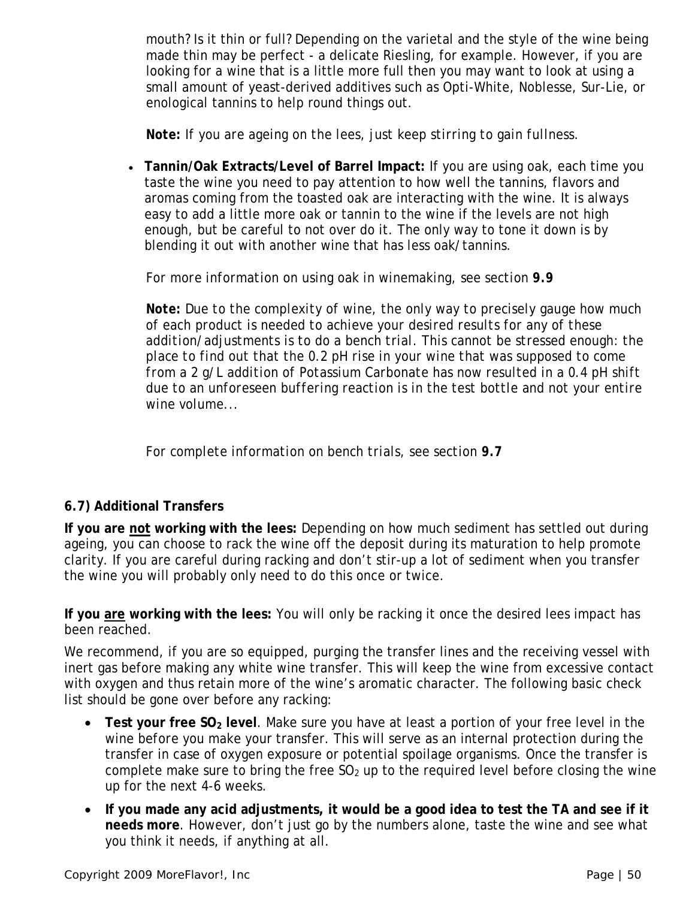mouth? Is it thin or full? Depending on the varietal and the style of the wine being made thin may be perfect - a delicate Riesling, for example. However, if you are looking for a wine that is a little more full then you may want to look at using a small amount of yeast-derived additives such as Opti-White, Noblesse, Sur-Lie, or enological tannins to help round things out.

**Note:** If you are ageing on the lees, just keep stirring to gain fullness.

- **Tannin/Oak Extracts/Level of Barrel Impact:** If you are using oak, each time you taste the wine you need to pay attention to how well the tannins, flavors and aromas coming from the toasted oak are interacting with the wine. It is always easy to add a little more oak or tannin to the wine if the levels are not high enough, but be careful to not over do it. The only way to tone it down is by blending it out with another wine that has less oak/tannins.

  For more information on using oak in winemaking, see section **9.9**

  **Note:** Due to the complexity of wine, the only way to precisely gauge how much of each product is needed to achieve your desired results for any of these addition/adjustments is to do a bench trial. This cannot be stressed enough: the place to find out that the 0.2 pH rise in your wine that was supposed to come from a 2 g/L addition of Potassium Carbonate has now resulted in a 0.4 pH shift due to an unforeseen buffering reaction is in the test bottle and not your entire wine volume...

  For complete information on bench trials, see section **9.7**

### 6.7) Additional Transfers

**If you <u>not</u> working with the lees:** Depending on how much sediment has settled out during ageing, you can choose to rack the wine off the deposit during its maturation to help promote clarity. If you are careful during racking and don't stir-up a lot of sediment when you transfer the wine you will probably only need to do this once or twice.

**If you <u>are</u> working with the lees:** You will only be racking it once the desired lees impact has been reached.

We recommend, if you are so equipped, purging the transfer lines and the receiving vessel with inert gas before making any white wine transfer. This will keep the wine from excessive contact with oxygen and thus retain more of the wine's aromatic character. The following basic check list should be gone over before any racking:

- **Test your free $SO_2$ level**. Make sure you have at least a portion of your free level in the wine before you make your transfer. This will serve as an internal protection during the transfer in case of oxygen exposure or potential spoilage organisms. Once the transfer is complete make sure to bring the free $SO_2$ up to the required level before closing the wine up for the next 4-6 weeks.
- **If you made any acid adjustments, it would be a good idea to test the TA and see if it needs more**. However, don't just go by the numbers alone, taste the wine and see what you think it needs, if anything at all.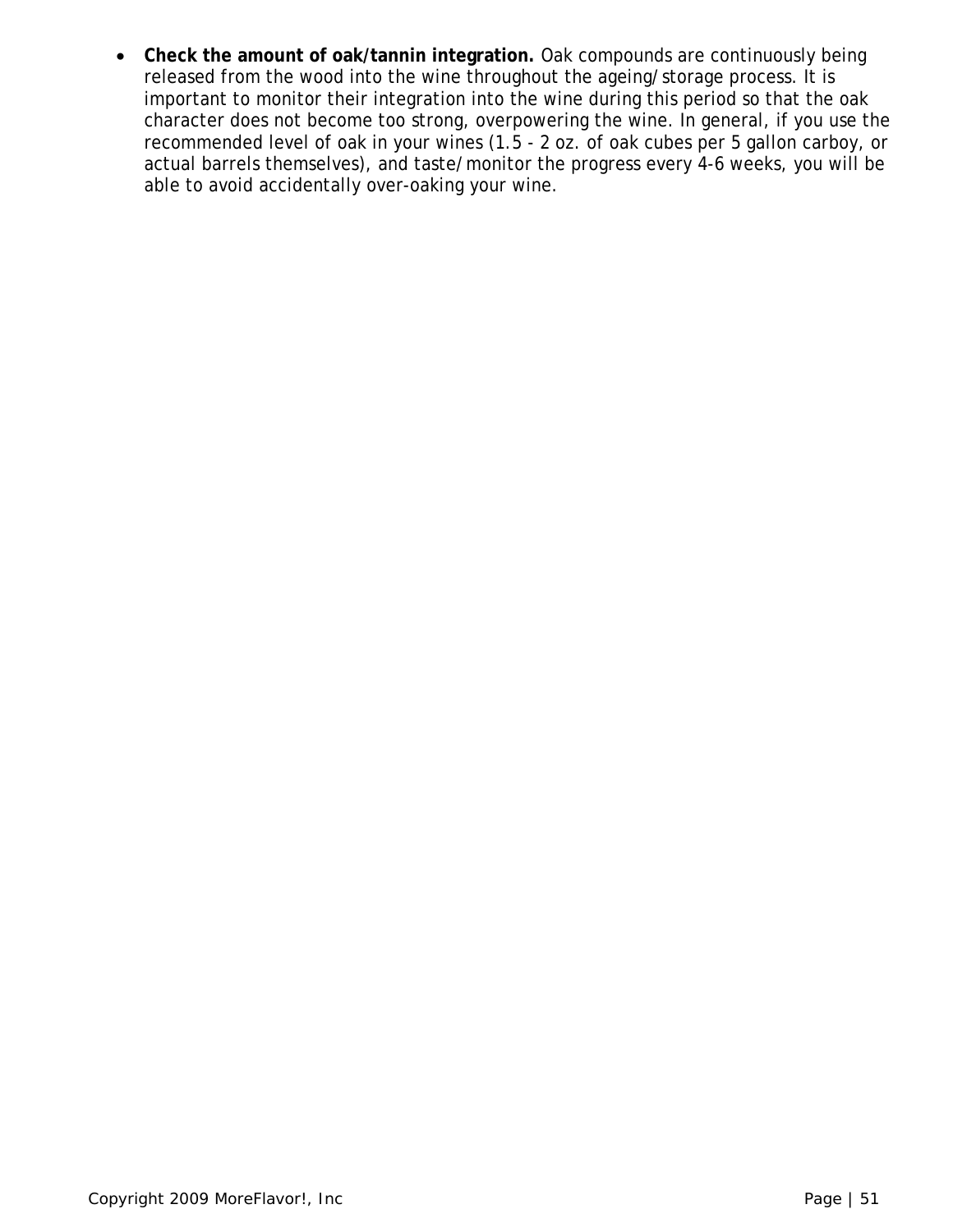- **Check the amount of oak/tannin integration.** Oak compounds are continuously being released from the wood into the wine throughout the ageing/storage process. It is important to monitor their integration into the wine during this period so that the oak character does not become too strong, overpowering the wine. In general, if you use the recommended level of oak in your wines (1.5 - 2 oz. of oak cubes per 5 gallon carboy, or actual barrels themselves), and taste/monitor the progress every 4-6 weeks, you will be able to avoid accidentally over-oaking your wine.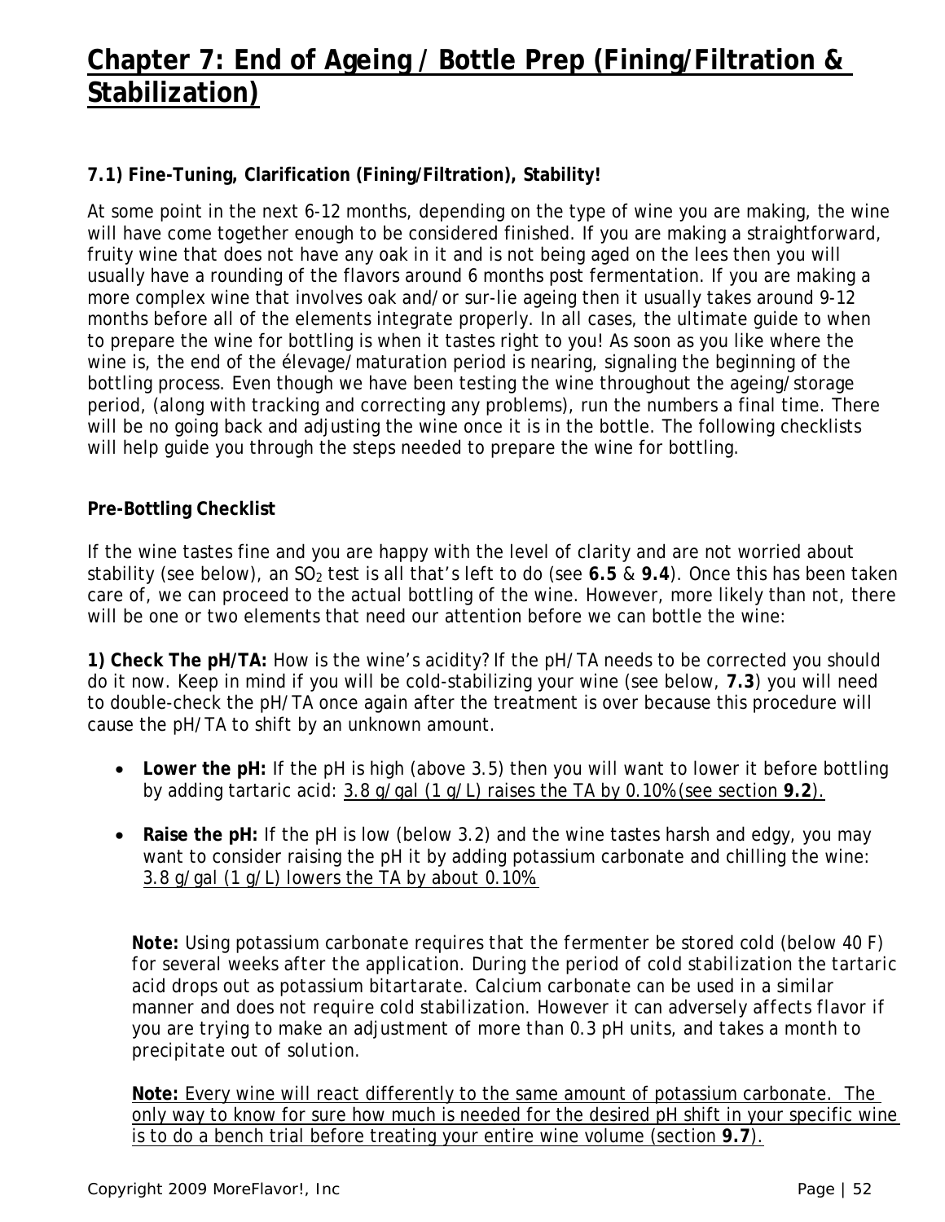# Chapter 7: End of Ageing / Bottle Prep (Fining/Filtration & Stabilization)

### 7.1) Fine-Tuning, Clarification (Fining/Filtration), Stability!

At some point in the next 6-12 months, depending on the type of wine you are making, the wine will have come together enough to be considered finished. If you are making a straightforward, fruity wine that does not have any oak in it and is not being aged on the lees then you will usually have a rounding of the flavors around 6 months post fermentation. If you are making a more complex wine that involves oak and/or sur-lie ageing then it usually takes around 9-12 months before all of the elements integrate properly. In all cases, the ultimate guide to when to prepare the wine for bottling is when it tastes right to you! As soon as you like where the wine is, the end of the élevage/maturation period is nearing, signaling the beginning of the bottling process. Even though we have been testing the wine throughout the ageing/storage period, (along with tracking and correcting any problems), run the numbers a final time. There will be no going back and adjusting the wine once it is in the bottle. The following checklists will help guide you through the steps needed to prepare the wine for bottling.

**Pre-Bottling Checklist**

If the wine tastes fine and you are happy with the level of clarity and are not worried about stability (see below), an $SO_2$ test is all that's left to do (see **6.5** & **9.4**). Once this has been taken care of, we can proceed to the actual bottling of the wine. However, more likely than not, there will be one or two elements that need our attention before we can bottle the wine:

**1) Check The pH/TA:** How is the wine's acidity? If the pH/TA needs to be corrected you should do it now. Keep in mind if you will be cold-stabilizing your wine (see below, **7.3**) you will need to double-check the pH/TA once again after the treatment is over because this procedure will cause the pH/TA to shift by an unknown amount.

- **Lower the pH:** If the pH is high (above 3.5) then you will want to lower it before bottling by adding tartaric acid: <u>3.8 g/gal (1 g/L) raises the TA by 0.10% (see section **9.2**).</u>

- **Raise the pH:** If the pH is low (below 3.2) and the wine tastes harsh and edgy, you may want to consider raising the pH it by adding potassium carbonate and chilling the wine: <u>3.8 g/gal (1 g/L) lowers the TA by about 0.10%</u>

**Note:** Using potassium carbonate requires that the fermenter be stored cold (below 40 F) for several weeks after the application. During the period of cold stabilization the tartaric acid drops out as potassium bitartarate. Calcium carbonate can be used in a similar manner and does not require cold stabilization. However it can adversely affects flavor if you are trying to make an adjustment of more than 0.3 pH units, and takes a month to precipitate out of solution.

<u>**Note:** Every wine will react differently to the same amount of potassium carbonate. The only way to know for sure how much is needed for the desired pH shift in your specific wine is to do a bench trial before treating your entire wine volume (section **9.7**).</u>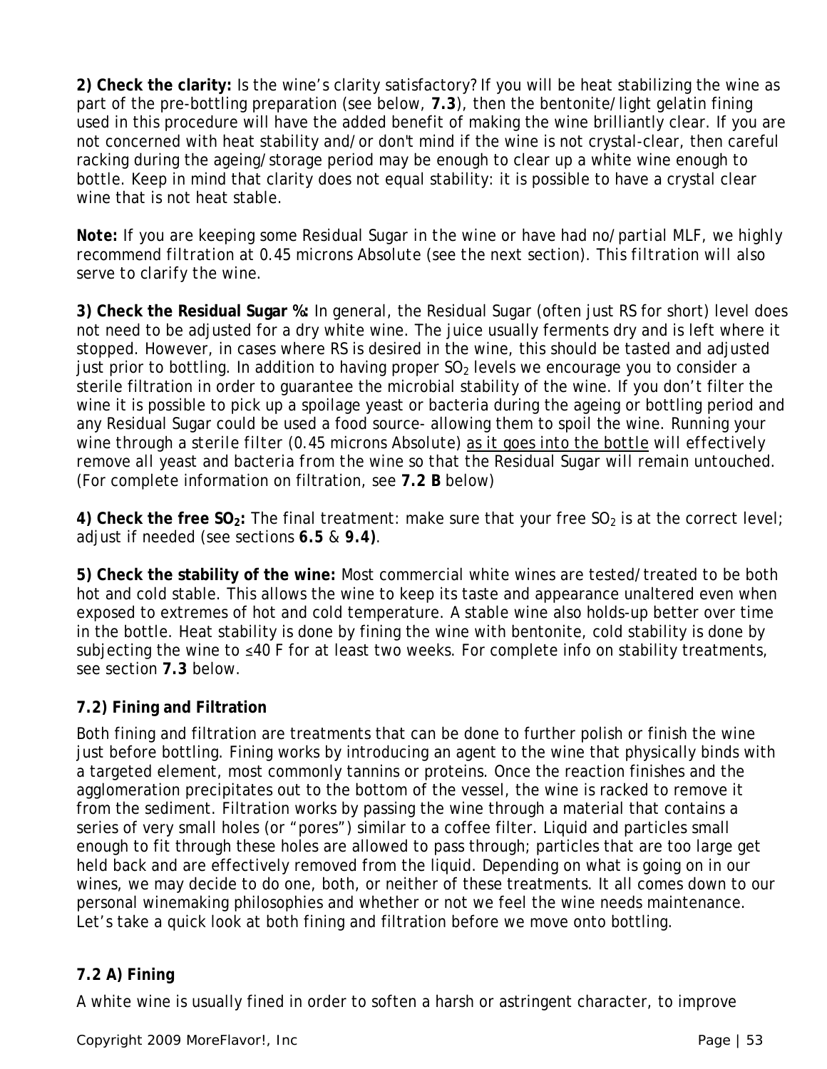**2) Check the clarity:** Is the wine's clarity satisfactory? If you will be heat stabilizing the wine as part of the pre-bottling preparation (see below, **7.3**), then the bentonite/light gelatin fining used in this procedure will have the added benefit of making the wine brilliantly clear. If you are not concerned with heat stability and/or don't mind if the wine is not crystal-clear, then careful racking during the ageing/storage period may be enough to clear up a white wine enough to bottle. Keep in mind that clarity does not equal stability: it is possible to have a crystal clear wine that is not heat stable.

**Note:** *If you are keeping some Residual Sugar in the wine or have had no/partial MLF, we highly recommend filtration at 0.45 microns Absolute (see the next section). This filtration will also serve to clarify the wine.*

**3) Check the Residual Sugar %:** In general, the Residual Sugar (often just RS for short) level does not need to be adjusted for a dry white wine. The juice usually ferments dry and is left where it stopped. However, in cases where RS is desired in the wine, this should be tasted and adjusted just prior to bottling. In addition to having proper $SO_2$ levels we encourage you to consider a sterile filtration in order to guarantee the microbial stability of the wine. If you don't filter the wine it is possible to pick up a spoilage yeast or bacteria during the ageing or bottling period and any Residual Sugar could be used a food source- allowing them to spoil the wine. Running your wine through a sterile filter (0.45 microns Absolute) as it goes into the bottle will effectively remove all yeast and bacteria from the wine so that the Residual Sugar will remain untouched. (For complete information on filtration, see **7.2 B** below)

**4) Check the free $SO_2$:** The final treatment: make sure that your free $SO_2$ is at the correct level; adjust if needed (see sections **6.5** & **9.4)**.

**5) Check the stability of the wine:** Most commercial white wines are tested/treated to be both hot and cold stable. This allows the wine to keep its taste and appearance unaltered even when exposed to extremes of hot and cold temperature. A stable wine also holds-up better over time in the bottle. Heat stability is done by fining the wine with bentonite, cold stability is done by subjecting the wine to ≤40 F for at least two weeks. For complete info on stability treatments, see section **7.3** below.

### 7.2) Fining and Filtration

Both fining and filtration are treatments that can be done to further polish or finish the wine just before bottling. Fining works by introducing an agent to the wine that physically binds with a targeted element, most commonly tannins or proteins. Once the reaction finishes and the agglomeration precipitates out to the bottom of the vessel, the wine is racked to remove it from the sediment. Filtration works by passing the wine through a material that contains a series of very small holes (or "pores") similar to a coffee filter. Liquid and particles small enough to fit through these holes are allowed to pass through; particles that are too large get held back and are effectively removed from the liquid. Depending on what is going on in our wines, we may decide to do one, both, or neither of these treatments. It all comes down to our personal winemaking philosophies and whether or not we feel the wine needs maintenance. Let's take a quick look at both fining and filtration before we move onto bottling.

### 7.2 A) Fining

A white wine is usually fined in order to soften a harsh or astringent character, to improve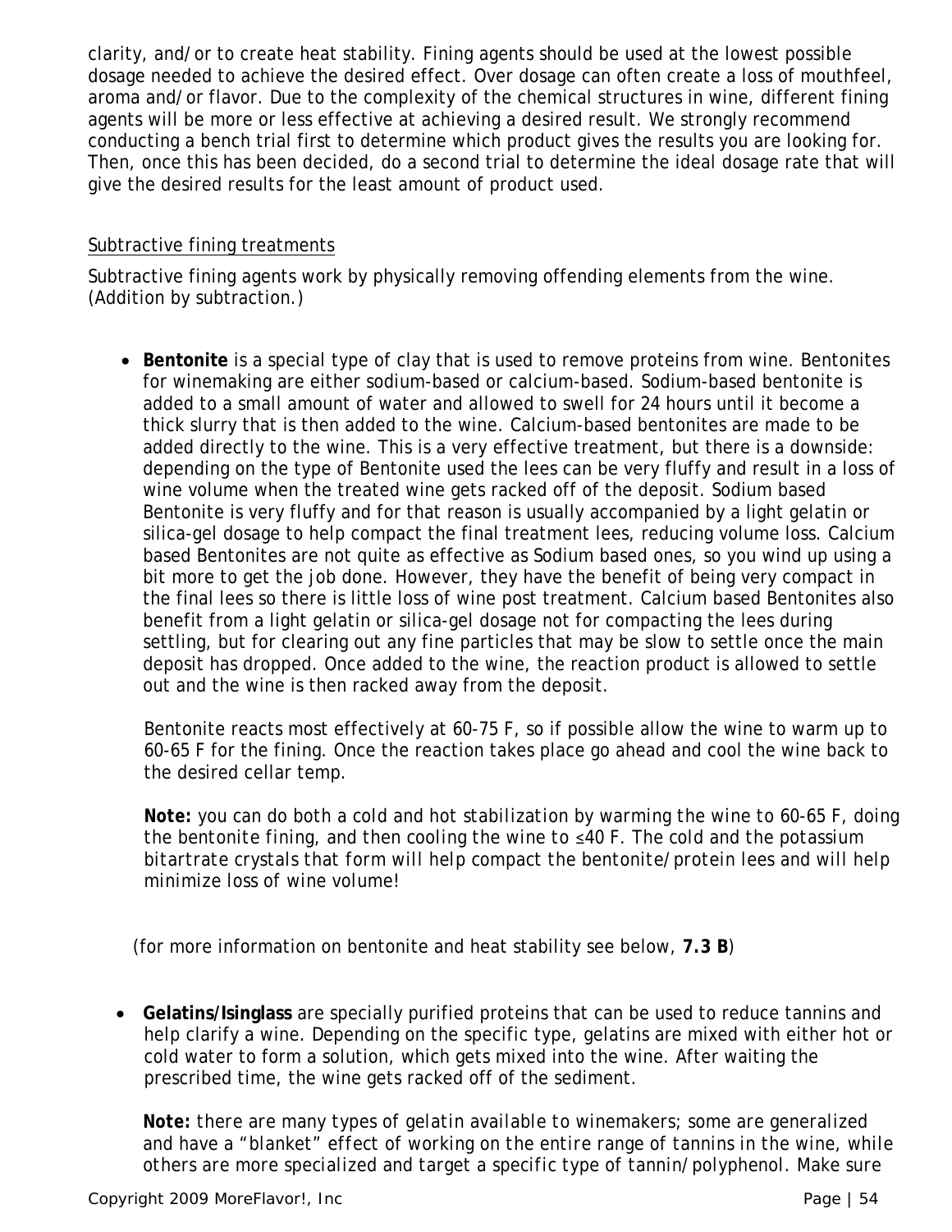clarity, and/or to create heat stability. Fining agents should be used at the lowest possible dosage needed to achieve the desired effect. Over dosage can often create a loss of mouthfeel, aroma and/or flavor. Due to the complexity of the chemical structures in wine, different fining agents will be more or less effective at achieving a desired result. We strongly recommend conducting a bench trial first to determine which product gives the results you are looking for. Then, once this has been decided, do a second trial to determine the ideal dosage rate that will give the desired results for the least amount of product used.

<u>Subtractive fining treatments</u>

Subtractive fining agents work by physically removing offending elements from the wine. (Addition by subtraction.)

- **Bentonite** is a special type of clay that is used to remove proteins from wine. Bentonites for winemaking are either sodium-based or calcium-based. Sodium-based bentonite is added to a small amount of water and allowed to swell for 24 hours until it become a thick slurry that is then added to the wine. Calcium-based bentonites are made to be added directly to the wine. This is a very effective treatment, but there is a downside: depending on the type of Bentonite used the lees can be very fluffy and result in a loss of wine volume when the treated wine gets racked off of the deposit. Sodium based Bentonite is very fluffy and for that reason is usually accompanied by a light gelatin or silica-gel dosage to help compact the final treatment lees, reducing volume loss. Calcium based Bentonites are not quite as effective as Sodium based ones, so you wind up using a bit more to get the job done. However, they have the benefit of being very compact in the final lees so there is little loss of wine post treatment. Calcium based Bentonites also benefit from a light gelatin or silica-gel dosage not for compacting the lees during settling, but for clearing out any fine particles that may be slow to settle once the main deposit has dropped. Once added to the wine, the reaction product is allowed to settle out and the wine is then racked away from the deposit.

  Bentonite reacts most effectively at 60-75 F, so if possible allow the wine to warm up to 60-65 F for the fining. Once the reaction takes place go ahead and cool the wine back to the desired cellar temp.

  **Note:** *you can do both a cold and hot stabilization by warming the wine to 60-65 F, doing the bentonite fining, and then cooling the wine to ≤40 F. The cold and the potassium bitartrate crystals that form will help compact the bentonite/protein lees and will help minimize loss of wine volume!*

  (for more information on bentonite and heat stability see below, **7.3 B**)

- **Gelatins/Isinglass** are specially purified proteins that can be used to reduce tannins and help clarify a wine. Depending on the specific type, gelatins are mixed with either hot or cold water to form a solution, which gets mixed into the wine. After waiting the prescribed time, the wine gets racked off of the sediment.

  **Note:** *there are many types of gelatin available to winemakers; some are generalized and have a "blanket" effect of working on the entire range of tannins in the wine, while others are more specialized and target a specific type of tannin/polyphenol. Make sure*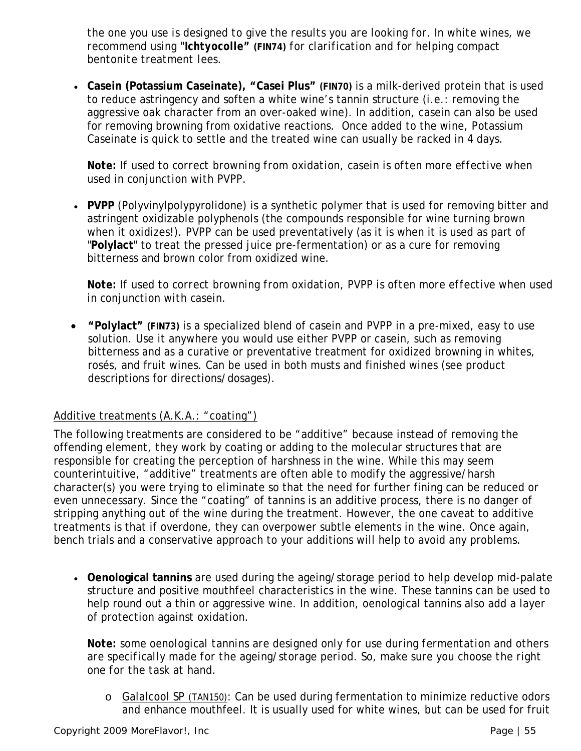the one you use is designed to give the results you are looking for. In white wines, we recommend using **"Ichtyocolle" (FIN74)** for clarification and for helping compact bentonite treatment lees.

- **Casein (Potassium Caseinate), "Casei Plus" (FIN70)** is a milk-derived protein that is used to reduce astringency and soften a white wine's tannin structure (i.e.: removing the aggressive oak character from an over-oaked wine). In addition, casein can also be used for removing browning from oxidative reactions. Once added to the wine, Potassium Caseinate is quick to settle and the treated wine can usually be racked in 4 days.

  **Note:** If used to correct browning from oxidation, casein is often more effective when used in conjunction with PVPP.

- **PVPP** (Polyvinylpolypyrolidone) is a synthetic polymer that is used for removing bitter and astringent oxidizable polyphenols (the compounds responsible for wine turning brown when it oxidizes!). PVPP can be used preventatively (as it is when it is used as part of "**Polylact**" to treat the pressed juice pre-fermentation) or as a cure for removing bitterness and brown color from oxidized wine.

  **Note:** If used to correct browning from oxidation, PVPP is often more effective when used in conjunction with casein.

- **"Polylact" (FIN73)** is a specialized blend of casein and PVPP in a pre-mixed, easy to use solution. Use it anywhere you would use either PVPP or casein, such as removing bitterness and as a curative or preventative treatment for oxidized browning in whites, rosés, and fruit wines. Can be used in both musts and finished wines (see product descriptions for directions/dosages).

Additive treatments (A.K.A.: "coating")

The following treatments are considered to be "additive" because instead of removing the offending element, they work by coating or adding to the molecular structures that are responsible for creating the perception of harshness in the wine. While this may seem counterintuitive, "additive" treatments are often able to modify the aggressive/harsh character(s) you were trying to eliminate so that the need for further fining can be reduced or even unnecessary. Since the "coating" of tannins is an additive process, there is no danger of stripping anything out of the wine during the treatment. However, the one caveat to additive treatments is that if overdone, they can overpower subtle elements in the wine. Once again, bench trials and a conservative approach to your additions will help to avoid any problems.

- **Oenological tannins** are used during the ageing/storage period to help develop mid-palate structure and positive mouthfeel characteristics in the wine. These tannins can be used to help round out a thin or aggressive wine. In addition, oenological tannins also add a layer of protection against oxidation.

  **Note:** some oenological tannins are designed only for use during fermentation and others are specifically made for the ageing/storage period. So, make sure you choose the right one for the task at hand.

  - Galalcool SP (TAN150): Can be used during fermentation to minimize reductive odors and enhance mouthfeel. It is usually used for white wines, but can be used for fruit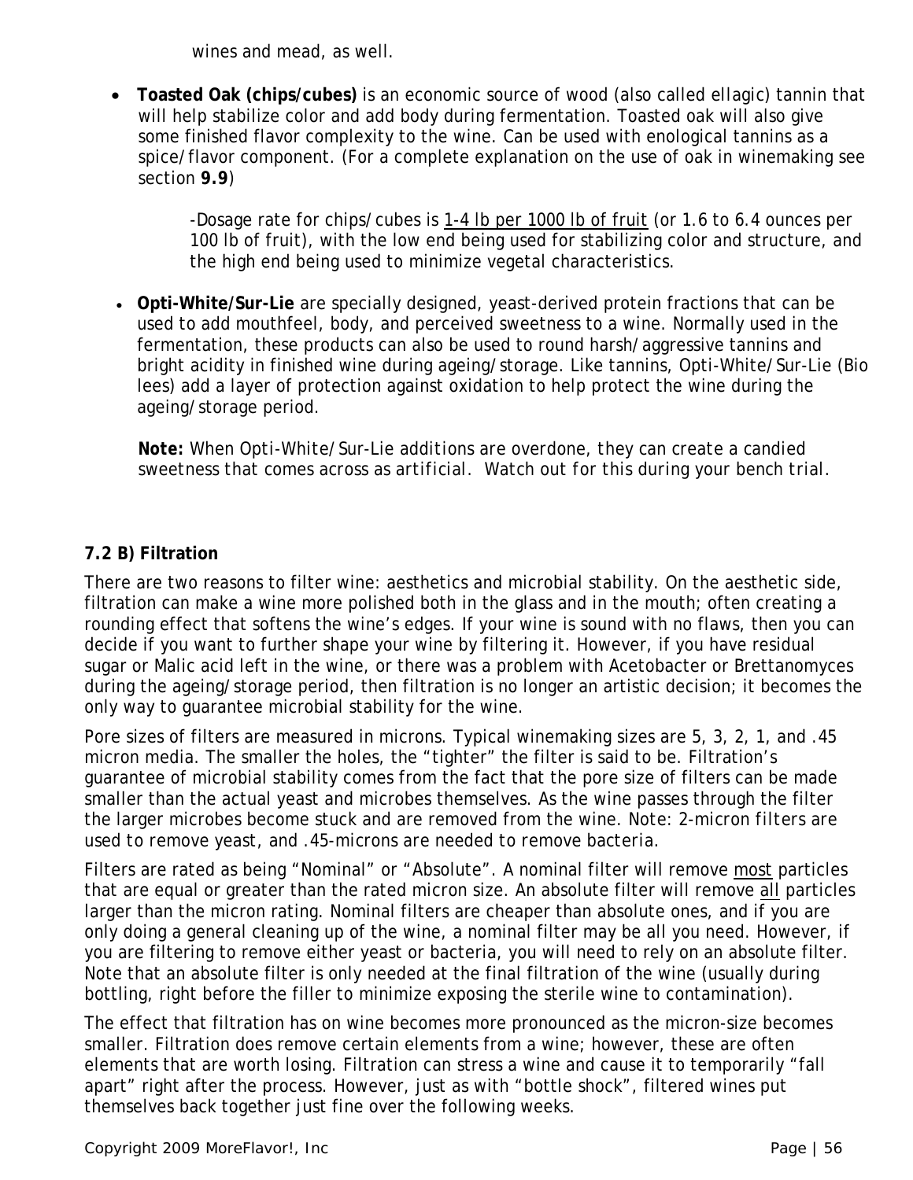wines and mead, as well.

- **Toasted Oak (chips/cubes)** is an economic source of wood (also called ellagic) tannin that will help stabilize color and add body during fermentation. Toasted oak will also give some finished flavor complexity to the wine. Can be used with enological tannins as a spice/flavor component. (For a complete explanation on the use of oak in winemaking see section **9.9**)

  -Dosage rate for chips/cubes is 1-4 lb per 1000 lb of fruit (or 1.6 to 6.4 ounces per 100 lb of fruit), with the low end being used for stabilizing color and structure, and the high end being used to minimize vegetal characteristics.

- **Opti-White/Sur-Lie** are specially designed, yeast-derived protein fractions that can be used to add mouthfeel, body, and perceived sweetness to a wine. Normally used in the fermentation, these products can also be used to round harsh/aggressive tannins and bright acidity in finished wine during ageing/storage. Like tannins, Opti-White/Sur-Lie (Bio lees) add a layer of protection against oxidation to help protect the wine during the ageing/storage period.

  **Note:** When Opti-White/Sur-Lie additions are overdone, they can create a candied sweetness that comes across as artificial. Watch out for this during your bench trial.

### 7.2 B) Filtration

There are two reasons to filter wine: aesthetics and microbial stability. On the aesthetic side, filtration can make a wine more polished both in the glass and in the mouth; often creating a rounding effect that softens the wine's edges. If your wine is sound with no flaws, then you can decide if you want to further shape your wine by filtering it. However, if you have residual sugar or Malic acid left in the wine, or there was a problem with Acetobacter or Brettanomyces during the ageing/storage period, then filtration is no longer an artistic decision; it becomes the only way to guarantee microbial stability for the wine.

Pore sizes of filters are measured in microns. Typical winemaking sizes are 5, 3, 2, 1, and .45 micron media. The smaller the holes, the "tighter" the filter is said to be. Filtration's guarantee of microbial stability comes from the fact that the pore size of filters can be made smaller than the actual yeast and microbes themselves. As the wine passes through the filter the larger microbes become stuck and are removed from the wine. Note: 2-micron filters are used to remove yeast, and .45-microns are needed to remove bacteria.

Filters are rated as being "Nominal" or "Absolute". A nominal filter will remove most particles that are equal or greater than the rated micron size. An absolute filter will remove all particles larger than the micron rating. Nominal filters are cheaper than absolute ones, and if you are only doing a general cleaning up of the wine, a nominal filter may be all you need. However, if you are filtering to remove either yeast or bacteria, you will need to rely on an absolute filter. Note that an absolute filter is only needed at the final filtration of the wine (usually during bottling, right before the filler to minimize exposing the sterile wine to contamination).

The effect that filtration has on wine becomes more pronounced as the micron-size becomes smaller. Filtration does remove certain elements from a wine; however, these are often elements that are worth losing. Filtration can stress a wine and cause it to temporarily "fall apart" right after the process. However, just as with "bottle shock", filtered wines put themselves back together just fine over the following weeks.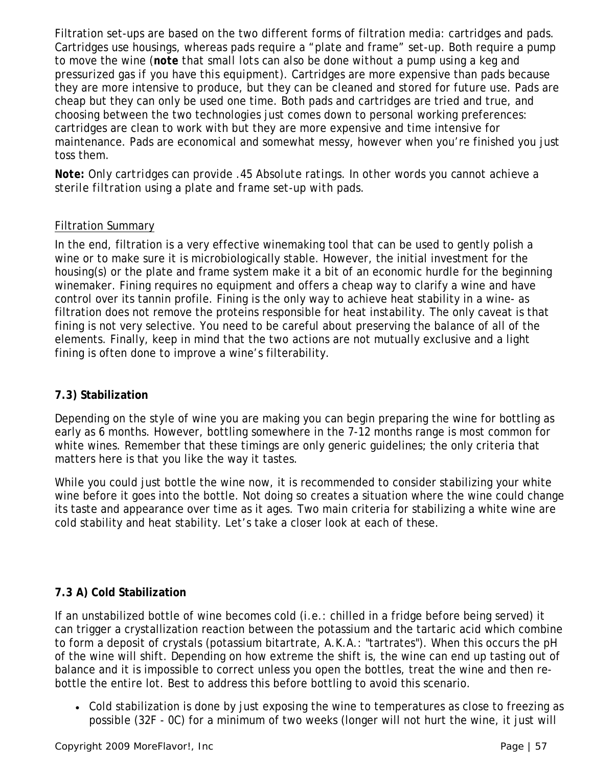Filtration set-ups are based on the two different forms of filtration media: cartridges and pads. Cartridges use housings, whereas pads require a "plate and frame" set-up. Both require a pump to move the wine (**note** that small lots can also be done without a pump using a keg and pressurized gas if you have this equipment). Cartridges are more expensive than pads because they are more intensive to produce, but they can be cleaned and stored for future use. Pads are cheap but they can only be used one time. Both pads and cartridges are tried and true, and choosing between the two technologies just comes down to personal working preferences: cartridges are clean to work with but they are more expensive and time intensive for maintenance. Pads are economical and somewhat messy, however when you're finished you just toss them.

**Note:** Only cartridges can provide .45 Absolute ratings. In other words you cannot achieve a sterile filtration using a plate and frame set-up with pads.

<u>Filtration Summary</u>

In the end, filtration is a very effective winemaking tool that can be used to gently polish a wine or to make sure it is microbiologically stable. However, the initial investment for the housing(s) or the plate and frame system make it a bit of an economic hurdle for the beginning winemaker. Fining requires no equipment and offers a cheap way to clarify a wine and have control over its tannin profile. Fining is the only way to achieve heat stability in a wine- as filtration does not remove the proteins responsible for heat instability. The only caveat is that fining is not very selective. You need to be careful about preserving the balance of all of the elements. Finally, keep in mind that the two actions are not mutually exclusive and a light fining is often done to improve a wine's filterability.

### 7.3) Stabilization

Depending on the style of wine you are making you can begin preparing the wine for bottling as early as 6 months. However, bottling somewhere in the 7-12 months range is most common for white wines. Remember that these timings are only generic guidelines; the only criteria that matters here is that you like the way it tastes.

While you could just bottle the wine now, it is recommended to consider stabilizing your white wine before it goes into the bottle. Not doing so creates a situation where the wine could change its taste and appearance over time as it ages. Two main criteria for stabilizing a white wine are cold stability and heat stability. Let's take a closer look at each of these.

#### 7.3 A) Cold Stabilization

If an unstabilized bottle of wine becomes cold (i.e.: chilled in a fridge before being served) it can trigger a crystallization reaction between the potassium and the tartaric acid which combine to form a deposit of crystals (potassium bitartrate, A.K.A.: "tartrates"). When this occurs the pH of the wine will shift. Depending on how extreme the shift is, the wine can end up tasting out of balance and it is impossible to correct unless you open the bottles, treat the wine and then re-bottle the entire lot. Best to address this before bottling to avoid this scenario.

- Cold stabilization is done by just exposing the wine to temperatures as close to freezing as possible (32F - 0C) for a minimum of two weeks (longer will not hurt the wine, it just will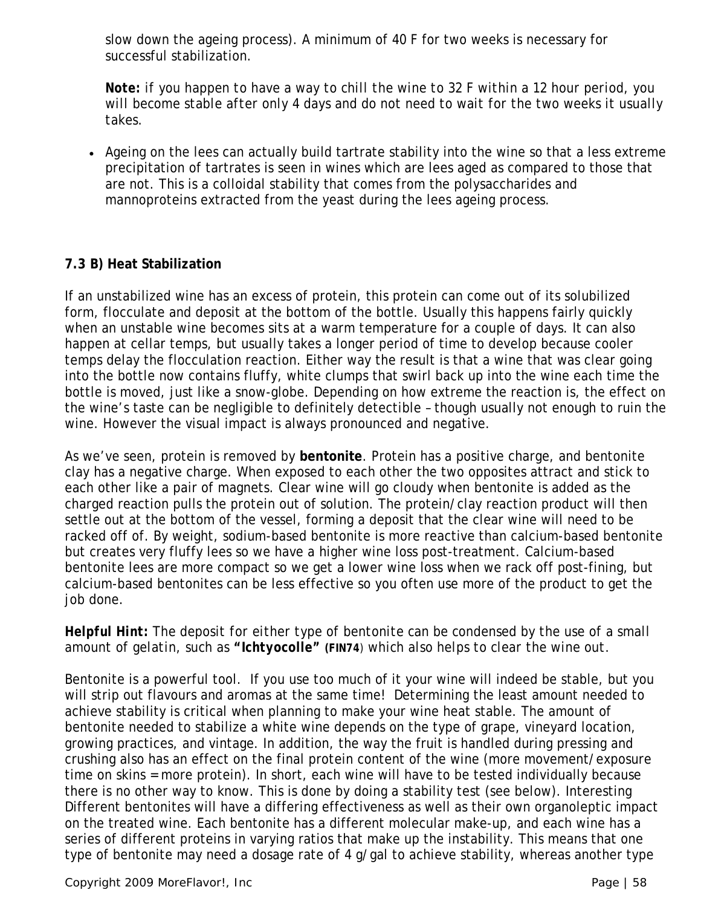slow down the ageing process). A minimum of 40 F for two weeks is necessary for successful stabilization.

**Note:** *if you happen to have a way to chill the wine to 32 F within a 12 hour period, you will become stable after only 4 days and do not need to wait for the two weeks it usually takes.*

- Ageing on the lees can actually build tartrate stability into the wine so that a less extreme precipitation of tartrates is seen in wines which are lees aged as compared to those that are not. This is a colloidal stability that comes from the polysaccharides and mannoproteins extracted from the yeast during the lees ageing process.

### 7.3 B) Heat Stabilization

If an unstabilized wine has an excess of protein, this protein can come out of its solubilized form, flocculate and deposit at the bottom of the bottle. Usually this happens fairly quickly when an unstable wine becomes sits at a warm temperature for a couple of days. It can also happen at cellar temps, but usually takes a longer period of time to develop because cooler temps delay the flocculation reaction. Either way the result is that a wine that was clear going into the bottle now contains fluffy, white clumps that swirl back up into the wine each time the bottle is moved, just like a snow-globe. Depending on how extreme the reaction is, the effect on the wine's taste can be negligible to definitely detectible – though usually not enough to ruin the wine. However the visual impact is always pronounced and negative.

As we've seen, protein is removed by **bentonite**. Protein has a positive charge, and bentonite clay has a negative charge. When exposed to each other the two opposites attract and stick to each other like a pair of magnets. Clear wine will go cloudy when bentonite is added as the charged reaction pulls the protein out of solution. The protein/clay reaction product will then settle out at the bottom of the vessel, forming a deposit that the clear wine will need to be racked off of. By weight, sodium-based bentonite is more reactive than calcium-based bentonite but creates very fluffy lees so we have a higher wine loss post-treatment. Calcium-based bentonite lees are more compact so we get a lower wine loss when we rack off post-fining, but calcium-based bentonites can be less effective so you often use more of the product to get the job done.

**Helpful Hint:** *The deposit for either type of bentonite can be condensed by the use of a small amount of gelatin, such as* **"Ichtyocolle" (FIN74**) *which also helps to clear the wine out.*

Bentonite is a powerful tool. If you use too much of it your wine will indeed be stable, but you will strip out flavours and aromas at the same time! Determining the least amount needed to achieve stability is critical when planning to make your wine heat stable. The amount of bentonite needed to stabilize a white wine depends on the type of grape, vineyard location, growing practices, and vintage. In addition, the way the fruit is handled during pressing and crushing also has an effect on the final protein content of the wine (more movement/exposure time on skins = more protein). In short, each wine will have to be tested individually because there is no other way to know. This is done by doing a stability test (see below). Interesting Different bentonites will have a differing effectiveness as well as their own organoleptic impact on the treated wine. Each bentonite has a different molecular make-up, and each wine has a series of different proteins in varying ratios that make up the instability. This means that one type of bentonite may need a dosage rate of 4 g/gal to achieve stability, whereas another type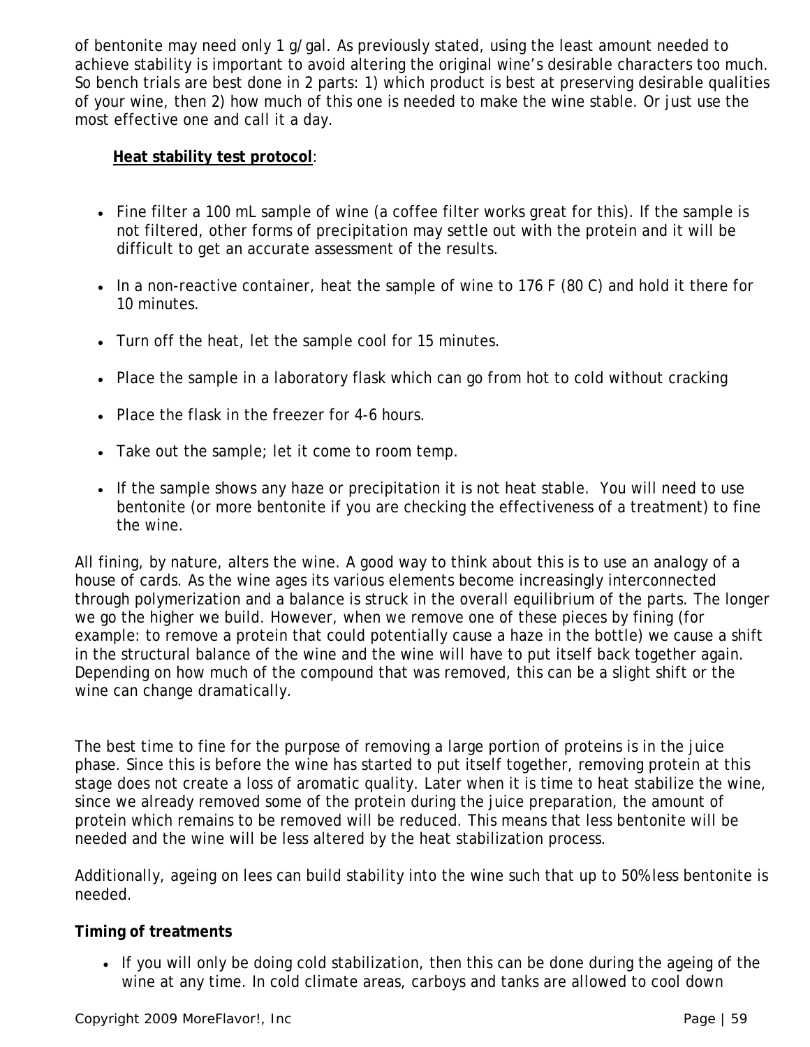of bentonite may need only 1 g/gal. As previously stated, using the least amount needed to achieve stability is important to avoid altering the original wine's desirable characters too much. So bench trials are best done in 2 parts: 1) which product is best at preserving desirable qualities of your wine, then 2) how much of this one is needed to make the wine stable. Or just use the most effective one and call it a day.

**Heat stability test protocol**:

- Fine filter a 100 mL sample of wine (a coffee filter works great for this). If the sample is not filtered, other forms of precipitation may settle out with the protein and it will be difficult to get an accurate assessment of the results.
- In a non-reactive container, heat the sample of wine to 176 F (80 C) and hold it there for 10 minutes.
- Turn off the heat, let the sample cool for 15 minutes.
- Place the sample in a laboratory flask which can go from hot to cold without cracking
- Place the flask in the freezer for 4-6 hours.
- Take out the sample; let it come to room temp.
- If the sample shows any haze or precipitation it is not heat stable. You will need to use bentonite (or more bentonite if you are checking the effectiveness of a treatment) to fine the wine.

All fining, by nature, alters the wine. A good way to think about this is to use an analogy of a house of cards. As the wine ages its various elements become increasingly interconnected through polymerization and a balance is struck in the overall equilibrium of the parts. The longer we go the higher we build. However, when we remove one of these pieces by fining (for example: to remove a protein that could potentially cause a haze in the bottle) we cause a shift in the structural balance of the wine and the wine will have to put itself back together again. Depending on how much of the compound that was removed, this can be a slight shift or the wine can change dramatically.

The best time to fine for the purpose of removing a large portion of proteins is in the juice phase. Since this is before the wine has started to put itself together, removing protein at this stage does not create a loss of aromatic quality. Later when it is time to heat stabilize the wine, since we already removed some of the protein during the juice preparation, the amount of protein which remains to be removed will be reduced. This means that less bentonite will be needed and the wine will be less altered by the heat stabilization process.

Additionally, ageing on lees can build stability into the wine such that up to 50% less bentonite is needed.

**Timing of treatments**

- If you will only be doing cold stabilization, then this can be done during the ageing of the wine at any time. In cold climate areas, carboys and tanks are allowed to cool down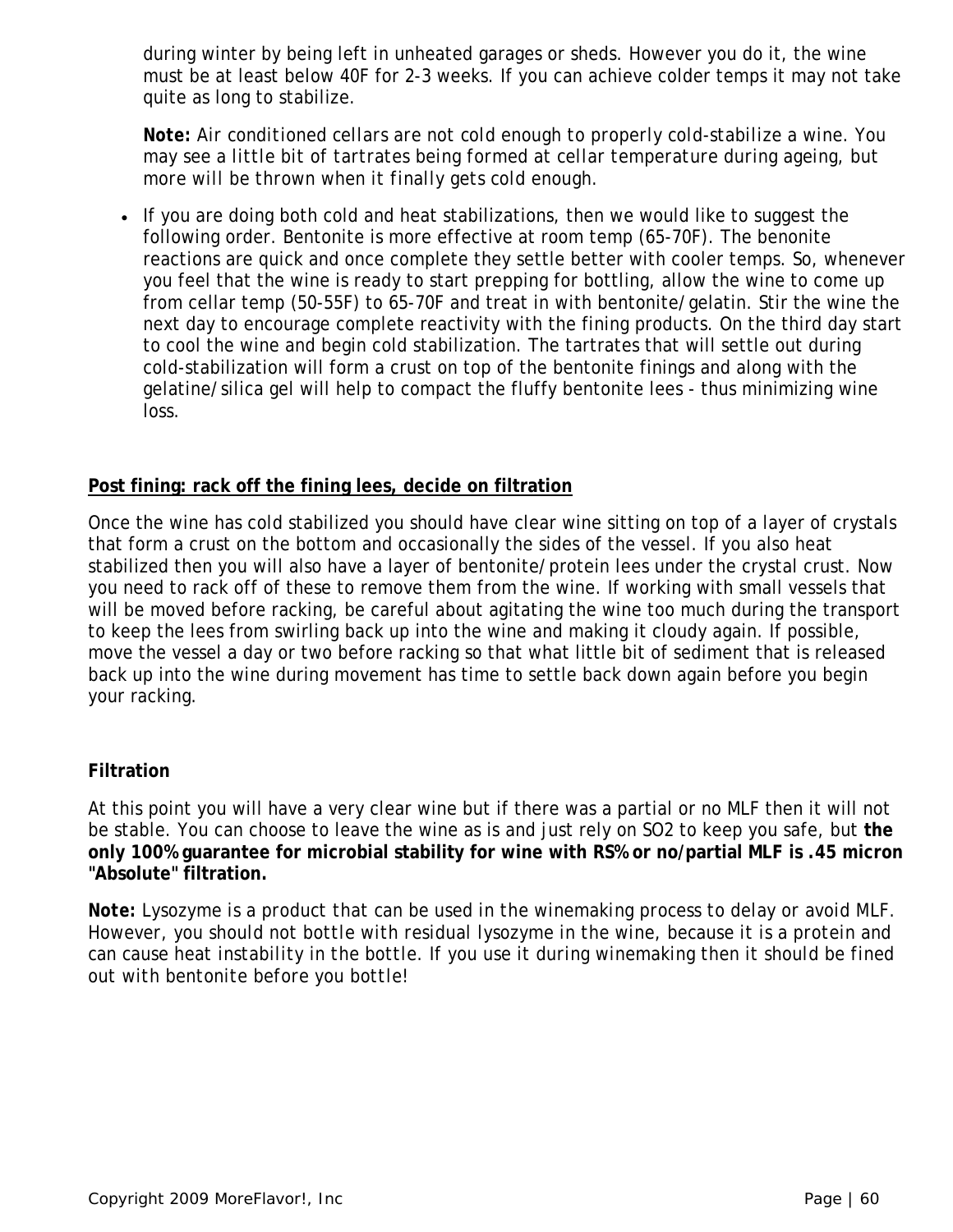during winter by being left in unheated garages or sheds. However you do it, the wine must be at least below 40F for 2-3 weeks. If you can achieve colder temps it may not take quite as long to stabilize.

**Note:** Air conditioned cellars are not cold enough to properly cold-stabilize a wine. You may see a little bit of tartrates being formed at cellar temperature during ageing, but more will be thrown when it finally gets cold enough.

- If you are doing both cold and heat stabilizations, then we would like to suggest the following order. Bentonite is more effective at room temp (65-70F). The benonite reactions are quick and once complete they settle better with cooler temps. So, whenever you feel that the wine is ready to start prepping for bottling, allow the wine to come up from cellar temp (50-55F) to 65-70F and treat in with bentonite/gelatin. Stir the wine the next day to encourage complete reactivity with the fining products. On the third day start to cool the wine and begin cold stabilization. The tartrates that will settle out during cold-stabilization will form a crust on top of the bentonite finings and along with the gelatine/silica gel will help to compact the fluffy bentonite lees - thus minimizing wine loss.

## <u>Post fining: rack off the fining lees, decide on filtration</u>

Once the wine has cold stabilized you should have clear wine sitting on top of a layer of crystals that form a crust on the bottom and occasionally the sides of the vessel. If you also heat stabilized then you will also have a layer of bentonite/protein lees under the crystal crust. Now you need to rack off of these to remove them from the wine. If working with small vessels that will be moved before racking, be careful about agitating the wine too much during the transport to keep the lees from swirling back up into the wine and making it cloudy again. If possible, move the vessel a day or two before racking so that what little bit of sediment that is released back up into the wine during movement has time to settle back down again before you begin your racking.

### Filtration

At this point you will have a very clear wine but if there was a partial or no MLF then it will not be stable. You can choose to leave the wine as is and just rely on SO2 to keep you safe, but **the only 100% guarantee for microbial stability for wine with RS% or no/partial MLF is .45 micron "Absolute" filtration.**

**Note:** Lysozyme is a product that can be used in the winemaking process to delay or avoid MLF. However, you should not bottle with residual lysozyme in the wine, because it is a protein and can cause heat instability in the bottle. If you use it during winemaking then it should be fined out with bentonite before you bottle!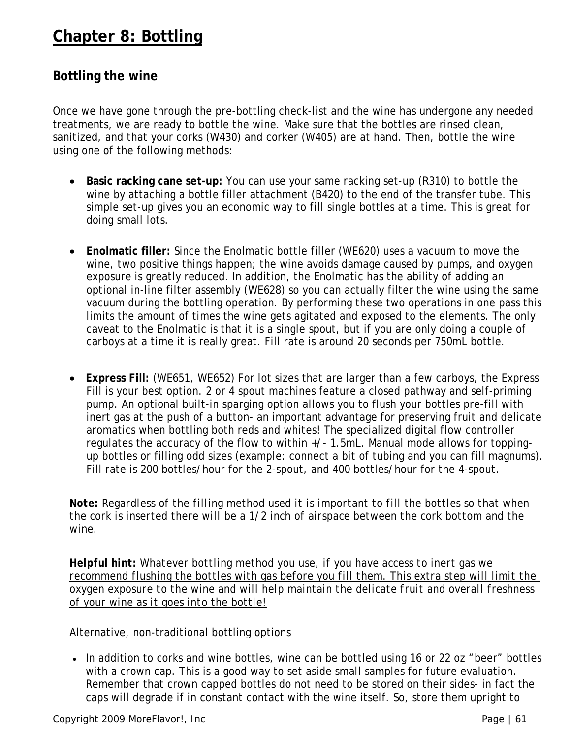# Chapter 8: Bottling

## Bottling the wine

Once we have gone through the pre-bottling check-list and the wine has undergone any needed treatments, we are ready to bottle the wine. Make sure that the bottles are rinsed clean, sanitized, and that your corks (W430) and corker (W405) are at hand. Then, bottle the wine using one of the following methods:

- **Basic racking cane set-up:** You can use your same racking set-up (R310) to bottle the wine by attaching a bottle filler attachment (B420) to the end of the transfer tube. This simple set-up gives you an economic way to fill single bottles at a time. This is great for doing small lots.

- **Enolmatic filler:** Since the Enolmatic bottle filler (WE620) uses a vacuum to move the wine, two positive things happen; the wine avoids damage caused by pumps, and oxygen exposure is greatly reduced. In addition, the Enolmatic has the ability of adding an optional in-line filter assembly (WE628) so you can actually filter the wine using the same vacuum during the bottling operation. By performing these two operations in one pass this limits the amount of times the wine gets agitated and exposed to the elements. The only caveat to the Enolmatic is that it is a single spout, but if you are only doing a couple of carboys at a time it is really great. Fill rate is around 20 seconds per 750mL bottle.

- **Express Fill:** (WE651, WE652) For lot sizes that are larger than a few carboys, the Express Fill is your best option. 2 or 4 spout machines feature a closed pathway and self-priming pump. An optional built-in sparging option allows you to flush your bottles pre-fill with inert gas at the push of a button- an important advantage for preserving fruit and delicate aromatics when bottling both reds and whites! The specialized digital flow controller regulates the accuracy of the flow to within +/- 1.5mL. Manual mode allows for topping-up bottles or filling odd sizes (example: connect a bit of tubing and you can fill magnums). Fill rate is 200 bottles/hour for the 2-spout, and 400 bottles/hour for the 4-spout.

**Note:** Regardless of the filling method used it is important to fill the bottles so that when the cork is inserted there will be a 1/2 inch of airspace between the cork bottom and the wine.

**Helpful hint:** Whatever bottling method you use, if you have access to inert gas we recommend flushing the bottles with gas before you fill them. This extra step will limit the oxygen exposure to the wine and will help maintain the delicate fruit and overall freshness of your wine as it goes into the bottle!

Alternative, non-traditional bottling options

- In addition to corks and wine bottles, wine can be bottled using 16 or 22 oz "beer" bottles with a crown cap. This is a good way to set aside small samples for future evaluation. Remember that crown capped bottles do not need to be stored on their sides- in fact the caps will degrade if in constant contact with the wine itself. So, store them upright to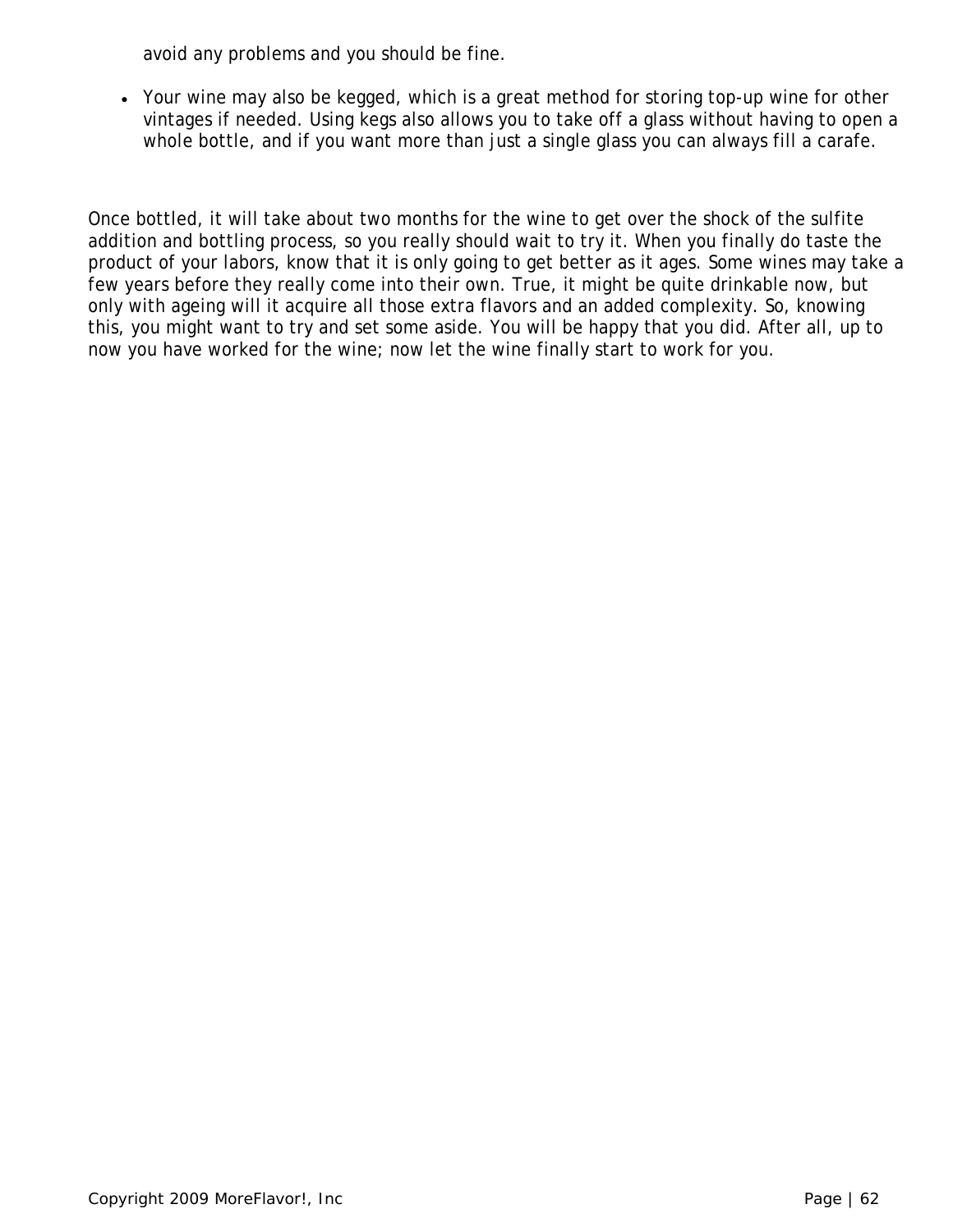avoid any problems and you should be fine.

- Your wine may also be kegged, which is a great method for storing top-up wine for other vintages if needed. Using kegs also allows you to take off a glass without having to open a whole bottle, and if you want more than just a single glass you can always fill a carafe.

Once bottled, it will take about two months for the wine to get over the shock of the sulfite addition and bottling process, so you really should wait to try it. When you finally do taste the product of your labors, know that it is only going to get better as it ages. Some wines may take a few years before they really come into their own. True, it might be quite drinkable now, but only with ageing will it acquire all those extra flavors and an added complexity. So, knowing this, you might want to try and set some aside. You will be happy that you did. After all, up to now you have worked for the wine; now let the wine finally start to work for you.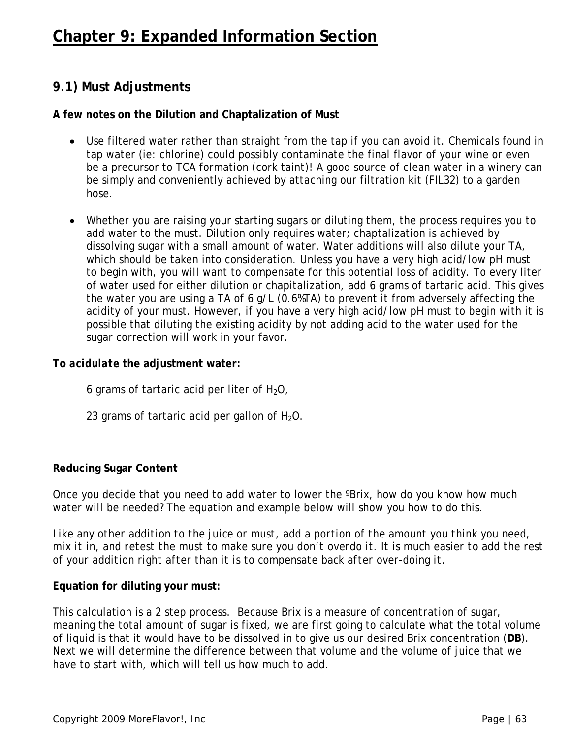# Chapter 9: Expanded Information Section

## 9.1) Must Adjustments

**A few notes on the Dilution and Chaptalization of Must**

- Use filtered water rather than straight from the tap if you can avoid it. Chemicals found in tap water (ie: chlorine) could possibly contaminate the final flavor of your wine or even be a precursor to TCA formation (cork taint)! A good source of clean water in a winery can be simply and conveniently achieved by attaching our filtration kit (FIL32) to a garden hose.

- Whether you are raising your starting sugars or diluting them, the process requires you to add water to the must. Dilution only requires water; chaptalization is achieved by dissolving sugar with a small amount of water. Water additions will also dilute your TA, which should be taken into consideration. Unless you have a very high acid/low pH must to begin with, you will want to compensate for this potential loss of acidity. To every liter of water used for either dilution or chapitalization, add 6 grams of tartaric acid. This gives the water you are using a TA of 6 g/L (0.6%TA) to prevent it from adversely affecting the acidity of your must. However, if you have a very high acid/low pH must to begin with it is possible that diluting the existing acidity by not adding acid to the water used for the sugar correction will work in your favor.

***To acidulate the adjustment water:***

6 grams of tartaric acid per liter of $H_2O$,

23 grams of tartaric acid per gallon of $H_2O$.

**Reducing Sugar Content**

Once you decide that you need to add water to lower the ºBrix, how do you know how much water will be needed? The equation and example below will show you how to do this.

Like any other addition to the juice or must, add a portion of the amount you think you need, mix it in, and retest the must to make sure you don't overdo it. It is much easier to add the rest of your addition right after than it is to compensate back after over-doing it.

**Equation for diluting your must:**

This calculation is a 2 step process. Because Brix is a measure of concentration of sugar, meaning the total amount of sugar is fixed, we are first going to calculate what the total volume of liquid is that it would have to be dissolved in to give us our desired Brix concentration (**DB**). Next we will determine the difference between that volume and the volume of juice that we have to start with, which will tell us how much to add.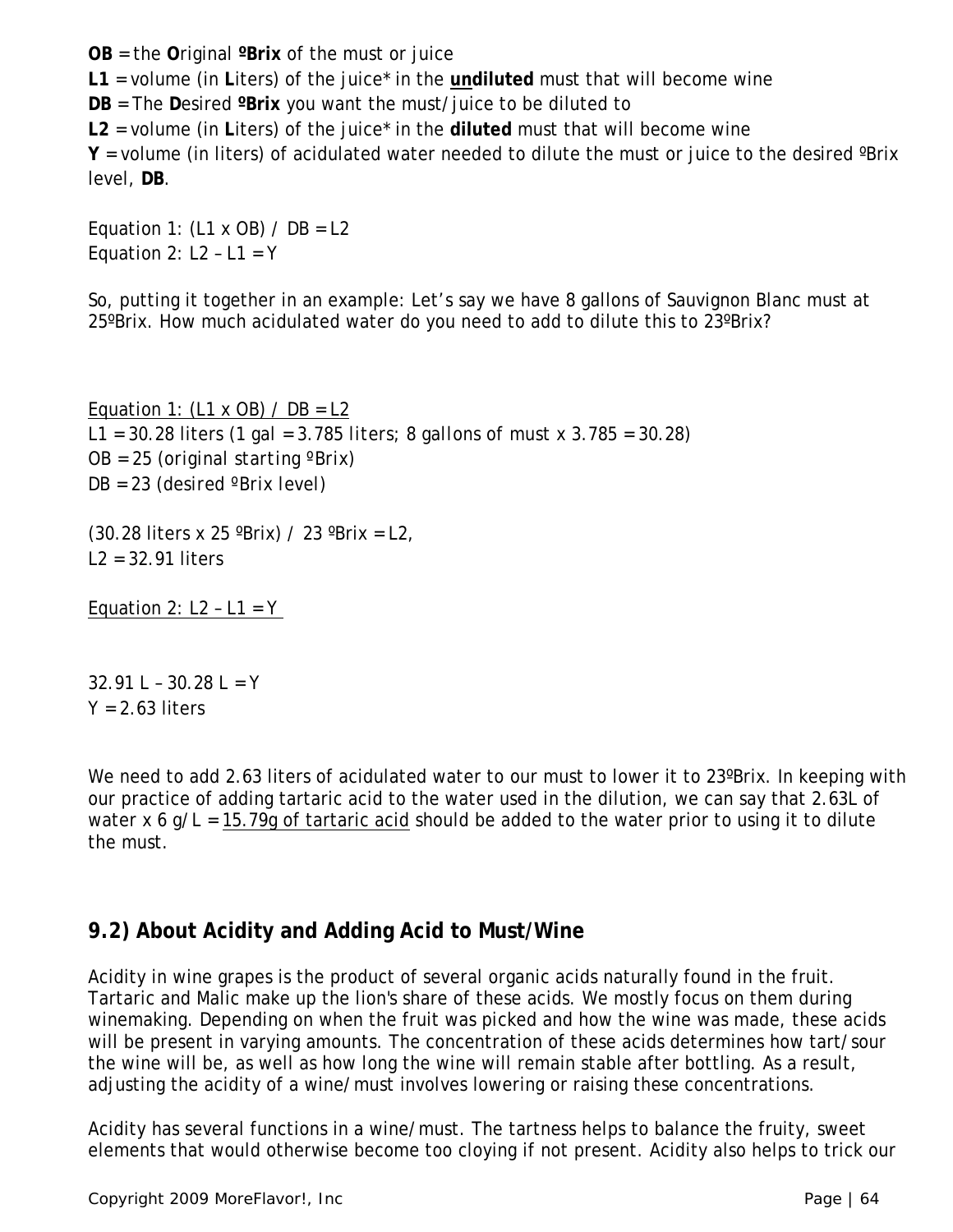**OB** = the **O**riginal **ºBrix** of the must or juice
**L1** = volume (in **L**iters) of the juice* in the **<u>un</u>diluted** must that will become wine
**DB** = The **D**esired **ºBrix** you want the must/juice to be diluted to
**L2** = volume (in **L**iters) of the juice* in the **diluted** must that will become wine
**Y** = volume (in liters) of acidulated water needed to dilute the must or juice to the desired ºBrix level, **DB**.

Equation 1: (L1 x OB) / DB = L2
Equation 2: L2 – L1 = Y

So, putting it together in an example: Let's say we have 8 gallons of Sauvignon Blanc must at 25ºBrix. How much acidulated water do you need to add to dilute this to 23ºBrix?

<u>Equation 1: (L1 x OB) / DB = L2</u>
L1 = 30.28 liters (1 gal = 3.785 liters; 8 gallons of must x 3.785 = 30.28)
OB = 25 (original starting ºBrix)
DB = 23 (desired ºBrix level)

(30.28 liters x 25 ºBrix) / 23 ºBrix = L2,
L2 = 32.91 liters

<u>Equation 2: L2 – L1 = Y</u>

32.91 L – 30.28 L = Y
Y = 2.63 liters

We need to add 2.63 liters of acidulated water to our must to lower it to 23ºBrix. In keeping with our practice of adding tartaric acid to the water used in the dilution, we can say that 2.63L of water x 6 g/L = <u>15.79g of tartaric acid</u> should be added to the water prior to using it to dilute the must.

## 9.2) About Acidity and Adding Acid to Must/Wine

Acidity in wine grapes is the product of several organic acids naturally found in the fruit. Tartaric and Malic make up the lion's share of these acids. We mostly focus on them during winemaking. Depending on when the fruit was picked and how the wine was made, these acids will be present in varying amounts. The concentration of these acids determines how tart/sour the wine will be, as well as how long the wine will remain stable after bottling. As a result, adjusting the acidity of a wine/must involves lowering or raising these concentrations.

Acidity has several functions in a wine/must. The tartness helps to balance the fruity, sweet elements that would otherwise become too cloying if not present. Acidity also helps to trick our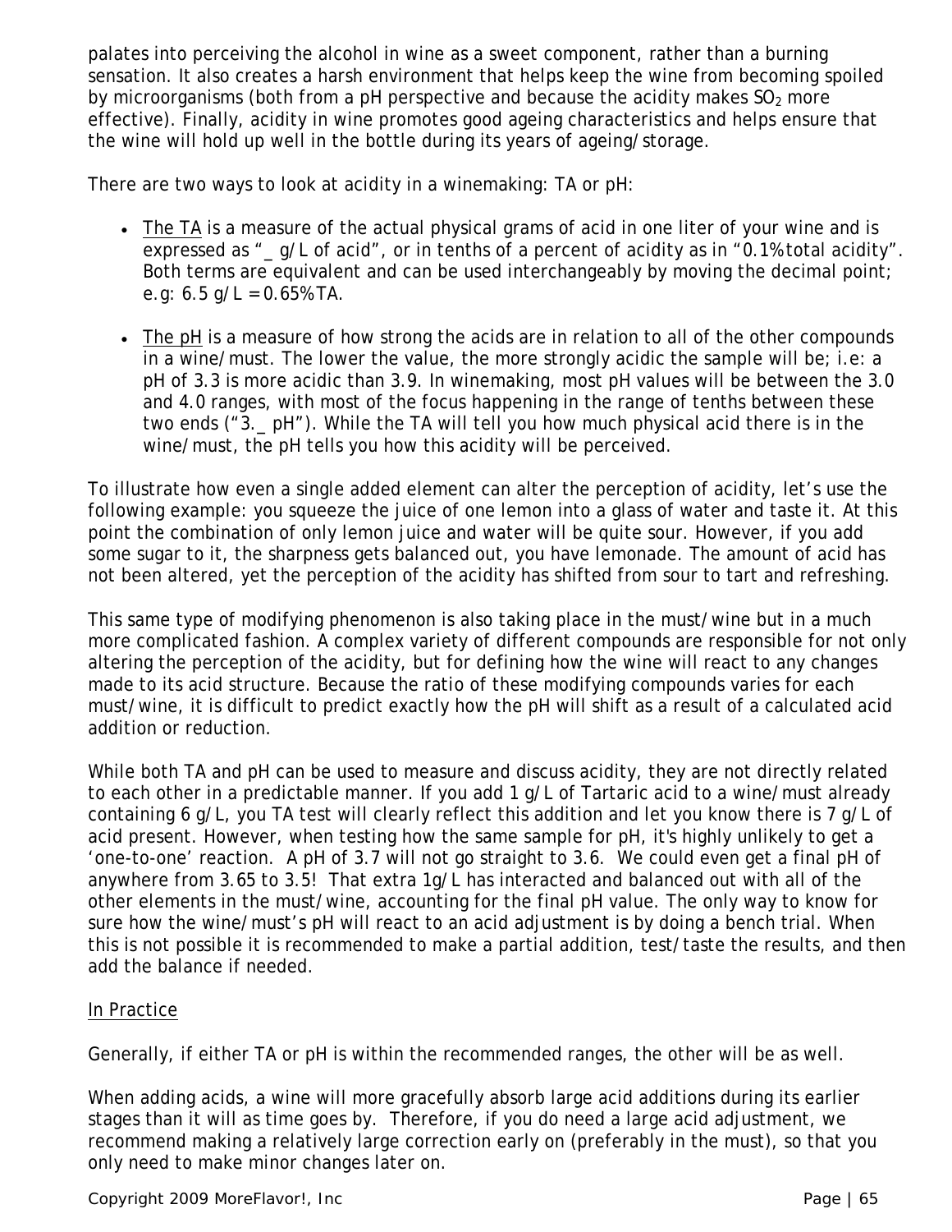palates into perceiving the alcohol in wine as a sweet component, rather than a burning sensation. It also creates a harsh environment that helps keep the wine from becoming spoiled by microorganisms (both from a pH perspective and because the acidity makes $SO_2$ more effective). Finally, acidity in wine promotes good ageing characteristics and helps ensure that the wine will hold up well in the bottle during its years of ageing/storage.

There are two ways to look at acidity in a winemaking: TA or pH:

- The TA is a measure of the actual physical grams of acid in one liter of your wine and is expressed as "_ g/L of acid", or in tenths of a percent of acidity as in "0.1% total acidity". Both terms are equivalent and can be used interchangeably by moving the decimal point; e.g: 6.5 g/L = 0.65% TA.

- The pH is a measure of how strong the acids are in relation to all of the other compounds in a wine/must. The lower the value, the more strongly acidic the sample will be; i.e: a pH of 3.3 is more acidic than 3.9. In winemaking, most pH values will be between the 3.0 and 4.0 ranges, with most of the focus happening in the range of tenths between these two ends ("3._ pH"). While the TA will tell you how much physical acid there is in the wine/must, the pH tells you how this acidity will be perceived.

To illustrate how even a single added element can alter the perception of acidity, let's use the following example: you squeeze the juice of one lemon into a glass of water and taste it. At this point the combination of only lemon juice and water will be quite sour. However, if you add some sugar to it, the sharpness gets balanced out, you have lemonade. The amount of acid has not been altered, yet the perception of the acidity has shifted from sour to tart and refreshing.

This same type of modifying phenomenon is also taking place in the must/wine but in a much more complicated fashion. A complex variety of different compounds are responsible for not only altering the perception of the acidity, but for defining how the wine will react to any changes made to its acid structure. Because the ratio of these modifying compounds varies for each must/wine, it is difficult to predict exactly how the pH will shift as a result of a calculated acid addition or reduction.

While both TA and pH can be used to measure and discuss acidity, they are not directly related to each other in a predictable manner. If you add 1 g/L of Tartaric acid to a wine/must already containing 6 g/L, you TA test will clearly reflect this addition and let you know there is 7 g/L of acid present. However, when testing how the same sample for pH, it's highly unlikely to get a 'one-to-one' reaction. A pH of 3.7 will not go straight to 3.6. We could even get a final pH of anywhere from 3.65 to 3.5! That extra 1g/L has interacted and balanced out with all of the other elements in the must/wine, accounting for the final pH value. The only way to know for sure how the wine/must's pH will react to an acid adjustment is by doing a bench trial. When this is not possible it is recommended to make a partial addition, test/taste the results, and then add the balance if needed.

In Practice

Generally, if either TA or pH is within the recommended ranges, the other will be as well.

When adding acids, a wine will more gracefully absorb large acid additions during its earlier stages than it will as time goes by. Therefore, if you do need a large acid adjustment, we recommend making a relatively large correction early on (preferably in the must), so that you only need to make minor changes later on.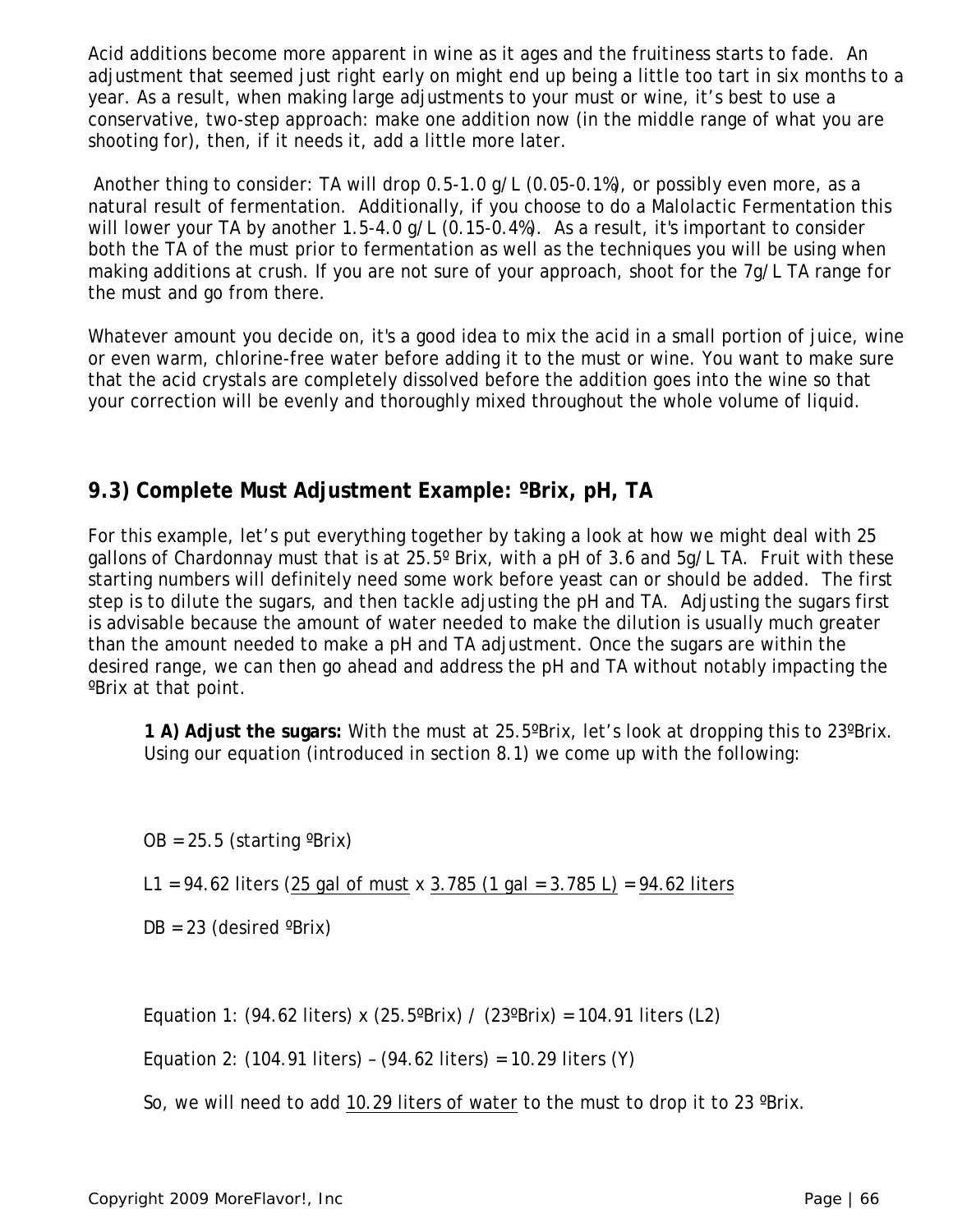Acid additions become more apparent in wine as it ages and the fruitiness starts to fade. An adjustment that seemed just right early on might end up being a little too tart in six months to a year. As a result, when making large adjustments to your must or wine, it's best to use a conservative, two-step approach: make one addition now (in the middle range of what you are shooting for), then, if it needs it, add a little more later.

Another thing to consider: TA will drop 0.5-1.0 g/L (0.05-0.1%), or possibly even more, as a natural result of fermentation. Additionally, if you choose to do a Malolactic Fermentation this will lower your TA by another 1.5-4.0 g/L (0.15-0.4%). As a result, it's important to consider both the TA of the must prior to fermentation as well as the techniques you will be using when making additions at crush. If you are not sure of your approach, shoot for the 7g/L TA range for the must and go from there.

Whatever amount you decide on, it's a good idea to mix the acid in a small portion of juice, wine or even warm, chlorine-free water before adding it to the must or wine. You want to make sure that the acid crystals are completely dissolved before the addition goes into the wine so that your correction will be evenly and thoroughly mixed throughout the whole volume of liquid.

## 9.3) Complete Must Adjustment Example: ºBrix, pH, TA

For this example, let's put everything together by taking a look at how we might deal with 25 gallons of Chardonnay must that is at 25.5º Brix, with a pH of 3.6 and 5g/L TA. Fruit with these starting numbers will definitely need some work before yeast can or should be added. The first step is to dilute the sugars, and then tackle adjusting the pH and TA. Adjusting the sugars first is advisable because the amount of water needed to make the dilution is usually much greater than the amount needed to make a pH and TA adjustment. Once the sugars are within the desired range, we can then go ahead and address the pH and TA without notably impacting the ºBrix at that point.

**1 A) Adjust the sugars:** With the must at 25.5ºBrix, let's look at dropping this to 23ºBrix. Using our equation (introduced in section 8.1) we come up with the following:

OB = 25.5 (starting ºBrix)

L1 = 94.62 liters (<u>25 gal of must</u> x <u>3.785 (1 gal = 3.785 L)</u> = <u>94.62 liters</u>

DB = 23 (desired ºBrix)

Equation 1: (94.62 liters) x (25.5ºBrix) / (23ºBrix) = 104.91 liters (L2)

Equation 2: (104.91 liters) – (94.62 liters) = 10.29 liters (Y)

So, we will need to add <u>10.29 liters of water</u> to the must to drop it to 23 ºBrix.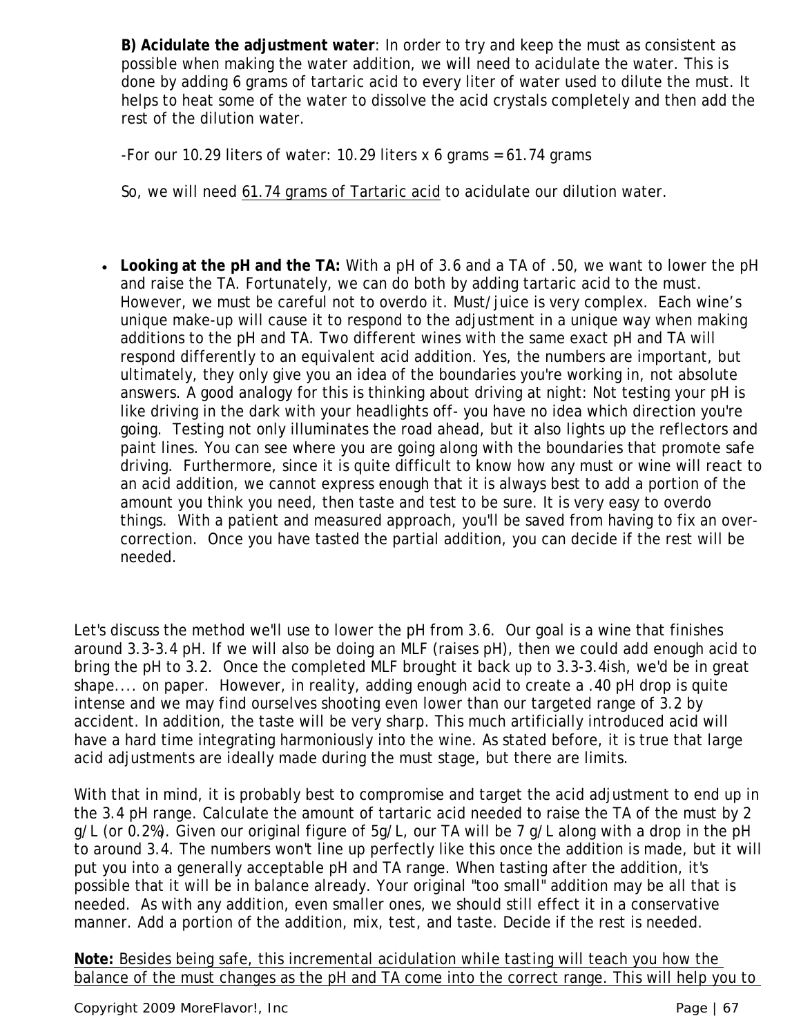**B) Acidulate the adjustment water**: In order to try and keep the must as consistent as possible when making the water addition, we will need to acidulate the water. This is done by adding 6 grams of tartaric acid to every liter of water used to dilute the must. It helps to heat some of the water to dissolve the acid crystals completely and then add the rest of the dilution water.

-For our 10.29 liters of water: 10.29 liters x 6 grams = 61.74 grams

So, we will need <u>61.74 grams of Tartaric acid</u> to acidulate our dilution water.

- **Looking at the pH and the TA:** With a pH of 3.6 and a TA of .50, we want to lower the pH and raise the TA. Fortunately, we can do both by adding tartaric acid to the must. However, we must be careful not to overdo it. Must/juice is very complex. Each wine's unique make-up will cause it to respond to the adjustment in a unique way when making additions to the pH and TA. Two different wines with the same exact pH and TA will respond differently to an equivalent acid addition. Yes, the numbers are important, but ultimately, they only give you an idea of the boundaries you're working in, not absolute answers. A good analogy for this is thinking about driving at night: Not testing your pH is like driving in the dark with your headlights off- you have no idea which direction you're going. Testing not only illuminates the road ahead, but it also lights up the reflectors and paint lines. You can see where you are going along with the boundaries that promote safe driving. Furthermore, since it is quite difficult to know how any must or wine will react to an acid addition, we cannot express enough that it is always best to add a portion of the amount you think you need, then taste and test to be sure. It is very easy to overdo things. With a patient and measured approach, you'll be saved from having to fix an over-correction. Once you have tasted the partial addition, you can decide if the rest will be needed.

Let's discuss the method we'll use to lower the pH from 3.6. Our goal is a wine that finishes around 3.3-3.4 pH. If we will also be doing an MLF (raises pH), then we could add enough acid to bring the pH to 3.2. Once the completed MLF brought it back up to 3.3-3.4ish, we'd be in great shape.... on paper. However, in reality, adding enough acid to create a .40 pH drop is quite intense and we may find ourselves shooting even lower than our targeted range of 3.2 by accident. In addition, the taste will be very sharp. This much artificially introduced acid will have a hard time integrating harmoniously into the wine. As stated before, it is true that large acid adjustments are ideally made during the must stage, but there are limits.

With that in mind, it is probably best to compromise and target the acid adjustment to end up in the 3.4 pH range. Calculate the amount of tartaric acid needed to raise the TA of the must by 2 g/L (or 0.2%). Given our original figure of 5g/L, our TA will be 7 g/L along with a drop in the pH to around 3.4. The numbers won't line up perfectly like this once the addition is made, but it will put you into a generally acceptable pH and TA range. When tasting after the addition, it's possible that it will be in balance already. Your original "too small" addition may be all that is needed. As with any addition, even smaller ones, we should still effect it in a conservative manner. Add a portion of the addition, mix, test, and taste. Decide if the rest is needed.

**Note:** <u>Besides being safe, this incremental acidulation while tasting will teach you how the balance of the must changes as the pH and TA come into the correct range. This will help you to</u>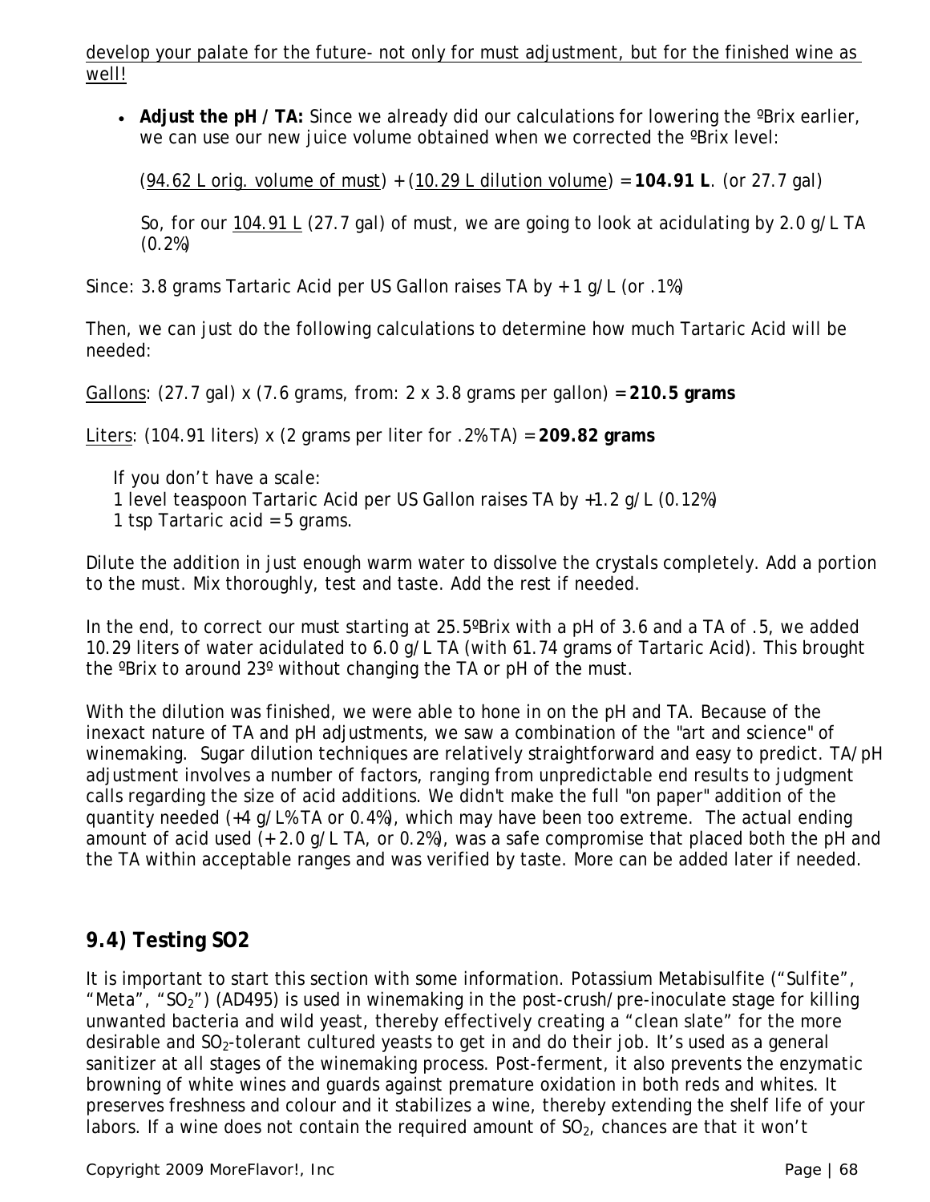develop your palate for the future- not only for must adjustment, but for the finished wine as well!

- **Adjust the pH / TA:** Since we already did our calculations for lowering the ºBrix earlier, we can use our new juice volume obtained when we corrected the ºBrix level:

  (94.62 L orig. volume of must) + (10.29 L dilution volume) = **104.91 L**. (or 27.7 gal)

  So, for our 104.91 L (27.7 gal) of must, we are going to look at acidulating by 2.0 g/L TA (0.2%)

Since: 3.8 grams Tartaric Acid per US Gallon raises TA by + 1 g/L (or .1%)

Then, we can just do the following calculations to determine how much Tartaric Acid will be needed:

Gallons: (27.7 gal) x (7.6 grams, from: 2 x 3.8 grams per gallon) = **210.5 grams**

Liters: (104.91 liters) x (2 grams per liter for .2% TA) = **209.82 grams**

If you don't have a scale:
1 level teaspoon Tartaric Acid per US Gallon raises TA by +1.2 g/L (0.12%)
1 tsp Tartaric acid = 5 grams.

Dilute the addition in just enough warm water to dissolve the crystals completely. Add a portion to the must. Mix thoroughly, test and taste. Add the rest if needed.

In the end, to correct our must starting at 25.5ºBrix with a pH of 3.6 and a TA of .5, we added 10.29 liters of water acidulated to 6.0 g/L TA (with 61.74 grams of Tartaric Acid). This brought the ºBrix to around 23º without changing the TA or pH of the must.

With the dilution was finished, we were able to hone in on the pH and TA. Because of the inexact nature of TA and pH adjustments, we saw a combination of the "art and science" of winemaking. Sugar dilution techniques are relatively straightforward and easy to predict. TA/pH adjustment involves a number of factors, ranging from unpredictable end results to judgment calls regarding the size of acid additions. We didn't make the full "on paper" addition of the quantity needed (+4 g/L% TA or 0.4%), which may have been too extreme. The actual ending amount of acid used (+ 2.0 g/L TA, or 0.2%), was a safe compromise that placed both the pH and the TA within acceptable ranges and was verified by taste. More can be added later if needed.

## 9.4) Testing SO2

It is important to start this section with some information. Potassium Metabisulfite ("Sulfite", "Meta", "$SO_2$") (AD495) is used in winemaking in the post-crush/pre-inoculate stage for killing unwanted bacteria and wild yeast, thereby effectively creating a "clean slate" for the more desirable and $SO_2$-tolerant cultured yeasts to get in and do their job. It's used as a general sanitizer at all stages of the winemaking process. Post-ferment, it also prevents the enzymatic browning of white wines and guards against premature oxidation in both reds and whites. It preserves freshness and colour and it stabilizes a wine, thereby extending the shelf life of your labors. If a wine does not contain the required amount of $SO_2$, chances are that it won't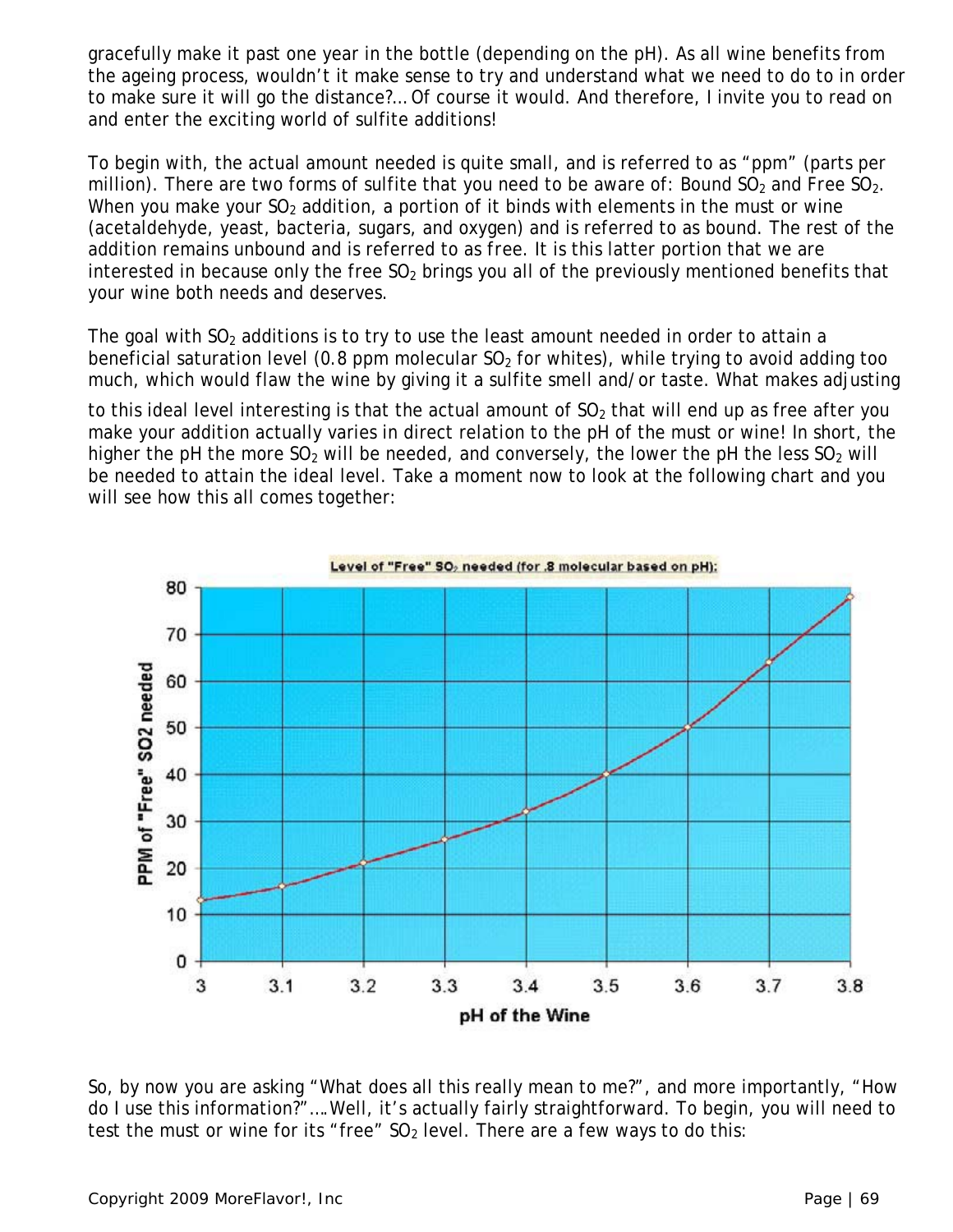gracefully make it past one year in the bottle (depending on the pH). As all wine benefits from the ageing process, wouldn't it make sense to try and understand what we need to do to in order to make sure it will go the distance?… Of course it would. And therefore, I invite you to read on and enter the exciting world of sulfite additions!

To begin with, the actual amount needed is quite small, and is referred to as "ppm" (parts per million). There are two forms of sulfite that you need to be aware of: Bound $SO_2$ and Free $SO_2$. When you make your $SO_2$ addition, a portion of it binds with elements in the must or wine (acetaldehyde, yeast, bacteria, sugars, and oxygen) and is referred to as bound. The rest of the addition remains unbound and is referred to as free. It is this latter portion that we are interested in because only the free $SO_2$ brings you all of the previously mentioned benefits that your wine both needs and deserves.

The goal with $SO_2$ additions is to try to use the least amount needed in order to attain a beneficial saturation level (0.8 ppm molecular $SO_2$ for whites), while trying to avoid adding too much, which would flaw the wine by giving it a sulfite smell and/or taste. What makes adjusting to this ideal level interesting is that the actual amount of $SO_2$ that will end up as free after you make your addition actually varies in direct relation to the pH of the must or wine! In short, the higher the pH the more $SO_2$ will be needed, and conversely, the lower the pH the less $SO_2$ will be needed to attain the ideal level. Take a moment now to look at the following chart and you will see how this all comes together:

Level of "Free" $SO_2$ needed (for .8 molecular based on pH):

| pH of the Wine | PPM of "Free" SO2 needed |
|---|---|
| 3 | 13 |
| 3.1 | 16 |
| 3.2 | 21 |
| 3.3 | 26 |
| 3.4 | 32 |
| 3.5 | 40 |
| 3.6 | 50 |
| 3.7 | 64 |
| 3.8 | 78 |

So, by now you are asking "What does all this really mean to me?", and more importantly, "How do I use this information?"….Well, it's actually fairly straightforward. To begin, you will need to test the must or wine for its "free" $SO_2$ level. There are a few ways to do this: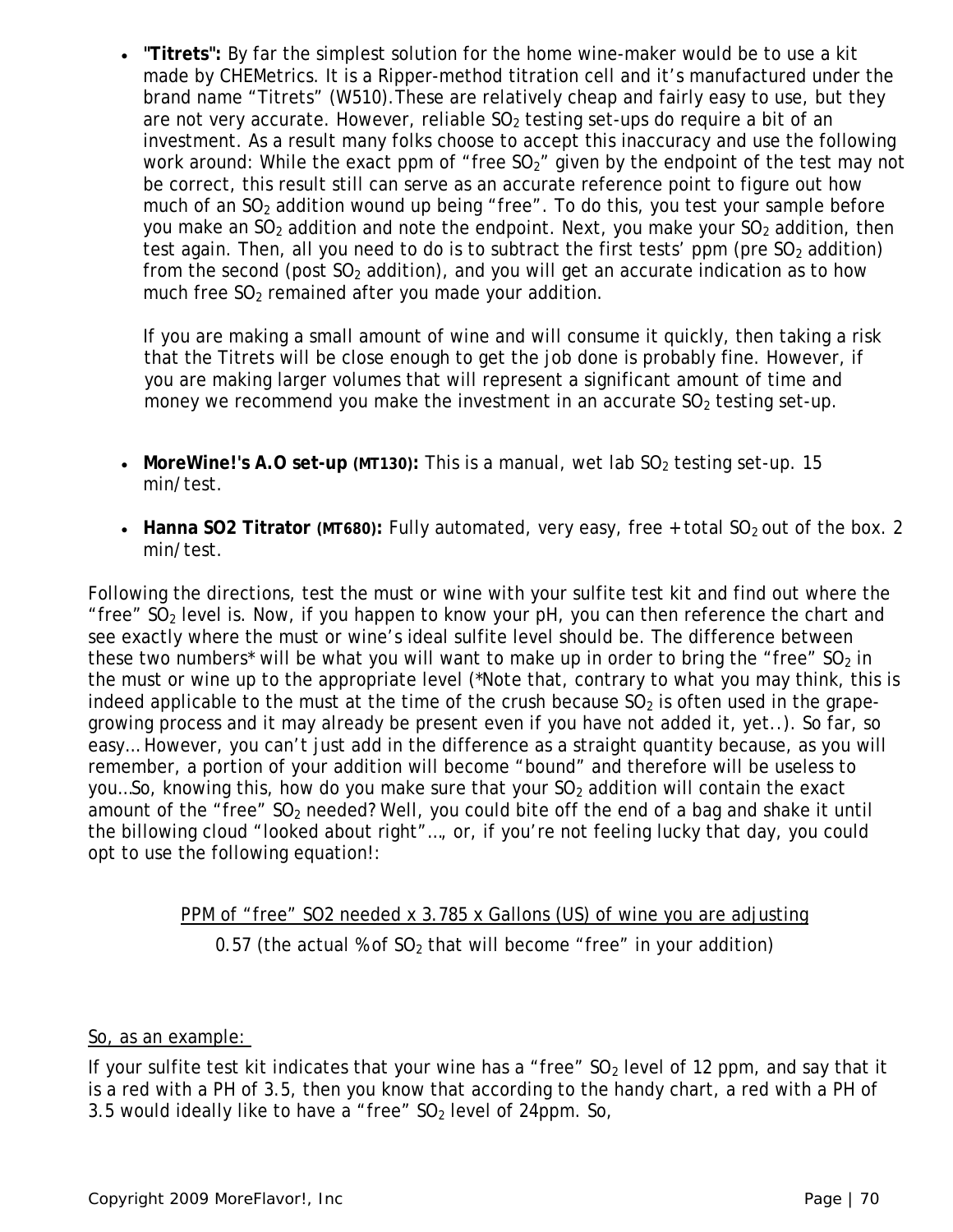- **"Titrets":** By far the simplest solution for the home wine-maker would be to use a kit made by CHEMetrics. It is a Ripper-method titration cell and it's manufactured under the brand name "Titrets" (W510).These are relatively cheap and fairly easy to use, but they are not very accurate. However, reliable $SO_2$ testing set-ups do require a bit of an investment. As a result many folks choose to accept this inaccuracy and use the following work around: While the exact ppm of "free $SO_2$" given by the endpoint of the test may not be correct, this result still can serve as an accurate reference point to figure out how much of an $SO_2$ addition wound up being "free". To do this, you test your sample before you make an $SO_2$ addition and note the endpoint. Next, you make your $SO_2$ addition, then test again. Then, all you need to do is to subtract the first tests' ppm (pre $SO_2$ addition) from the second (post $SO_2$ addition), and you will get an accurate indication as to how much free $SO_2$ remained after you made your addition.

  If you are making a small amount of wine and will consume it quickly, then taking a risk that the Titrets will be close enough to get the job done is probably fine. However, if you are making larger volumes that will represent a significant amount of time and money we recommend you make the investment in an accurate $SO_2$ testing set-up.

- **MoreWine!'s A.O set-up (MT130):** This is a manual, wet lab $SO_2$ testing set-up. 15 min/test.

- **Hanna SO2 Titrator (MT680):** Fully automated, very easy, free + total $SO_2$ out of the box. 2 min/test.

Following the directions, test the must or wine with your sulfite test kit and find out where the "free" $SO_2$ level is. Now, if you happen to know your pH, you can then reference the chart and see exactly where the must or wine's ideal sulfite level should be. The difference between these two numbers* will be what you will want to make up in order to bring the "free" $SO_2$ in the must or wine up to the appropriate level (*Note that, contrary to what you may think, this is indeed applicable to the must at the time of the crush because $SO_2$ is often used in the grape-growing process and it may already be present even if you have not added it, yet..). So far, so easy… However, you can't just add in the difference as a straight quantity because, as you will remember, a portion of your addition will become "bound" and therefore will be useless to you…So, knowing this, how do you make sure that your $SO_2$ addition will contain the exact amount of the "free" $SO_2$ needed? Well, you could bite off the end of a bag and shake it until the billowing cloud "looked about right"…., or, if you're not feeling lucky that day, you could opt to use the following equation!:

$$\frac{\text{PPM of "free" SO2 needed} \times 3.785 \times \text{Gallons (US) of wine you are adjusting}}{0.57 \text{ (the actual \% of } SO_2 \text{ that will become "free" in your addition)}}$$

<u>So, as an example:</u>

If your sulfite test kit indicates that your wine has a "free" $SO_2$ level of 12 ppm, and say that it is a red with a PH of 3.5, then you know that according to the handy chart, a red with a PH of 3.5 would ideally like to have a "free" $SO_2$ level of 24ppm. So,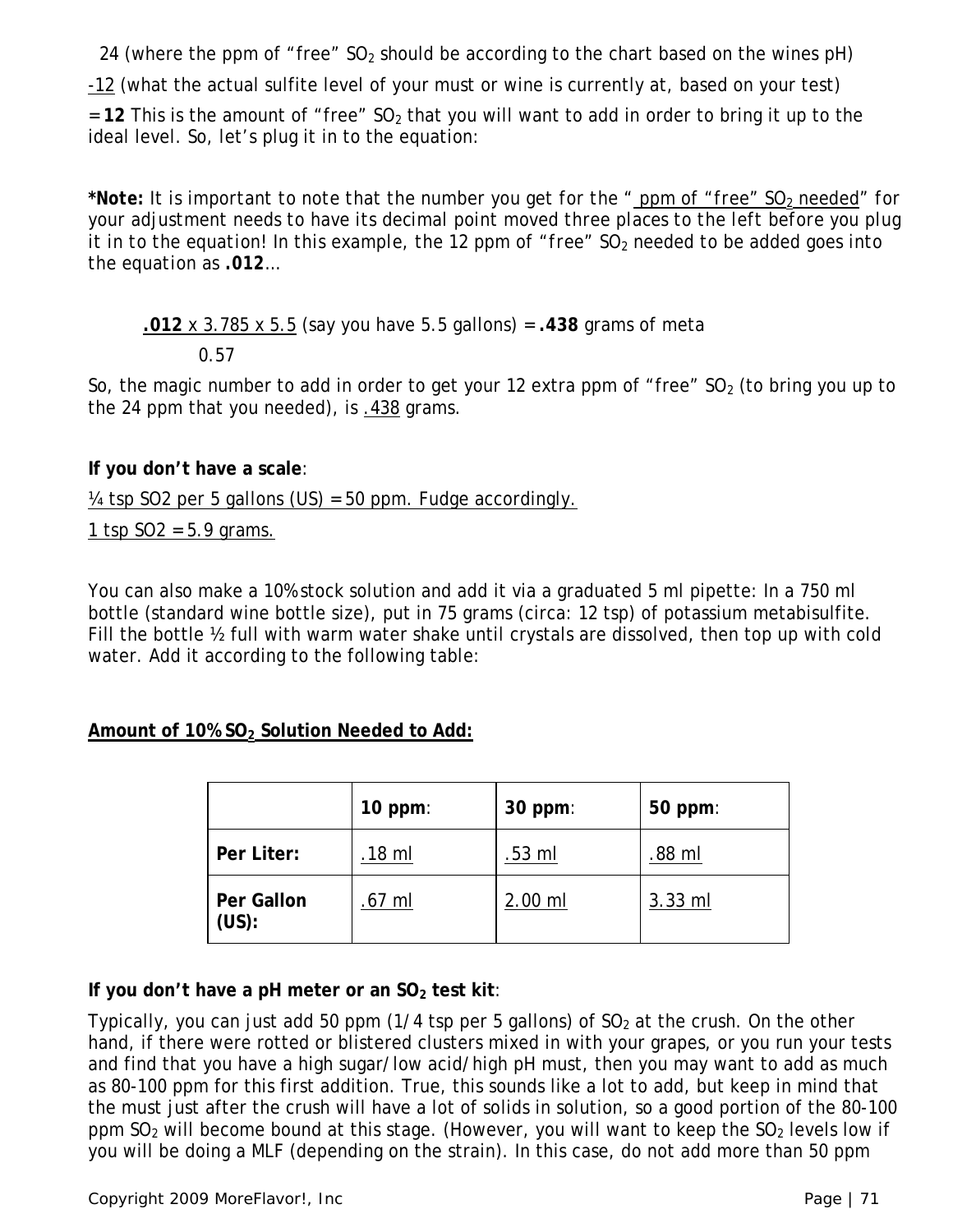24 (where the ppm of "free" $SO_2$ should be according to the chart based on the wines pH)

<u>-12</u> (what the actual sulfite level of your must or wine is currently at, based on your test)

= **12** This is the amount of "free" $SO_2$ that you will want to add in order to bring it up to the ideal level. So, let's plug it in to the equation:

***Note:** It is important to note that the number you get for the "ppm of "free" $SO_2$ needed" for your adjustment needs to have its decimal point moved three places to the left before you plug it in to the equation! In this example, the 12 ppm of "free" $SO_2$ needed to be added goes into the equation as **.012**…*

$$\frac{.012 \times 3.785 \times 5.5}{0.57}$$ (say you have 5.5 gallons) = **.438** grams of meta

So, the magic number to add in order to get your 12 extra ppm of "free" $SO_2$ (to bring you up to the 24 ppm that you needed), is <u>.438</u> grams.

**If you don't have a scale**:

<u>¼ tsp SO2 per 5 gallons (US) = 50 ppm. Fudge accordingly.</u>

<u>1 tsp SO2 = 5.9 grams.</u>

You can also make a 10% stock solution and add it via a graduated 5 ml pipette: In a 750 ml bottle (standard wine bottle size), put in 75 grams (circa: 12 tsp) of potassium metabisulfite. Fill the bottle ½ full with warm water shake until crystals are dissolved, then top up with cold water. Add it according to the following table:

**<u>Amount of 10% $SO_2$ Solution Needed to Add:</u>**

| | **10 ppm**: | **30 ppm**: | **50 ppm**: |
|---|---|---|---|
| **Per Liter:** | .18 ml | .53 ml | .88 ml |
| **Per Gallon (US):** | .67 ml | 2.00 ml | 3.33 ml |

**If you don't have a pH meter or an $SO_2$ test kit**:

Typically, you can just add 50 ppm (1/4 tsp per 5 gallons) of $SO_2$ at the crush. On the other hand, if there were rotted or blistered clusters mixed in with your grapes, or you run your tests and find that you have a high sugar/low acid/high pH must, then you may want to add as much as 80-100 ppm for this first addition. True, this sounds like a lot to add, but keep in mind that the must just after the crush will have a lot of solids in solution, so a good portion of the 80-100 ppm $SO_2$ will become bound at this stage. (However, you will want to keep the $SO_2$ levels low if you will be doing a MLF (depending on the strain). In this case, do not add more than 50 ppm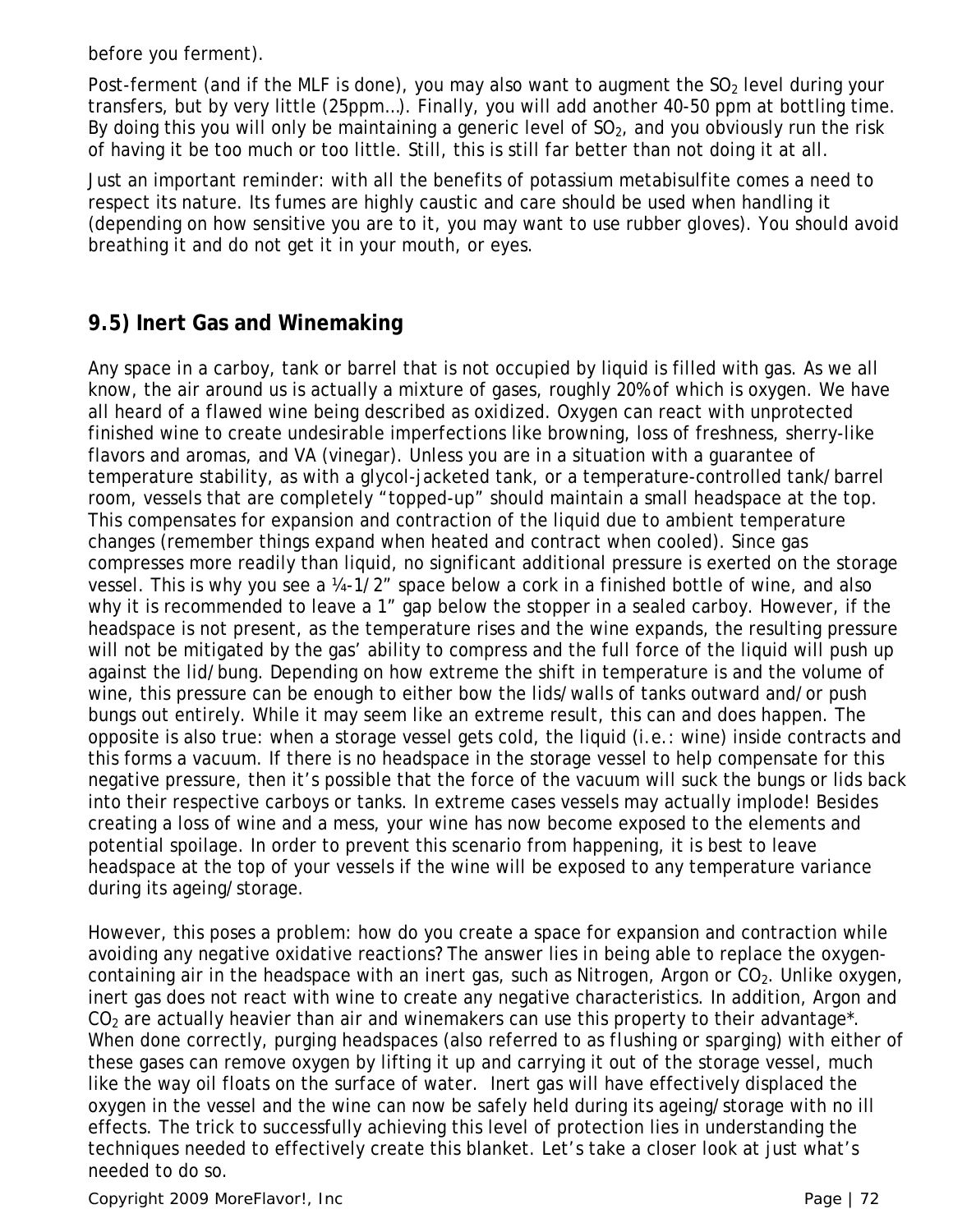before you ferment).

Post-ferment (and if the MLF is done), you may also want to augment the $SO_2$ level during your transfers, but by very little (25ppm…). Finally, you will add another 40-50 ppm at bottling time. By doing this you will only be maintaining a generic level of $SO_2$, and you obviously run the risk of having it be too much or too little. Still, this is still far better than not doing it at all.

Just an important reminder: with all the benefits of potassium metabisulfite comes a need to respect its nature. Its fumes are highly caustic and care should be used when handling it (depending on how sensitive you are to it, you may want to use rubber gloves). You should avoid breathing it and do not get it in your mouth, or eyes.

## 9.5) Inert Gas and Winemaking

Any space in a carboy, tank or barrel that is not occupied by liquid is filled with gas. As we all know, the air around us is actually a mixture of gases, roughly 20% of which is oxygen. We have all heard of a flawed wine being described as oxidized. Oxygen can react with unprotected finished wine to create undesirable imperfections like browning, loss of freshness, sherry-like flavors and aromas, and VA (vinegar). Unless you are in a situation with a guarantee of temperature stability, as with a glycol-jacketed tank, or a temperature-controlled tank/barrel room, vessels that are completely "topped-up" should maintain a small headspace at the top. This compensates for expansion and contraction of the liquid due to ambient temperature changes (remember things expand when heated and contract when cooled). Since gas compresses more readily than liquid, no significant additional pressure is exerted on the storage vessel. This is why you see a ¼-1/2" space below a cork in a finished bottle of wine, and also why it is recommended to leave a 1" gap below the stopper in a sealed carboy. However, if the headspace is not present, as the temperature rises and the wine expands, the resulting pressure will not be mitigated by the gas' ability to compress and the full force of the liquid will push up against the lid/bung. Depending on how extreme the shift in temperature is and the volume of wine, this pressure can be enough to either bow the lids/walls of tanks outward and/or push bungs out entirely. While it may seem like an extreme result, this can and does happen. The opposite is also true: when a storage vessel gets cold, the liquid (i.e.: wine) inside contracts and this forms a vacuum. If there is no headspace in the storage vessel to help compensate for this negative pressure, then it's possible that the force of the vacuum will suck the bungs or lids back into their respective carboys or tanks. In extreme cases vessels may actually implode! Besides creating a loss of wine and a mess, your wine has now become exposed to the elements and potential spoilage. In order to prevent this scenario from happening, it is best to leave headspace at the top of your vessels if the wine will be exposed to any temperature variance during its ageing/storage.

However, this poses a problem: how do you create a space for expansion and contraction while avoiding any negative oxidative reactions? The answer lies in being able to replace the oxygen-containing air in the headspace with an inert gas, such as Nitrogen, Argon or $CO_2$. Unlike oxygen, inert gas does not react with wine to create any negative characteristics. In addition, Argon and $CO_2$ are actually heavier than air and winemakers can use this property to their advantage*. When done correctly, purging headspaces (also referred to as flushing or sparging) with either of these gases can remove oxygen by lifting it up and carrying it out of the storage vessel, much like the way oil floats on the surface of water. Inert gas will have effectively displaced the oxygen in the vessel and the wine can now be safely held during its ageing/storage with no ill effects. The trick to successfully achieving this level of protection lies in understanding the techniques needed to effectively create this blanket. Let's take a closer look at just what's needed to do so.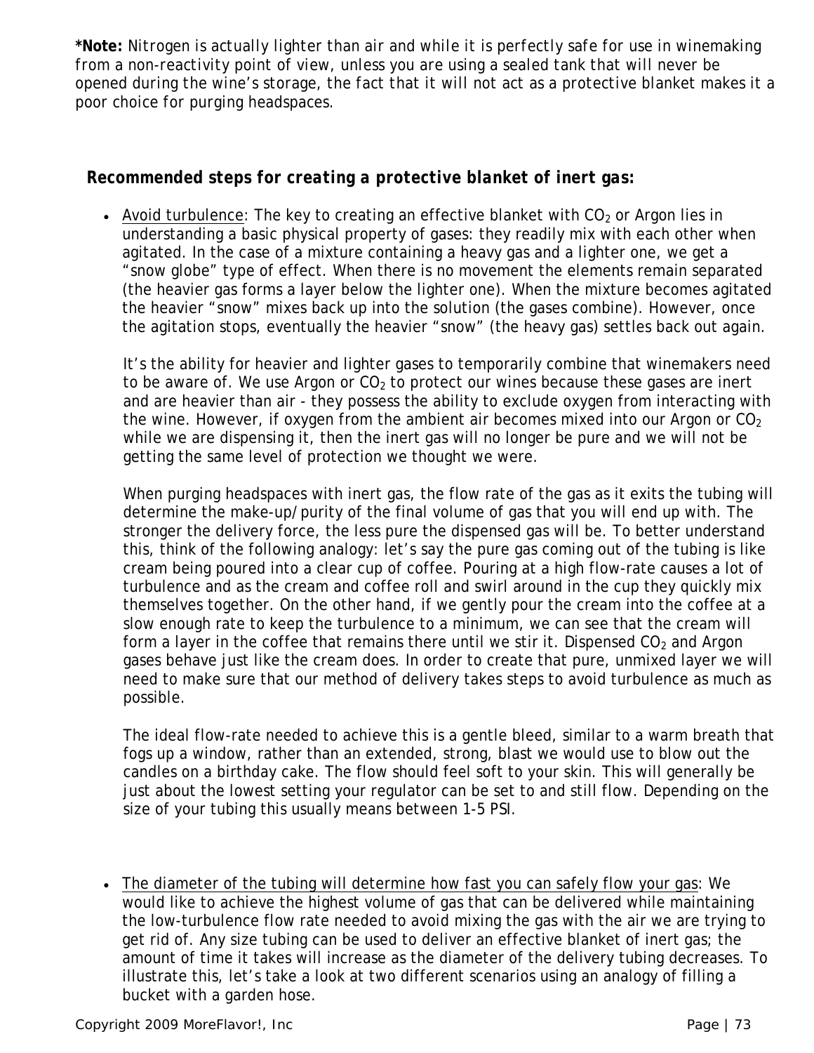**\*Note:** Nitrogen is actually lighter than air and while it is perfectly safe for use in winemaking from a non-reactivity point of view, unless you are using a sealed tank that will never be opened during the wine's storage, the fact that it will not act as a protective blanket makes it a poor choice for purging headspaces.

### ***Recommended steps for creating a protective blanket of inert gas:***

- Avoid turbulence: The key to creating an effective blanket with $CO_2$ or Argon lies in understanding a basic physical property of gases: they readily mix with each other when agitated. In the case of a mixture containing a heavy gas and a lighter one, we get a "snow globe" type of effect. When there is no movement the elements remain separated (the heavier gas forms a layer below the lighter one). When the mixture becomes agitated the heavier "snow" mixes back up into the solution (the gases combine). However, once the agitation stops, eventually the heavier "snow" (the heavy gas) settles back out again.

  It's the ability for heavier and lighter gases to temporarily combine that winemakers need to be aware of. We use Argon or $CO_2$ to protect our wines because these gases are inert and are heavier than air - they possess the ability to exclude oxygen from interacting with the wine. However, if oxygen from the ambient air becomes mixed into our Argon or $CO_2$ while we are dispensing it, then the inert gas will no longer be pure and we will not be getting the same level of protection we thought we were.

  When purging headspaces with inert gas, the flow rate of the gas as it exits the tubing will determine the make-up/purity of the final volume of gas that you will end up with. The stronger the delivery force, the less pure the dispensed gas will be. To better understand this, think of the following analogy: let's say the pure gas coming out of the tubing is like cream being poured into a clear cup of coffee. Pouring at a high flow-rate causes a lot of turbulence and as the cream and coffee roll and swirl around in the cup they quickly mix themselves together. On the other hand, if we gently pour the cream into the coffee at a slow enough rate to keep the turbulence to a minimum, we can see that the cream will form a layer in the coffee that remains there until we stir it. Dispensed $CO_2$ and Argon gases behave just like the cream does. In order to create that pure, unmixed layer we will need to make sure that our method of delivery takes steps to avoid turbulence as much as possible.

  The ideal flow-rate needed to achieve this is a gentle bleed, similar to a warm breath that fogs up a window, rather than an extended, strong, blast we would use to blow out the candles on a birthday cake. The flow should feel soft to your skin. This will generally be just about the lowest setting your regulator can be set to and still flow. Depending on the size of your tubing this usually means between 1-5 PSI.

- The diameter of the tubing will determine how fast you can safely flow your gas: We would like to achieve the highest volume of gas that can be delivered while maintaining the low-turbulence flow rate needed to avoid mixing the gas with the air we are trying to get rid of. Any size tubing can be used to deliver an effective blanket of inert gas; the amount of time it takes will increase as the diameter of the delivery tubing decreases. To illustrate this, let's take a look at two different scenarios using an analogy of filling a bucket with a garden hose.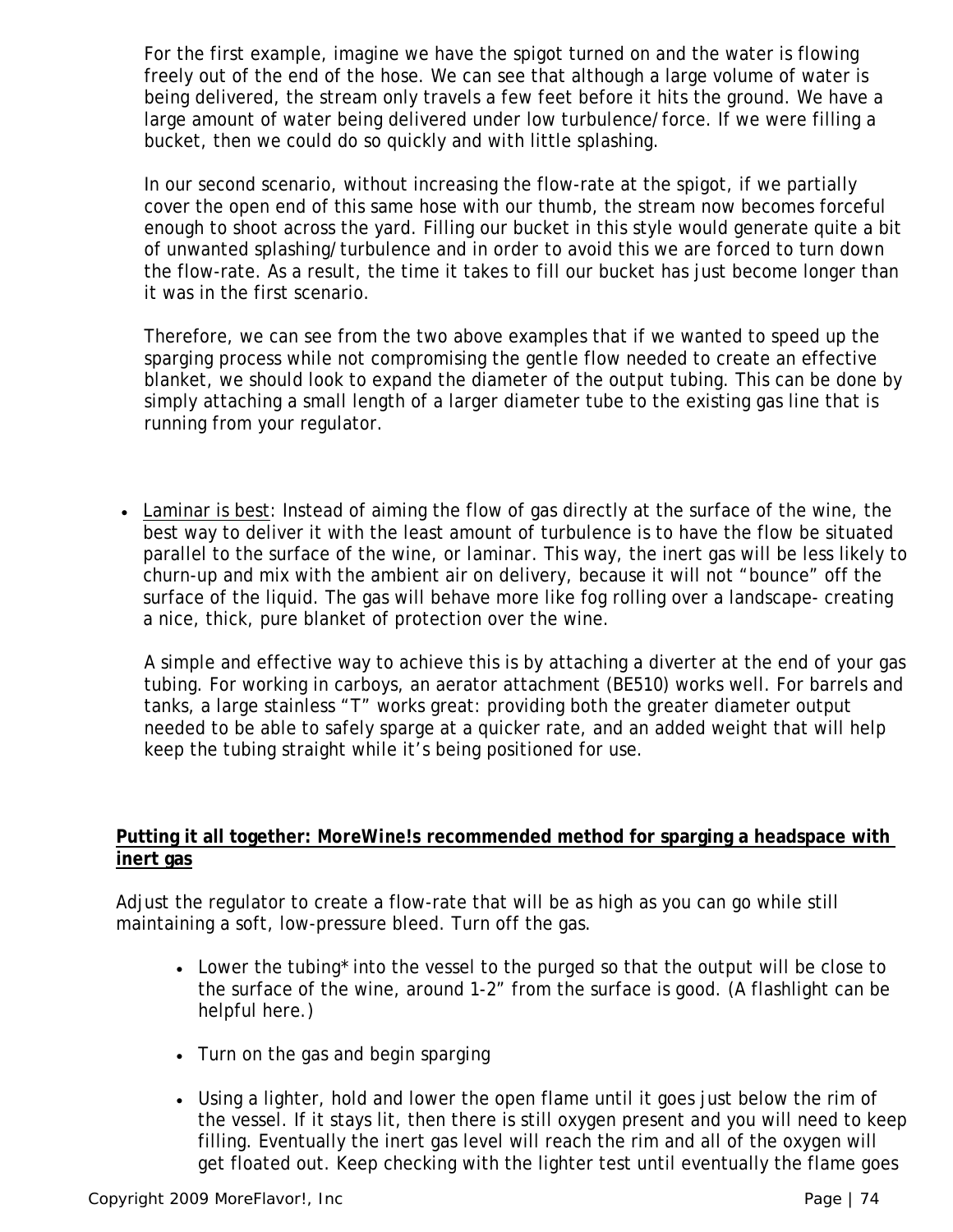For the first example, imagine we have the spigot turned on and the water is flowing freely out of the end of the hose. We can see that although a large volume of water is being delivered, the stream only travels a few feet before it hits the ground. We have a large amount of water being delivered under low turbulence/force. If we were filling a bucket, then we could do so quickly and with little splashing.

In our second scenario, without increasing the flow-rate at the spigot, if we partially cover the open end of this same hose with our thumb, the stream now becomes forceful enough to shoot across the yard. Filling our bucket in this style would generate quite a bit of unwanted splashing/turbulence and in order to avoid this we are forced to turn down the flow-rate. As a result, the time it takes to fill our bucket has just become longer than it was in the first scenario.

Therefore, we can see from the two above examples that if we wanted to speed up the sparging process while not compromising the gentle flow needed to create an effective blanket, we should look to expand the diameter of the output tubing. This can be done by simply attaching a small length of a larger diameter tube to the existing gas line that is running from your regulator.

- Laminar is best: Instead of aiming the flow of gas directly at the surface of the wine, the best way to deliver it with the least amount of turbulence is to have the flow be situated parallel to the surface of the wine, or laminar. This way, the inert gas will be less likely to churn-up and mix with the ambient air on delivery, because it will not "bounce" off the surface of the liquid. The gas will behave more like fog rolling over a landscape- creating a nice, thick, pure blanket of protection over the wine.

  A simple and effective way to achieve this is by attaching a diverter at the end of your gas tubing. For working in carboys, an aerator attachment (BE510) works well. For barrels and tanks, a large stainless "T" works great: providing both the greater diameter output needed to be able to safely sparge at a quicker rate, and an added weight that will help keep the tubing straight while it's being positioned for use.

**Putting it all together: MoreWine!s recommended method for sparging a headspace with inert gas**

Adjust the regulator to create a flow-rate that will be as high as you can go while still maintaining a soft, low-pressure bleed. Turn off the gas.

- Lower the tubing* into the vessel to the purged so that the output will be close to the surface of the wine, around 1-2" from the surface is good. (A flashlight can be helpful here.)
- Turn on the gas and begin sparging
- Using a lighter, hold and lower the open flame until it goes just below the rim of the vessel. If it stays lit, then there is still oxygen present and you will need to keep filling. Eventually the inert gas level will reach the rim and all of the oxygen will get floated out. Keep checking with the lighter test until eventually the flame goes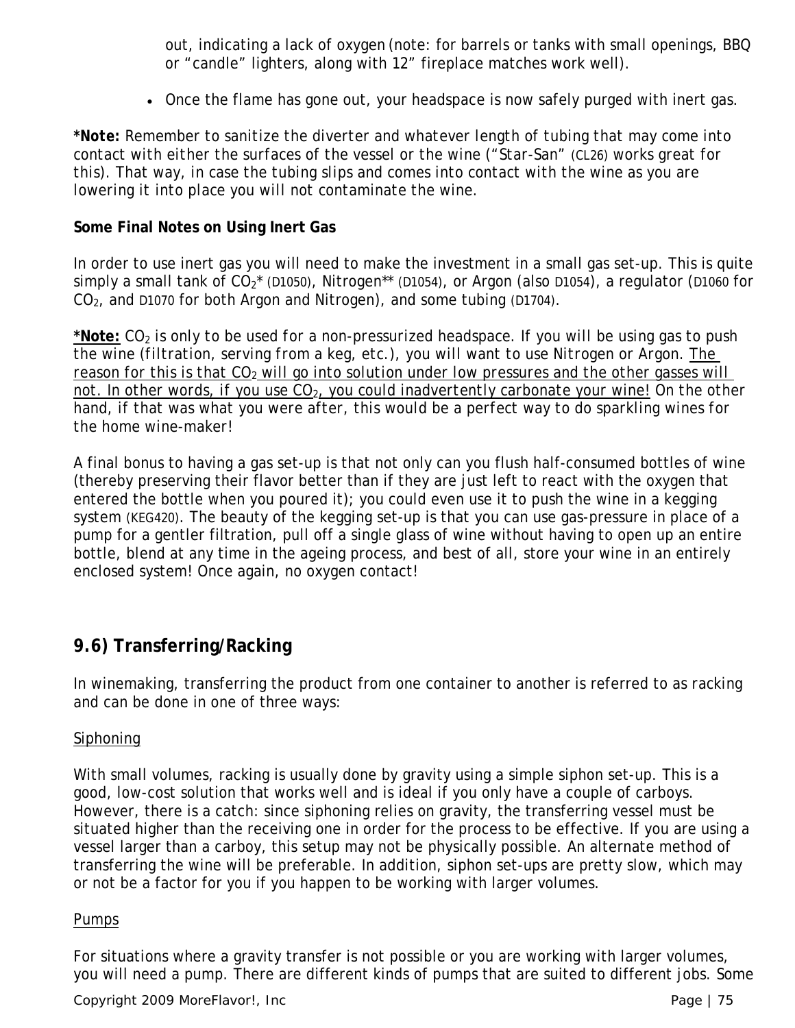out, indicating a lack of oxygen (note: for barrels or tanks with small openings, BBQ or "candle" lighters, along with 12" fireplace matches work well).

- Once the flame has gone out, your headspace is now safely purged with inert gas.

***Note:*** *Remember to sanitize the diverter and whatever length of tubing that may come into contact with either the surfaces of the vessel or the wine ("Star-San" (CL26) works great for this). That way, in case the tubing slips and comes into contact with the wine as you are lowering it into place you will not contaminate the wine.*

**Some Final Notes on Using Inert Gas**

In order to use inert gas you will need to make the investment in a small gas set-up. This is quite simply a small tank of $CO_2$* (D1050), Nitrogen** (D1054), or Argon (also D1054), a regulator (D1060 for $CO_2$, and D1070 for both Argon and Nitrogen), and some tubing (D1704).

***Note:*** *$CO_2$ is only to be used for a non-pressurized headspace. If you will be using gas to push the wine (filtration, serving from a keg, etc.), you will want to use Nitrogen or Argon. The reason for this is that $CO_2$ will go into solution under low pressures and the other gasses will not. In other words, if you use $CO_2$, you could inadvertently carbonate your wine! On the other hand, if that was what you were after, this would be a perfect way to do sparkling wines for the home wine-maker!*

A final bonus to having a gas set-up is that not only can you flush half-consumed bottles of wine (thereby preserving their flavor better than if they are just left to react with the oxygen that entered the bottle when you poured it); you could even use it to push the wine in a kegging system (KEG420). The beauty of the kegging set-up is that you can use gas-pressure in place of a pump for a gentler filtration, pull off a single glass of wine without having to open up an entire bottle, blend at any time in the ageing process, and best of all, store your wine in an entirely enclosed system! Once again, no oxygen contact!

## 9.6) Transferring/Racking

In winemaking, transferring the product from one container to another is referred to as racking and can be done in one of three ways:

Siphoning

With small volumes, racking is usually done by gravity using a simple siphon set-up. This is a good, low-cost solution that works well and is ideal if you only have a couple of carboys. However, there is a catch: since siphoning relies on gravity, the transferring vessel must be situated higher than the receiving one in order for the process to be effective. If you are using a vessel larger than a carboy, this setup may not be physically possible. An alternate method of transferring the wine will be preferable. In addition, siphon set-ups are pretty slow, which may or not be a factor for you if you happen to be working with larger volumes.

Pumps

For situations where a gravity transfer is not possible or you are working with larger volumes, you will need a pump. There are different kinds of pumps that are suited to different jobs. Some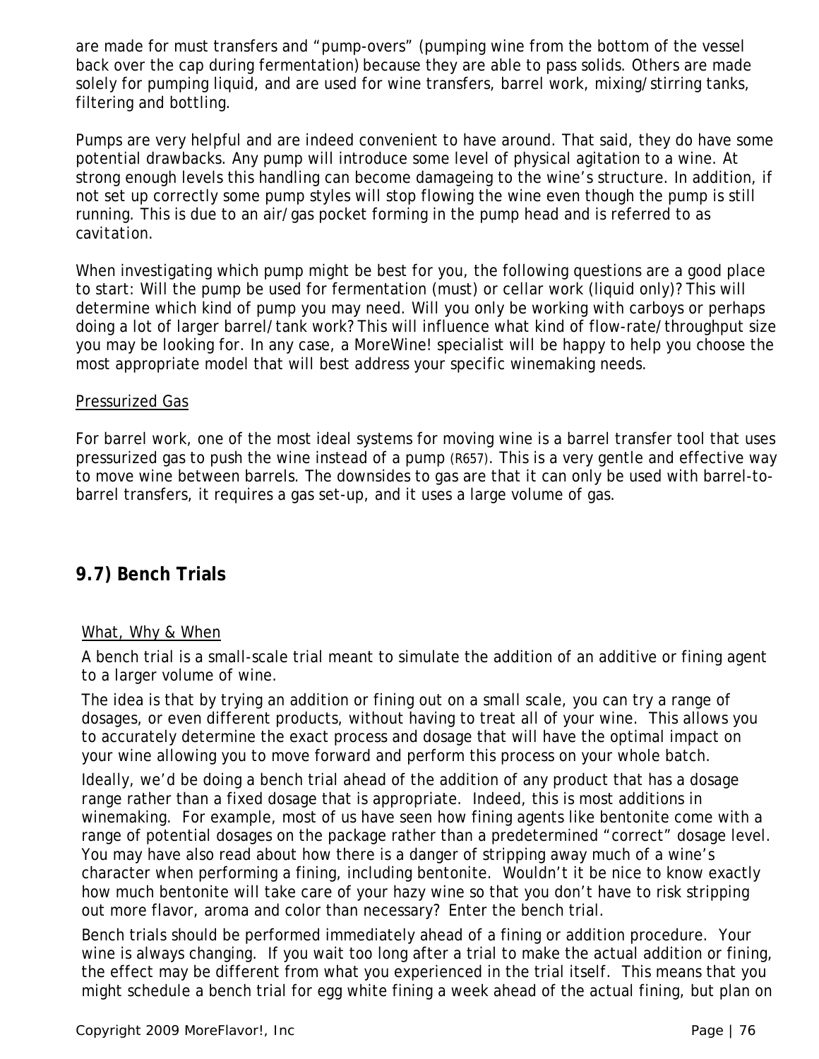are made for must transfers and “pump-overs” (pumping wine from the bottom of the vessel back over the cap during fermentation) because they are able to pass solids. Others are made solely for pumping liquid, and are used for wine transfers, barrel work, mixing/stirring tanks, filtering and bottling.

Pumps are very helpful and are indeed convenient to have around. That said, they do have some potential drawbacks. Any pump will introduce some level of physical agitation to a wine. At strong enough levels this handling can become damageing to the wine’s structure. In addition, if not set up correctly some pump styles will stop flowing the wine even though the pump is still running. This is due to an air/gas pocket forming in the pump head and is referred to as cavitation.

When investigating which pump might be best for you, the following questions are a good place to start: Will the pump be used for fermentation (must) or cellar work (liquid only)? This will determine which kind of pump you may need. Will you only be working with carboys or perhaps doing a lot of larger barrel/tank work? This will influence what kind of flow-rate/throughput size you may be looking for. In any case, a MoreWine! specialist will be happy to help you choose the most appropriate model that will best address your specific winemaking needs.

Pressurized Gas

For barrel work, one of the most ideal systems for moving wine is a barrel transfer tool that uses pressurized gas to push the wine instead of a pump (R657). This is a very gentle and effective way to move wine between barrels. The downsides to gas are that it can only be used with barrel-to-barrel transfers, it requires a gas set-up, and it uses a large volume of gas.

## 9.7) Bench Trials

What, Why & When

A bench trial is a small-scale trial meant to simulate the addition of an additive or fining agent to a larger volume of wine.

The idea is that by trying an addition or fining out on a small scale, you can try a range of dosages, or even different products, without having to treat all of your wine. This allows you to accurately determine the exact process and dosage that will have the optimal impact on your wine allowing you to move forward and perform this process on your whole batch.

Ideally, we’d be doing a bench trial ahead of the addition of any product that has a dosage range rather than a fixed dosage that is appropriate. Indeed, this is most additions in winemaking. For example, most of us have seen how fining agents like bentonite come with a range of potential dosages on the package rather than a predetermined “correct” dosage level. You may have also read about how there is a danger of stripping away much of a wine’s character when performing a fining, including bentonite. Wouldn’t it be nice to know exactly how much bentonite will take care of your hazy wine so that you don’t have to risk stripping out more flavor, aroma and color than necessary? Enter the bench trial.

Bench trials should be performed immediately ahead of a fining or addition procedure. Your wine is always changing. If you wait too long after a trial to make the actual addition or fining, the effect may be different from what you experienced in the trial itself. This means that you might schedule a bench trial for egg white fining a week ahead of the actual fining, but plan on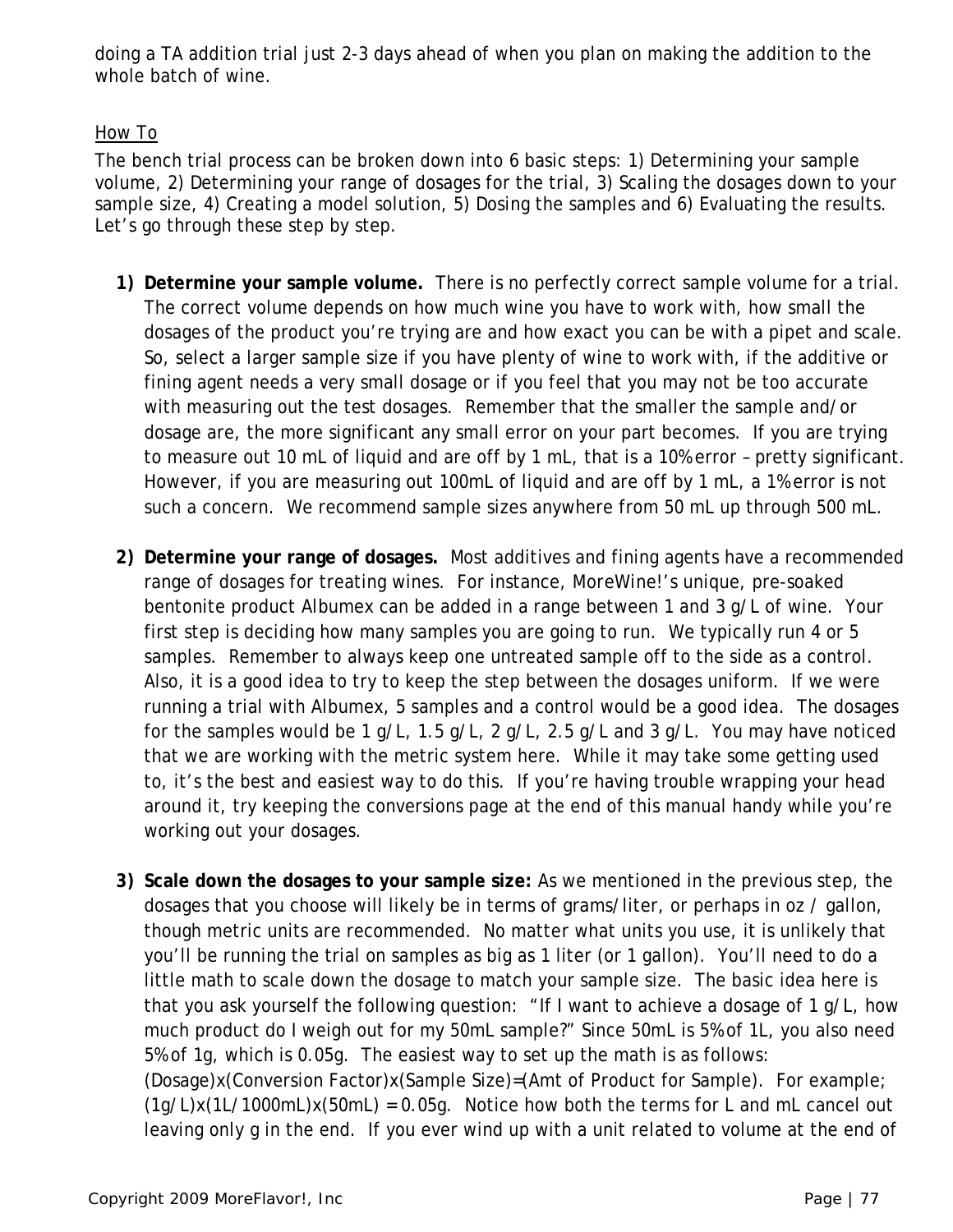doing a TA addition trial just 2-3 days ahead of when you plan on making the addition to the whole batch of wine.

How To

The bench trial process can be broken down into 6 basic steps: 1) Determining your sample volume, 2) Determining your range of dosages for the trial, 3) Scaling the dosages down to your sample size, 4) Creating a model solution, 5) Dosing the samples and 6) Evaluating the results. Let's go through these step by step.

1) **Determine your sample volume.** There is no perfectly correct sample volume for a trial. The correct volume depends on how much wine you have to work with, how small the dosages of the product you're trying are and how exact you can be with a pipet and scale. So, select a larger sample size if you have plenty of wine to work with, if the additive or fining agent needs a very small dosage or if you feel that you may not be too accurate with measuring out the test dosages. Remember that the smaller the sample and/or dosage are, the more significant any small error on your part becomes. If you are trying to measure out 10 mL of liquid and are off by 1 mL, that is a 10% error – pretty significant. However, if you are measuring out 100mL of liquid and are off by 1 mL, a 1% error is not such a concern. We recommend sample sizes anywhere from 50 mL up through 500 mL.

2) **Determine your range of dosages.** Most additives and fining agents have a recommended range of dosages for treating wines. For instance, MoreWine!'s unique, pre-soaked bentonite product Albumex can be added in a range between 1 and 3 g/L of wine. Your first step is deciding how many samples you are going to run. We typically run 4 or 5 samples. Remember to always keep one untreated sample off to the side as a control. Also, it is a good idea to try to keep the step between the dosages uniform. If we were running a trial with Albumex, 5 samples and a control would be a good idea. The dosages for the samples would be 1 g/L, 1.5 g/L, 2 g/L, 2.5 g/L and 3 g/L. You may have noticed that we are working with the metric system here. While it may take some getting used to, it's the best and easiest way to do this. If you're having trouble wrapping your head around it, try keeping the conversions page at the end of this manual handy while you're working out your dosages.

3) **Scale down the dosages to your sample size:** As we mentioned in the previous step, the dosages that you choose will likely be in terms of grams/liter, or perhaps in oz / gallon, though metric units are recommended. No matter what units you use, it is unlikely that you'll be running the trial on samples as big as 1 liter (or 1 gallon). You'll need to do a little math to scale down the dosage to match your sample size. The basic idea here is that you ask yourself the following question: "If I want to achieve a dosage of 1 g/L, how much product do I weigh out for my 50mL sample?" Since 50mL is 5% of 1L, you also need 5% of 1g, which is 0.05g. The easiest way to set up the math is as follows: (Dosage)x(Conversion Factor)x(Sample Size)=(Amt of Product for Sample). For example; $(1\text{g/L})\times(1\text{L}/1000\text{mL})\times(50\text{mL}) = 0.05\text{g}$. Notice how both the terms for L and mL cancel out leaving only g in the end. If you ever wind up with a unit related to volume at the end of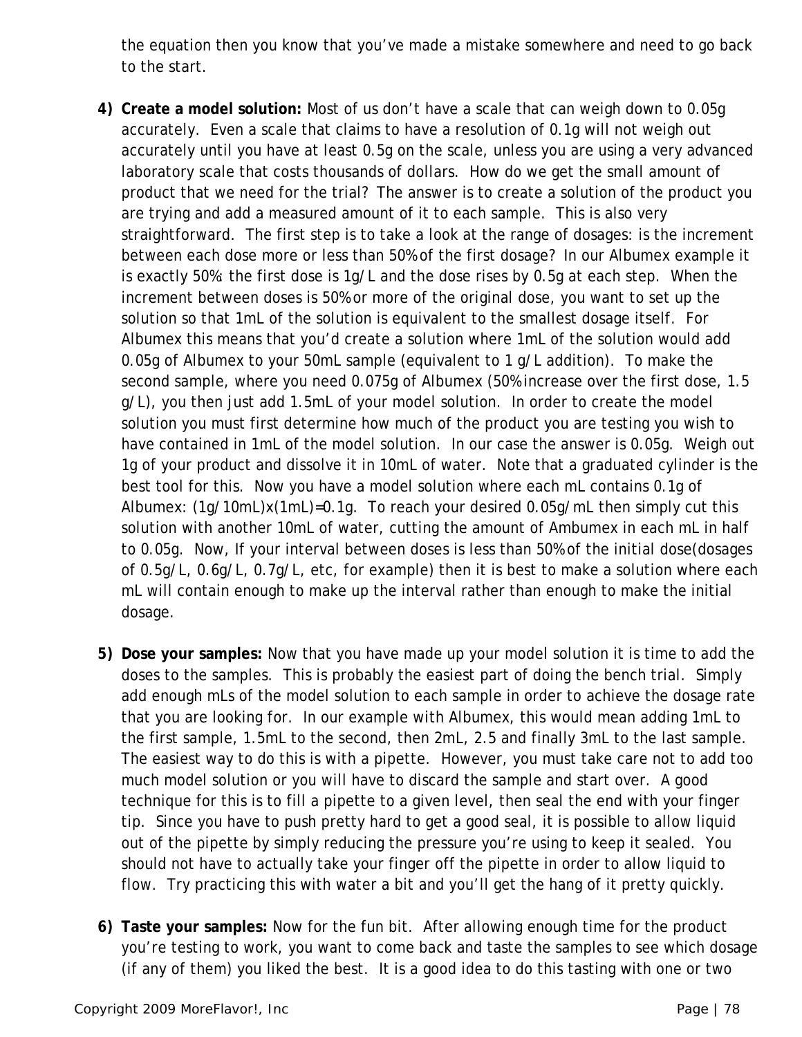the equation then you know that you've made a mistake somewhere and need to go back to the start.

4) **Create a model solution:** Most of us don't have a scale that can weigh down to 0.05g accurately. Even a scale that claims to have a resolution of 0.1g will not weigh out accurately until you have at least 0.5g on the scale, unless you are using a very advanced laboratory scale that costs thousands of dollars. How do we get the small amount of product that we need for the trial? The answer is to create a solution of the product you are trying and add a measured amount of it to each sample. This is also very straightforward. The first step is to take a look at the range of dosages: is the increment between each dose more or less than 50% of the first dosage? In our Albumex example it is exactly 50%: the first dose is 1g/L and the dose rises by 0.5g at each step. When the increment between doses is 50% or more of the original dose, you want to set up the solution so that 1mL of the solution is equivalent to the smallest dosage itself. For Albumex this means that you'd create a solution where 1mL of the solution would add 0.05g of Albumex to your 50mL sample (equivalent to 1 g/L addition). To make the second sample, where you need 0.075g of Albumex (50% increase over the first dose, 1.5 g/L), you then just add 1.5mL of your model solution. In order to create the model solution you must first determine how much of the product you are testing you wish to have contained in 1mL of the model solution. In our case the answer is 0.05g. Weigh out 1g of your product and dissolve it in 10mL of water. Note that a graduated cylinder is the best tool for this. Now you have a model solution where each mL contains 0.1g of Albumex: (1g/10mL)x(1mL)=0.1g. To reach your desired 0.05g/mL then simply cut this solution with another 10mL of water, cutting the amount of Ambumex in each mL in half to 0.05g. Now, If your interval between doses is less than 50% of the initial dose(dosages of 0.5g/L, 0.6g/L, 0.7g/L, etc, for example) then it is best to make a solution where each mL will contain enough to make up the interval rather than enough to make the initial dosage.

5) **Dose your samples:** Now that you have made up your model solution it is time to add the doses to the samples. This is probably the easiest part of doing the bench trial. Simply add enough mLs of the model solution to each sample in order to achieve the dosage rate that you are looking for. In our example with Albumex, this would mean adding 1mL to the first sample, 1.5mL to the second, then 2mL, 2.5 and finally 3mL to the last sample. The easiest way to do this is with a pipette. However, you must take care not to add too much model solution or you will have to discard the sample and start over. A good technique for this is to fill a pipette to a given level, then seal the end with your finger tip. Since you have to push pretty hard to get a good seal, it is possible to allow liquid out of the pipette by simply reducing the pressure you're using to keep it sealed. You should not have to actually take your finger off the pipette in order to allow liquid to flow. Try practicing this with water a bit and you'll get the hang of it pretty quickly.

6) **Taste your samples:** Now for the fun bit. After allowing enough time for the product you're testing to work, you want to come back and taste the samples to see which dosage (if any of them) you liked the best. It is a good idea to do this tasting with one or two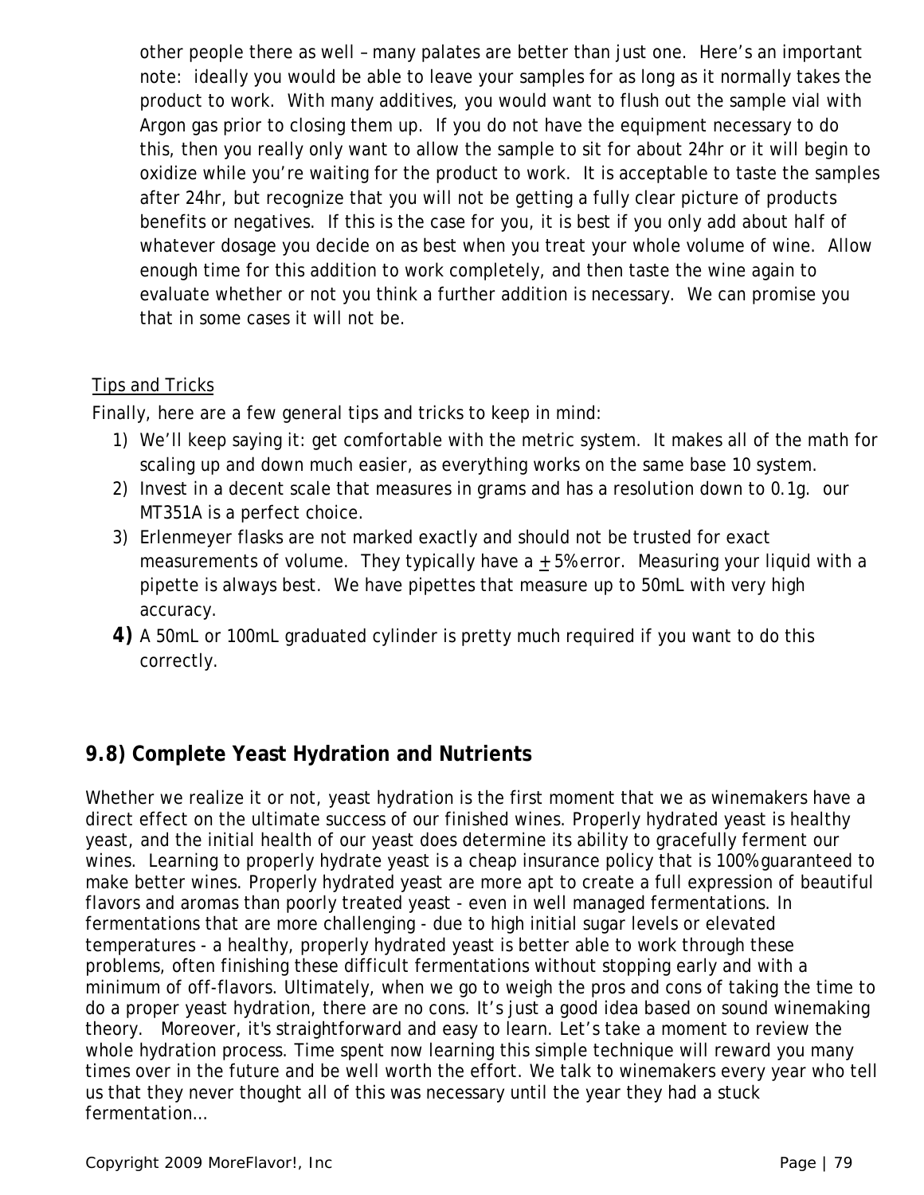other people there as well – many palates are better than just one. Here's an important note: ideally you would be able to leave your samples for as long as it normally takes the product to work. With many additives, you would want to flush out the sample vial with Argon gas prior to closing them up. If you do not have the equipment necessary to do this, then you really only want to allow the sample to sit for about 24hr or it will begin to oxidize while you're waiting for the product to work. It is acceptable to taste the samples after 24hr, but recognize that you will not be getting a fully clear picture of products benefits or negatives. If this is the case for you, it is best if you only add about half of whatever dosage you decide on as best when you treat your whole volume of wine. Allow enough time for this addition to work completely, and then taste the wine again to evaluate whether or not you think a further addition is necessary. We can promise you that in some cases it will not be.

Tips and Tricks

Finally, here are a few general tips and tricks to keep in mind:

1) We'll keep saying it: get comfortable with the metric system. It makes all of the math for scaling up and down much easier, as everything works on the same base 10 system.
2) Invest in a decent scale that measures in grams and has a resolution down to 0.1g. our MT351A is a perfect choice.
3) Erlenmeyer flasks are not marked exactly and should not be trusted for exact measurements of volume. They typically have a $\pm$5% error. Measuring your liquid with a pipette is always best. We have pipettes that measure up to 50mL with very high accuracy.
4) A 50mL or 100mL graduated cylinder is pretty much required if you want to do this correctly.

## 9.8) Complete Yeast Hydration and Nutrients

Whether we realize it or not, yeast hydration is the first moment that we as winemakers have a direct effect on the ultimate success of our finished wines. Properly hydrated yeast is healthy yeast, and the initial health of our yeast does determine its ability to gracefully ferment our wines. Learning to properly hydrate yeast is a cheap insurance policy that is 100% guaranteed to make better wines. Properly hydrated yeast are more apt to create a full expression of beautiful flavors and aromas than poorly treated yeast - even in well managed fermentations. In fermentations that are more challenging - due to high initial sugar levels or elevated temperatures - a healthy, properly hydrated yeast is better able to work through these problems, often finishing these difficult fermentations without stopping early and with a minimum of off-flavors. Ultimately, when we go to weigh the pros and cons of taking the time to do a proper yeast hydration, there are no cons. It's just a good idea based on sound winemaking theory. Moreover, it's straightforward and easy to learn. Let's take a moment to review the whole hydration process. Time spent now learning this simple technique will reward you many times over in the future and be well worth the effort. We talk to winemakers every year who tell us that they never thought all of this was necessary until the year they had a stuck fermentation…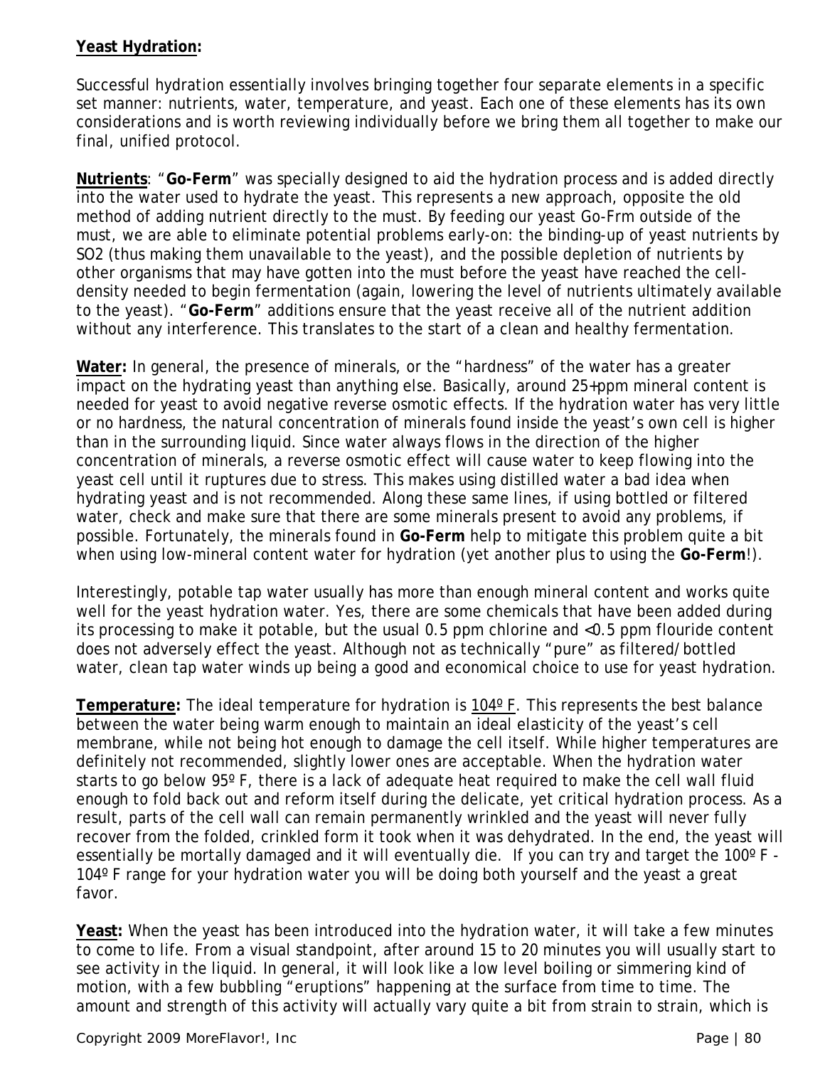**Yeast Hydration:**

Successful hydration essentially involves bringing together four separate elements in a specific set manner: nutrients, water, temperature, and yeast. Each one of these elements has its own considerations and is worth reviewing individually before we bring them all together to make our final, unified protocol.

**Nutrients**: "**Go-Ferm**" was specially designed to aid the hydration process and is added directly into the water used to hydrate the yeast. This represents a new approach, opposite the old method of adding nutrient directly to the must. By feeding our yeast Go-Frm outside of the must, we are able to eliminate potential problems early-on: the binding-up of yeast nutrients by SO2 (thus making them unavailable to the yeast), and the possible depletion of nutrients by other organisms that may have gotten into the must before the yeast have reached the cell-density needed to begin fermentation (again, lowering the level of nutrients ultimately available to the yeast). "**Go-Ferm**" additions ensure that the yeast receive all of the nutrient addition without any interference. This translates to the start of a clean and healthy fermentation.

**Water:** In general, the presence of minerals, or the "hardness" of the water has a greater impact on the hydrating yeast than anything else. Basically, around 25+ppm mineral content is needed for yeast to avoid negative reverse osmotic effects. If the hydration water has very little or no hardness, the natural concentration of minerals found inside the yeast's own cell is higher than in the surrounding liquid. Since water always flows in the direction of the higher concentration of minerals, a reverse osmotic effect will cause water to keep flowing into the yeast cell until it ruptures due to stress. This makes using distilled water a bad idea when hydrating yeast and is not recommended. Along these same lines, if using bottled or filtered water, check and make sure that there are some minerals present to avoid any problems, if possible. Fortunately, the minerals found in **Go-Ferm** help to mitigate this problem quite a bit when using low-mineral content water for hydration (yet another plus to using the **Go-Ferm**!).

Interestingly, potable tap water usually has more than enough mineral content and works quite well for the yeast hydration water. Yes, there are some chemicals that have been added during its processing to make it potable, but the usual 0.5 ppm chlorine and <0.5 ppm flouride content does not adversely effect the yeast. Although not as technically "pure" as filtered/bottled water, clean tap water winds up being a good and economical choice to use for yeast hydration.

**Temperature:** The ideal temperature for hydration is 104º F. This represents the best balance between the water being warm enough to maintain an ideal elasticity of the yeast's cell membrane, while not being hot enough to damage the cell itself. While higher temperatures are definitely not recommended, slightly lower ones are acceptable. When the hydration water starts to go below 95º F, there is a lack of adequate heat required to make the cell wall fluid enough to fold back out and reform itself during the delicate, yet critical hydration process. As a result, parts of the cell wall can remain permanently wrinkled and the yeast will never fully recover from the folded, crinkled form it took when it was dehydrated. In the end, the yeast will essentially be mortally damaged and it will eventually die. If you can try and target the 100º F - 104º F range for your hydration water you will be doing both yourself and the yeast a great favor.

**Yeast:** When the yeast has been introduced into the hydration water, it will take a few minutes to come to life. From a visual standpoint, after around 15 to 20 minutes you will usually start to see activity in the liquid. In general, it will look like a low level boiling or simmering kind of motion, with a few bubbling "eruptions" happening at the surface from time to time. The amount and strength of this activity will actually vary quite a bit from strain to strain, which is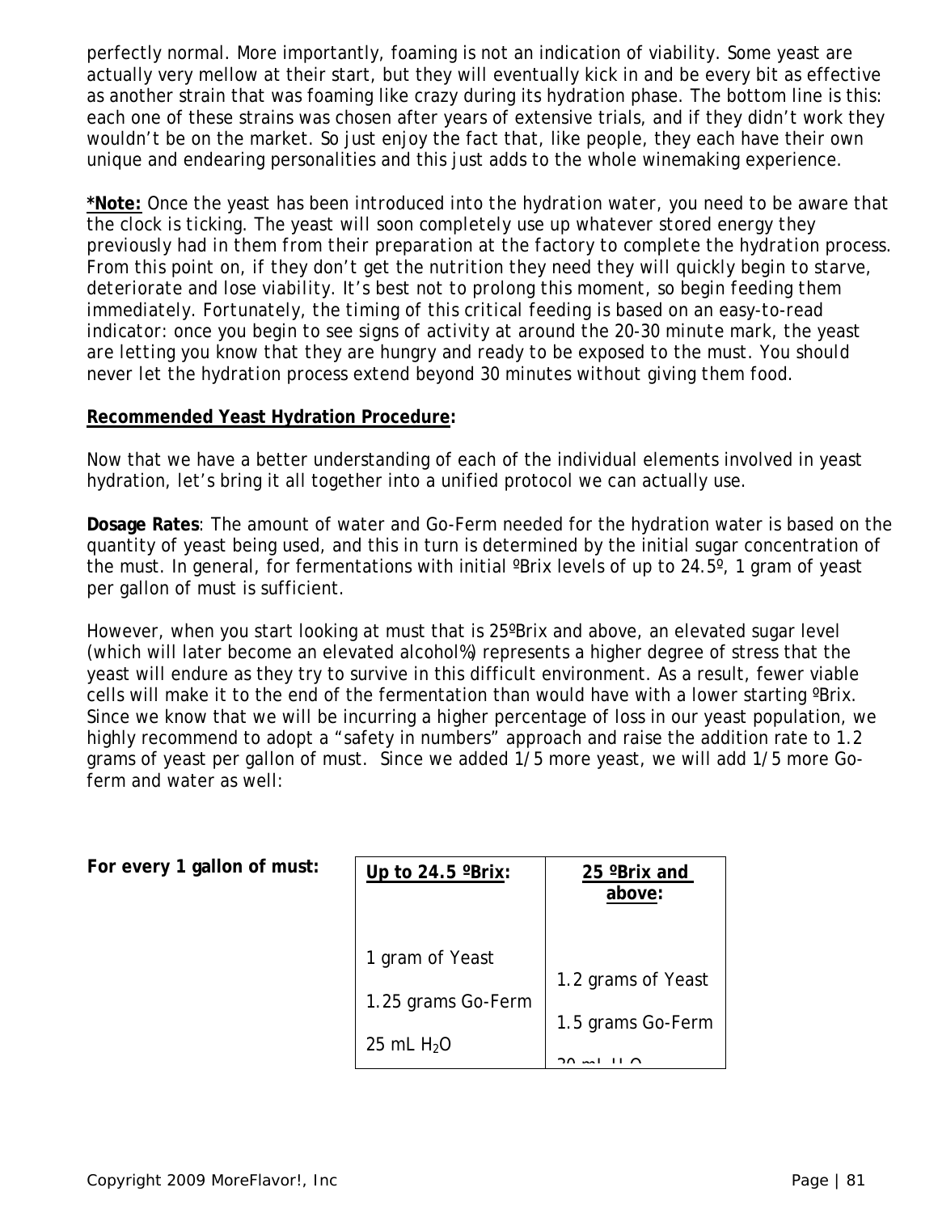perfectly normal. More importantly, foaming is not an indication of viability. Some yeast are actually very mellow at their start, but they will eventually kick in and be every bit as effective as another strain that was foaming like crazy during its hydration phase. The bottom line is this: each one of these strains was chosen after years of extensive trials, and if they didn't work they wouldn't be on the market. So just enjoy the fact that, like people, they each have their own unique and endearing personalities and this just adds to the whole winemaking experience.

***Note:*** *Once the yeast has been introduced into the hydration water, you need to be aware that the clock is ticking. The yeast will soon completely use up whatever stored energy they previously had in them from their preparation at the factory to complete the hydration process. From this point on, if they don't get the nutrition they need they will quickly begin to starve, deteriorate and lose viability. It's best not to prolong this moment, so begin feeding them immediately. Fortunately, the timing of this critical feeding is based on an easy-to-read indicator: once you begin to see signs of activity at around the 20-30 minute mark, the yeast are letting you know that they are hungry and ready to be exposed to the must. You should never let the hydration process extend beyond 30 minutes without giving them food.*

**Recommended Yeast Hydration Procedure:**

Now that we have a better understanding of each of the individual elements involved in yeast hydration, let's bring it all together into a unified protocol we can actually use.

**Dosage Rates**: The amount of water and Go-Ferm needed for the hydration water is based on the quantity of yeast being used, and this in turn is determined by the initial sugar concentration of the must. In general, for fermentations with initial ºBrix levels of up to 24.5º, 1 gram of yeast per gallon of must is sufficient.

However, when you start looking at must that is 25ºBrix and above, an elevated sugar level (which will later become an elevated alcohol%) represents a higher degree of stress that the yeast will endure as they try to survive in this difficult environment. As a result, fewer viable cells will make it to the end of the fermentation than would have with a lower starting ºBrix. Since we know that we will be incurring a higher percentage of loss in our yeast population, we highly recommend to adopt a "safety in numbers" approach and raise the addition rate to 1.2 grams of yeast per gallon of must. Since we added 1/5 more yeast, we will add 1/5 more Go-ferm and water as well:

**For every 1 gallon of must:**

| Up to 24.5 ºBrix: | 25 ºBrix and above: |
|---|---|
| 1 gram of Yeast | 1.2 grams of Yeast |
| 1.25 grams Go-Ferm | 1.5 grams Go-Ferm |
| 25 mL $H_2O$ | 30 mL $H_2O$ |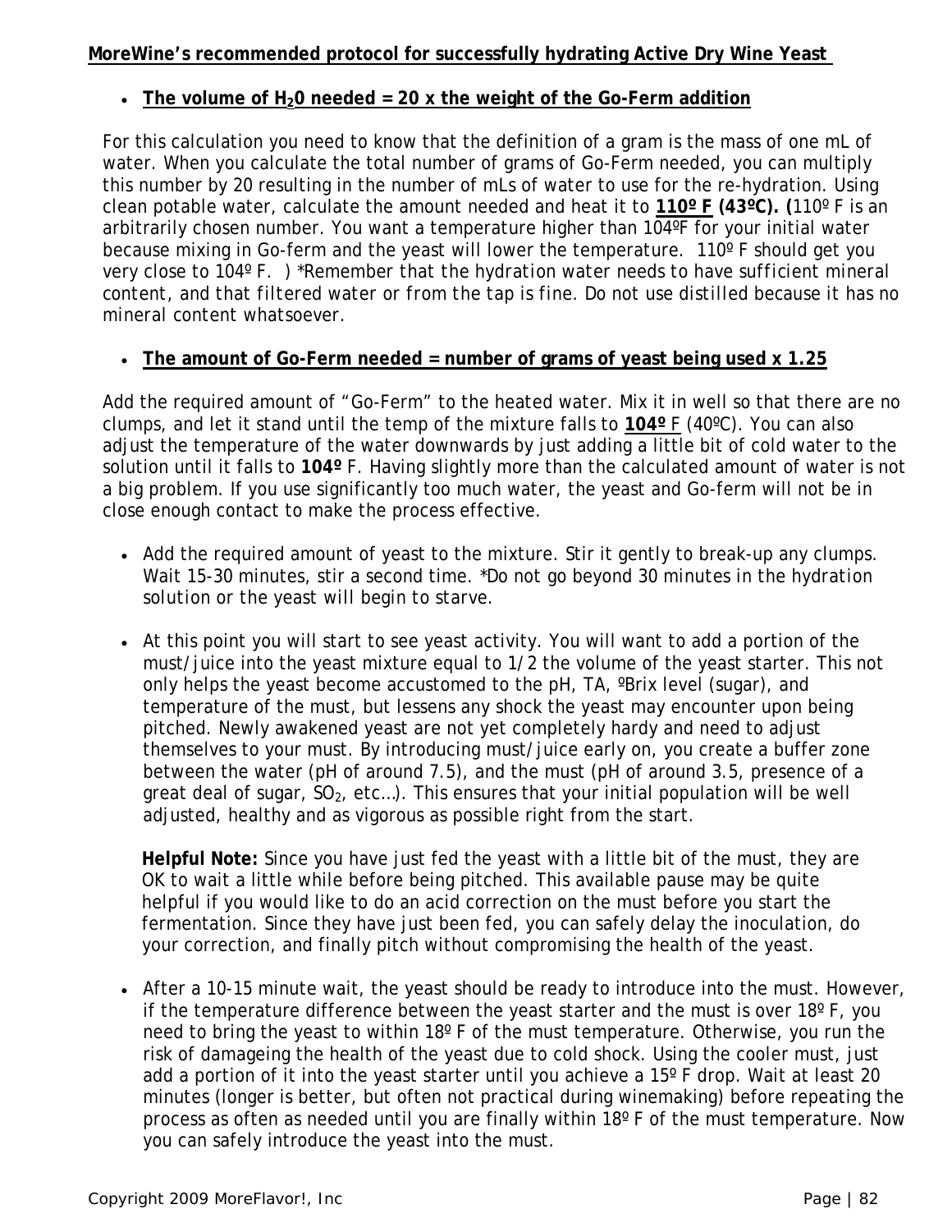**MoreWine's recommended protocol for successfully hydrating Active Dry Wine Yeast**

- **The volume of $H_2$0 needed = 20 x the weight of the Go-Ferm addition**

For this calculation you need to know that the definition of a gram is the mass of one mL of water. When you calculate the total number of grams of Go-Ferm needed, you can multiply this number by 20 resulting in the number of mLs of water to use for the re-hydration. Using clean potable water, calculate the amount needed and heat it to **110º F (43ºC). (**110º F is an arbitrarily chosen number. You want a temperature higher than 104ºF for your initial water because mixing in Go-ferm and the yeast will lower the temperature. 110º F should get you very close to 104º F. ) *Remember that the hydration water needs to have sufficient mineral content, and that filtered water or from the tap is fine. Do not use distilled because it has no mineral content whatsoever.*

- **The amount of Go-Ferm needed = number of grams of yeast being used x 1.25**

Add the required amount of "Go-Ferm" to the heated water. Mix it in well so that there are no clumps, and let it stand until the temp of the mixture falls to **104º** F (40ºC). You can also adjust the temperature of the water downwards by just adding a little bit of cold water to the solution until it falls to **104º** F. Having slightly more than the calculated amount of water is not a big problem. If you use significantly too much water, the yeast and Go-ferm will not be in close enough contact to make the process effective.

- Add the required amount of yeast to the mixture. Stir it gently to break-up any clumps. Wait 15-30 minutes, stir a second time. *Do not go beyond 30 minutes in the hydration solution or the yeast will begin to starve.*

- At this point you will start to see yeast activity. You will want to add a portion of the must/juice into the yeast mixture equal to 1/2 the volume of the yeast starter. This not only helps the yeast become accustomed to the pH, TA, ºBrix level (sugar), and temperature of the must, but lessens any shock the yeast may encounter upon being pitched. Newly awakened yeast are not yet completely hardy and need to adjust themselves to your must. By introducing must/juice early on, you create a buffer zone between the water (pH of around 7.5), and the must (pH of around 3.5, presence of a great deal of sugar, $SO_2$, etc…). This ensures that your initial population will be well adjusted, healthy and as vigorous as possible right from the start.

  **Helpful Note:** Since you have just fed the yeast with a little bit of the must, they are OK to wait a little while before being pitched. This available pause may be quite helpful if you would like to do an acid correction on the must before you start the fermentation. Since they have just been fed, you can safely delay the inoculation, do your correction, and finally pitch without compromising the health of the yeast.

- After a 10-15 minute wait, the yeast should be ready to introduce into the must. However, if the temperature difference between the yeast starter and the must is over 18º F, you need to bring the yeast to within 18º F of the must temperature. Otherwise, you run the risk of damageing the health of the yeast due to cold shock. Using the cooler must, just add a portion of it into the yeast starter until you achieve a 15º F drop. Wait at least 20 minutes (longer is better, but often not practical during winemaking) before repeating the process as often as needed until you are finally within 18º F of the must temperature. Now you can safely introduce the yeast into the must.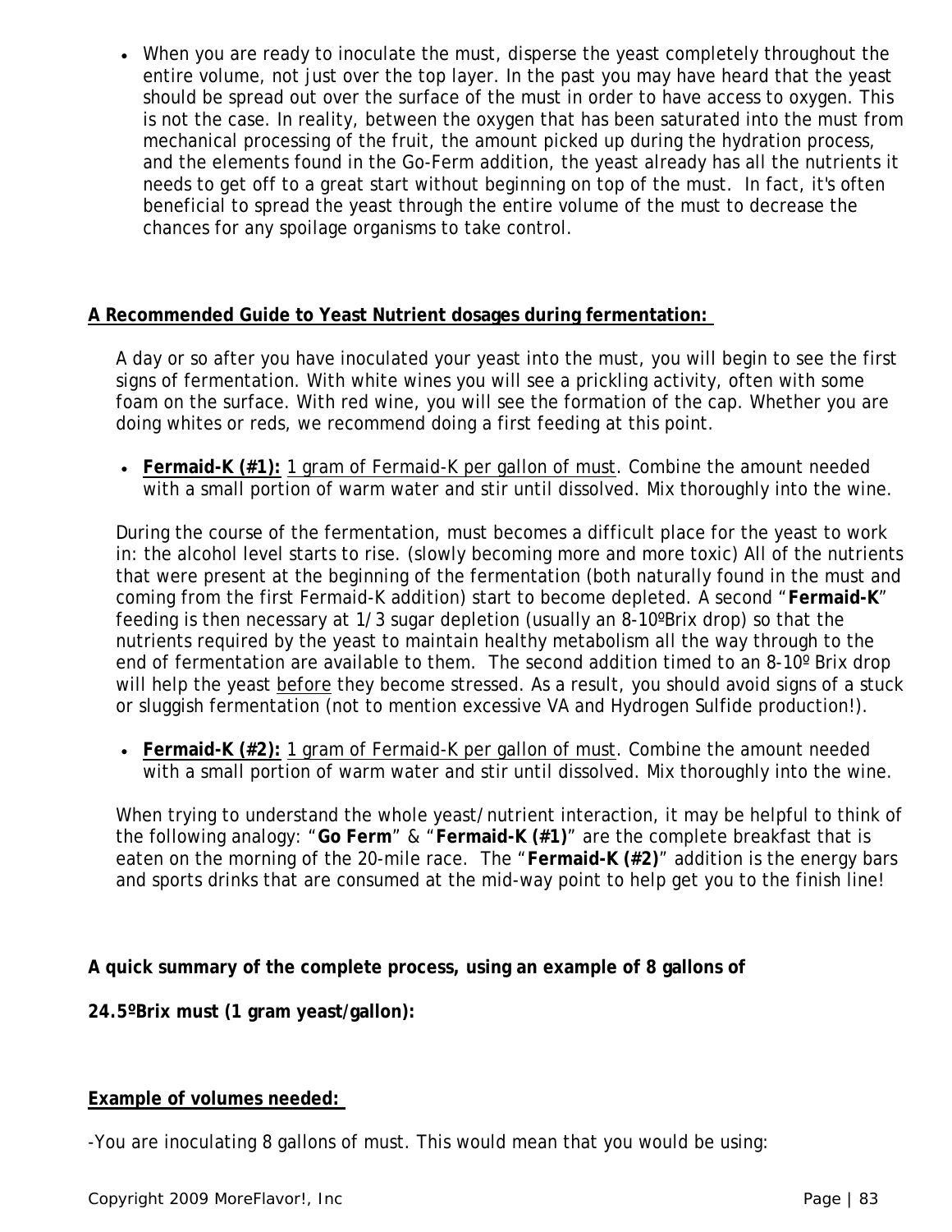- When you are ready to inoculate the must, disperse the yeast completely throughout the entire volume, not just over the top layer. In the past you may have heard that the yeast should be spread out over the surface of the must in order to have access to oxygen. This is not the case. In reality, between the oxygen that has been saturated into the must from mechanical processing of the fruit, the amount picked up during the hydration process, and the elements found in the Go-Ferm addition, the yeast already has all the nutrients it needs to get off to a great start without beginning on top of the must. In fact, it's often beneficial to spread the yeast through the entire volume of the must to decrease the chances for any spoilage organisms to take control.

**A Recommended Guide to Yeast Nutrient dosages during fermentation:**

A day or so after you have inoculated your yeast into the must, you will begin to see the first signs of fermentation. With white wines you will see a prickling activity, often with some foam on the surface. With red wine, you will see the formation of the cap. Whether you are doing whites or reds, we recommend doing a first feeding at this point.

- **Fermaid-K (#1):** 1 gram of Fermaid-K per gallon of must. Combine the amount needed with a small portion of warm water and stir until dissolved. Mix thoroughly into the wine.

During the course of the fermentation, must becomes a difficult place for the yeast to work in: the alcohol level starts to rise. (slowly becoming more and more toxic) All of the nutrients that were present at the beginning of the fermentation (both naturally found in the must and coming from the first Fermaid-K addition) start to become depleted. A second "**Fermaid-K**" feeding is then necessary at 1/3 sugar depletion (usually an 8-10ºBrix drop) so that the nutrients required by the yeast to maintain healthy metabolism all the way through to the end of fermentation are available to them. The second addition timed to an 8-10º Brix drop will help the yeast before they become stressed. As a result, you should avoid signs of a stuck or sluggish fermentation (not to mention excessive VA and Hydrogen Sulfide production!).

- **Fermaid-K (#2):** 1 gram of Fermaid-K per gallon of must. Combine the amount needed with a small portion of warm water and stir until dissolved. Mix thoroughly into the wine.

When trying to understand the whole yeast/nutrient interaction, it may be helpful to think of the following analogy: "**Go Ferm**" & "**Fermaid-K (#1)**" are the complete breakfast that is eaten on the morning of the 20-mile race. The "**Fermaid-K (#2)**" addition is the energy bars and sports drinks that are consumed at the mid-way point to help get you to the finish line!

**A quick summary of the complete process, using an example of 8 gallons of**

**24.5ºBrix must (1 gram yeast/gallon):**

**Example of volumes needed:**

-You are inoculating 8 gallons of must. This would mean that you would be using: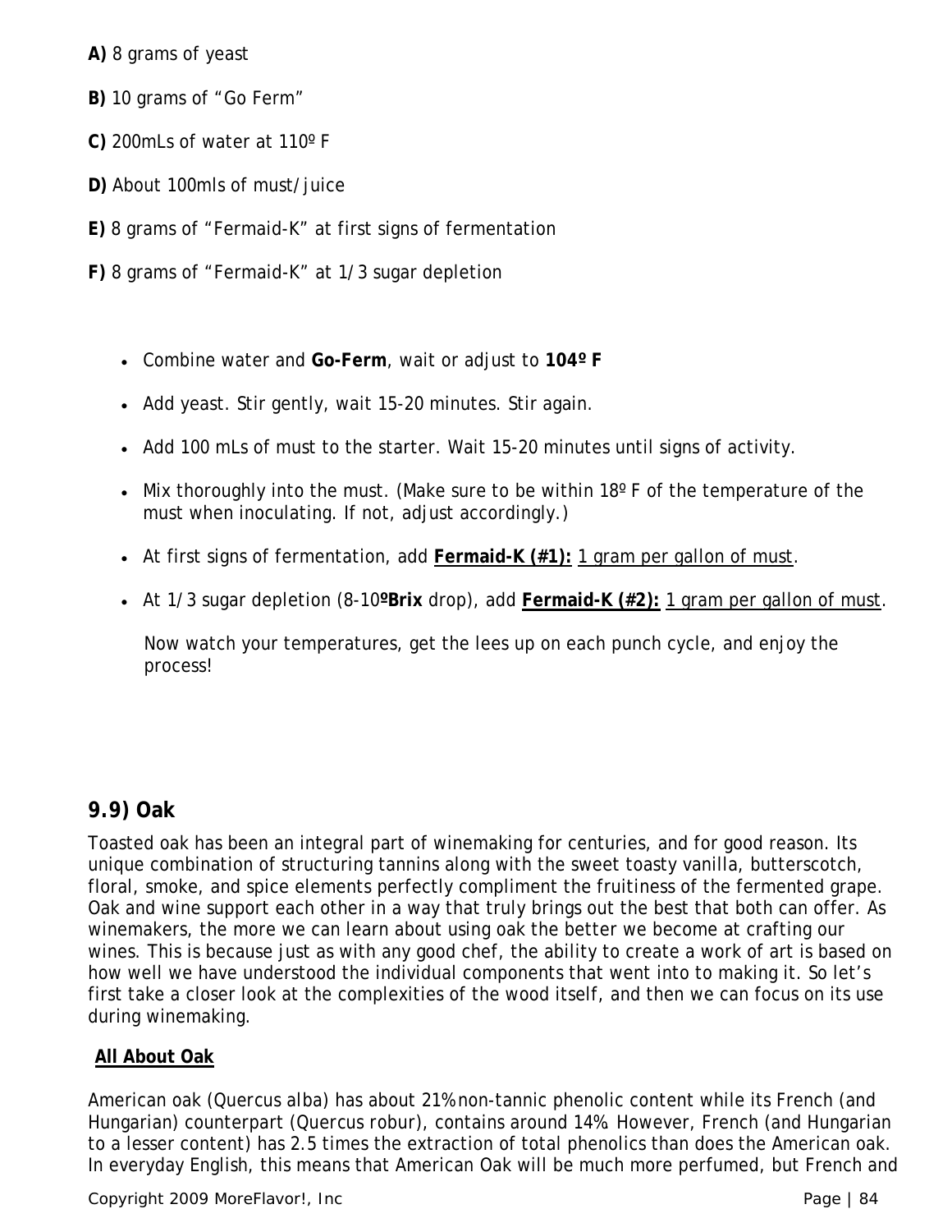**A)** 8 grams of yeast

**B)** 10 grams of “Go Ferm”

**C)** 200mLs of water at 110º F

**D)** About 100mls of must/juice

**E)** 8 grams of “Fermaid-K” at first signs of fermentation

**F)** 8 grams of “Fermaid-K” at 1/3 sugar depletion

- Combine water and **Go-Ferm**, wait or adjust to **104º F**
- Add yeast. Stir gently, wait 15-20 minutes. Stir again.
- Add 100 mLs of must to the starter. Wait 15-20 minutes until signs of activity.
- Mix thoroughly into the must. (Make sure to be within 18º F of the temperature of the must when inoculating. If not, adjust accordingly.)
- At first signs of fermentation, add **Fermaid-K (#1):** 1 gram per gallon of must.
- At 1/3 sugar depletion (8-10**ºBrix** drop), add **Fermaid-K (#2):** 1 gram per gallon of must.

  Now watch your temperatures, get the lees up on each punch cycle, and enjoy the process!

## 9.9) Oak

Toasted oak has been an integral part of winemaking for centuries, and for good reason. Its unique combination of structuring tannins along with the sweet toasty vanilla, butterscotch, floral, smoke, and spice elements perfectly compliment the fruitiness of the fermented grape. Oak and wine support each other in a way that truly brings out the best that both can offer. As winemakers, the more we can learn about using oak the better we become at crafting our wines. This is because just as with any good chef, the ability to create a work of art is based on how well we have understood the individual components that went into to making it. So let’s first take a closer look at the complexities of the wood itself, and then we can focus on its use during winemaking.

**All About Oak**

American oak (Quercus alba) has about 21% non-tannic phenolic content while its French (and Hungarian) counterpart (Quercus robur), contains around 14%. However, French (and Hungarian to a lesser content) has 2.5 times the extraction of total phenolics than does the American oak. In everyday English, this means that American Oak will be much more perfumed, but French and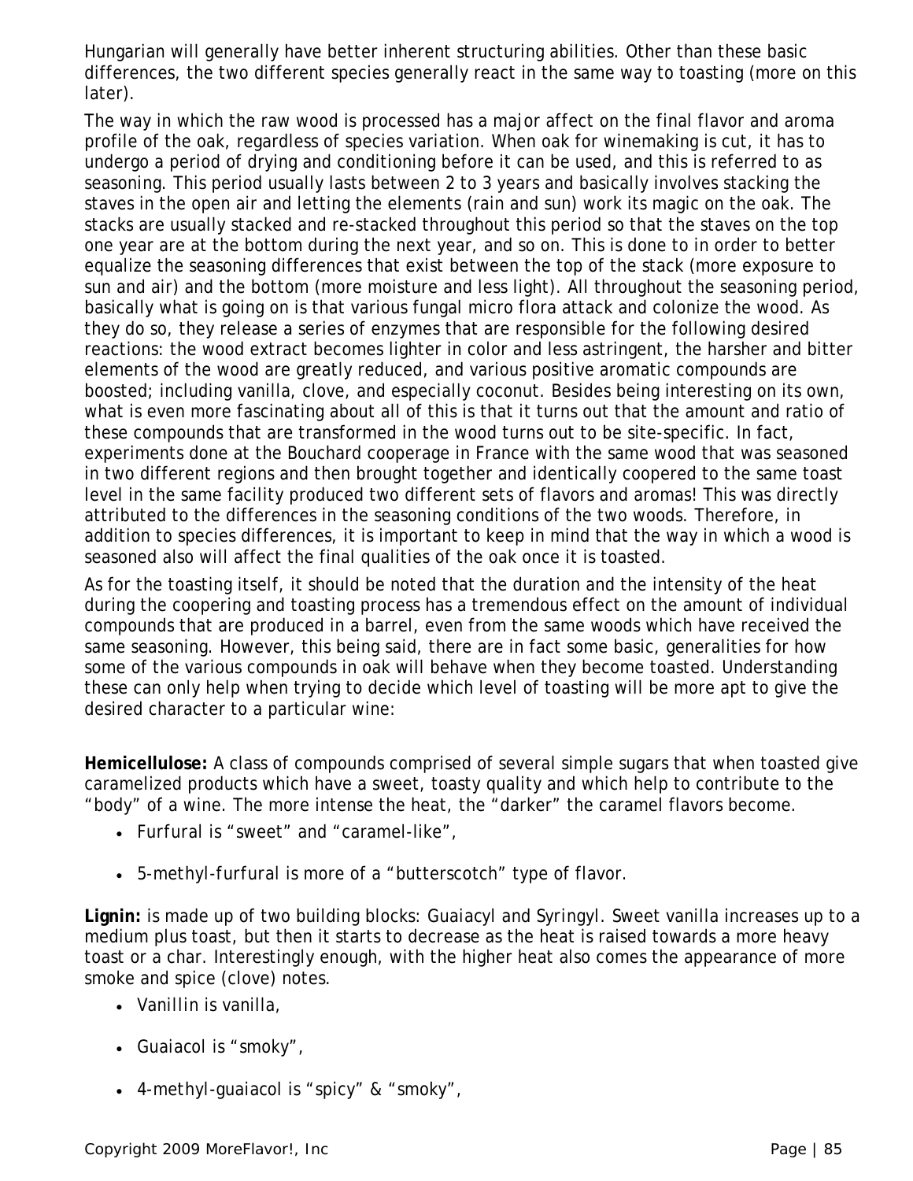Hungarian will generally have better inherent structuring abilities. Other than these basic differences, the two different species generally react in the same way to toasting (more on this later).

The way in which the raw wood is processed has a major affect on the final flavor and aroma profile of the oak, regardless of species variation. When oak for winemaking is cut, it has to undergo a period of drying and conditioning before it can be used, and this is referred to as seasoning. This period usually lasts between 2 to 3 years and basically involves stacking the staves in the open air and letting the elements (rain and sun) work its magic on the oak. The stacks are usually stacked and re-stacked throughout this period so that the staves on the top one year are at the bottom during the next year, and so on. This is done to in order to better equalize the seasoning differences that exist between the top of the stack (more exposure to sun and air) and the bottom (more moisture and less light). All throughout the seasoning period, basically what is going on is that various fungal micro flora attack and colonize the wood. As they do so, they release a series of enzymes that are responsible for the following desired reactions: the wood extract becomes lighter in color and less astringent, the harsher and bitter elements of the wood are greatly reduced, and various positive aromatic compounds are boosted; including vanilla, clove, and especially coconut. Besides being interesting on its own, what is even more fascinating about all of this is that it turns out that the amount and ratio of these compounds that are transformed in the wood turns out to be site-specific. In fact, experiments done at the Bouchard cooperage in France with the same wood that was seasoned in two different regions and then brought together and identically coopered to the same toast level in the same facility produced two different sets of flavors and aromas! This was directly attributed to the differences in the seasoning conditions of the two woods. Therefore, in addition to species differences, it is important to keep in mind that the way in which a wood is seasoned also will affect the final qualities of the oak once it is toasted.

As for the toasting itself, it should be noted that the duration and the intensity of the heat during the coopering and toasting process has a tremendous effect on the amount of individual compounds that are produced in a barrel, even from the same woods which have received the same seasoning. However, this being said, there are in fact some basic, generalities for how some of the various compounds in oak will behave when they become toasted. Understanding these can only help when trying to decide which level of toasting will be more apt to give the desired character to a particular wine:

**Hemicellulose:** A class of compounds comprised of several simple sugars that when toasted give caramelized products which have a sweet, toasty quality and which help to contribute to the "body" of a wine. The more intense the heat, the "darker" the caramel flavors become.

- Furfural is "sweet" and "caramel-like",
- 5-methyl-furfural is more of a "butterscotch" type of flavor.

**Lignin:** is made up of two building blocks: Guaiacyl and Syringyl. Sweet vanilla increases up to a medium plus toast, but then it starts to decrease as the heat is raised towards a more heavy toast or a char. Interestingly enough, with the higher heat also comes the appearance of more smoke and spice (clove) notes.

- Vanillin is vanilla,
- Guaiacol is "smoky",
- 4-methyl-guaiacol is "spicy" & "smoky",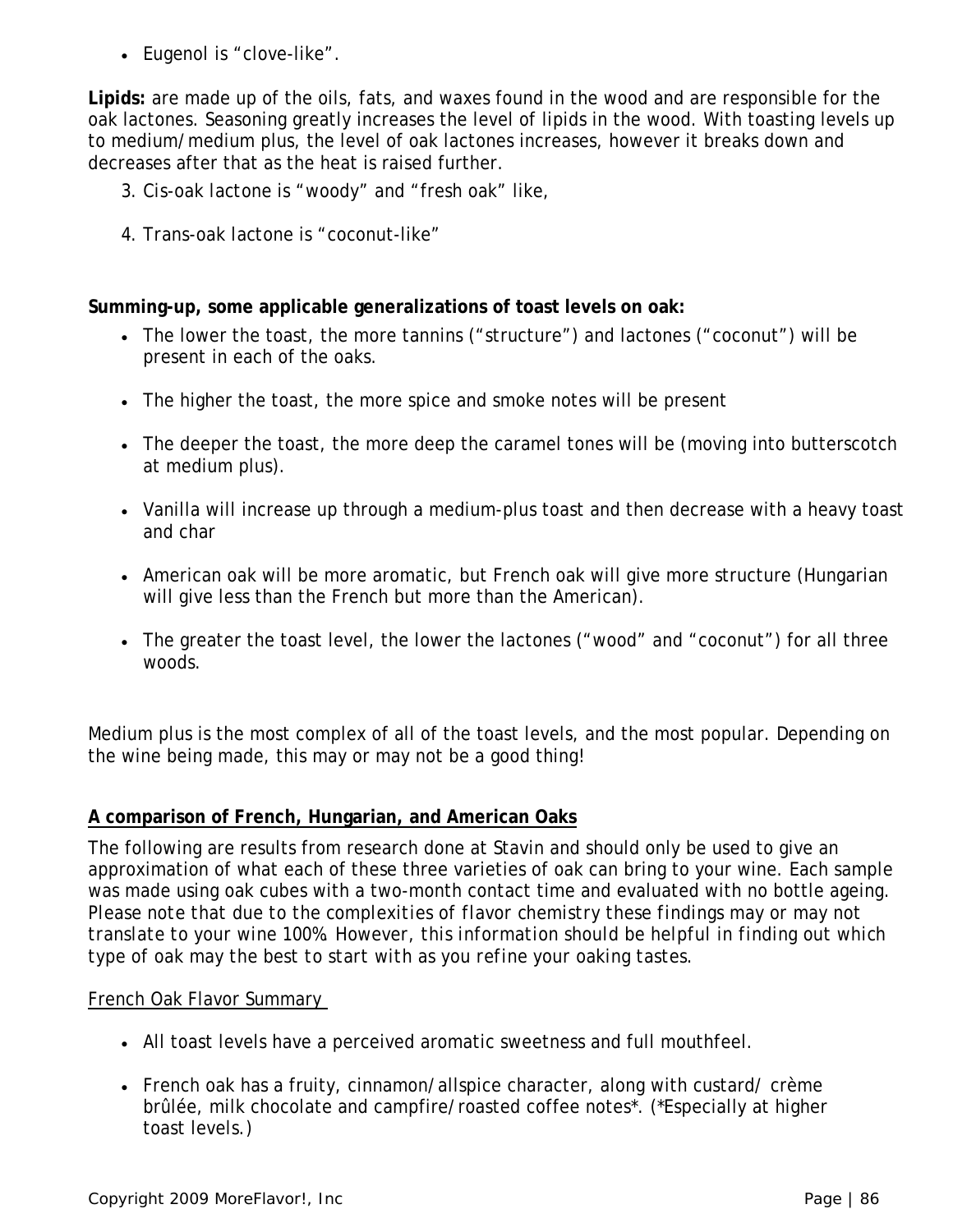- Eugenol is "clove-like".

**Lipids:** are made up of the oils, fats, and waxes found in the wood and are responsible for the oak lactones. Seasoning greatly increases the level of lipids in the wood. With toasting levels up to medium/medium plus, the level of oak lactones increases, however it breaks down and decreases after that as the heat is raised further.

3. Cis-oak lactone is "woody" and "fresh oak" like,
4. Trans-oak lactone is "coconut-like"

**Summing-up, some applicable generalizations of toast levels on oak:**

- The lower the toast, the more tannins ("structure") and lactones ("coconut") will be present in each of the oaks.
- The higher the toast, the more spice and smoke notes will be present
- The deeper the toast, the more deep the caramel tones will be (moving into butterscotch at medium plus).
- Vanilla will increase up through a medium-plus toast and then decrease with a heavy toast and char
- American oak will be more aromatic, but French oak will give more structure (Hungarian will give less than the French but more than the American).
- The greater the toast level, the lower the lactones ("wood" and "coconut") for all three woods.

Medium plus is the most complex of all of the toast levels, and the most popular. Depending on the wine being made, this may or may not be a good thing!

**<u>A comparison of French, Hungarian, and American Oaks</u>**

The following are results from research done at Stavin and should only be used to give an approximation of what each of these three varieties of oak can bring to your wine. Each sample was made using oak cubes with a two-month contact time and evaluated with no bottle ageing. *Please note that due to the complexities of flavor chemistry these findings may or may not translate to your wine 100%. However, this information should be helpful in finding out which type of oak may the best to start with as you refine your oaking tastes.*

<u>French Oak Flavor Summary</u>

- All toast levels have a perceived aromatic sweetness and full mouthfeel.
- French oak has a fruity, cinnamon/allspice character, along with custard/ crème brûlée, milk chocolate and campfire/roasted coffee notes*. (*Especially at higher toast levels.)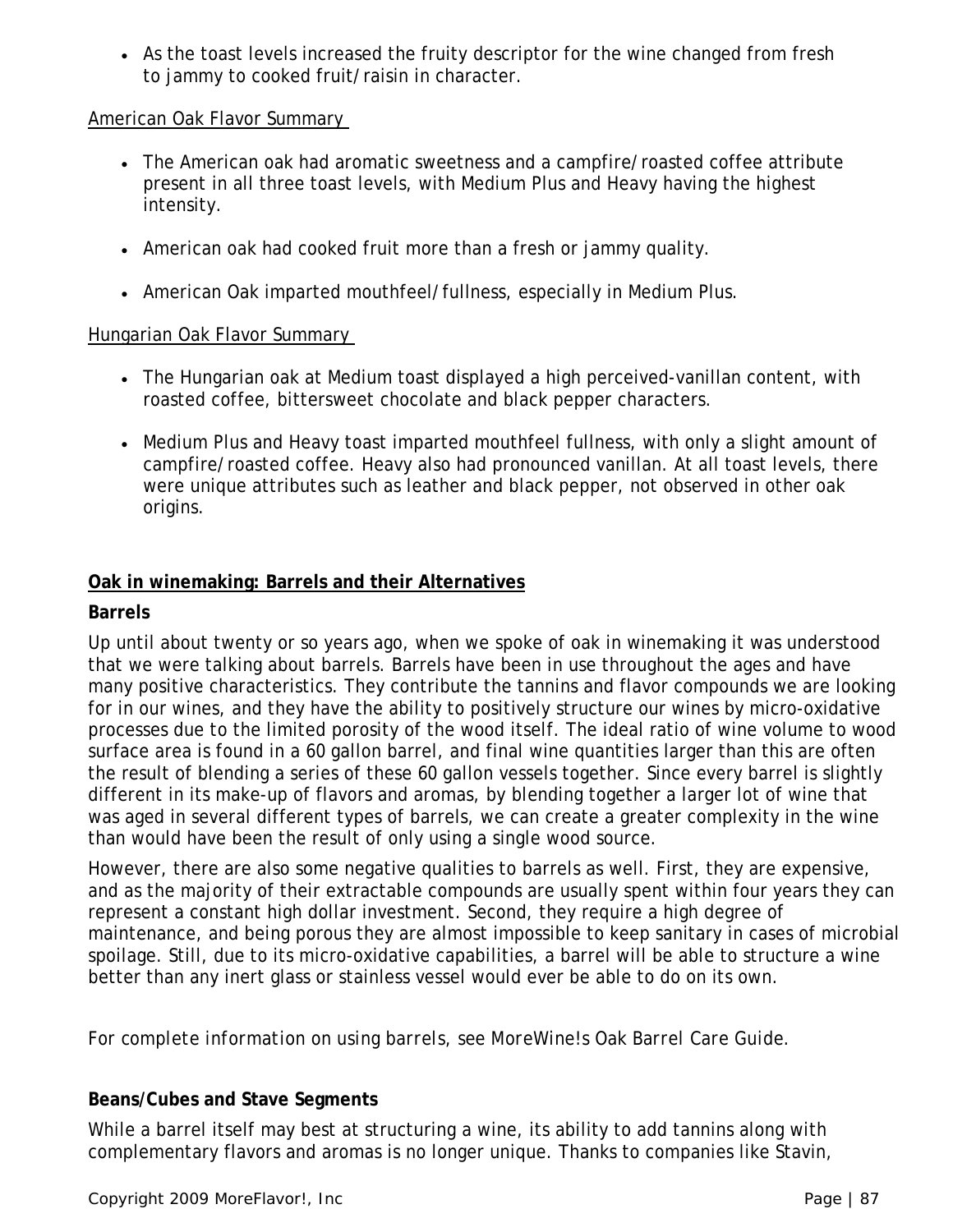- As the toast levels increased the fruity descriptor for the wine changed from fresh to jammy to cooked fruit/raisin in character.

American Oak Flavor Summary

- The American oak had aromatic sweetness and a campfire/roasted coffee attribute present in all three toast levels, with Medium Plus and Heavy having the highest intensity.
- American oak had cooked fruit more than a fresh or jammy quality.
- American Oak imparted mouthfeel/fullness, especially in Medium Plus.

Hungarian Oak Flavor Summary

- The Hungarian oak at Medium toast displayed a high perceived-vanillan content, with roasted coffee, bittersweet chocolate and black pepper characters.
- Medium Plus and Heavy toast imparted mouthfeel fullness, with only a slight amount of campfire/roasted coffee. Heavy also had pronounced vanillan. At all toast levels, there were unique attributes such as leather and black pepper, not observed in other oak origins.

## Oak in winemaking: Barrels and their Alternatives

### Barrels

Up until about twenty or so years ago, when we spoke of oak in winemaking it was understood that we were talking about barrels. Barrels have been in use throughout the ages and have many positive characteristics. They contribute the tannins and flavor compounds we are looking for in our wines, and they have the ability to positively structure our wines by micro-oxidative processes due to the limited porosity of the wood itself. The ideal ratio of wine volume to wood surface area is found in a 60 gallon barrel, and final wine quantities larger than this are often the result of blending a series of these 60 gallon vessels together. Since every barrel is slightly different in its make-up of flavors and aromas, by blending together a larger lot of wine that was aged in several different types of barrels, we can create a greater complexity in the wine than would have been the result of only using a single wood source.

However, there are also some negative qualities to barrels as well. First, they are expensive, and as the majority of their extractable compounds are usually spent within four years they can represent a constant high dollar investment. Second, they require a high degree of maintenance, and being porous they are almost impossible to keep sanitary in cases of microbial spoilage. Still, due to its micro-oxidative capabilities, a barrel will be able to structure a wine better than any inert glass or stainless vessel would ever be able to do on its own.

For complete information on using barrels, see MoreWine!s Oak Barrel Care Guide.

### Beans/Cubes and Stave Segments

While a barrel itself may best at structuring a wine, its ability to add tannins along with complementary flavors and aromas is no longer unique. Thanks to companies like Stavin,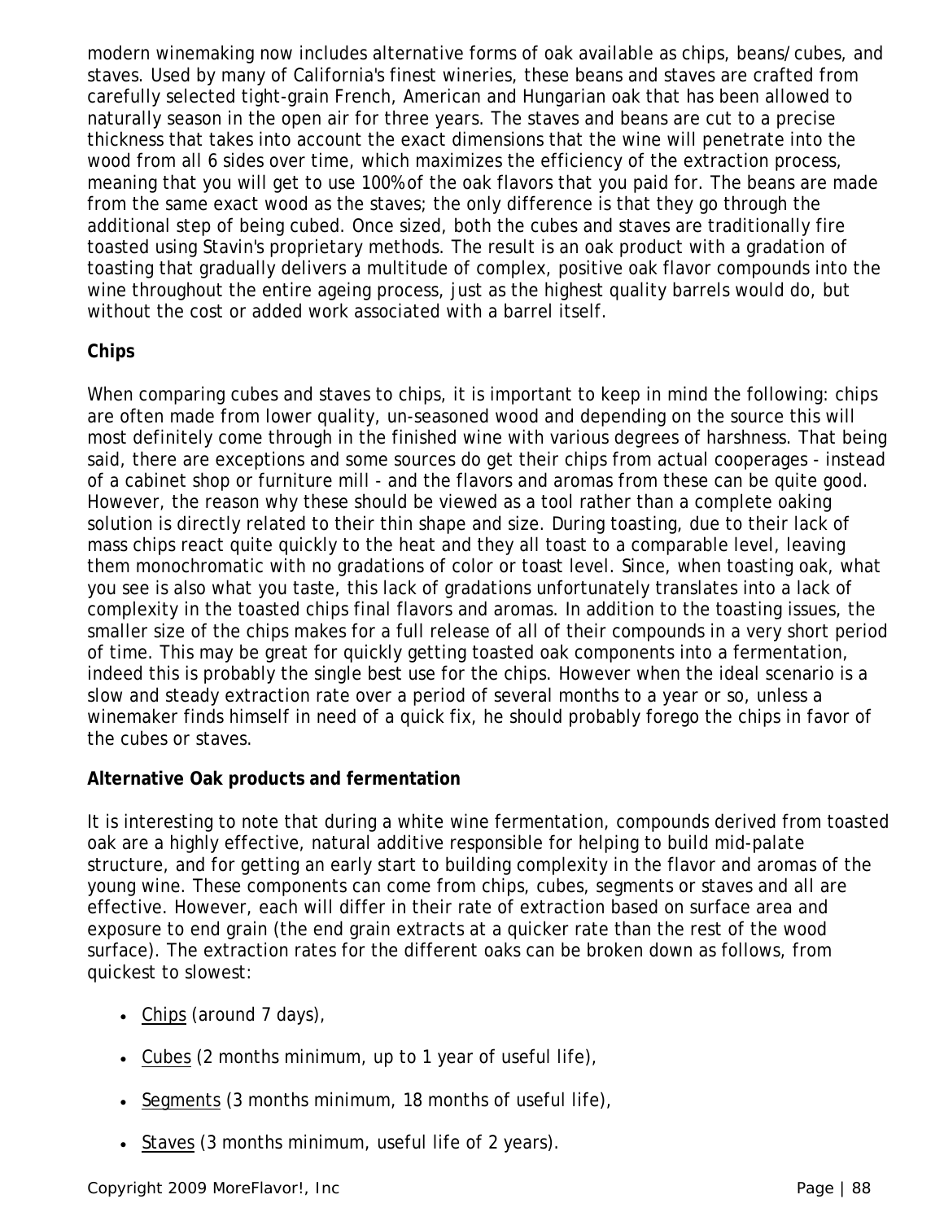modern winemaking now includes alternative forms of oak available as chips, beans/cubes, and staves. Used by many of California's finest wineries, these beans and staves are crafted from carefully selected tight-grain French, American and Hungarian oak that has been allowed to naturally season in the open air for three years. The staves and beans are cut to a precise thickness that takes into account the exact dimensions that the wine will penetrate into the wood from all 6 sides over time, which maximizes the efficiency of the extraction process, meaning that you will get to use 100% of the oak flavors that you paid for. The beans are made from the same exact wood as the staves; the only difference is that they go through the additional step of being cubed. Once sized, both the cubes and staves are traditionally fire toasted using Stavin's proprietary methods. The result is an oak product with a gradation of toasting that gradually delivers a multitude of complex, positive oak flavor compounds into the wine throughout the entire ageing process, just as the highest quality barrels would do, but without the cost or added work associated with a barrel itself.

**Chips**

When comparing cubes and staves to chips, it is important to keep in mind the following: chips are often made from lower quality, un-seasoned wood and depending on the source this will most definitely come through in the finished wine with various degrees of harshness. That being said, there are exceptions and some sources do get their chips from actual cooperages - instead of a cabinet shop or furniture mill - and the flavors and aromas from these can be quite good. However, the reason why these should be viewed as a tool rather than a complete oaking solution is directly related to their thin shape and size. During toasting, due to their lack of mass chips react quite quickly to the heat and they all toast to a comparable level, leaving them monochromatic with no gradations of color or toast level. Since, when toasting oak, what you see is also what you taste, this lack of gradations unfortunately translates into a lack of complexity in the toasted chips final flavors and aromas. In addition to the toasting issues, the smaller size of the chips makes for a full release of all of their compounds in a very short period of time. This may be great for quickly getting toasted oak components into a fermentation, indeed this is probably the single best use for the chips. However when the ideal scenario is a slow and steady extraction rate over a period of several months to a year or so, unless a winemaker finds himself in need of a quick fix, he should probably forego the chips in favor of the cubes or staves.

**Alternative Oak products and fermentation**

It is interesting to note that during a white wine fermentation, compounds derived from toasted oak are a highly effective, natural additive responsible for helping to build mid-palate structure, and for getting an early start to building complexity in the flavor and aromas of the young wine. These components can come from chips, cubes, segments or staves and all are effective. However, each will differ in their rate of extraction based on surface area and exposure to end grain (the end grain extracts at a quicker rate than the rest of the wood surface). The extraction rates for the different oaks can be broken down as follows, from quickest to slowest:

- Chips (around 7 days),
- Cubes (2 months minimum, up to 1 year of useful life),
- Segments (3 months minimum, 18 months of useful life),
- Staves (3 months minimum, useful life of 2 years).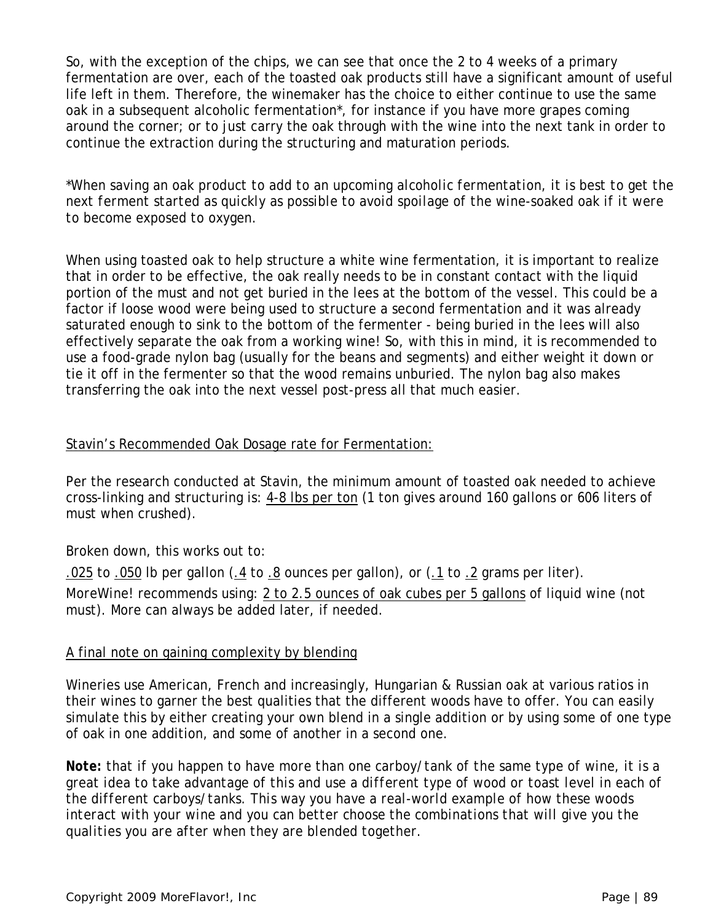So, with the exception of the chips, we can see that once the 2 to 4 weeks of a primary fermentation are over, each of the toasted oak products still have a significant amount of useful life left in them. Therefore, the winemaker has the choice to either continue to use the same oak in a subsequent alcoholic fermentation*, for instance if you have more grapes coming around the corner; or to just carry the oak through with the wine into the next tank in order to continue the extraction during the structuring and maturation periods.

*When saving an oak product to add to an upcoming alcoholic fermentation, it is best to get the next ferment started as quickly as possible to avoid spoilage of the wine-soaked oak if it were to become exposed to oxygen.*

When using toasted oak to help structure a white wine fermentation, it is important to realize that in order to be effective, the oak really needs to be in constant contact with the liquid portion of the must and not get buried in the lees at the bottom of the vessel. This could be a factor if loose wood were being used to structure a second fermentation and it was already saturated enough to sink to the bottom of the fermenter - being buried in the lees will also effectively separate the oak from a working wine! So, with this in mind, it is recommended to use a food-grade nylon bag (usually for the beans and segments) and either weight it down or tie it off in the fermenter so that the wood remains unburied. The nylon bag also makes transferring the oak into the next vessel post-press all that much easier.

## Stavin's Recommended Oak Dosage rate for Fermentation:

Per the research conducted at Stavin, the minimum amount of toasted oak needed to achieve cross-linking and structuring is: 4-8 lbs per ton (1 ton gives around 160 gallons or 606 liters of must when crushed).

Broken down, this works out to:

.025 to .050 lb per gallon (.4 to .8 ounces per gallon), or (.1 to .2 grams per liter).

MoreWine! recommends using: 2 to 2.5 ounces of oak cubes per 5 gallons of liquid wine (not must). More can always be added later, if needed.

## A final note on gaining complexity by blending

Wineries use American, French and increasingly, Hungarian & Russian oak at various ratios in their wines to garner the best qualities that the different woods have to offer. You can easily simulate this by either creating your own blend in a single addition or by using some of one type of oak in one addition, and some of another in a second one.

**Note:** *that if you happen to have more than one carboy/tank of the same type of wine, it is a great idea to take advantage of this and use a different type of wood or toast level in each of the different carboys/tanks. This way you have a real-world example of how these woods interact with your wine and you can better choose the combinations that will give you the qualities you are after when they are blended together.*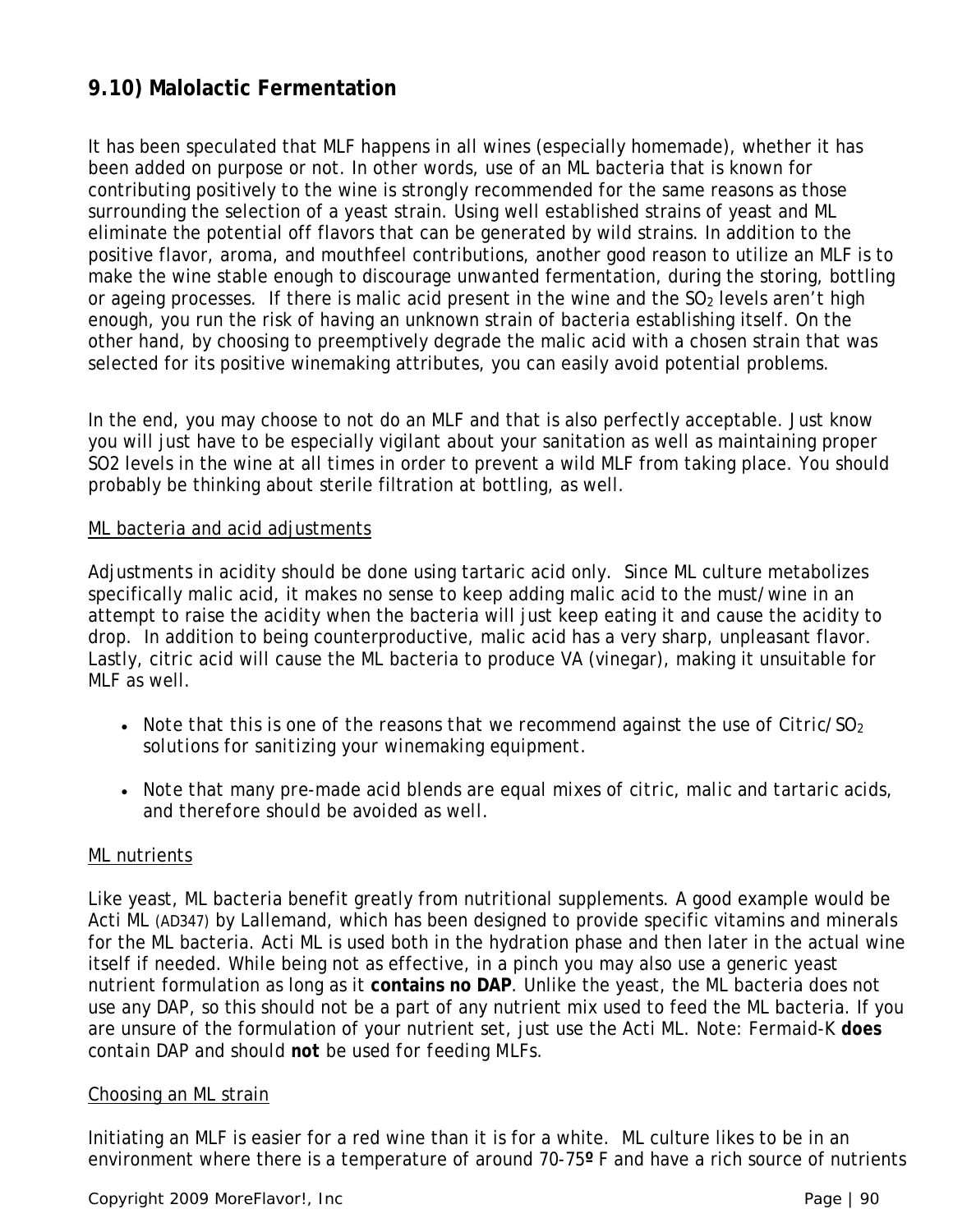## 9.10) Malolactic Fermentation

It has been speculated that MLF happens in all wines (especially homemade), whether it has been added on purpose or not. In other words, use of an ML bacteria that is known for contributing positively to the wine is strongly recommended for the same reasons as those surrounding the selection of a yeast strain. Using well established strains of yeast and ML eliminate the potential off flavors that can be generated by wild strains. In addition to the positive flavor, aroma, and mouthfeel contributions, another good reason to utilize an MLF is to make the wine stable enough to discourage unwanted fermentation, during the storing, bottling or ageing processes. If there is malic acid present in the wine and the $SO_2$ levels aren't high enough, you run the risk of having an unknown strain of bacteria establishing itself. On the other hand, by choosing to preemptively degrade the malic acid with a chosen strain that was selected for its positive winemaking attributes, you can easily avoid potential problems.

In the end, you may choose to not do an MLF and that is also perfectly acceptable. Just know you will just have to be especially vigilant about your sanitation as well as maintaining proper SO2 levels in the wine at all times in order to prevent a wild MLF from taking place. You should probably be thinking about sterile filtration at bottling, as well.

ML bacteria and acid adjustments

Adjustments in acidity should be done using tartaric acid only. Since ML culture metabolizes specifically malic acid, it makes no sense to keep adding malic acid to the must/wine in an attempt to raise the acidity when the bacteria will just keep eating it and cause the acidity to drop. In addition to being counterproductive, malic acid has a very sharp, unpleasant flavor. Lastly, citric acid will cause the ML bacteria to produce VA (vinegar), making it unsuitable for MLF as well.

- *Note that this is one of the reasons that we recommend against the use of Citric/$SO_2$ solutions for sanitizing your winemaking equipment.*
- *Note that many pre-made acid blends are equal mixes of citric, malic and tartaric acids, and therefore should be avoided as well.*

ML nutrients

Like yeast, ML bacteria benefit greatly from nutritional supplements. A good example would be Acti ML (AD347) by Lallemand, which has been designed to provide specific vitamins and minerals for the ML bacteria. Acti ML is used both in the hydration phase and then later in the actual wine itself if needed. While being not as effective, in a pinch you may also use a generic yeast nutrient formulation as long as it **contains no DAP**. Unlike the yeast, the ML bacteria does not use any DAP, so this should not be a part of any nutrient mix used to feed the ML bacteria. If you are unsure of the formulation of your nutrient set, just use the Acti ML. Note: Fermaid-K **does** contain DAP and should **not** be used for feeding MLFs.

Choosing an ML strain

Initiating an MLF is easier for a red wine than it is for a white. ML culture likes to be in an environment where there is a temperature of around 70-75º F and have a rich source of nutrients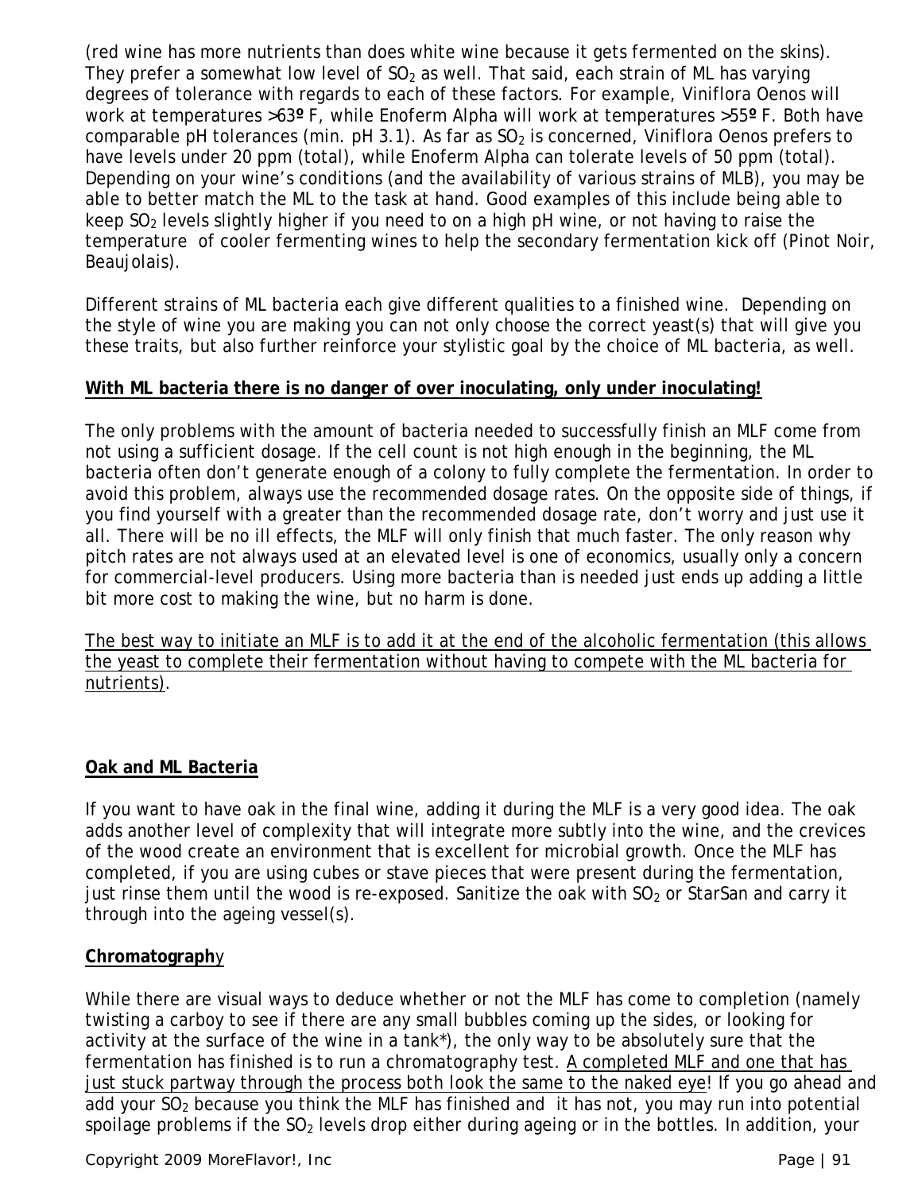(red wine has more nutrients than does white wine because it gets fermented on the skins). They prefer a somewhat low level of $SO_2$ as well. That said, each strain of ML has varying degrees of tolerance with regards to each of these factors. For example, Viniflora Oenos will work at temperatures >63º F, while Enoferm Alpha will work at temperatures >55º F. Both have comparable pH tolerances (min. pH 3.1). As far as $SO_2$ is concerned, Viniflora Oenos prefers to have levels under 20 ppm (total), while Enoferm Alpha can tolerate levels of 50 ppm (total). Depending on your wine's conditions (and the availability of various strains of MLB), you may be able to better match the ML to the task at hand. Good examples of this include being able to keep $SO_2$ levels slightly higher if you need to on a high pH wine, or not having to raise the temperature of cooler fermenting wines to help the secondary fermentation kick off (Pinot Noir, Beaujolais).

Different strains of ML bacteria each give different qualities to a finished wine. Depending on the style of wine you are making you can not only choose the correct yeast(s) that will give you these traits, but also further reinforce your stylistic goal by the choice of ML bacteria, as well.

**With ML bacteria there is no danger of over inoculating, only under inoculating!**

The only problems with the amount of bacteria needed to successfully finish an MLF come from not using a sufficient dosage. If the cell count is not high enough in the beginning, the ML bacteria often don't generate enough of a colony to fully complete the fermentation. In order to avoid this problem, always use the recommended dosage rates. On the opposite side of things, if you find yourself with a greater than the recommended dosage rate, don't worry and just use it all. There will be no ill effects, the MLF will only finish that much faster. The only reason why pitch rates are not always used at an elevated level is one of economics, usually only a concern for commercial-level producers. Using more bacteria than is needed just ends up adding a little bit more cost to making the wine, but no harm is done.

The best way to initiate an MLF is to add it at the end of the alcoholic fermentation (this allows the yeast to complete their fermentation without having to compete with the ML bacteria for nutrients).

## Oak and ML Bacteria

If you want to have oak in the final wine, adding it during the MLF is a very good idea. The oak adds another level of complexity that will integrate more subtly into the wine, and the crevices of the wood create an environment that is excellent for microbial growth. Once the MLF has completed, if you are using cubes or stave pieces that were present during the fermentation, just rinse them until the wood is re-exposed. Sanitize the oak with $SO_2$ or StarSan and carry it through into the ageing vessel(s).

## Chromatography

While there are visual ways to deduce whether or not the MLF has come to completion (namely twisting a carboy to see if there are any small bubbles coming up the sides, or looking for activity at the surface of the wine in a tank*), the only way to be absolutely sure that the fermentation has finished is to run a chromatography test. A completed MLF and one that has just stuck partway through the process both look the same to the naked eye! If you go ahead and add your $SO_2$ because you think the MLF has finished and it has not, you may run into potential spoilage problems if the $SO_2$ levels drop either during ageing or in the bottles. In addition, your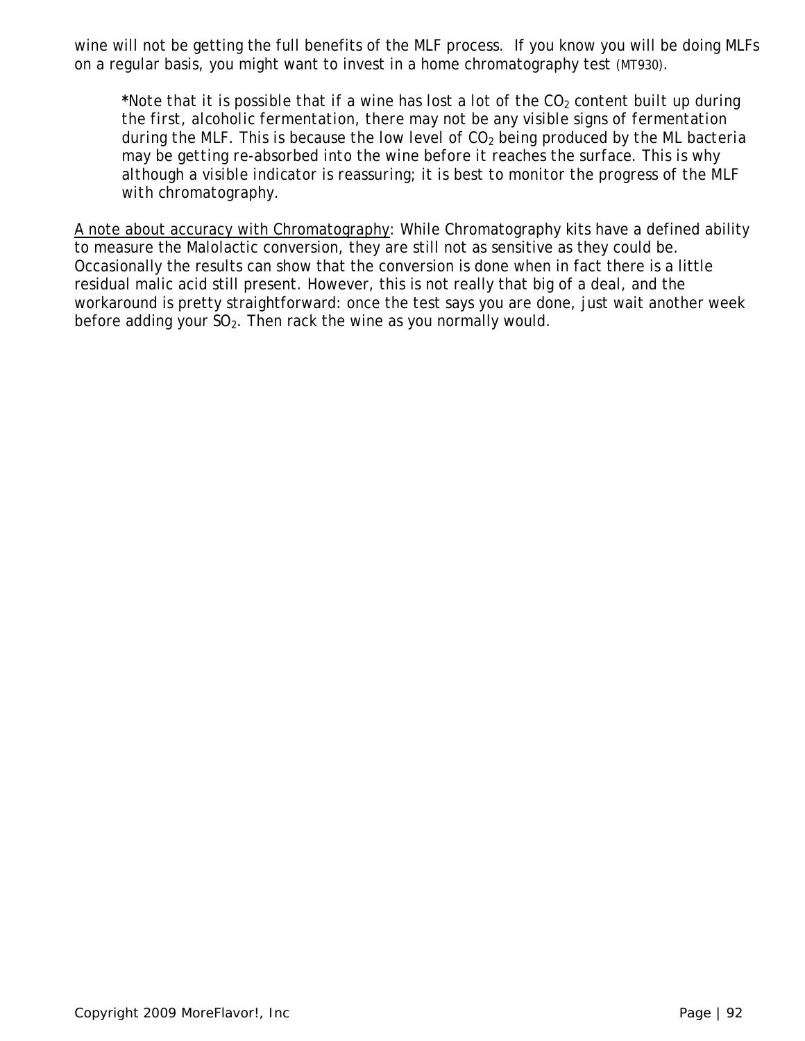wine will not be getting the full benefits of the MLF process. If you know you will be doing MLFs on a regular basis, you might want to invest in a home chromatography test (MT930).

> ***Note that it is possible that if a wine has lost a lot of the $CO_2$ content built up during the first, alcoholic fermentation, there may not be any visible signs of fermentation during the MLF. This is because the low level of $CO_2$ being produced by the ML bacteria may be getting re-absorbed into the wine before it reaches the surface. This is why although a visible indicator is reassuring; it is best to monitor the progress of the MLF with chromatography.*

<u>A note about accuracy with Chromatography</u>: While Chromatography kits have a defined ability to measure the Malolactic conversion, they are still not as sensitive as they could be. Occasionally the results can show that the conversion is done when in fact there is a little residual malic acid still present. However, this is not really that big of a deal, and the workaround is pretty straightforward: once the test says you are done, just wait another week before adding your $SO_2$. Then rack the wine as you normally would.